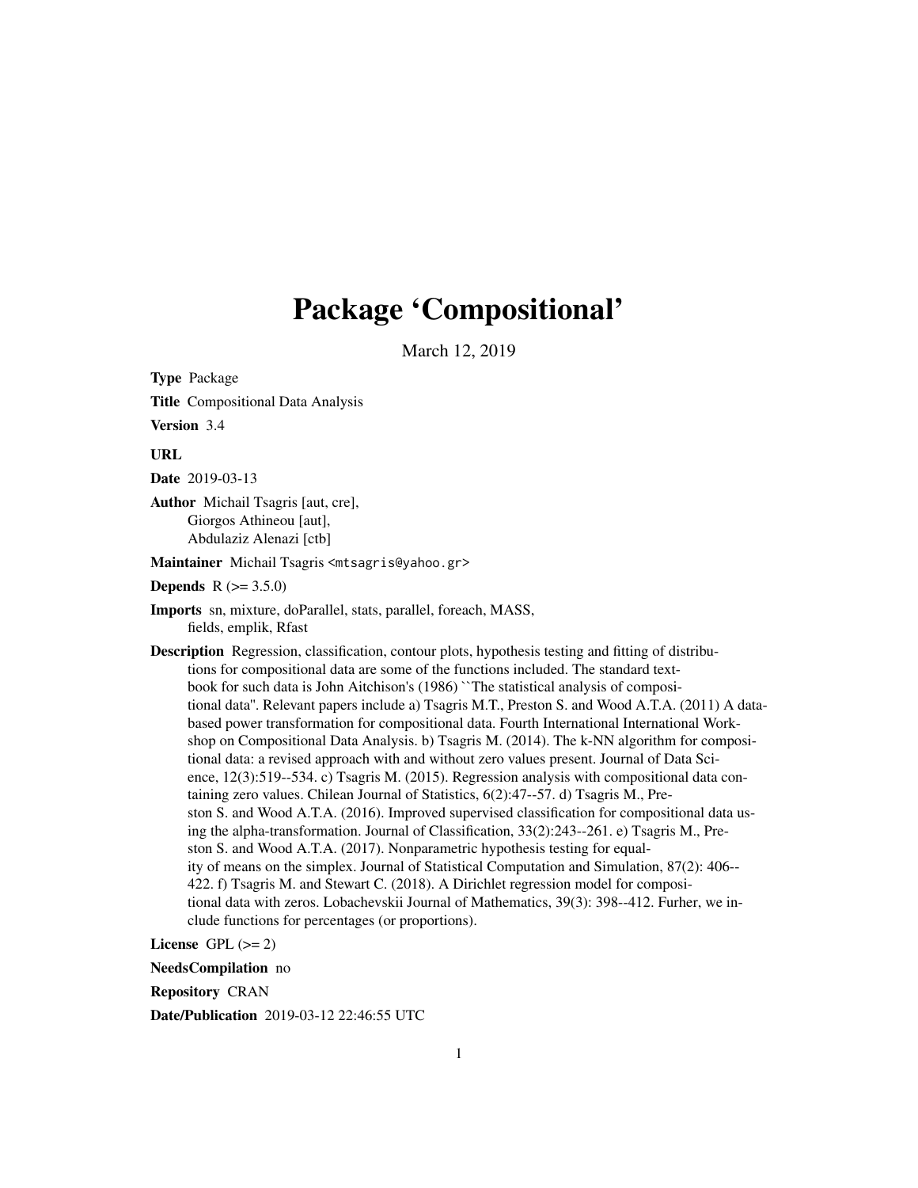# Package 'Compositional'

March 12, 2019

**Type** Package

**Title** Compositional Data Analysis

**Version** 3.4

**URL**

**Date** 2019-03-13

**Author** Michail Tsagris [aut, cre],
Giorgos Athineou [aut],
Abdulaziz Alenazi [ctb]

**Maintainer** Michail Tsagris <mtsagris@yahoo.gr>

**Depends** R (>= 3.5.0)

**Imports** sn, mixture, doParallel, stats, parallel, foreach, MASS, fields, emplik, Rfast

**Description** Regression, classification, contour plots, hypothesis testing and fitting of distributions for compositional data are some of the functions included. The standard textbook for such data is John Aitchison's (1986) ``The statistical analysis of compositional data''. Relevant papers include a) Tsagris M.T., Preston S. and Wood A.T.A. (2011) A data-based power transformation for compositional data. Fourth International International Workshop on Compositional Data Analysis. b) Tsagris M. (2014). The k-NN algorithm for compositional data: a revised approach with and without zero values present. Journal of Data Science, 12(3):519--534. c) Tsagris M. (2015). Regression analysis with compositional data containing zero values. Chilean Journal of Statistics, 6(2):47--57. d) Tsagris M., Preston S. and Wood A.T.A. (2016). Improved supervised classification for compositional data using the alpha-transformation. Journal of Classification, 33(2):243--261. e) Tsagris M., Preston S. and Wood A.T.A. (2017). Nonparametric hypothesis testing for equality of means on the simplex. Journal of Statistical Computation and Simulation, 87(2): 406--422. f) Tsagris M. and Stewart C. (2018). A Dirichlet regression model for compositional data with zeros. Lobachevskii Journal of Mathematics, 39(3): 398--412. Furher, we include functions for percentages (or proportions).

**License** GPL (>= 2)

**NeedsCompilation** no

**Repository** CRAN

**Date/Publication** 2019-03-12 22:46:55 UTC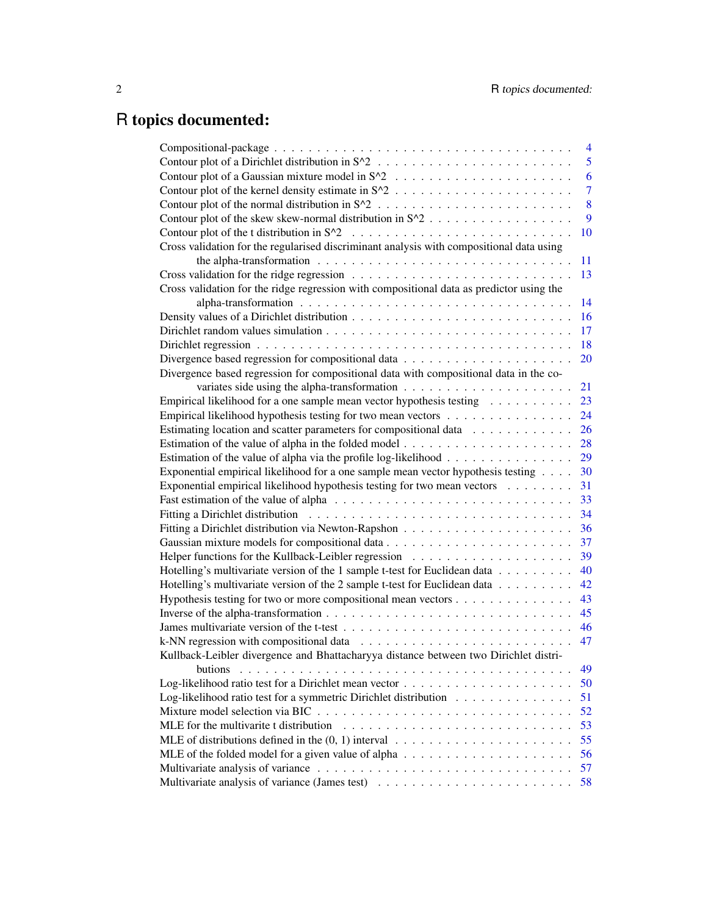# R topics documented:

| | |
|---|---|
| Compositional-package | 4 |
| Contour plot of a Dirichlet distribution in S^2 | 5 |
| Contour plot of a Gaussian mixture model in S^2 | 6 |
| Contour plot of the kernel density estimate in S^2 | 7 |
| Contour plot of the normal distribution in S^2 | 8 |
| Contour plot of the skew skew-normal distribution in S^2 | 9 |
| Contour plot of the t distribution in S^2 | 10 |
| Cross validation for the regularised discriminant analysis with compositional data using the alpha-transformation | 11 |
| Cross validation for the ridge regression | 13 |
| Cross validation for the ridge regression with compositional data as predictor using the alpha-transformation | 14 |
| Density values of a Dirichlet distribution | 16 |
| Dirichlet random values simulation | 17 |
| Dirichlet regression | 18 |
| Divergence based regression for compositional data | 20 |
| Divergence based regression for compositional data with compositional data in the covariates side using the alpha-transformation | 21 |
| Empirical likelihood for a one sample mean vector hypothesis testing | 23 |
| Empirical likelihood hypothesis testing for two mean vectors | 24 |
| Estimating location and scatter parameters for compositional data | 26 |
| Estimation of the value of alpha in the folded model | 28 |
| Estimation of the value of alpha via the profile log-likelihood | 29 |
| Exponential empirical likelihood for a one sample mean vector hypothesis testing | 30 |
| Exponential empirical likelihood hypothesis testing for two mean vectors | 31 |
| Fast estimation of the value of alpha | 33 |
| Fitting a Dirichlet distribution | 34 |
| Fitting a Dirichlet distribution via Newton-Rapshon | 36 |
| Gaussian mixture models for compositional data | 37 |
| Helper functions for the Kullback-Leibler regression | 39 |
| Hotelling's multivariate version of the 1 sample t-test for Euclidean data | 40 |
| Hotelling's multivariate version of the 2 sample t-test for Euclidean data | 42 |
| Hypothesis testing for two or more compositional mean vectors | 43 |
| Inverse of the alpha-transformation | 45 |
| James multivariate version of the t-test | 46 |
| k-NN regression with compositional data | 47 |
| Kullback-Leibler divergence and Bhattacharyya distance between two Dirichlet distributions | 49 |
| Log-likelihood ratio test for a Dirichlet mean vector | 50 |
| Log-likelihood ratio test for a symmetric Dirichlet distribution | 51 |
| Mixture model selection via BIC | 52 |
| MLE for the multivarite t distribution | 53 |
| MLE of distributions defined in the (0, 1) interval | 55 |
| MLE of the folded model for a given value of alpha | 56 |
| Multivariate analysis of variance | 57 |
| Multivariate analysis of variance (James test) | 58 |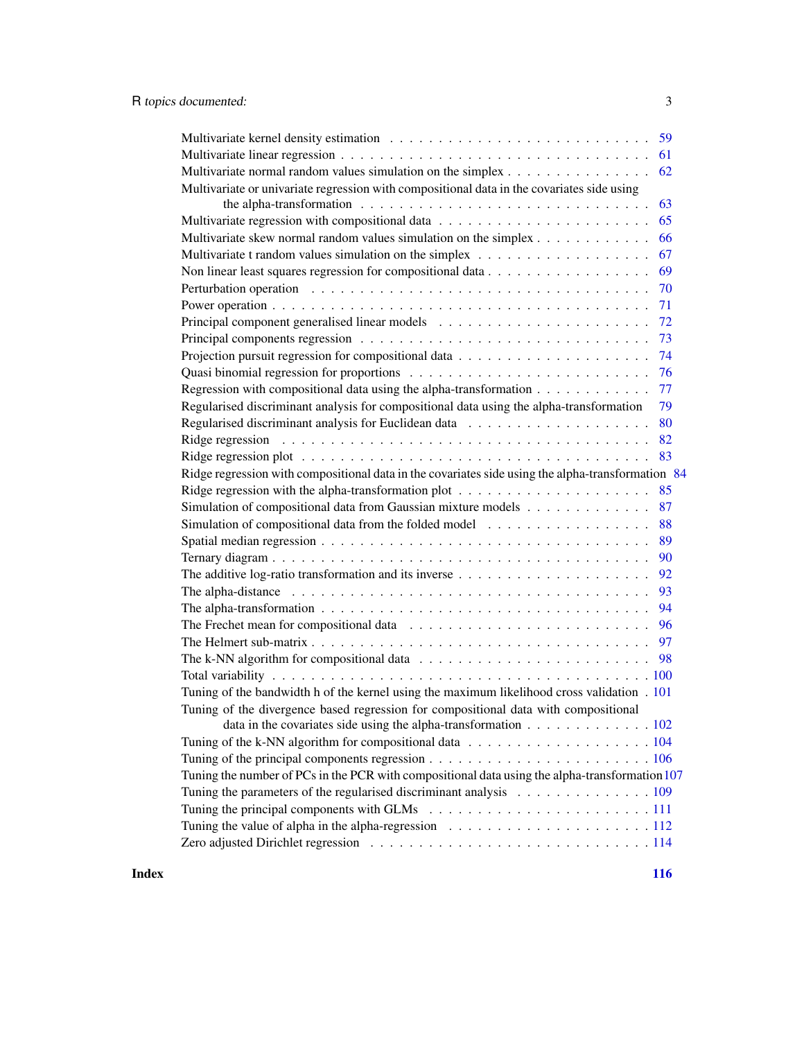Multivariate kernel density estimation . . . . . . . . . . . . . . . . . . . . . . . . . . 59
Multivariate linear regression . . . . . . . . . . . . . . . . . . . . . . . . . . . . . . . 61
Multivariate normal random values simulation on the simplex . . . . . . . . . . . . . . . 62
Multivariate or univariate regression with compositional data in the covariates side using the alpha-transformation . . . . . . . . . . . . . . . . . . . . . . . . . . . . . . . 63
Multivariate regression with compositional data . . . . . . . . . . . . . . . . . . . . . . 65
Multivariate skew normal random values simulation on the simplex . . . . . . . . . . . . 66
Multivariate t random values simulation on the simplex . . . . . . . . . . . . . . . . . . 67
Non linear least squares regression for compositional data . . . . . . . . . . . . . . . . . 69
Perturbation operation . . . . . . . . . . . . . . . . . . . . . . . . . . . . . . . . . . . 70
Power operation . . . . . . . . . . . . . . . . . . . . . . . . . . . . . . . . . . . . . . 71
Principal component generalised linear models . . . . . . . . . . . . . . . . . . . . . . 72
Principal components regression . . . . . . . . . . . . . . . . . . . . . . . . . . . . . . 73
Projection pursuit regression for compositional data . . . . . . . . . . . . . . . . . . . . 74
Quasi binomial regression for proportions . . . . . . . . . . . . . . . . . . . . . . . . . 76
Regression with compositional data using the alpha-transformation . . . . . . . . . . . . 77
Regularised discriminant analysis for compositional data using the alpha-transformation 79
Regularised discriminant analysis for Euclidean data . . . . . . . . . . . . . . . . . . . 80
Ridge regression . . . . . . . . . . . . . . . . . . . . . . . . . . . . . . . . . . . . . . 82
Ridge regression plot . . . . . . . . . . . . . . . . . . . . . . . . . . . . . . . . . . . . 83
Ridge regression with compositional data in the covariates side using the alpha-transformation 84
Ridge regression with the alpha-transformation plot . . . . . . . . . . . . . . . . . . . . 85
Simulation of compositional data from Gaussian mixture models . . . . . . . . . . . . . 87
Simulation of compositional data from the folded model . . . . . . . . . . . . . . . . . . 88
Spatial median regression . . . . . . . . . . . . . . . . . . . . . . . . . . . . . . . . . . 89
Ternary diagram . . . . . . . . . . . . . . . . . . . . . . . . . . . . . . . . . . . . . . . 90
The additive log-ratio transformation and its inverse . . . . . . . . . . . . . . . . . . . 92
The alpha-distance . . . . . . . . . . . . . . . . . . . . . . . . . . . . . . . . . . . . . . 93
The alpha-transformation . . . . . . . . . . . . . . . . . . . . . . . . . . . . . . . . . . 94
The Frechet mean for compositional data . . . . . . . . . . . . . . . . . . . . . . . . . . 96
The Helmert sub-matrix . . . . . . . . . . . . . . . . . . . . . . . . . . . . . . . . . . . 97
The k-NN algorithm for compositional data . . . . . . . . . . . . . . . . . . . . . . . . . 98
Total variability . . . . . . . . . . . . . . . . . . . . . . . . . . . . . . . . . . . . . . . 100
Tuning of the bandwidth h of the kernel using the maximum likelihood cross validation . 101
Tuning of the divergence based regression for compositional data with compositional data in the covariates side using the alpha-transformation . . . . . . . . . . . . . . 102
Tuning of the k-NN algorithm for compositional data . . . . . . . . . . . . . . . . . . . 104
Tuning of the principal components regression . . . . . . . . . . . . . . . . . . . . . . . 106
Tuning the number of PCs in the PCR with compositional data using the alpha-transformation 107
Tuning the parameters of the regularised discriminant analysis . . . . . . . . . . . . . . 109
Tuning the principal components with GLMs . . . . . . . . . . . . . . . . . . . . . . . 111
Tuning the value of alpha in the alpha-regression . . . . . . . . . . . . . . . . . . . . . 112
Zero adjusted Dirichlet regression . . . . . . . . . . . . . . . . . . . . . . . . . . . . . 114

**Index** **116**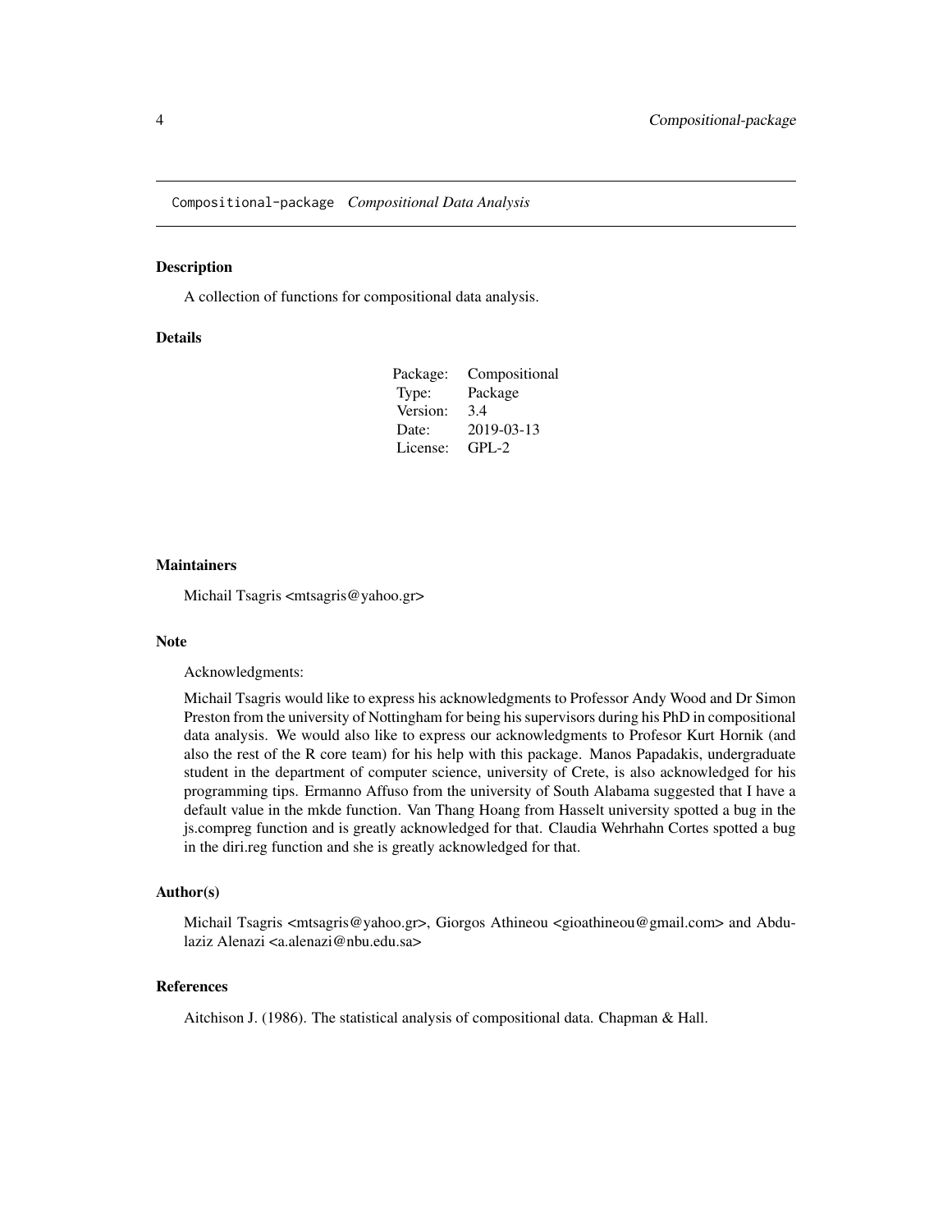Compositional-package *Compositional Data Analysis*

## Description

A collection of functions for compositional data analysis.

## Details

| | |
|---|---|
| Package: | Compositional |
| Type: | Package |
| Version: | 3.4 |
| Date: | 2019-03-13 |
| License: | GPL-2 |

## Maintainers

Michail Tsagris <mtsagris@yahoo.gr>

## Note

Acknowledgments:

Michail Tsagris would like to express his acknowledgments to Professor Andy Wood and Dr Simon Preston from the university of Nottingham for being his supervisors during his PhD in compositional data analysis. We would also like to express our acknowledgments to Profesor Kurt Hornik (and also the rest of the R core team) for his help with this package. Manos Papadakis, undergraduate student in the department of computer science, university of Crete, is also acknowledged for his programming tips. Ermanno Affuso from the university of South Alabama suggested that I have a default value in the mkde function. Van Thang Hoang from Hasselt university spotted a bug in the js.compreg function and is greatly acknowledged for that. Claudia Wehrhahn Cortes spotted a bug in the diri.reg function and she is greatly acknowledged for that.

## Author(s)

Michail Tsagris <mtsagris@yahoo.gr>, Giorgos Athineou <gioathineou@gmail.com> and Abdulaziz Alenazi <a.alenazi@nbu.edu.sa>

## References

Aitchison J. (1986). The statistical analysis of compositional data. Chapman & Hall.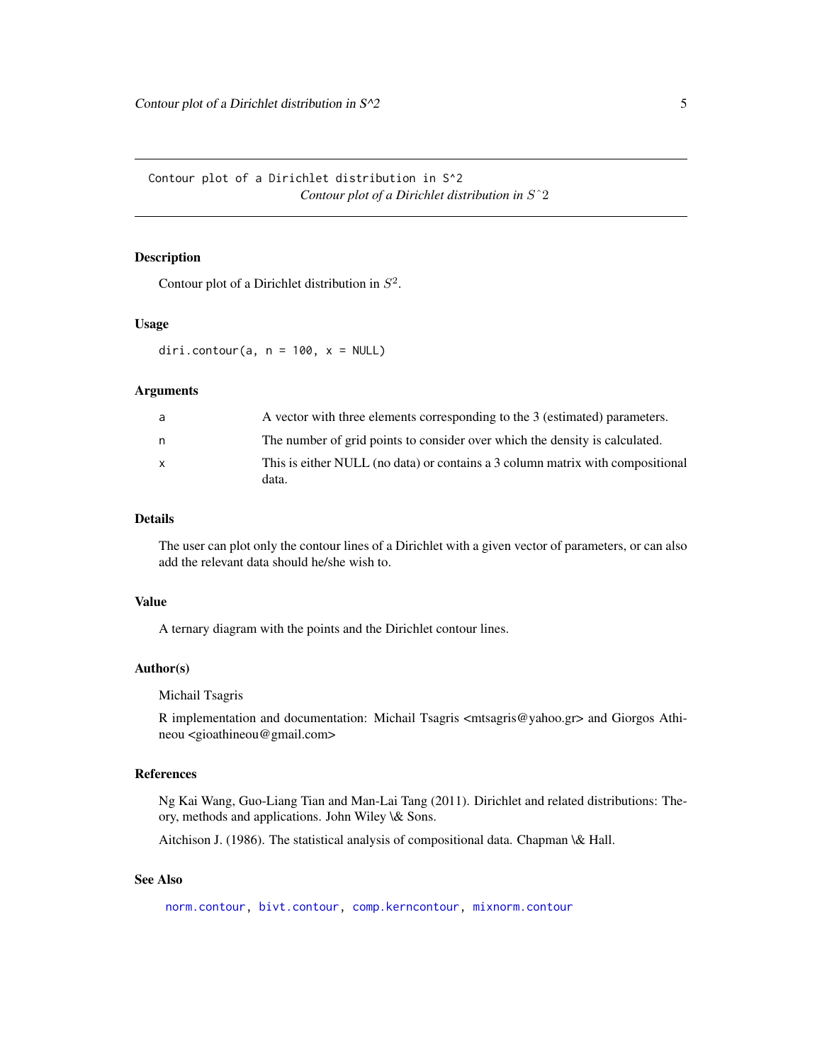Contour plot of a Dirichlet distribution in S^2 &nbsp;&nbsp;&nbsp;&nbsp;&nbsp;&nbsp; *Contour plot of a Dirichlet distribution in $S^2$*

### Description

Contour plot of a Dirichlet distribution in $S^2$.

### Usage

```
diri.contour(a, n = 100, x = NULL)
```

### Arguments

| | |
|---|---|
| a | A vector with three elements corresponding to the 3 (estimated) parameters. |
| n | The number of grid points to consider over which the density is calculated. |
| x | This is either NULL (no data) or contains a 3 column matrix with compositional data. |

### Details

The user can plot only the contour lines of a Dirichlet with a given vector of parameters, or can also add the relevant data should he/she wish to.

### Value

A ternary diagram with the points and the Dirichlet contour lines.

### Author(s)

Michail Tsagris

R implementation and documentation: Michail Tsagris <mtsagris@yahoo.gr> and Giorgos Athineou <gioathineou@gmail.com>

### References

Ng Kai Wang, Guo-Liang Tian and Man-Lai Tang (2011). Dirichlet and related distributions: Theory, methods and applications. John Wiley \& Sons.

Aitchison J. (1986). The statistical analysis of compositional data. Chapman \& Hall.

### See Also

norm.contour, bivt.contour, comp.kerncontour, mixnorm.contour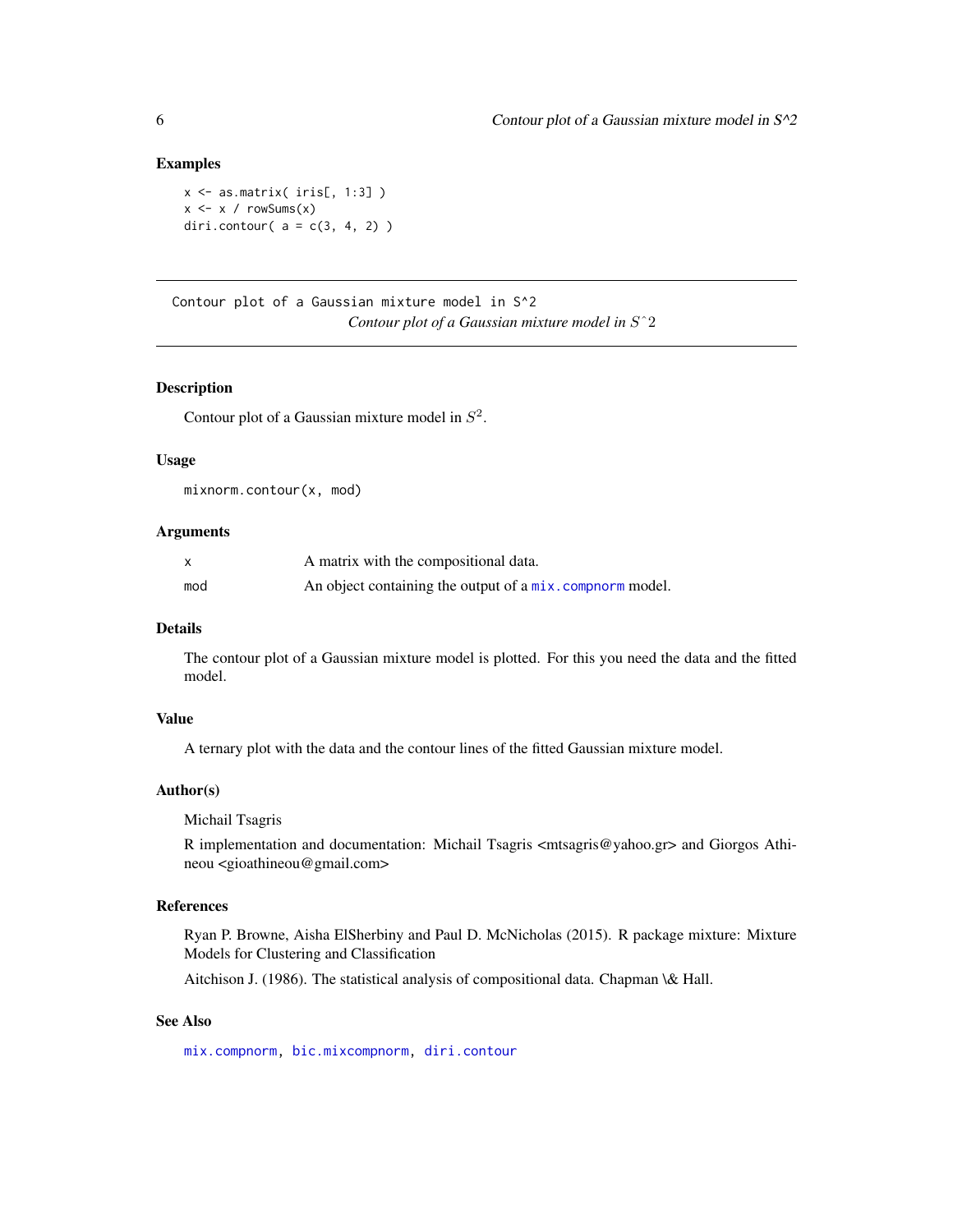### Examples

```
x <- as.matrix( iris[, 1:3] )
x <- x / rowSums(x)
diri.contour( a = c(3, 4, 2) )
```

---

## Contour plot of a Gaussian mixture model in S^2

*Contour plot of a Gaussian mixture model in $S^2$*

---

### Description

Contour plot of a Gaussian mixture model in $S^2$.

### Usage

```
mixnorm.contour(x, mod)
```

### Arguments

| | |
|---|---|
| x | A matrix with the compositional data. |
| mod | An object containing the output of a `mix.compnorm` model. |

### Details

The contour plot of a Gaussian mixture model is plotted. For this you need the data and the fitted model.

### Value

A ternary plot with the data and the contour lines of the fitted Gaussian mixture model.

### Author(s)

Michail Tsagris

R implementation and documentation: Michail Tsagris <mtsagris@yahoo.gr> and Giorgos Athineou <gioathineou@gmail.com>

### References

Ryan P. Browne, Aisha ElSherbiny and Paul D. McNicholas (2015). R package mixture: Mixture Models for Clustering and Classification

Aitchison J. (1986). The statistical analysis of compositional data. Chapman \& Hall.

### See Also

`mix.compnorm`, `bic.mixcompnorm`, `diri.contour`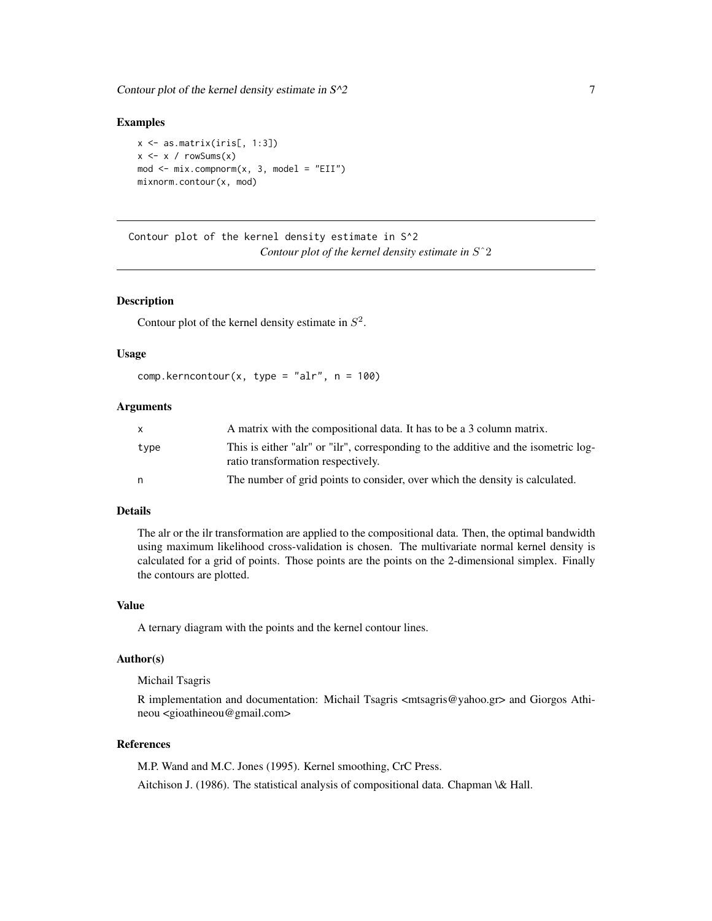### Examples

```
x <- as.matrix(iris[, 1:3])
x <- x / rowSums(x)
mod <- mix.compnorm(x, 3, model = "EII")
mixnorm.contour(x, mod)
```

---

## Contour plot of the kernel density estimate in S^2 — *Contour plot of the kernel density estimate in $S\hat{}2$*

### Description

Contour plot of the kernel density estimate in $S^2$.

### Usage

```
comp.kerncontour(x, type = "alr", n = 100)
```

### Arguments

| | |
|---|---|
| x | A matrix with the compositional data. It has to be a 3 column matrix. |
| type | This is either "alr" or "ilr", corresponding to the additive and the isometric log-ratio transformation respectively. |
| n | The number of grid points to consider, over which the density is calculated. |

### Details

The alr or the ilr transformation are applied to the compositional data. Then, the optimal bandwidth using maximum likelihood cross-validation is chosen. The multivariate normal kernel density is calculated for a grid of points. Those points are the points on the 2-dimensional simplex. Finally the contours are plotted.

### Value

A ternary diagram with the points and the kernel contour lines.

### Author(s)

Michail Tsagris

R implementation and documentation: Michail Tsagris <mtsagris@yahoo.gr> and Giorgos Athineou <gioathineou@gmail.com>

### References

M.P. Wand and M.C. Jones (1995). Kernel smoothing, CrC Press.

Aitchison J. (1986). The statistical analysis of compositional data. Chapman \& Hall.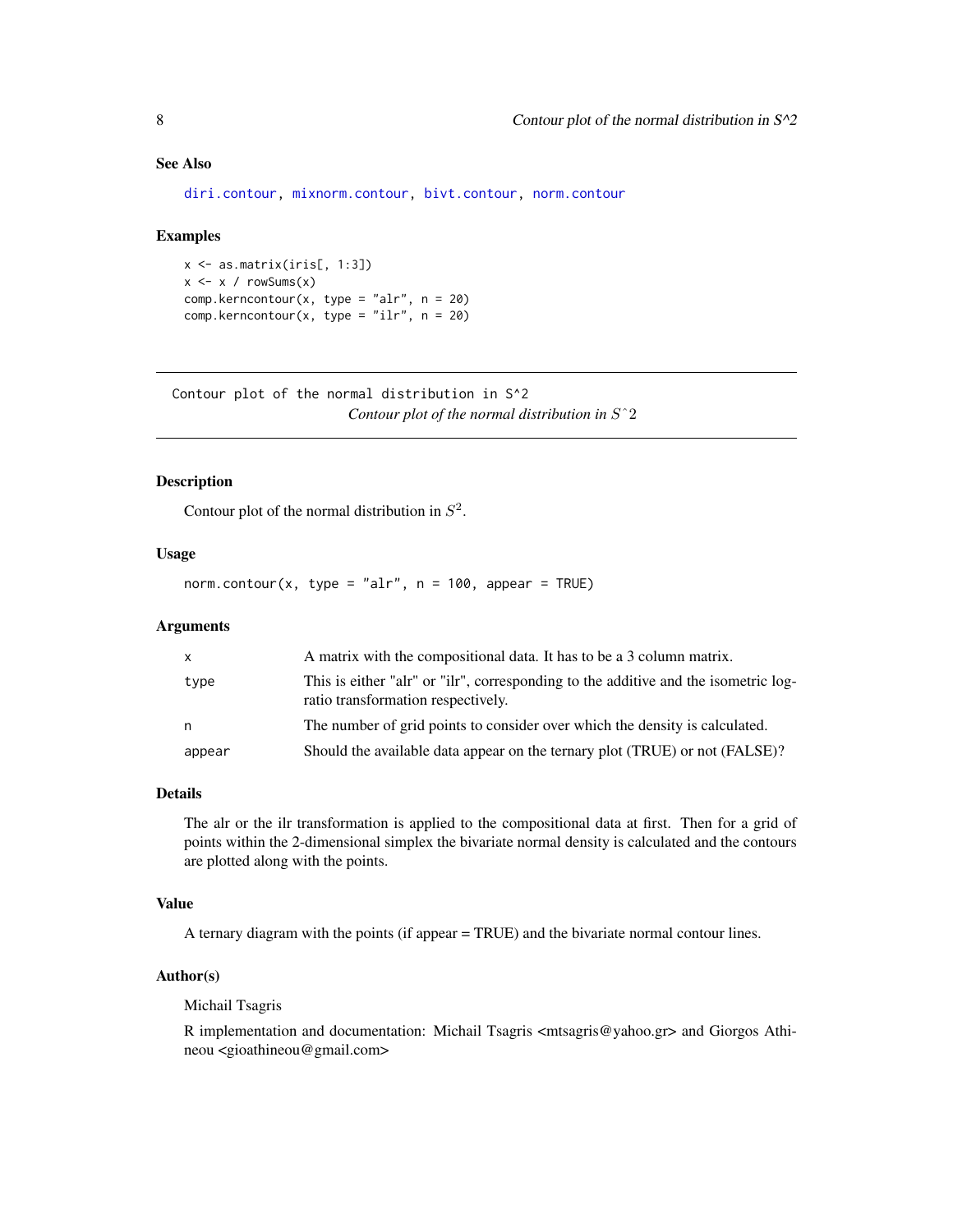### See Also

diri.contour, mixnorm.contour, bivt.contour, norm.contour

### Examples

```
x <- as.matrix(iris[, 1:3])
x <- x / rowSums(x)
comp.kerncontour(x, type = "alr", n = 20)
comp.kerncontour(x, type = "ilr", n = 20)
```

---

## Contour plot of the normal distribution in S^2

*Contour plot of the normal distribution in $S\hat{}2$*

---

### Description

Contour plot of the normal distribution in $S^2$.

### Usage

```
norm.contour(x, type = "alr", n = 100, appear = TRUE)
```

### Arguments

| | |
|---|---|
| x | A matrix with the compositional data. It has to be a 3 column matrix. |
| type | This is either "alr" or "ilr", corresponding to the additive and the isometric log-ratio transformation respectively. |
| n | The number of grid points to consider over which the density is calculated. |
| appear | Should the available data appear on the ternary plot (TRUE) or not (FALSE)? |

### Details

The alr or the ilr transformation is applied to the compositional data at first. Then for a grid of points within the 2-dimensional simplex the bivariate normal density is calculated and the contours are plotted along with the points.

### Value

A ternary diagram with the points (if appear = TRUE) and the bivariate normal contour lines.

### Author(s)

Michail Tsagris

R implementation and documentation: Michail Tsagris <mtsagris@yahoo.gr> and Giorgos Athineou <gioathineou@gmail.com>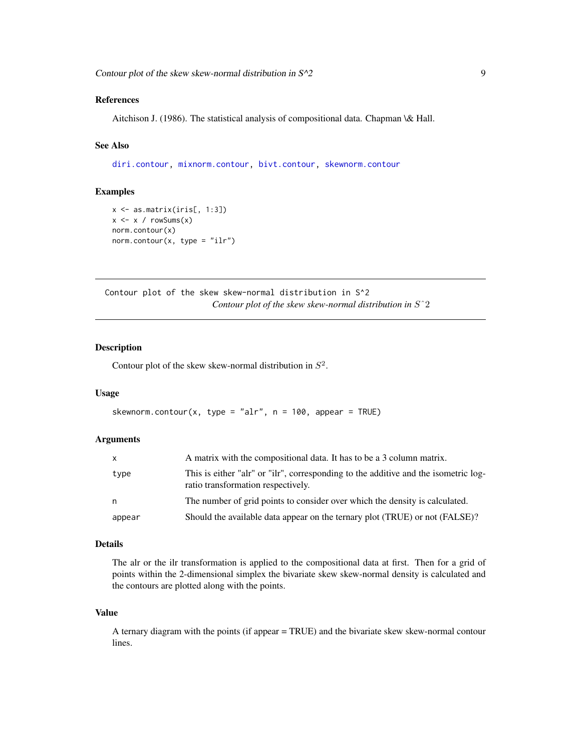### References

Aitchison J. (1986). The statistical analysis of compositional data. Chapman \& Hall.

### See Also

diri.contour, mixnorm.contour, bivt.contour, skewnorm.contour

### Examples

```
x <- as.matrix(iris[, 1:3])
x <- x / rowSums(x)
norm.contour(x)
norm.contour(x, type = "ilr")
```

---

## Contour plot of the skew skew-normal distribution in S^2

*Contour plot of the skew skew-normal distribution in $S\hat{}2$*

### Description

Contour plot of the skew skew-normal distribution in $S^2$.

### Usage

```
skewnorm.contour(x, type = "alr", n = 100, appear = TRUE)
```

### Arguments

| | |
|---|---|
| x | A matrix with the compositional data. It has to be a 3 column matrix. |
| type | This is either "alr" or "ilr", corresponding to the additive and the isometric log-ratio transformation respectively. |
| n | The number of grid points to consider over which the density is calculated. |
| appear | Should the available data appear on the ternary plot (TRUE) or not (FALSE)? |

### Details

The alr or the ilr transformation is applied to the compositional data at first. Then for a grid of points within the 2-dimensional simplex the bivariate skew skew-normal density is calculated and the contours are plotted along with the points.

### Value

A ternary diagram with the points (if appear = TRUE) and the bivariate skew skew-normal contour lines.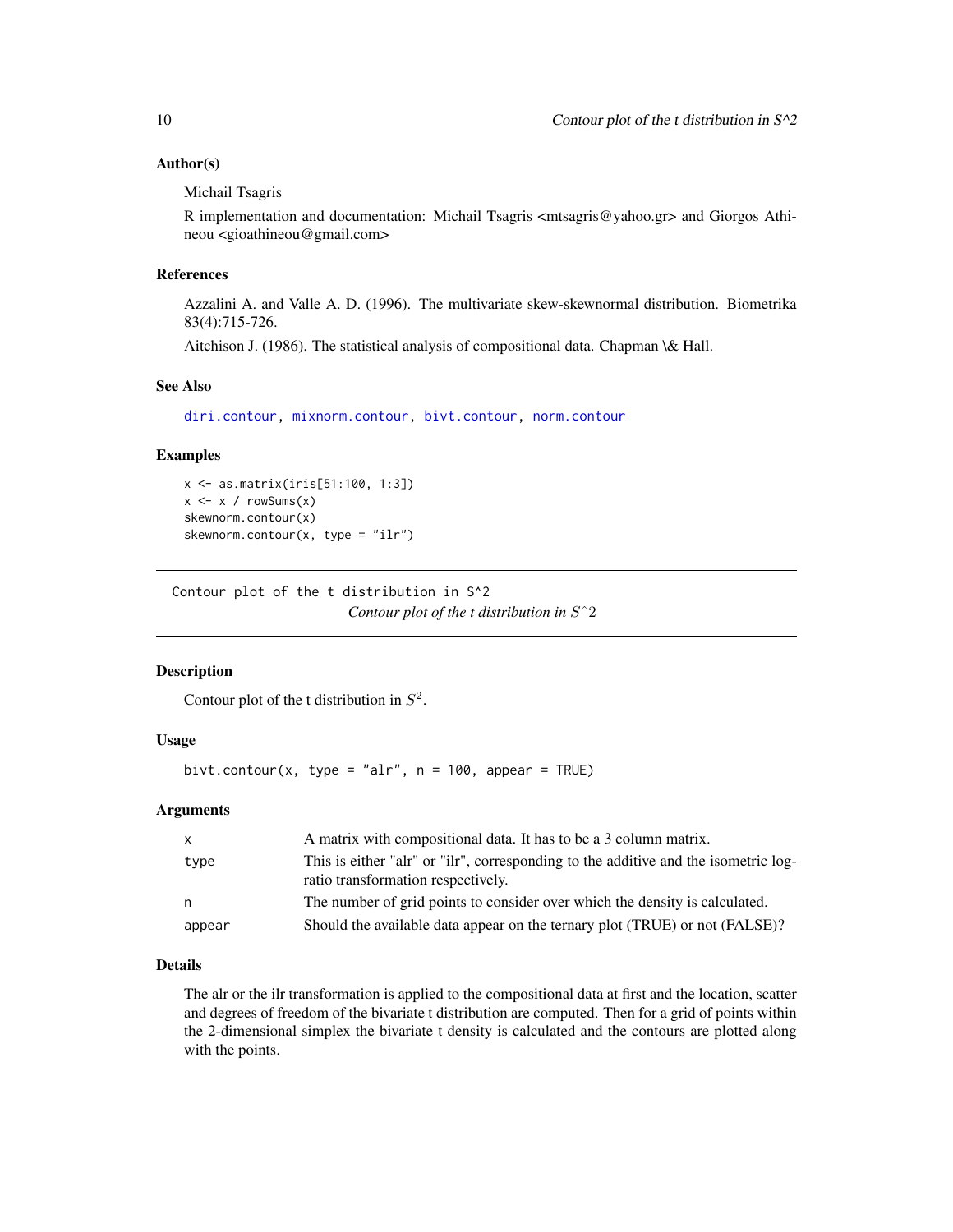### Author(s)

Michail Tsagris

R implementation and documentation: Michail Tsagris <mtsagris@yahoo.gr> and Giorgos Athineou <gioathineou@gmail.com>

### References

Azzalini A. and Valle A. D. (1996). The multivariate skew-skewnormal distribution. Biometrika 83(4):715-726.

Aitchison J. (1986). The statistical analysis of compositional data. Chapman \& Hall.

### See Also

diri.contour, mixnorm.contour, bivt.contour, norm.contour

### Examples

```
x <- as.matrix(iris[51:100, 1:3])
x <- x / rowSums(x)
skewnorm.contour(x)
skewnorm.contour(x, type = "ilr")
```

---

Contour plot of the t distribution in S^2 — *Contour plot of the t distribution in $S\hat{}2$*

---

### Description

Contour plot of the t distribution in $S^2$.

### Usage

```
bivt.contour(x, type = "alr", n = 100, appear = TRUE)
```

### Arguments

| | |
|---|---|
| x | A matrix with compositional data. It has to be a 3 column matrix. |
| type | This is either "alr" or "ilr", corresponding to the additive and the isometric log-ratio transformation respectively. |
| n | The number of grid points to consider over which the density is calculated. |
| appear | Should the available data appear on the ternary plot (TRUE) or not (FALSE)? |

### Details

The alr or the ilr transformation is applied to the compositional data at first and the location, scatter and degrees of freedom of the bivariate t distribution are computed. Then for a grid of points within the 2-dimensional simplex the bivariate t density is calculated and the contours are plotted along with the points.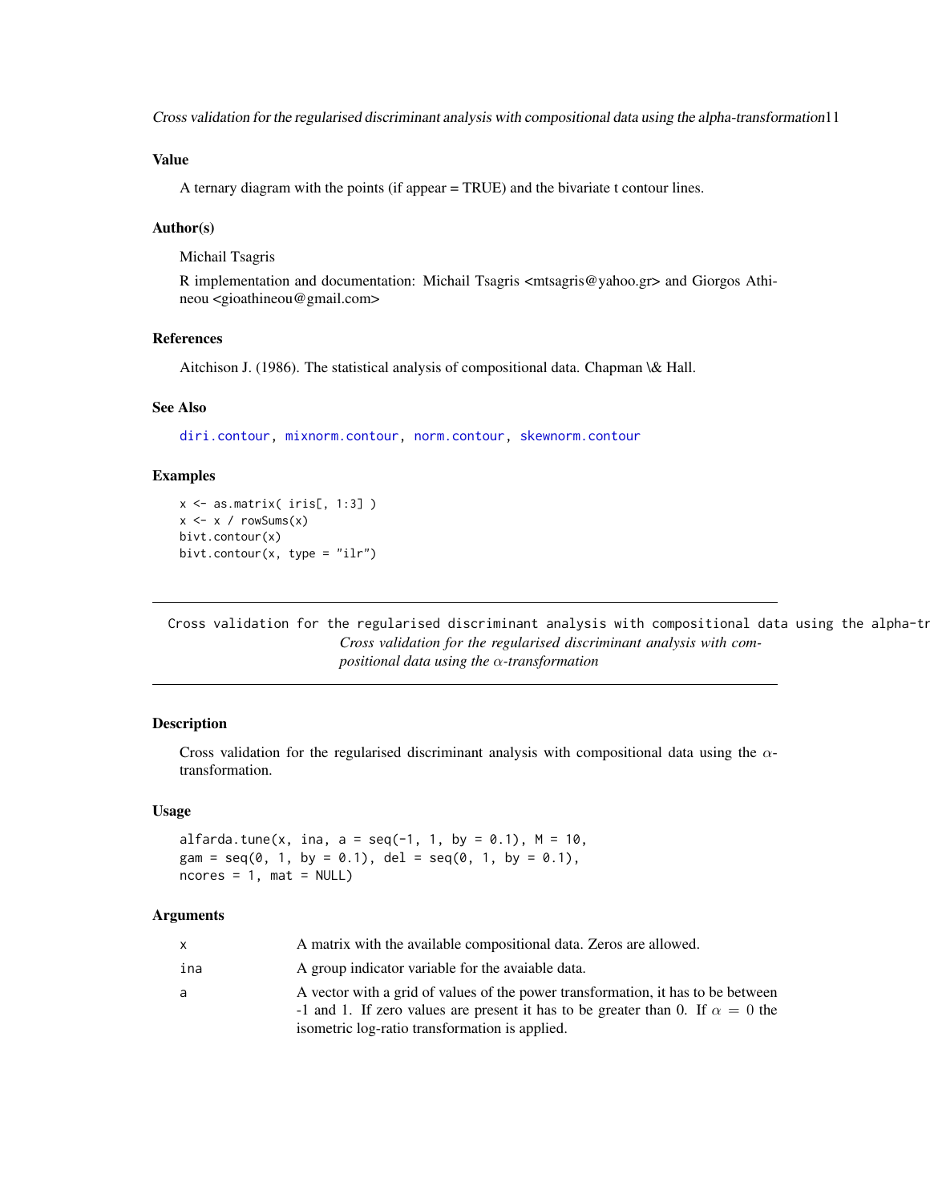## Value

A ternary diagram with the points (if appear = TRUE) and the bivariate t contour lines.

## Author(s)

Michail Tsagris

R implementation and documentation: Michail Tsagris <mtsagris@yahoo.gr> and Giorgos Athineou <gioathineou@gmail.com>

## References

Aitchison J. (1986). The statistical analysis of compositional data. Chapman \& Hall.

## See Also

diri.contour, mixnorm.contour, norm.contour, skewnorm.contour

## Examples

```
x <- as.matrix( iris[, 1:3] )
x <- x / rowSums(x)
bivt.contour(x)
bivt.contour(x, type = "ilr")
```

---

# Cross validation for the regularised discriminant analysis with compositional data using the $\alpha$-transformation

## Description

Cross validation for the regularised discriminant analysis with compositional data using the $\alpha$-transformation.

## Usage

```
alfarda.tune(x, ina, a = seq(-1, 1, by = 0.1), M = 10,
gam = seq(0, 1, by = 0.1), del = seq(0, 1, by = 0.1),
ncores = 1, mat = NULL)
```

## Arguments

| | |
|---|---|
| x | A matrix with the available compositional data. Zeros are allowed. |
| ina | A group indicator variable for the avaiable data. |
| a | A vector with a grid of values of the power transformation, it has to be between -1 and 1. If zero values are present it has to be greater than 0. If $\alpha = 0$ the isometric log-ratio transformation is applied. |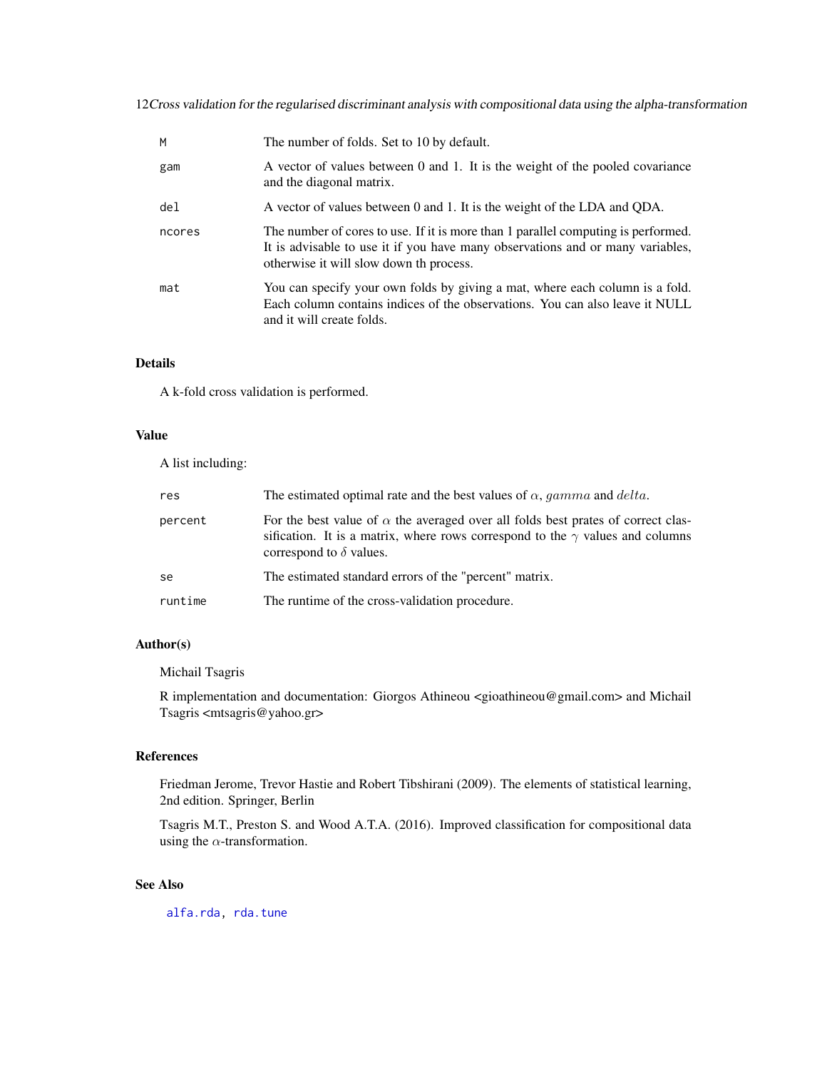| | |
|---|---|
| M | The number of folds. Set to 10 by default. |
| gam | A vector of values between 0 and 1. It is the weight of the pooled covariance and the diagonal matrix. |
| del | A vector of values between 0 and 1. It is the weight of the LDA and QDA. |
| ncores | The number of cores to use. If it is more than 1 parallel computing is performed. It is advisable to use it if you have many observations and or many variables, otherwise it will slow down th process. |
| mat | You can specify your own folds by giving a mat, where each column is a fold. Each column contains indices of the observations. You can also leave it NULL and it will create folds. |

### Details

A k-fold cross validation is performed.

### Value

A list including:

| | |
|---|---|
| res | The estimated optimal rate and the best values of $\alpha$, $gamma$ and $delta$. |
| percent | For the best value of $\alpha$ the averaged over all folds best prates of correct classification. It is a matrix, where rows correspond to the $\gamma$ values and columns correspond to $\delta$ values. |
| se | The estimated standard errors of the "percent" matrix. |
| runtime | The runtime of the cross-validation procedure. |

### Author(s)

Michail Tsagris

R implementation and documentation: Giorgos Athineou <gioathineou@gmail.com> and Michail Tsagris <mtsagris@yahoo.gr>

### References

Friedman Jerome, Trevor Hastie and Robert Tibshirani (2009). The elements of statistical learning, 2nd edition. Springer, Berlin

Tsagris M.T., Preston S. and Wood A.T.A. (2016). Improved classification for compositional data using the $\alpha$-transformation.

### See Also

alfa.rda, rda.tune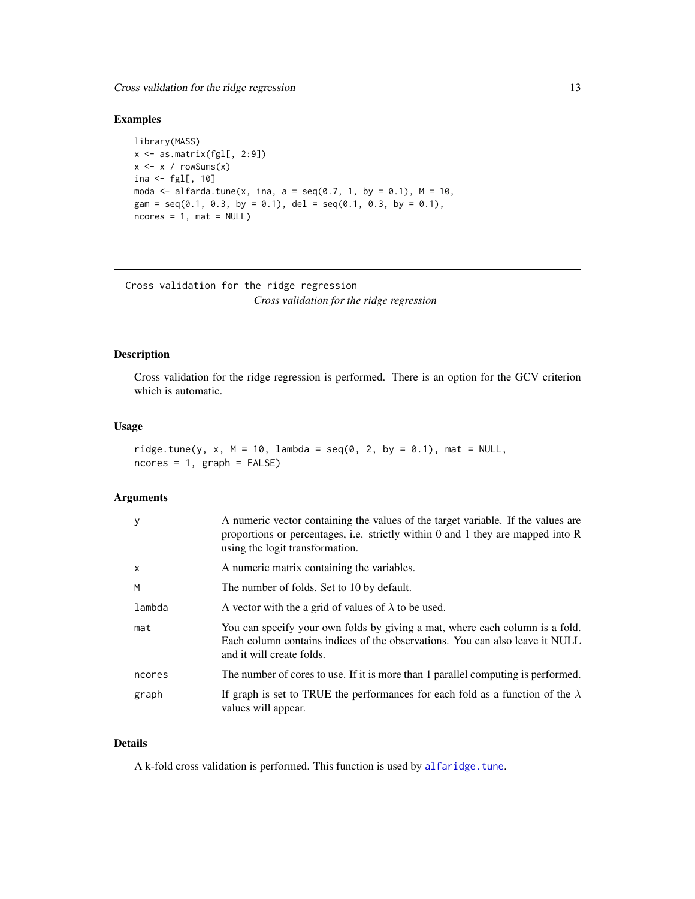## Examples

```
library(MASS)
x <- as.matrix(fgl[, 2:9])
x <- x / rowSums(x)
ina <- fgl[, 10]
moda <- alfarda.tune(x, ina, a = seq(0.7, 1, by = 0.1), M = 10,
gam = seq(0.1, 0.3, by = 0.1), del = seq(0.1, 0.3, by = 0.1),
ncores = 1, mat = NULL)
```

---

# Cross validation for the ridge regression

*Cross validation for the ridge regression*

---

## Description

Cross validation for the ridge regression is performed. There is an option for the GCV criterion which is automatic.

## Usage

```
ridge.tune(y, x, M = 10, lambda = seq(0, 2, by = 0.1), mat = NULL,
ncores = 1, graph = FALSE)
```

## Arguments

| | |
|---|---|
| y | A numeric vector containing the values of the target variable. If the values are proportions or percentages, i.e. strictly within 0 and 1 they are mapped into R using the logit transformation. |
| x | A numeric matrix containing the variables. |
| M | The number of folds. Set to 10 by default. |
| lambda | A vector with the a grid of values of $\lambda$ to be used. |
| mat | You can specify your own folds by giving a mat, where each column is a fold. Each column contains indices of the observations. You can also leave it NULL and it will create folds. |
| ncores | The number of cores to use. If it is more than 1 parallel computing is performed. |
| graph | If graph is set to TRUE the performances for each fold as a function of the $\lambda$ values will appear. |

## Details

A k-fold cross validation is performed. This function is used by `alfaridge.tune`.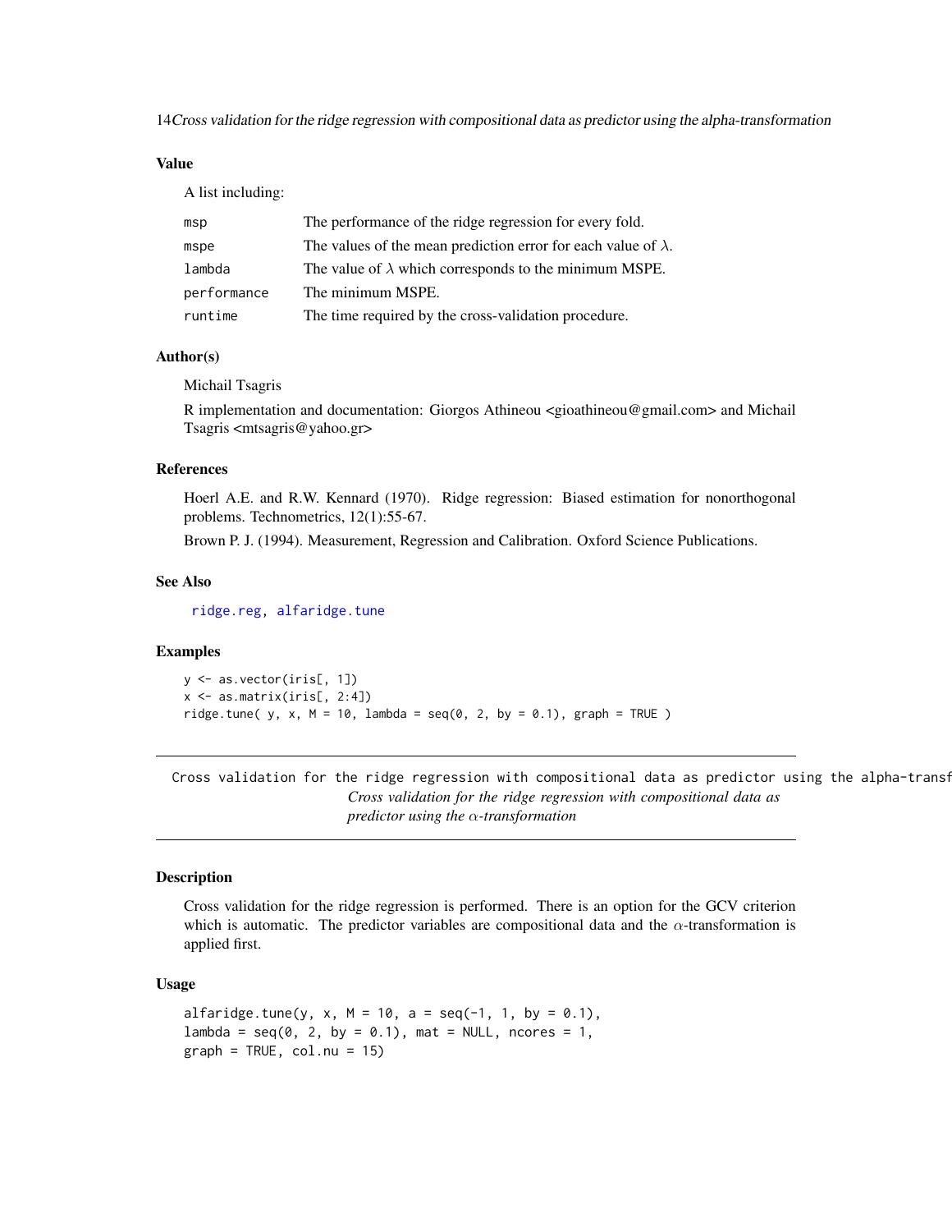### Value

A list including:

| | |
|---|---|
| msp | The performance of the ridge regression for every fold. |
| mspe | The values of the mean prediction error for each value of $\lambda$. |
| lambda | The value of $\lambda$ which corresponds to the minimum MSPE. |
| performance | The minimum MSPE. |
| runtime | The time required by the cross-validation procedure. |

### Author(s)

Michail Tsagris

R implementation and documentation: Giorgos Athineou <gioathineou@gmail.com> and Michail Tsagris <mtsagris@yahoo.gr>

### References

Hoerl A.E. and R.W. Kennard (1970). Ridge regression: Biased estimation for nonorthogonal problems. Technometrics, 12(1):55-67.

Brown P. J. (1994). Measurement, Regression and Calibration. Oxford Science Publications.

### See Also

ridge.reg, alfaridge.tune

### Examples

```
y <- as.vector(iris[, 1])
x <- as.matrix(iris[, 2:4])
ridge.tune( y, x, M = 10, lambda = seq(0, 2, by = 0.1), graph = TRUE )
```

---

## Cross validation for the ridge regression with compositional data as predictor using the alpha-transformation

*Cross validation for the ridge regression with compositional data as predictor using the $\alpha$-transformation*

### Description

Cross validation for the ridge regression is performed. There is an option for the GCV criterion which is automatic. The predictor variables are compositional data and the $\alpha$-transformation is applied first.

### Usage

```
alfaridge.tune(y, x, M = 10, a = seq(-1, 1, by = 0.1),
lambda = seq(0, 2, by = 0.1), mat = NULL, ncores = 1,
graph = TRUE, col.nu = 15)
```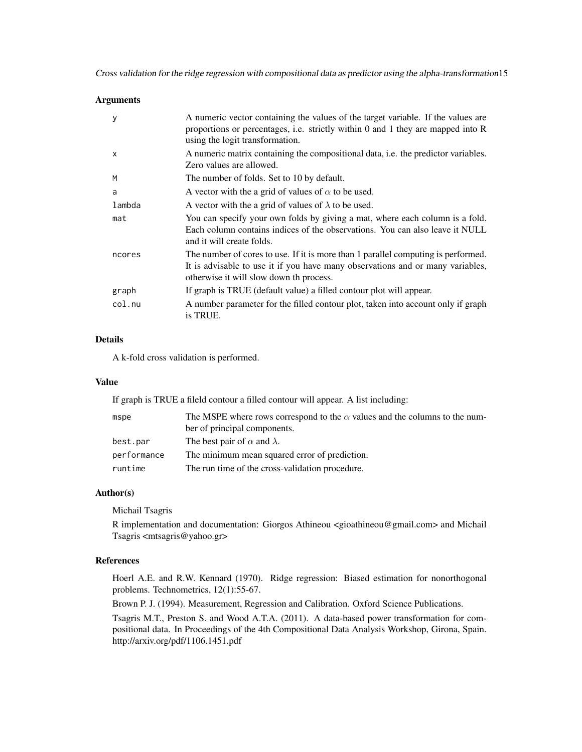### Arguments

| | |
|---|---|
| y | A numeric vector containing the values of the target variable. If the values are proportions or percentages, i.e. strictly within 0 and 1 they are mapped into R using the logit transformation. |
| x | A numeric matrix containing the compositional data, i.e. the predictor variables. Zero values are allowed. |
| M | The number of folds. Set to 10 by default. |
| a | A vector with the a grid of values of $\alpha$ to be used. |
| lambda | A vector with the a grid of values of $\lambda$ to be used. |
| mat | You can specify your own folds by giving a mat, where each column is a fold. Each column contains indices of the observations. You can also leave it NULL and it will create folds. |
| ncores | The number of cores to use. If it is more than 1 parallel computing is performed. It is advisable to use it if you have many observations and or many variables, otherwise it will slow down th process. |
| graph | If graph is TRUE (default value) a filled contour plot will appear. |
| col.nu | A number parameter for the filled contour plot, taken into account only if graph is TRUE. |

### Details

A k-fold cross validation is performed.

### Value

If graph is TRUE a fileld contour a filled contour will appear. A list including:

| | |
|---|---|
| mspe | The MSPE where rows correspond to the $\alpha$ values and the columns to the number of principal components. |
| best.par | The best pair of $\alpha$ and $\lambda$. |
| performance | The minimum mean squared error of prediction. |
| runtime | The run time of the cross-validation procedure. |

### Author(s)

Michail Tsagris

R implementation and documentation: Giorgos Athineou <gioathineou@gmail.com> and Michail Tsagris <mtsagris@yahoo.gr>

### References

Hoerl A.E. and R.W. Kennard (1970). Ridge regression: Biased estimation for nonorthogonal problems. Technometrics, 12(1):55-67.

Brown P. J. (1994). Measurement, Regression and Calibration. Oxford Science Publications.

Tsagris M.T., Preston S. and Wood A.T.A. (2011). A data-based power transformation for compositional data. In Proceedings of the 4th Compositional Data Analysis Workshop, Girona, Spain. http://arxiv.org/pdf/1106.1451.pdf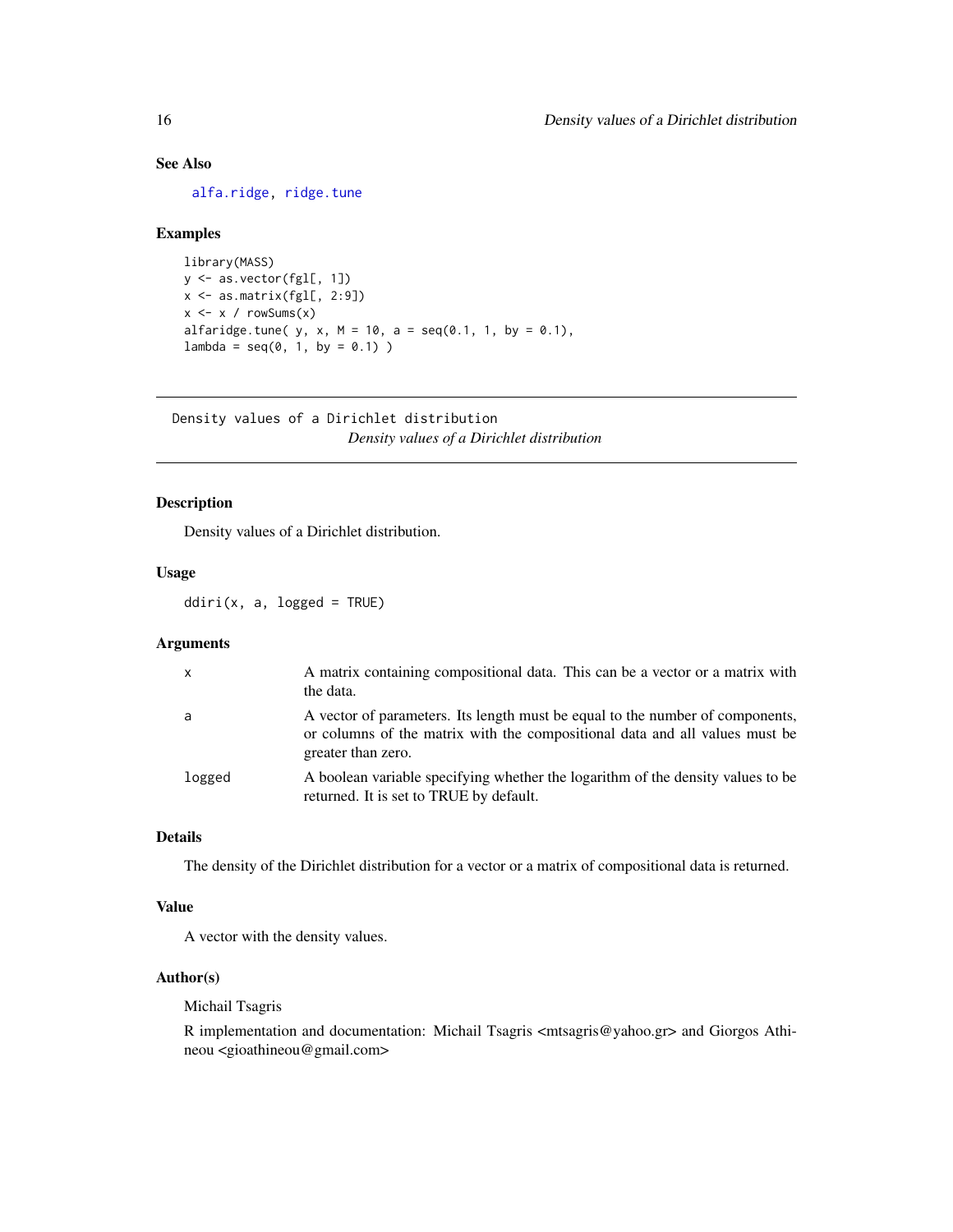### See Also

alfa.ridge, ridge.tune

### Examples

```
library(MASS)
y <- as.vector(fgl[, 1])
x <- as.matrix(fgl[, 2:9])
x <- x / rowSums(x)
alfaridge.tune( y, x, M = 10, a = seq(0.1, 1, by = 0.1),
lambda = seq(0, 1, by = 0.1) )
```

---

## Density values of a Dirichlet distribution

*Density values of a Dirichlet distribution*

---

### Description

Density values of a Dirichlet distribution.

### Usage

```
ddiri(x, a, logged = TRUE)
```

### Arguments

| | |
|---|---|
| x | A matrix containing compositional data. This can be a vector or a matrix with the data. |
| a | A vector of parameters. Its length must be equal to the number of components, or columns of the matrix with the compositional data and all values must be greater than zero. |
| logged | A boolean variable specifying whether the logarithm of the density values to be returned. It is set to TRUE by default. |

### Details

The density of the Dirichlet distribution for a vector or a matrix of compositional data is returned.

### Value

A vector with the density values.

### Author(s)

Michail Tsagris

R implementation and documentation: Michail Tsagris <mtsagris@yahoo.gr> and Giorgos Athineou <gioathineou@gmail.com>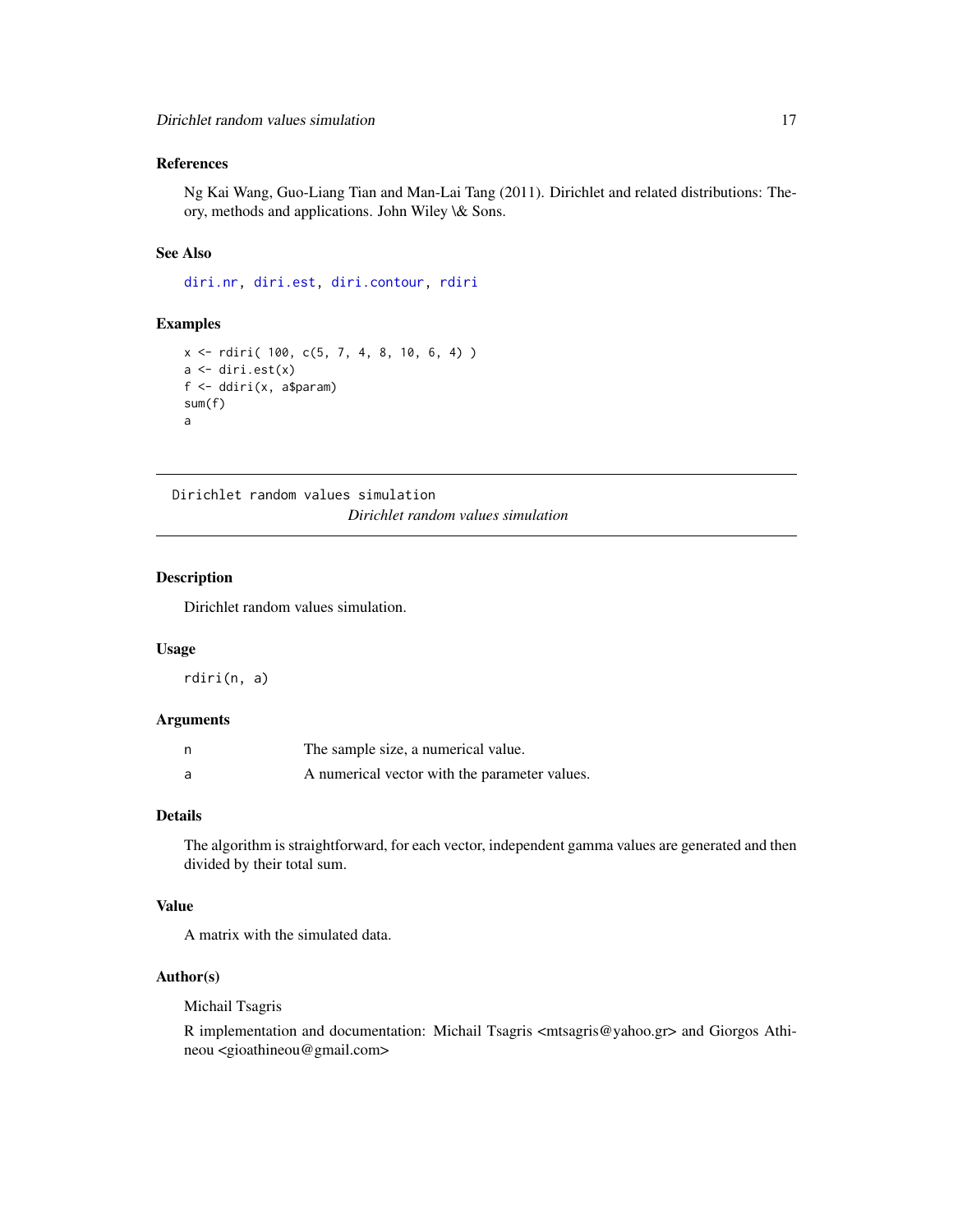## References

Ng Kai Wang, Guo-Liang Tian and Man-Lai Tang (2011). Dirichlet and related distributions: Theory, methods and applications. John Wiley \& Sons.

## See Also

`diri.nr`, `diri.est`, `diri.contour`, `rdiri`

## Examples

```
x <- rdiri( 100, c(5, 7, 4, 8, 10, 6, 4) )
a <- diri.est(x)
f <- ddiri(x, a$param)
sum(f)
a
```

---

# Dirichlet random values simulation

*Dirichlet random values simulation*

---

## Description

Dirichlet random values simulation.

## Usage

```
rdiri(n, a)
```

## Arguments

| | |
|---|---|
| n | The sample size, a numerical value. |
| a | A numerical vector with the parameter values. |

## Details

The algorithm is straightforward, for each vector, independent gamma values are generated and then divided by their total sum.

## Value

A matrix with the simulated data.

## Author(s)

Michail Tsagris

R implementation and documentation: Michail Tsagris <mtsagris@yahoo.gr> and Giorgos Athineou <gioathineou@gmail.com>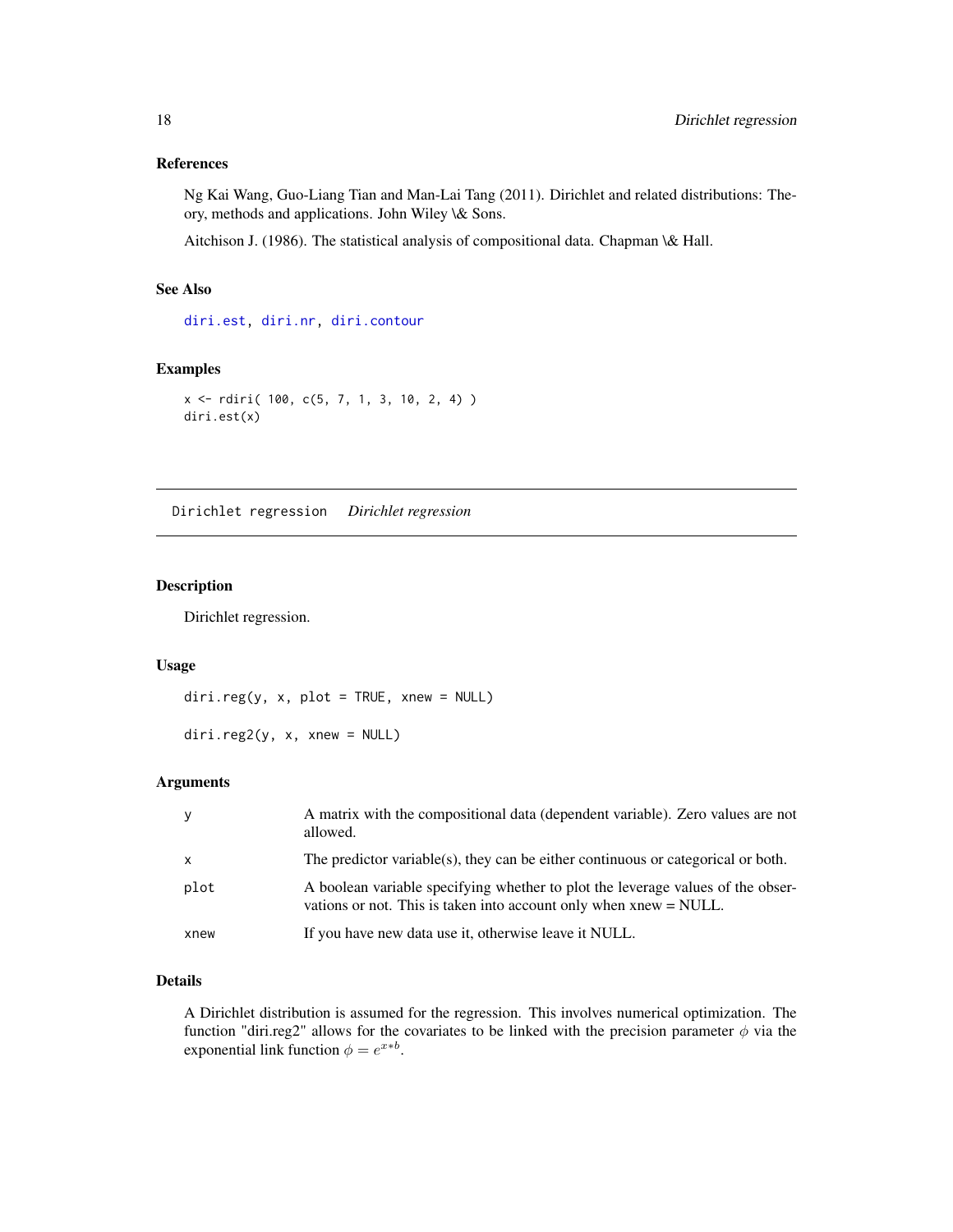### References

Ng Kai Wang, Guo-Liang Tian and Man-Lai Tang (2011). Dirichlet and related distributions: Theory, methods and applications. John Wiley \& Sons.

Aitchison J. (1986). The statistical analysis of compositional data. Chapman \& Hall.

### See Also

diri.est, diri.nr, diri.contour

### Examples

```
x <- rdiri( 100, c(5, 7, 1, 3, 10, 2, 4) )
diri.est(x)
```

---

## Dirichlet regression    *Dirichlet regression*

---

### Description

Dirichlet regression.

### Usage

```
diri.reg(y, x, plot = TRUE, xnew = NULL)

diri.reg2(y, x, xnew = NULL)
```

### Arguments

| | |
|---|---|
| y | A matrix with the compositional data (dependent variable). Zero values are not allowed. |
| x | The predictor variable(s), they can be either continuous or categorical or both. |
| plot | A boolean variable specifying whether to plot the leverage values of the observations or not. This is taken into account only when xnew = NULL. |
| xnew | If you have new data use it, otherwise leave it NULL. |

### Details

A Dirichlet distribution is assumed for the regression. This involves numerical optimization. The function "diri.reg2" allows for the covariates to be linked with the precision parameter $\phi$ via the exponential link function $\phi = e^{x*b}$.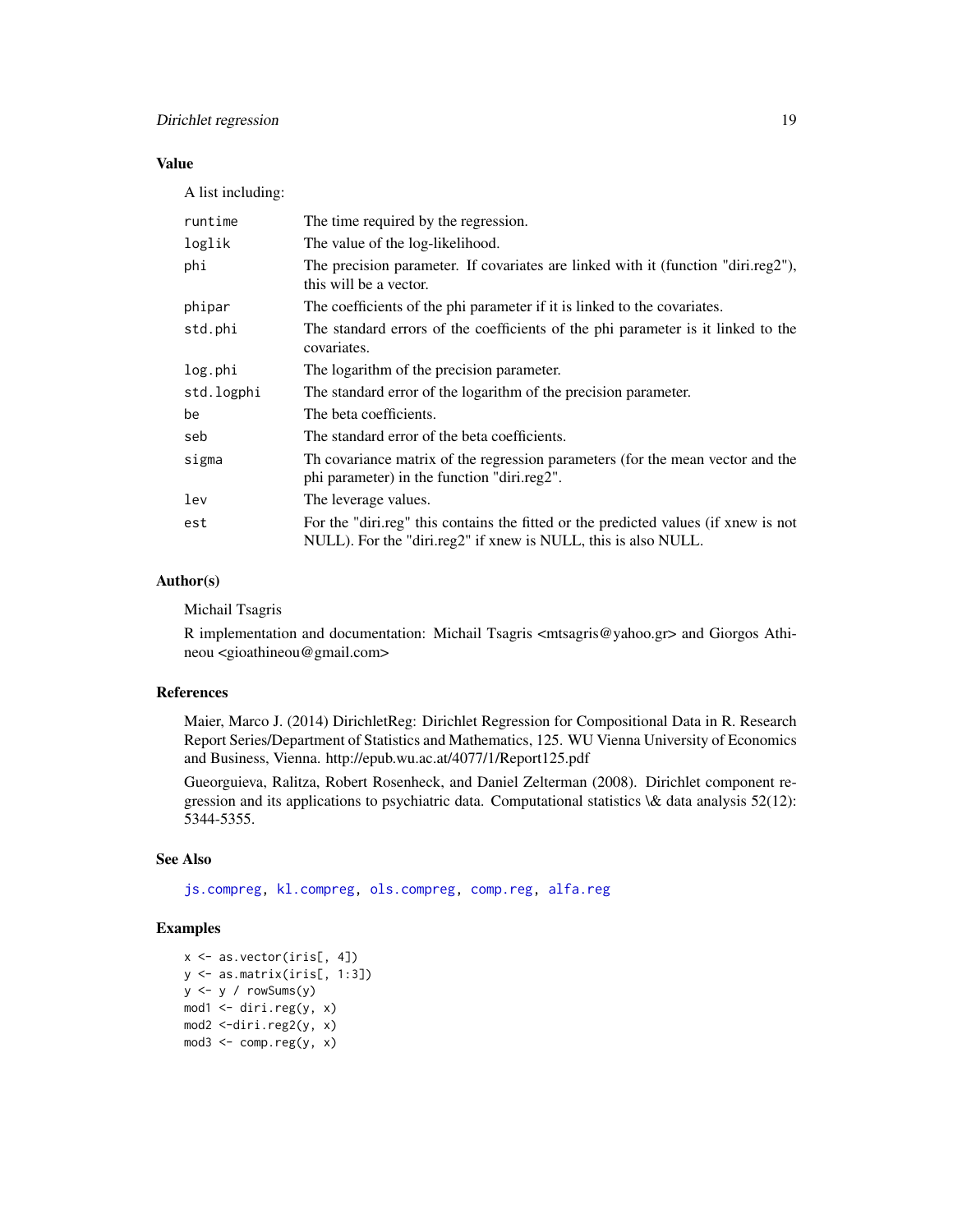### Value

A list including:

| | |
|---|---|
| `runtime` | The time required by the regression. |
| `loglik` | The value of the log-likelihood. |
| `phi` | The precision parameter. If covariates are linked with it (function "diri.reg2"), this will be a vector. |
| `phipar` | The coefficients of the phi parameter if it is linked to the covariates. |
| `std.phi` | The standard errors of the coefficients of the phi parameter is it linked to the covariates. |
| `log.phi` | The logarithm of the precision parameter. |
| `std.logphi` | The standard error of the logarithm of the precision parameter. |
| `be` | The beta coefficients. |
| `seb` | The standard error of the beta coefficients. |
| `sigma` | Th covariance matrix of the regression parameters (for the mean vector and the phi parameter) in the function "diri.reg2". |
| `lev` | The leverage values. |
| `est` | For the "diri.reg" this contains the fitted or the predicted values (if xnew is not NULL). For the "diri.reg2" if xnew is NULL, this is also NULL. |

### Author(s)

Michail Tsagris

R implementation and documentation: Michail Tsagris <mtsagris@yahoo.gr> and Giorgos Athineou <gioathineou@gmail.com>

### References

Maier, Marco J. (2014) DirichletReg: Dirichlet Regression for Compositional Data in R. Research Report Series/Department of Statistics and Mathematics, 125. WU Vienna University of Economics and Business, Vienna. http://epub.wu.ac.at/4077/1/Report125.pdf

Gueorguieva, Ralitza, Robert Rosenheck, and Daniel Zelterman (2008). Dirichlet component regression and its applications to psychiatric data. Computational statistics \& data analysis 52(12): 5344-5355.

### See Also

js.compreg, kl.compreg, ols.compreg, comp.reg, alfa.reg

### Examples

```
x <- as.vector(iris[, 4])
y <- as.matrix(iris[, 1:3])
y <- y / rowSums(y)
mod1 <- diri.reg(y, x)
mod2 <-diri.reg2(y, x)
mod3 <- comp.reg(y, x)
```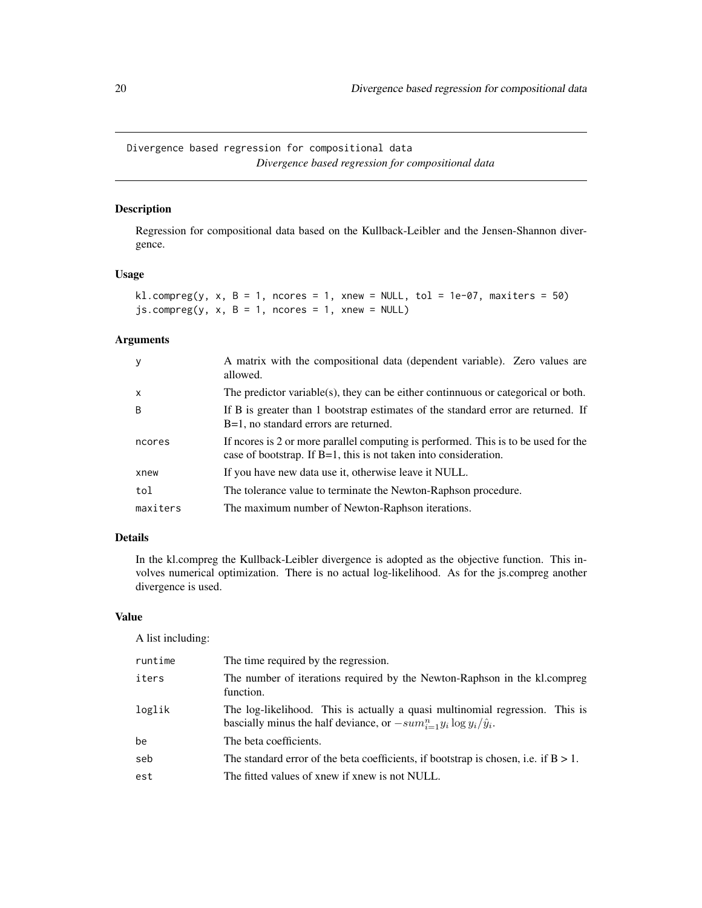## Divergence based regression for compositional data

*Divergence based regression for compositional data*

### Description

Regression for compositional data based on the Kullback-Leibler and the Jensen-Shannon divergence.

### Usage

```
kl.compreg(y, x, B = 1, ncores = 1, xnew = NULL, tol = 1e-07, maxiters = 50)
js.compreg(y, x, B = 1, ncores = 1, xnew = NULL)
```

### Arguments

| | |
|---|---|
| y | A matrix with the compositional data (dependent variable). Zero values are allowed. |
| x | The predictor variable(s), they can be either continnuous or categorical or both. |
| B | If B is greater than 1 bootstrap estimates of the standard error are returned. If B=1, no standard errors are returned. |
| ncores | If ncores is 2 or more parallel computing is performed. This is to be used for the case of bootstrap. If B=1, this is not taken into consideration. |
| xnew | If you have new data use it, otherwise leave it NULL. |
| tol | The tolerance value to terminate the Newton-Raphson procedure. |
| maxiters | The maximum number of Newton-Raphson iterations. |

### Details

In the kl.compreg the Kullback-Leibler divergence is adopted as the objective function. This involves numerical optimization. There is no actual log-likelihood. As for the js.compreg another divergence is used.

### Value

A list including:

| | |
|---|---|
| runtime | The time required by the regression. |
| iters | The number of iterations required by the Newton-Raphson in the kl.compreg function. |
| loglik | The log-likelihood. This is actually a quasi multinomial regression. This is bascially minus the half deviance, or $-sum_{i=1}^n y_i \log y_i/\hat{y}_i$. |
| be | The beta coefficients. |
| seb | The standard error of the beta coefficients, if bootstrap is chosen, i.e. if B > 1. |
| est | The fitted values of xnew if xnew is not NULL. |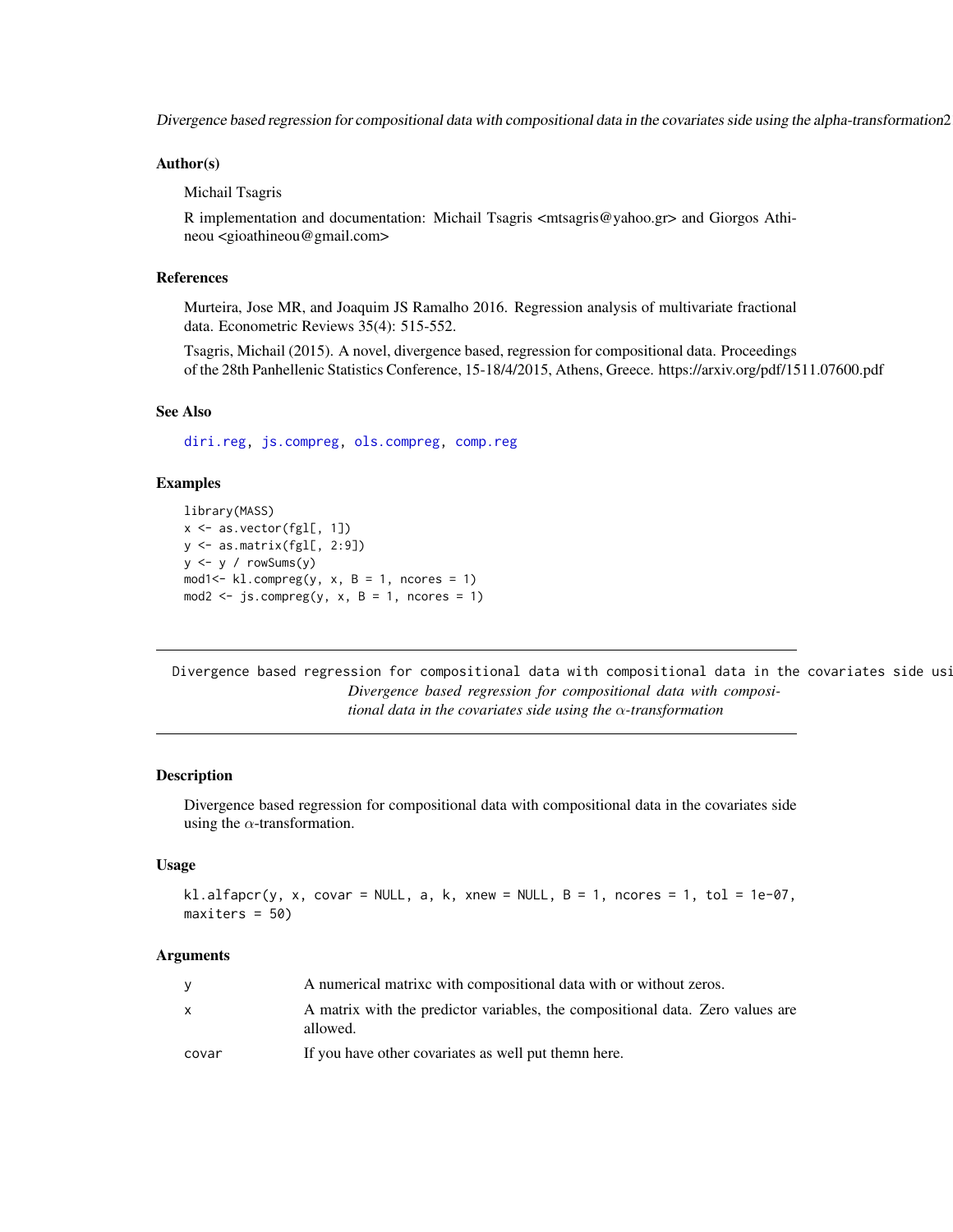### Author(s)

Michail Tsagris

R implementation and documentation: Michail Tsagris <mtsagris@yahoo.gr> and Giorgos Athineou <gioathineou@gmail.com>

### References

Murteira, Jose MR, and Joaquim JS Ramalho 2016. Regression analysis of multivariate fractional data. Econometric Reviews 35(4): 515-552.

Tsagris, Michail (2015). A novel, divergence based, regression for compositional data. Proceedings of the 28th Panhellenic Statistics Conference, 15-18/4/2015, Athens, Greece. https://arxiv.org/pdf/1511.07600.pdf

### See Also

diri.reg, js.compreg, ols.compreg, comp.reg

### Examples

```
library(MASS)
x <- as.vector(fgl[, 1])
y <- as.matrix(fgl[, 2:9])
y <- y / rowSums(y)
mod1<- kl.compreg(y, x, B = 1, ncores = 1)
mod2 <- js.compreg(y, x, B = 1, ncores = 1)
```

---

## Divergence based regression for compositional data with compositional data in the covariates side using the $\alpha$-transformation

### Description

Divergence based regression for compositional data with compositional data in the covariates side using the $\alpha$-transformation.

### Usage

```
kl.alfapcr(y, x, covar = NULL, a, k, xnew = NULL, B = 1, ncores = 1, tol = 1e-07,
maxiters = 50)
```

### Arguments

| | |
|---|---|
| y | A numerical matrixc with compositional data with or without zeros. |
| x | A matrix with the predictor variables, the compositional data. Zero values are allowed. |
| covar | If you have other covariates as well put themn here. |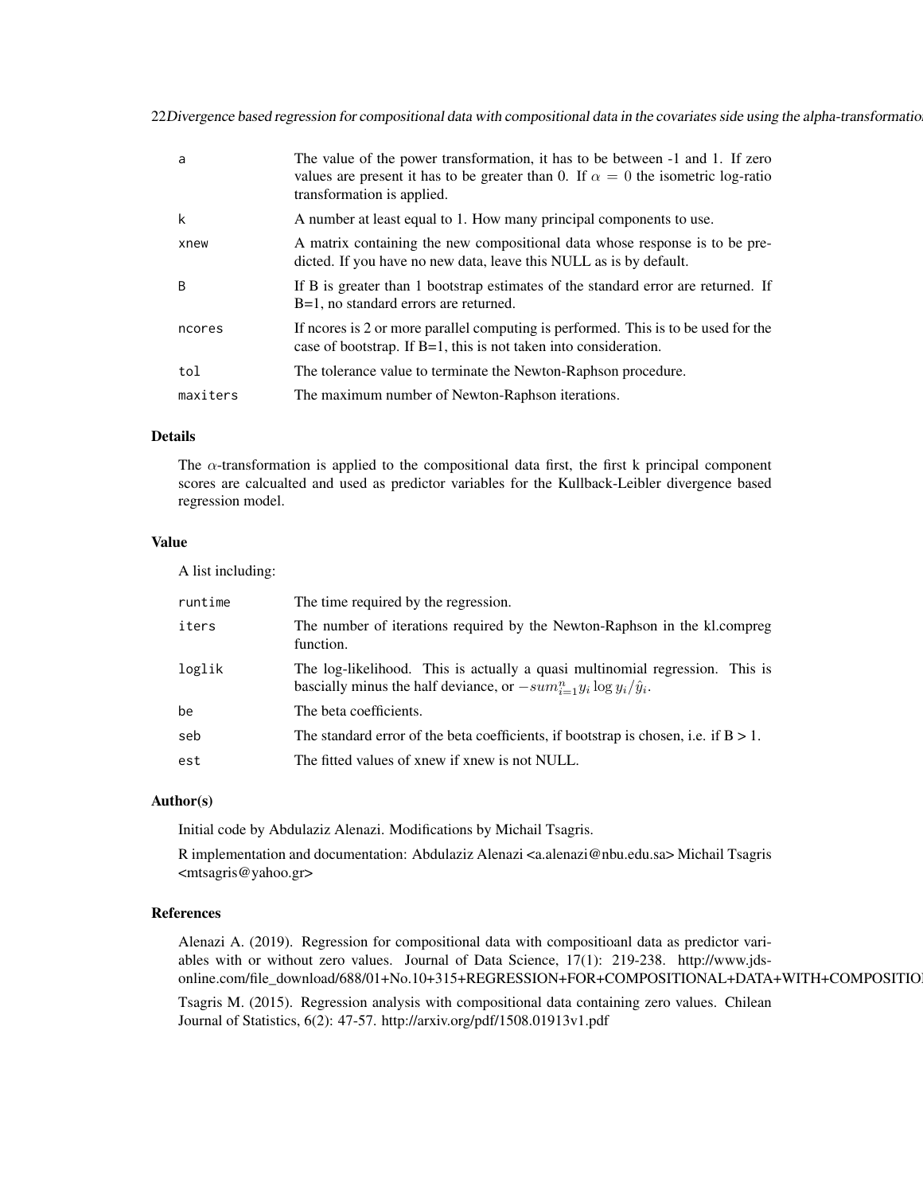| | |
|---|---|
| a | The value of the power transformation, it has to be between -1 and 1. If zero values are present it has to be greater than 0. If $\alpha = 0$ the isometric log-ratio transformation is applied. |
| k | A number at least equal to 1. How many principal components to use. |
| xnew | A matrix containing the new compositional data whose response is to be predicted. If you have no new data, leave this NULL as is by default. |
| B | If B is greater than 1 bootstrap estimates of the standard error are returned. If B=1, no standard errors are returned. |
| ncores | If ncores is 2 or more parallel computing is performed. This is to be used for the case of bootstrap. If B=1, this is not taken into consideration. |
| tol | The tolerance value to terminate the Newton-Raphson procedure. |
| maxiters | The maximum number of Newton-Raphson iterations. |

## Details

The $\alpha$-transformation is applied to the compositional data first, the first k principal component scores are calcualted and used as predictor variables for the Kullback-Leibler divergence based regression model.

## Value

A list including:

| | |
|---|---|
| runtime | The time required by the regression. |
| iters | The number of iterations required by the Newton-Raphson in the kl.compreg function. |
| loglik | The log-likelihood. This is actually a quasi multinomial regression. This is bascially minus the half deviance, or $-sum_{i=1}^n y_i \log y_i/\hat{y}_i$. |
| be | The beta coefficients. |
| seb | The standard error of the beta coefficients, if bootstrap is chosen, i.e. if B > 1. |
| est | The fitted values of xnew if xnew is not NULL. |

## Author(s)

Initial code by Abdulaziz Alenazi. Modifications by Michail Tsagris.

R implementation and documentation: Abdulaziz Alenazi <a.alenazi@nbu.edu.sa> Michail Tsagris <mtsagris@yahoo.gr>

## References

Alenazi A. (2019). Regression for compositional data with compositioanl data as predictor variables with or without zero values. Journal of Data Science, 17(1): 219-238. http://www.jds-online.com/file_download/688/01+No.10+315+REGRESSION+FOR+COMPOSITIONAL+DATA+WITH+COMPOSITIO

Tsagris M. (2015). Regression analysis with compositional data containing zero values. Chilean Journal of Statistics, 6(2): 47-57. http://arxiv.org/pdf/1508.01913v1.pdf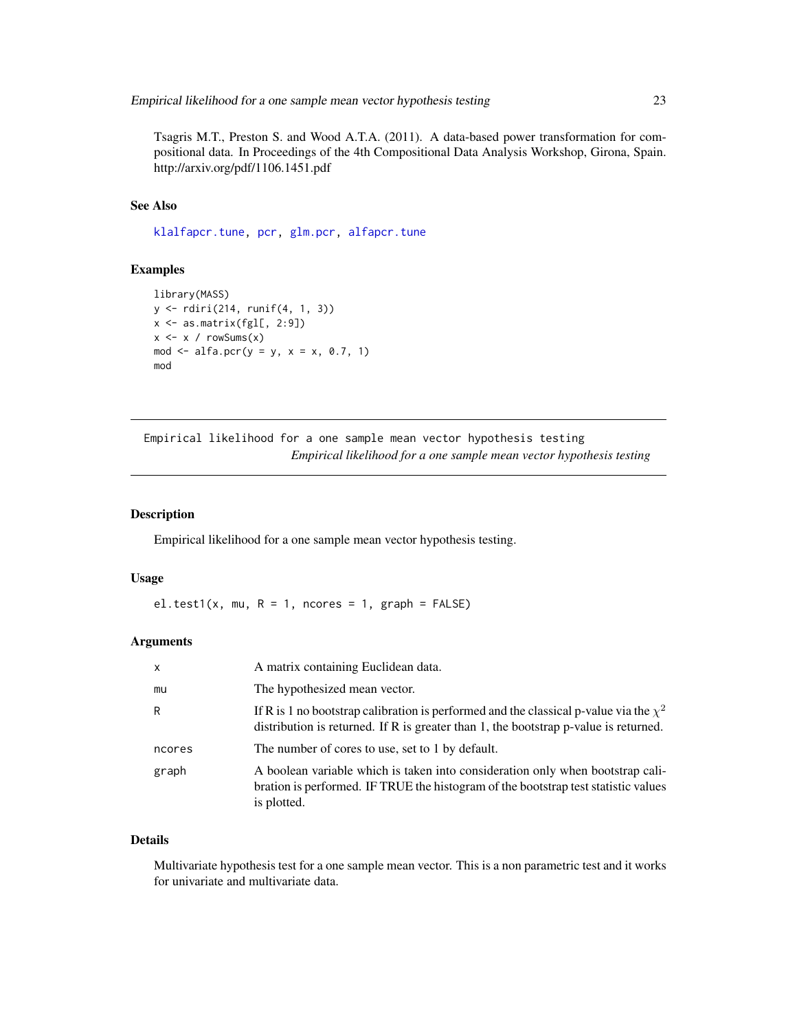Tsagris M.T., Preston S. and Wood A.T.A. (2011). A data-based power transformation for compositional data. In Proceedings of the 4th Compositional Data Analysis Workshop, Girona, Spain. http://arxiv.org/pdf/1106.1451.pdf

### See Also

klalfapcr.tune, pcr, glm.pcr, alfapcr.tune

### Examples

```
library(MASS)
y <- rdiri(214, runif(4, 1, 3))
x <- as.matrix(fgl[, 2:9])
x <- x / rowSums(x)
mod <- alfa.pcr(y = y, x = x, 0.7, 1)
mod
```

---

## Empirical likelihood for a one sample mean vector hypothesis testing

*Empirical likelihood for a one sample mean vector hypothesis testing*

---

### Description

Empirical likelihood for a one sample mean vector hypothesis testing.

### Usage

```
el.test1(x, mu, R = 1, ncores = 1, graph = FALSE)
```

### Arguments

| | |
|---|---|
| x | A matrix containing Euclidean data. |
| mu | The hypothesized mean vector. |
| R | If R is 1 no bootstrap calibration is performed and the classical p-value via the $\chi^2$ distribution is returned. If R is greater than 1, the bootstrap p-value is returned. |
| ncores | The number of cores to use, set to 1 by default. |
| graph | A boolean variable which is taken into consideration only when bootstrap calibration is performed. IF TRUE the histogram of the bootstrap test statistic values is plotted. |

### Details

Multivariate hypothesis test for a one sample mean vector. This is a non parametric test and it works for univariate and multivariate data.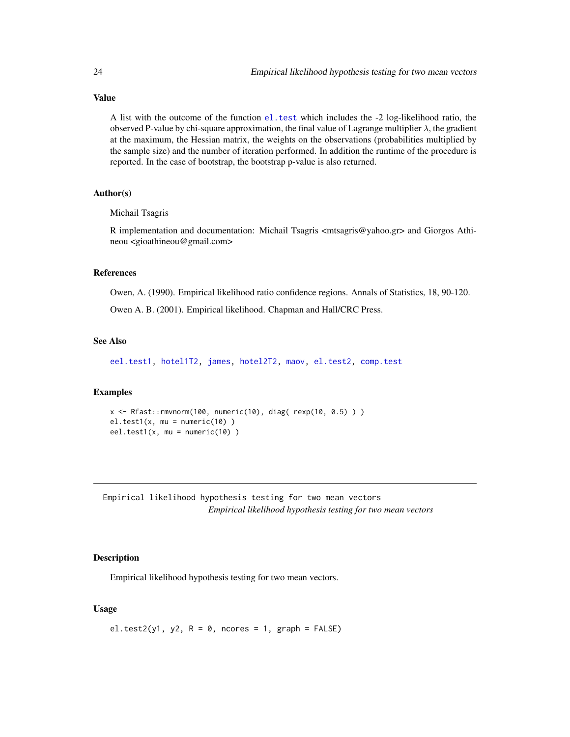### Value

A list with the outcome of the function el.test which includes the -2 log-likelihood ratio, the observed P-value by chi-square approximation, the final value of Lagrange multiplier $\lambda$, the gradient at the maximum, the Hessian matrix, the weights on the observations (probabilities multiplied by the sample size) and the number of iteration performed. In addition the runtime of the procedure is reported. In the case of bootstrap, the bootstrap p-value is also returned.

### Author(s)

Michail Tsagris

R implementation and documentation: Michail Tsagris <mtsagris@yahoo.gr> and Giorgos Athineou <gioathineou@gmail.com>

### References

Owen, A. (1990). Empirical likelihood ratio confidence regions. Annals of Statistics, 18, 90-120.

Owen A. B. (2001). Empirical likelihood. Chapman and Hall/CRC Press.

### See Also

eel.test1, hotel1T2, james, hotel2T2, maov, el.test2, comp.test

### Examples

```
x <- Rfast::rmvnorm(100, numeric(10), diag( rexp(10, 0.5) ) )
el.test1(x, mu = numeric(10) )
eel.test1(x, mu = numeric(10) )
```

---

## Empirical likelihood hypothesis testing for two mean vectors

*Empirical likelihood hypothesis testing for two mean vectors*

### Description

Empirical likelihood hypothesis testing for two mean vectors.

### Usage

```
el.test2(y1, y2, R = 0, ncores = 1, graph = FALSE)
```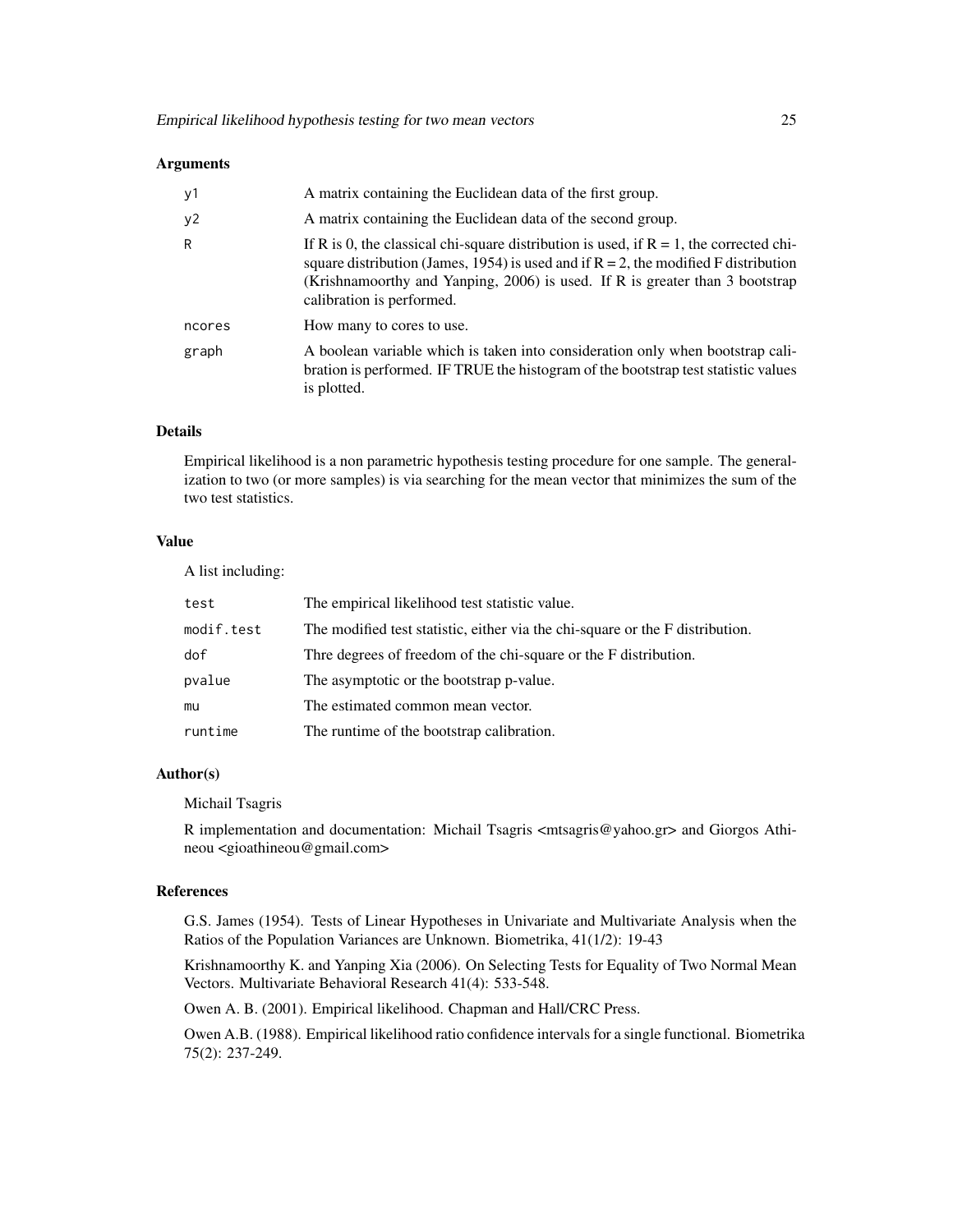### Arguments

| | |
|---|---|
| y1 | A matrix containing the Euclidean data of the first group. |
| y2 | A matrix containing the Euclidean data of the second group. |
| R | If R is 0, the classical chi-square distribution is used, if R = 1, the corrected chi-square distribution (James, 1954) is used and if R = 2, the modified F distribution (Krishnamoorthy and Yanping, 2006) is used. If R is greater than 3 bootstrap calibration is performed. |
| ncores | How many to cores to use. |
| graph | A boolean variable which is taken into consideration only when bootstrap calibration is performed. IF TRUE the histogram of the bootstrap test statistic values is plotted. |

### Details

Empirical likelihood is a non parametric hypothesis testing procedure for one sample. The generalization to two (or more samples) is via searching for the mean vector that minimizes the sum of the two test statistics.

### Value

A list including:

| | |
|---|---|
| test | The empirical likelihood test statistic value. |
| modif.test | The modified test statistic, either via the chi-square or the F distribution. |
| dof | Thre degrees of freedom of the chi-square or the F distribution. |
| pvalue | The asymptotic or the bootstrap p-value. |
| mu | The estimated common mean vector. |
| runtime | The runtime of the bootstrap calibration. |

### Author(s)

Michail Tsagris

R implementation and documentation: Michail Tsagris <mtsagris@yahoo.gr> and Giorgos Athineou <gioathineou@gmail.com>

### References

G.S. James (1954). Tests of Linear Hypotheses in Univariate and Multivariate Analysis when the Ratios of the Population Variances are Unknown. Biometrika, 41(1/2): 19-43

Krishnamoorthy K. and Yanping Xia (2006). On Selecting Tests for Equality of Two Normal Mean Vectors. Multivariate Behavioral Research 41(4): 533-548.

Owen A. B. (2001). Empirical likelihood. Chapman and Hall/CRC Press.

Owen A.B. (1988). Empirical likelihood ratio confidence intervals for a single functional. Biometrika 75(2): 237-249.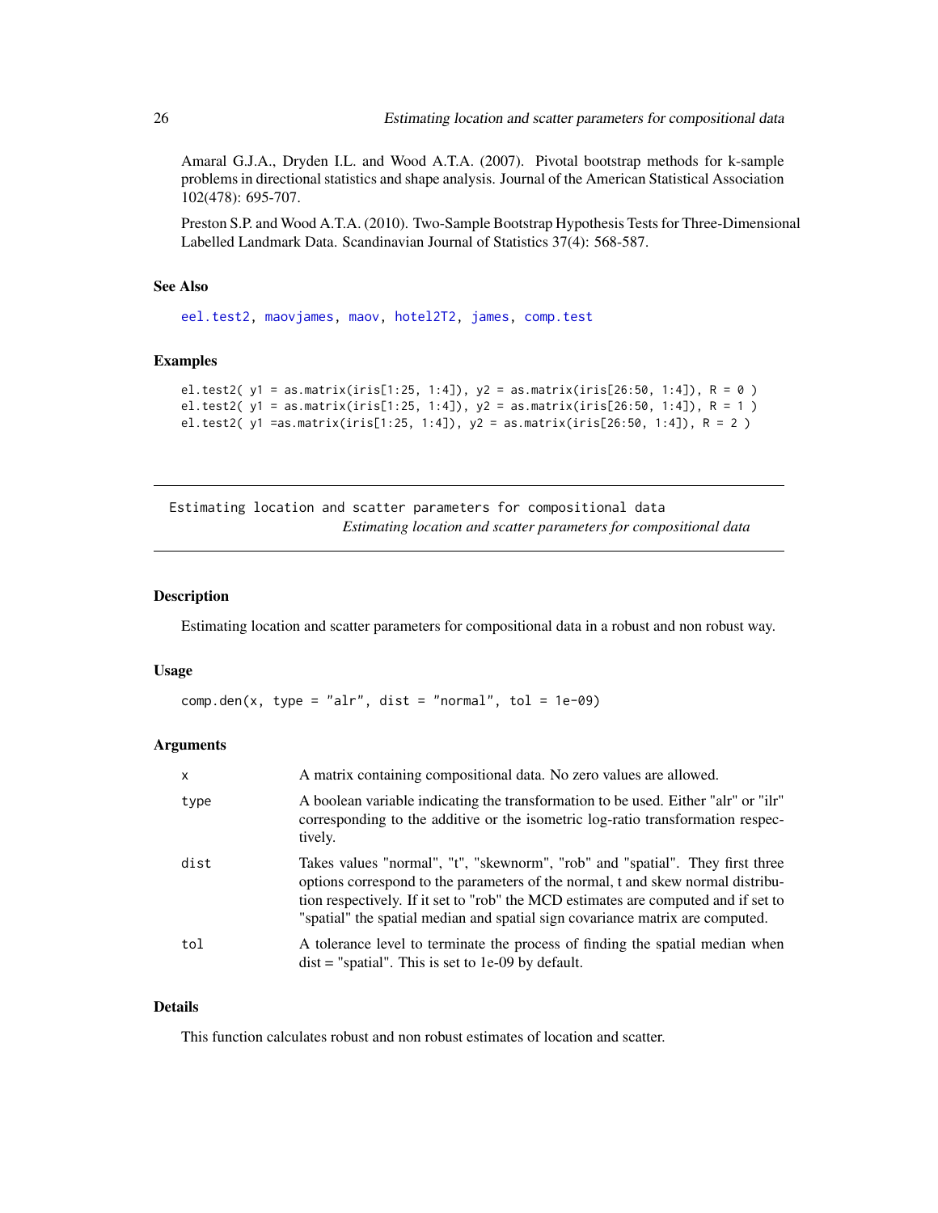Amaral G.J.A., Dryden I.L. and Wood A.T.A. (2007). Pivotal bootstrap methods for k-sample problems in directional statistics and shape analysis. Journal of the American Statistical Association 102(478): 695-707.

Preston S.P. and Wood A.T.A. (2010). Two-Sample Bootstrap Hypothesis Tests for Three-Dimensional Labelled Landmark Data. Scandinavian Journal of Statistics 37(4): 568-587.

### See Also

eel.test2, maovjames, maov, hotel2T2, james, comp.test

### Examples

```
el.test2( y1 = as.matrix(iris[1:25, 1:4]), y2 = as.matrix(iris[26:50, 1:4]), R = 0 )
el.test2( y1 = as.matrix(iris[1:25, 1:4]), y2 = as.matrix(iris[26:50, 1:4]), R = 1 )
el.test2( y1 =as.matrix(iris[1:25, 1:4]), y2 = as.matrix(iris[26:50, 1:4]), R = 2 )
```

---

## Estimating location and scatter parameters for compositional data

*Estimating location and scatter parameters for compositional data*

### Description

Estimating location and scatter parameters for compositional data in a robust and non robust way.

### Usage

```
comp.den(x, type = "alr", dist = "normal", tol = 1e-09)
```

### Arguments

| | |
|---|---|
| x | A matrix containing compositional data. No zero values are allowed. |
| type | A boolean variable indicating the transformation to be used. Either "alr" or "ilr" corresponding to the additive or the isometric log-ratio transformation respectively. |
| dist | Takes values "normal", "t", "skewnorm", "rob" and "spatial". They first three options correspond to the parameters of the normal, t and skew normal distribution respectively. If it set to "rob" the MCD estimates are computed and if set to "spatial" the spatial median and spatial sign covariance matrix are computed. |
| tol | A tolerance level to terminate the process of finding the spatial median when dist = "spatial". This is set to 1e-09 by default. |

### Details

This function calculates robust and non robust estimates of location and scatter.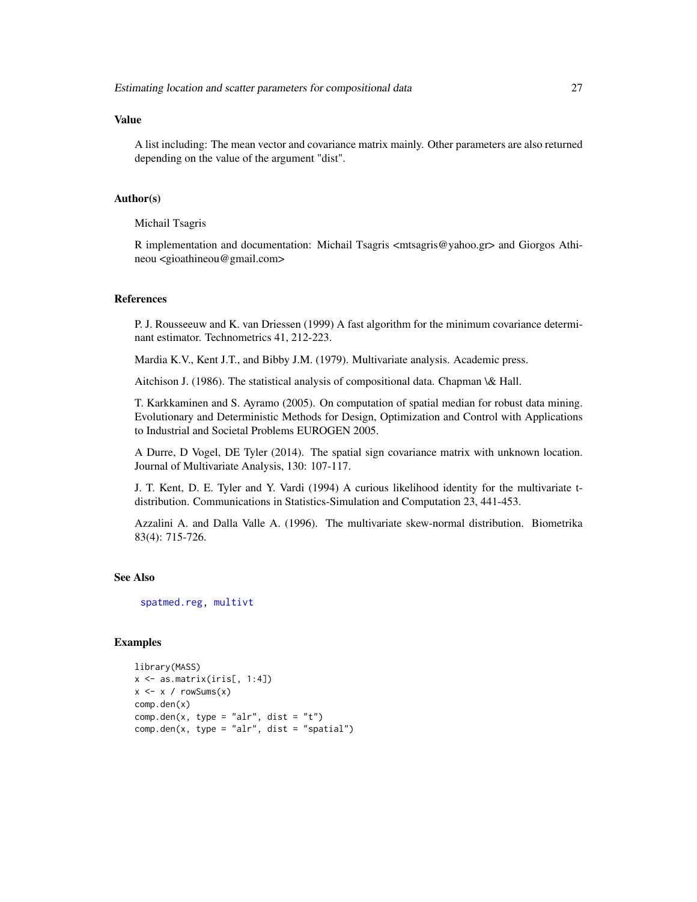### Value

A list including: The mean vector and covariance matrix mainly. Other parameters are also returned depending on the value of the argument "dist".

### Author(s)

Michail Tsagris

R implementation and documentation: Michail Tsagris <mtsagris@yahoo.gr> and Giorgos Athineou <gioathineou@gmail.com>

### References

P. J. Rousseeuw and K. van Driessen (1999) A fast algorithm for the minimum covariance determinant estimator. Technometrics 41, 212-223.

Mardia K.V., Kent J.T., and Bibby J.M. (1979). Multivariate analysis. Academic press.

Aitchison J. (1986). The statistical analysis of compositional data. Chapman \& Hall.

T. Karkkaminen and S. Ayramo (2005). On computation of spatial median for robust data mining. Evolutionary and Deterministic Methods for Design, Optimization and Control with Applications to Industrial and Societal Problems EUROGEN 2005.

A Durre, D Vogel, DE Tyler (2014). The spatial sign covariance matrix with unknown location. Journal of Multivariate Analysis, 130: 107-117.

J. T. Kent, D. E. Tyler and Y. Vardi (1994) A curious likelihood identity for the multivariate t-distribution. Communications in Statistics-Simulation and Computation 23, 441-453.

Azzalini A. and Dalla Valle A. (1996). The multivariate skew-normal distribution. Biometrika 83(4): 715-726.

### See Also

spatmed.reg, multivt

### Examples

```
library(MASS)
x <- as.matrix(iris[, 1:4])
x <- x / rowSums(x)
comp.den(x)
comp.den(x, type = "alr", dist = "t")
comp.den(x, type = "alr", dist = "spatial")
```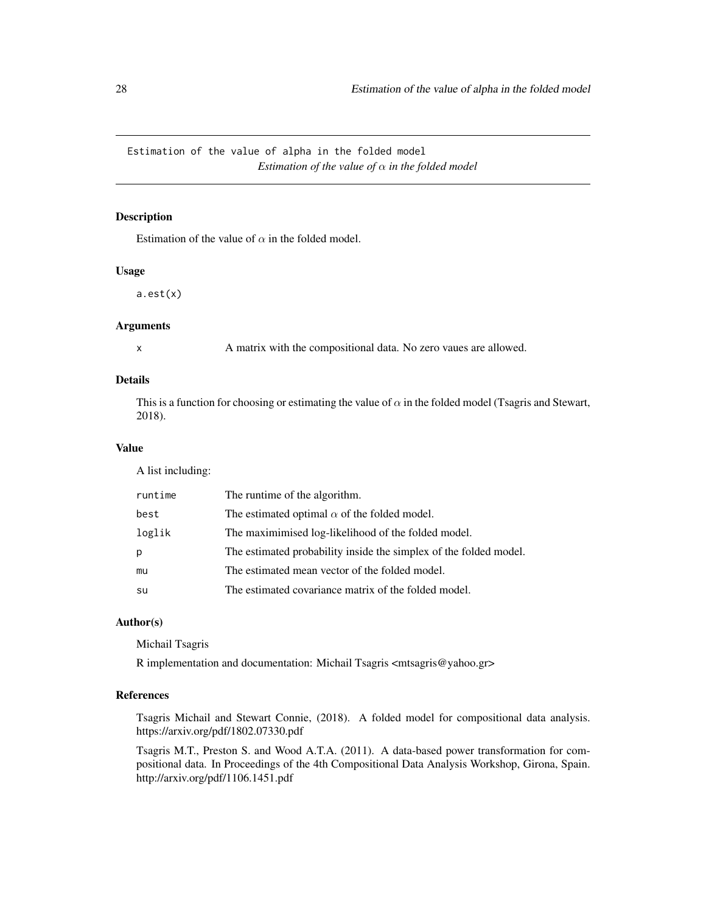Estimation of the value of alpha in the folded model

*Estimation of the value of $\alpha$ in the folded model*

## Description

Estimation of the value of $\alpha$ in the folded model.

## Usage

```
a.est(x)
```

## Arguments

| | |
|---|---|
| x | A matrix with the compositional data. No zero vaues are allowed. |

## Details

This is a function for choosing or estimating the value of $\alpha$ in the folded model (Tsagris and Stewart, 2018).

## Value

A list including:

| | |
|---|---|
| runtime | The runtime of the algorithm. |
| best | The estimated optimal $\alpha$ of the folded model. |
| loglik | The maximimised log-likelihood of the folded model. |
| p | The estimated probability inside the simplex of the folded model. |
| mu | The estimated mean vector of the folded model. |
| su | The estimated covariance matrix of the folded model. |

## Author(s)

Michail Tsagris

R implementation and documentation: Michail Tsagris <mtsagris@yahoo.gr>

## References

Tsagris Michail and Stewart Connie, (2018). A folded model for compositional data analysis. https://arxiv.org/pdf/1802.07330.pdf

Tsagris M.T., Preston S. and Wood A.T.A. (2011). A data-based power transformation for compositional data. In Proceedings of the 4th Compositional Data Analysis Workshop, Girona, Spain. http://arxiv.org/pdf/1106.1451.pdf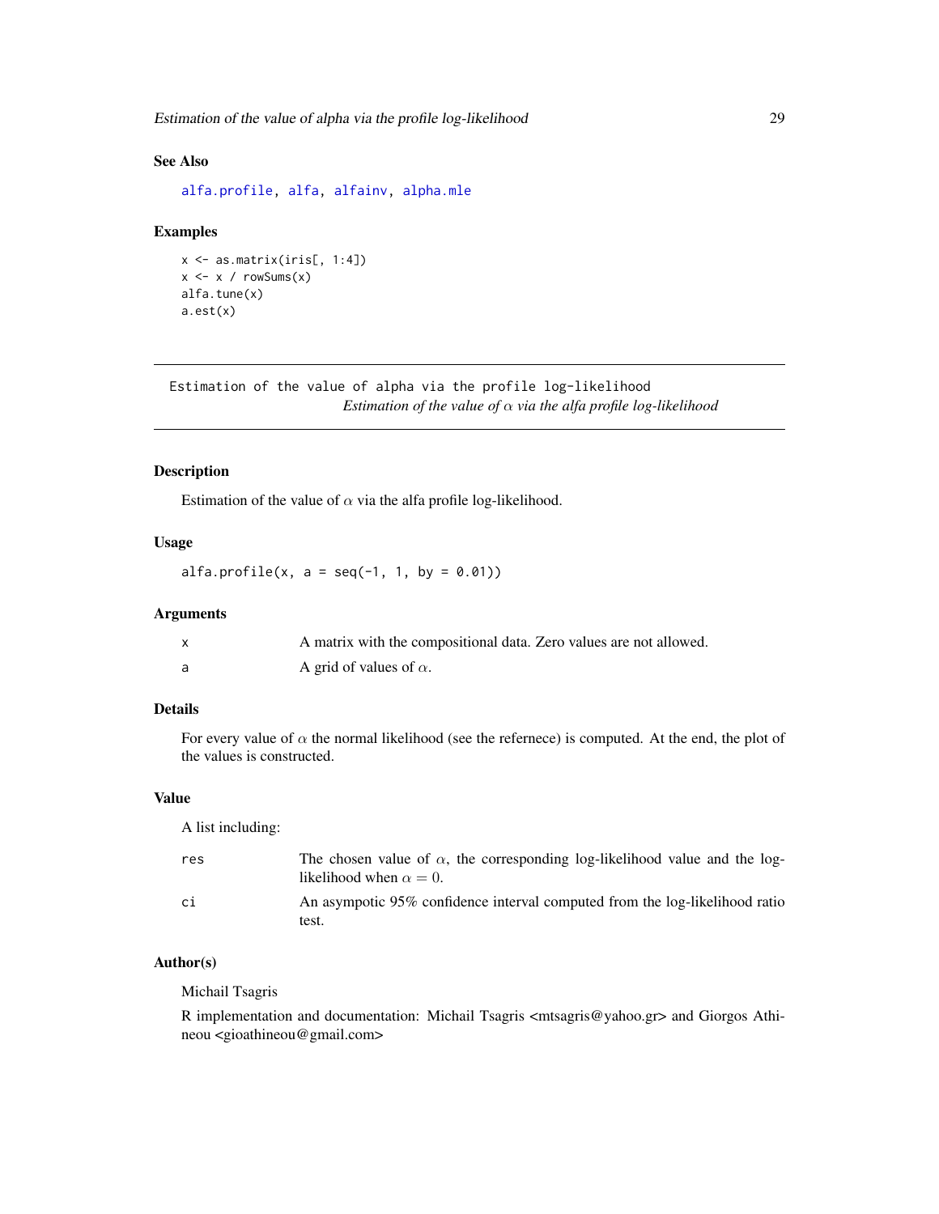### See Also

alfa.profile, alfa, alfainv, alpha.mle

### Examples

```
x <- as.matrix(iris[, 1:4])
x <- x / rowSums(x)
alfa.tune(x)
a.est(x)
```

---

## Estimation of the value of alpha via the profile log-likelihood

*Estimation of the value of $\alpha$ via the alfa profile log-likelihood*

---

### Description

Estimation of the value of $\alpha$ via the alfa profile log-likelihood.

### Usage

```
alfa.profile(x, a = seq(-1, 1, by = 0.01))
```

### Arguments

| | |
|---|---|
| x | A matrix with the compositional data. Zero values are not allowed. |
| a | A grid of values of $\alpha$. |

### Details

For every value of $\alpha$ the normal likelihood (see the refernece) is computed. At the end, the plot of the values is constructed.

### Value

A list including:

| | |
|---|---|
| res | The chosen value of $\alpha$, the corresponding log-likelihood value and the log-likelihood when $\alpha = 0$. |
| ci | An asympotic 95% confidence interval computed from the log-likelihood ratio test. |

### Author(s)

Michail Tsagris

R implementation and documentation: Michail Tsagris <mtsagris@yahoo.gr> and Giorgos Athineou <gioathineou@gmail.com>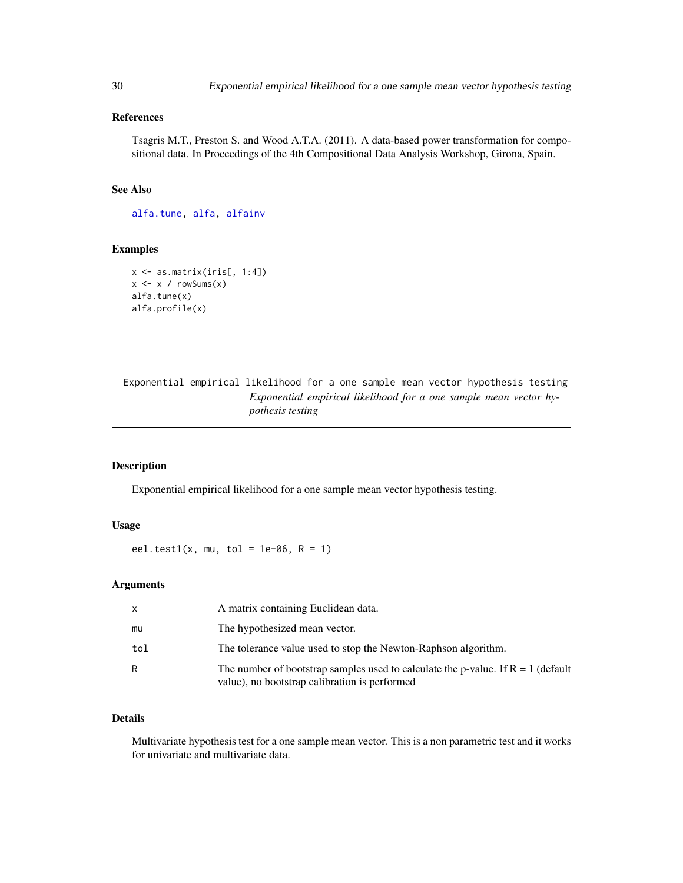### References

Tsagris M.T., Preston S. and Wood A.T.A. (2011). A data-based power transformation for compositional data. In Proceedings of the 4th Compositional Data Analysis Workshop, Girona, Spain.

### See Also

alfa.tune, alfa, alfainv

### Examples

```
x <- as.matrix(iris[, 1:4])
x <- x / rowSums(x)
alfa.tune(x)
alfa.profile(x)
```

---

## Exponential empirical likelihood for a one sample mean vector hypothesis testing

*Exponential empirical likelihood for a one sample mean vector hypothesis testing*

---

### Description

Exponential empirical likelihood for a one sample mean vector hypothesis testing.

### Usage

```
eel.test1(x, mu, tol = 1e-06, R = 1)
```

### Arguments

| | |
|---|---|
| x | A matrix containing Euclidean data. |
| mu | The hypothesized mean vector. |
| tol | The tolerance value used to stop the Newton-Raphson algorithm. |
| R | The number of bootstrap samples used to calculate the p-value. If R = 1 (default value), no bootstrap calibration is performed |

### Details

Multivariate hypothesis test for a one sample mean vector. This is a non parametric test and it works for univariate and multivariate data.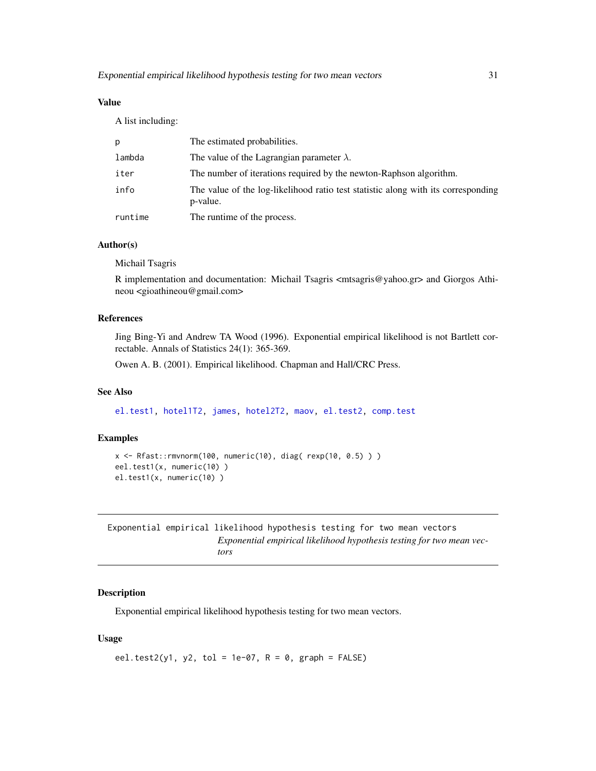### Value

A list including:

| | |
|---|---|
| p | The estimated probabilities. |
| lambda | The value of the Lagrangian parameter $\lambda$. |
| iter | The number of iterations required by the newton-Raphson algorithm. |
| info | The value of the log-likelihood ratio test statistic along with its corresponding p-value. |
| runtime | The runtime of the process. |

### Author(s)

Michail Tsagris

R implementation and documentation: Michail Tsagris <mtsagris@yahoo.gr> and Giorgos Athineou <gioathineou@gmail.com>

### References

Jing Bing-Yi and Andrew TA Wood (1996). Exponential empirical likelihood is not Bartlett correctable. Annals of Statistics 24(1): 365-369.

Owen A. B. (2001). Empirical likelihood. Chapman and Hall/CRC Press.

### See Also

el.test1, hotel1T2, james, hotel2T2, maov, el.test2, comp.test

### Examples

```
x <- Rfast::rmvnorm(100, numeric(10), diag( rexp(10, 0.5) ) )
eel.test1(x, numeric(10) )
el.test1(x, numeric(10) )
```

---

## Exponential empirical likelihood hypothesis testing for two mean vectors

*Exponential empirical likelihood hypothesis testing for two mean vectors*

### Description

Exponential empirical likelihood hypothesis testing for two mean vectors.

### Usage

```
eel.test2(y1, y2, tol = 1e-07, R = 0, graph = FALSE)
```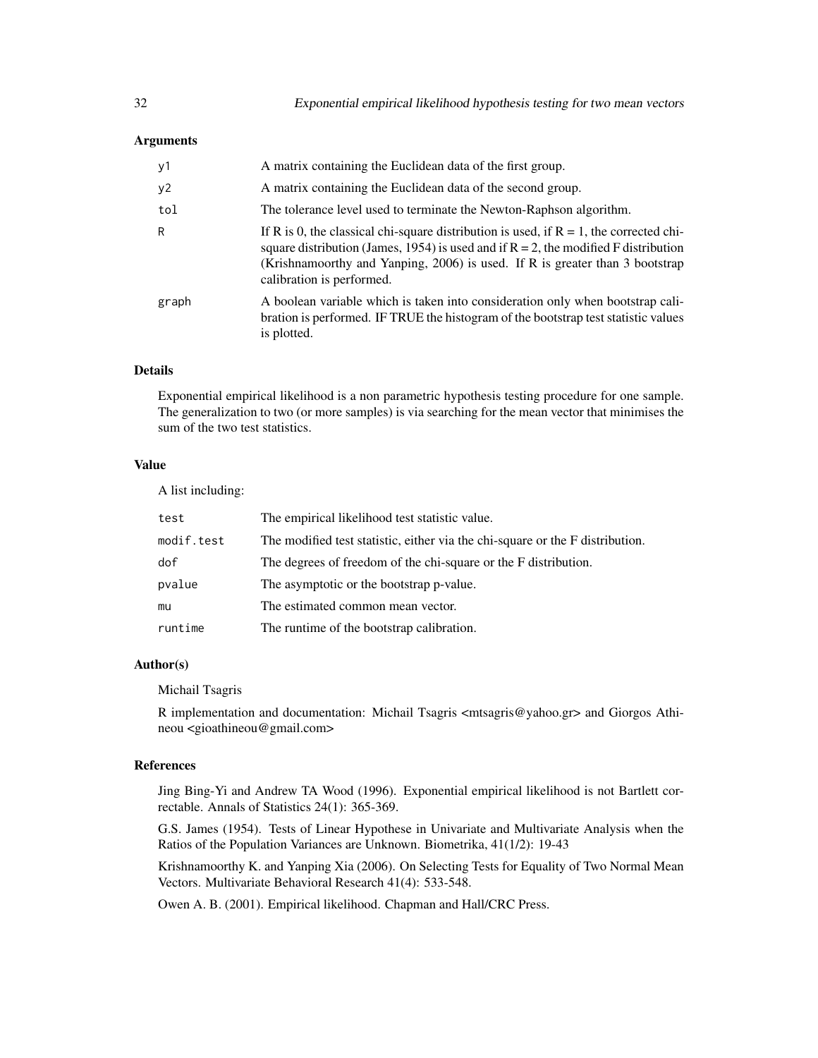### Arguments

| | |
|---|---|
| y1 | A matrix containing the Euclidean data of the first group. |
| y2 | A matrix containing the Euclidean data of the second group. |
| tol | The tolerance level used to terminate the Newton-Raphson algorithm. |
| R | If R is 0, the classical chi-square distribution is used, if R = 1, the corrected chi-square distribution (James, 1954) is used and if R = 2, the modified F distribution (Krishnamoorthy and Yanping, 2006) is used. If R is greater than 3 bootstrap calibration is performed. |
| graph | A boolean variable which is taken into consideration only when bootstrap calibration is performed. IF TRUE the histogram of the bootstrap test statistic values is plotted. |

### Details

Exponential empirical likelihood is a non parametric hypothesis testing procedure for one sample. The generalization to two (or more samples) is via searching for the mean vector that minimises the sum of the two test statistics.

### Value

A list including:

| | |
|---|---|
| test | The empirical likelihood test statistic value. |
| modif.test | The modified test statistic, either via the chi-square or the F distribution. |
| dof | The degrees of freedom of the chi-square or the F distribution. |
| pvalue | The asymptotic or the bootstrap p-value. |
| mu | The estimated common mean vector. |
| runtime | The runtime of the bootstrap calibration. |

### Author(s)

Michail Tsagris

R implementation and documentation: Michail Tsagris <mtsagris@yahoo.gr> and Giorgos Athineou <gioathineou@gmail.com>

### References

Jing Bing-Yi and Andrew TA Wood (1996). Exponential empirical likelihood is not Bartlett correctable. Annals of Statistics 24(1): 365-369.

G.S. James (1954). Tests of Linear Hypothese in Univariate and Multivariate Analysis when the Ratios of the Population Variances are Unknown. Biometrika, 41(1/2): 19-43

Krishnamoorthy K. and Yanping Xia (2006). On Selecting Tests for Equality of Two Normal Mean Vectors. Multivariate Behavioral Research 41(4): 533-548.

Owen A. B. (2001). Empirical likelihood. Chapman and Hall/CRC Press.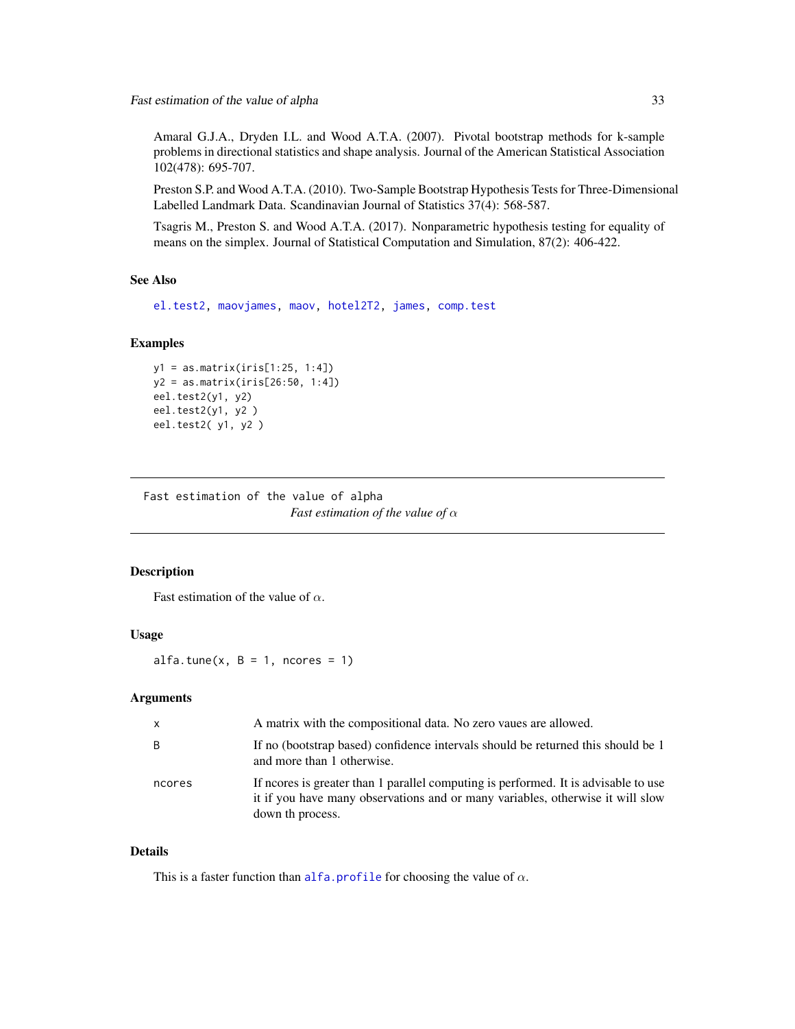Amaral G.J.A., Dryden I.L. and Wood A.T.A. (2007). Pivotal bootstrap methods for k-sample problems in directional statistics and shape analysis. Journal of the American Statistical Association 102(478): 695-707.

Preston S.P. and Wood A.T.A. (2010). Two-Sample Bootstrap Hypothesis Tests for Three-Dimensional Labelled Landmark Data. Scandinavian Journal of Statistics 37(4): 568-587.

Tsagris M., Preston S. and Wood A.T.A. (2017). Nonparametric hypothesis testing for equality of means on the simplex. Journal of Statistical Computation and Simulation, 87(2): 406-422.

### See Also

el.test2, maovjames, maov, hotel2T2, james, comp.test

### Examples

```
y1 = as.matrix(iris[1:25, 1:4])
y2 = as.matrix(iris[26:50, 1:4])
eel.test2(y1, y2)
eel.test2(y1, y2 )
eel.test2( y1, y2 )
```

---

## Fast estimation of the value of alpha

*Fast estimation of the value of $\alpha$*

### Description

Fast estimation of the value of $\alpha$.

### Usage

```
alfa.tune(x, B = 1, ncores = 1)
```

### Arguments

| | |
|---|---|
| x | A matrix with the compositional data. No zero vaues are allowed. |
| B | If no (bootstrap based) confidence intervals should be returned this should be 1 and more than 1 otherwise. |
| ncores | If ncores is greater than 1 parallel computing is performed. It is advisable to use it if you have many observations and or many variables, otherwise it will slow down th process. |

### Details

This is a faster function than alfa.profile for choosing the value of $\alpha$.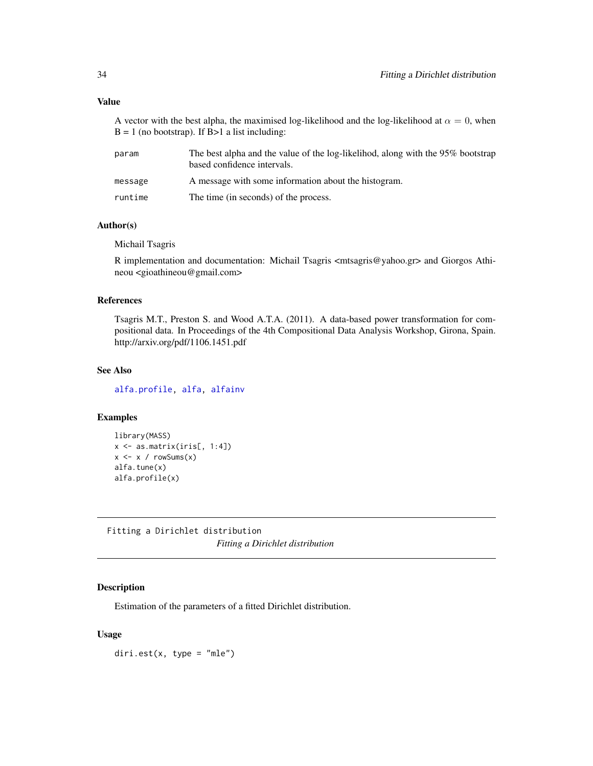### Value

A vector with the best alpha, the maximised log-likelihood and the log-likelihood at $\alpha = 0$, when B = 1 (no bootstrap). If B>1 a list including:

| | |
|---|---|
| param | The best alpha and the value of the log-likelihod, along with the 95% bootstrap based confidence intervals. |
| message | A message with some information about the histogram. |
| runtime | The time (in seconds) of the process. |

### Author(s)

Michail Tsagris

R implementation and documentation: Michail Tsagris <mtsagris@yahoo.gr> and Giorgos Athineou <gioathineou@gmail.com>

### References

Tsagris M.T., Preston S. and Wood A.T.A. (2011). A data-based power transformation for compositional data. In Proceedings of the 4th Compositional Data Analysis Workshop, Girona, Spain. http://arxiv.org/pdf/1106.1451.pdf

### See Also

alfa.profile, alfa, alfainv

### Examples

```
library(MASS)
x <- as.matrix(iris[, 1:4])
x <- x / rowSums(x)
alfa.tune(x)
alfa.profile(x)
```

---

## Fitting a Dirichlet distribution

*Fitting a Dirichlet distribution*

### Description

Estimation of the parameters of a fitted Dirichlet distribution.

### Usage

```
diri.est(x, type = "mle")
```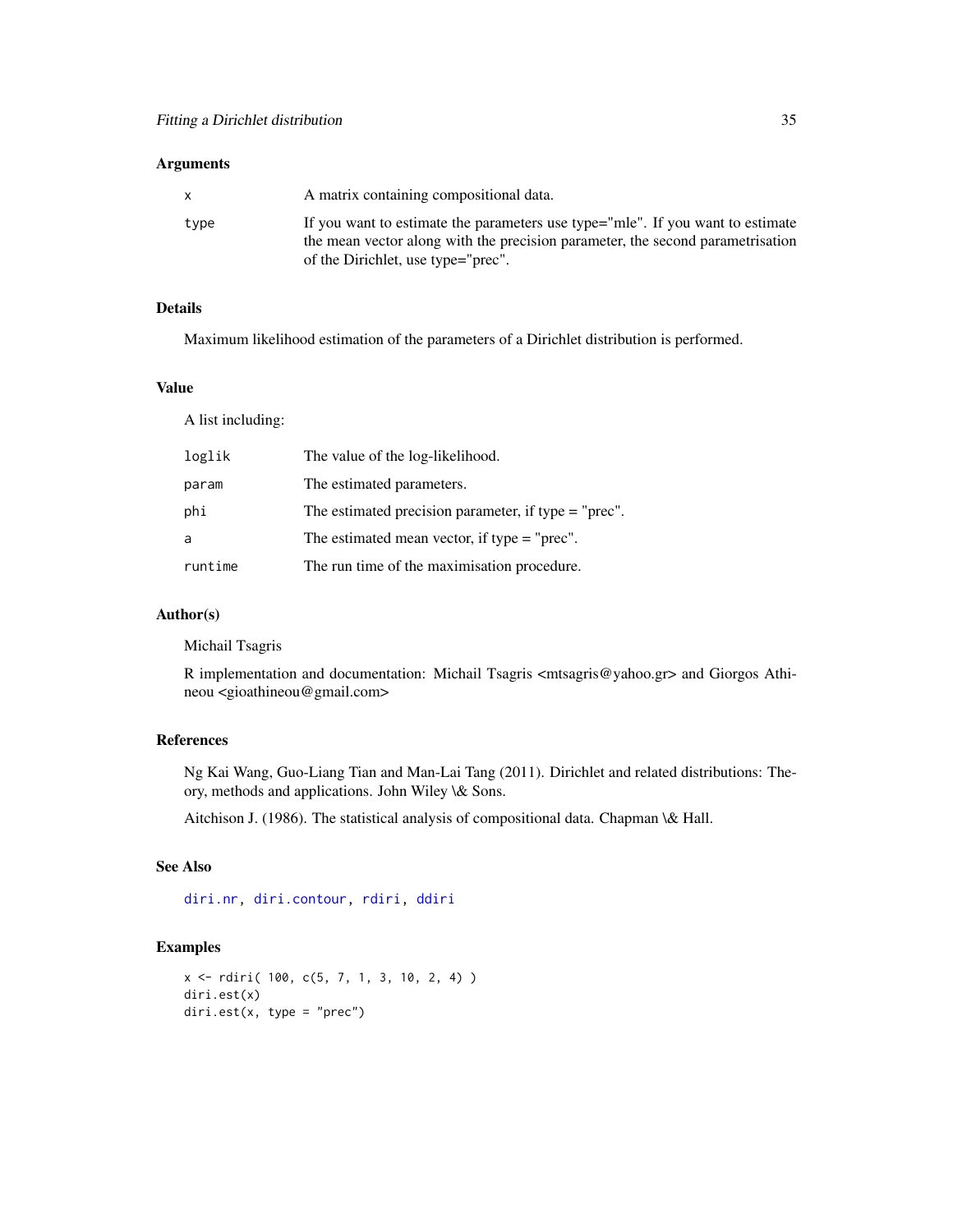### Arguments

| | |
|---|---|
| x | A matrix containing compositional data. |
| type | If you want to estimate the parameters use type="mle". If you want to estimate the mean vector along with the precision parameter, the second parametrisation of the Dirichlet, use type="prec". |

### Details

Maximum likelihood estimation of the parameters of a Dirichlet distribution is performed.

### Value

A list including:

| | |
|---|---|
| loglik | The value of the log-likelihood. |
| param | The estimated parameters. |
| phi | The estimated precision parameter, if type = "prec". |
| a | The estimated mean vector, if type = "prec". |
| runtime | The run time of the maximisation procedure. |

### Author(s)

Michail Tsagris

R implementation and documentation: Michail Tsagris <mtsagris@yahoo.gr> and Giorgos Athineou <gioathineou@gmail.com>

### References

Ng Kai Wang, Guo-Liang Tian and Man-Lai Tang (2011). Dirichlet and related distributions: Theory, methods and applications. John Wiley \& Sons.

Aitchison J. (1986). The statistical analysis of compositional data. Chapman \& Hall.

### See Also

diri.nr, diri.contour, rdiri, ddiri

### Examples

```
x <- rdiri( 100, c(5, 7, 1, 3, 10, 2, 4) )
diri.est(x)
diri.est(x, type = "prec")
```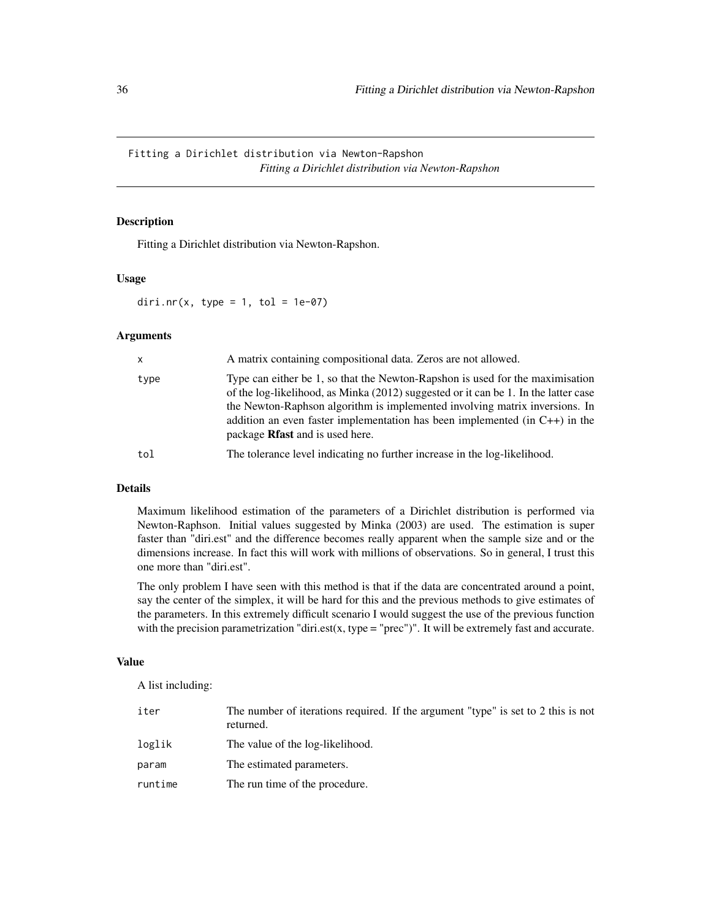## Fitting a Dirichlet distribution via Newton-Rapshon

*Fitting a Dirichlet distribution via Newton-Rapshon*

### Description

Fitting a Dirichlet distribution via Newton-Rapshon.

### Usage

```
diri.nr(x, type = 1, tol = 1e-07)
```

### Arguments

| | |
|---|---|
| x | A matrix containing compositional data. Zeros are not allowed. |
| type | Type can either be 1, so that the Newton-Rapshon is used for the maximisation of the log-likelihood, as Minka (2012) suggested or it can be 1. In the latter case the Newton-Raphson algorithm is implemented involving matrix inversions. In addition an even faster implementation has been implemented (in C++) in the package **Rfast** and is used here. |
| tol | The tolerance level indicating no further increase in the log-likelihood. |

### Details

Maximum likelihood estimation of the parameters of a Dirichlet distribution is performed via Newton-Raphson. Initial values suggested by Minka (2003) are used. The estimation is super faster than "diri.est" and the difference becomes really apparent when the sample size and or the dimensions increase. In fact this will work with millions of observations. So in general, I trust this one more than "diri.est".

The only problem I have seen with this method is that if the data are concentrated around a point, say the center of the simplex, it will be hard for this and the previous methods to give estimates of the parameters. In this extremely difficult scenario I would suggest the use of the previous function with the precision parametrization "diri.est(x, type = "prec")". It will be extremely fast and accurate.

### Value

A list including:

| | |
|---|---|
| iter | The number of iterations required. If the argument "type" is set to 2 this is not returned. |
| loglik | The value of the log-likelihood. |
| param | The estimated parameters. |
| runtime | The run time of the procedure. |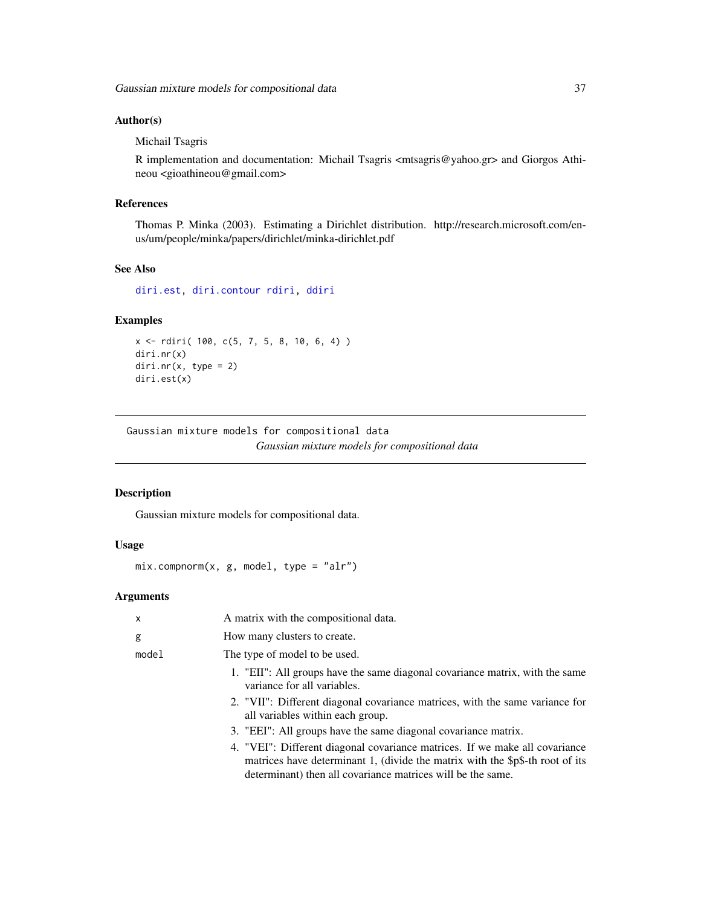### Author(s)

Michail Tsagris

R implementation and documentation: Michail Tsagris <mtsagris@yahoo.gr> and Giorgos Athineou <gioathineou@gmail.com>

### References

Thomas P. Minka (2003). Estimating a Dirichlet distribution. http://research.microsoft.com/en-us/um/people/minka/papers/dirichlet/minka-dirichlet.pdf

### See Also

diri.est, diri.contour rdiri, ddiri

### Examples

```
x <- rdiri( 100, c(5, 7, 5, 8, 10, 6, 4) )
diri.nr(x)
diri.nr(x, type = 2)
diri.est(x)
```

---

## Gaussian mixture models for compositional data

*Gaussian mixture models for compositional data*

### Description

Gaussian mixture models for compositional data.

### Usage

```
mix.compnorm(x, g, model, type = "alr")
```

### Arguments

| | |
|---|---|
| x | A matrix with the compositional data. |
| g | How many clusters to create. |
| model | The type of model to be used. |

1. "EII": All groups have the same diagonal covariance matrix, with the same variance for all variables.
2. "VII": Different diagonal covariance matrices, with the same variance for all variables within each group.
3. "EEI": All groups have the same diagonal covariance matrix.
4. "VEI": Different diagonal covariance matrices. If we make all covariance matrices have determinant 1, (divide the matrix with the $p$-th root of its determinant) then all covariance matrices will be the same.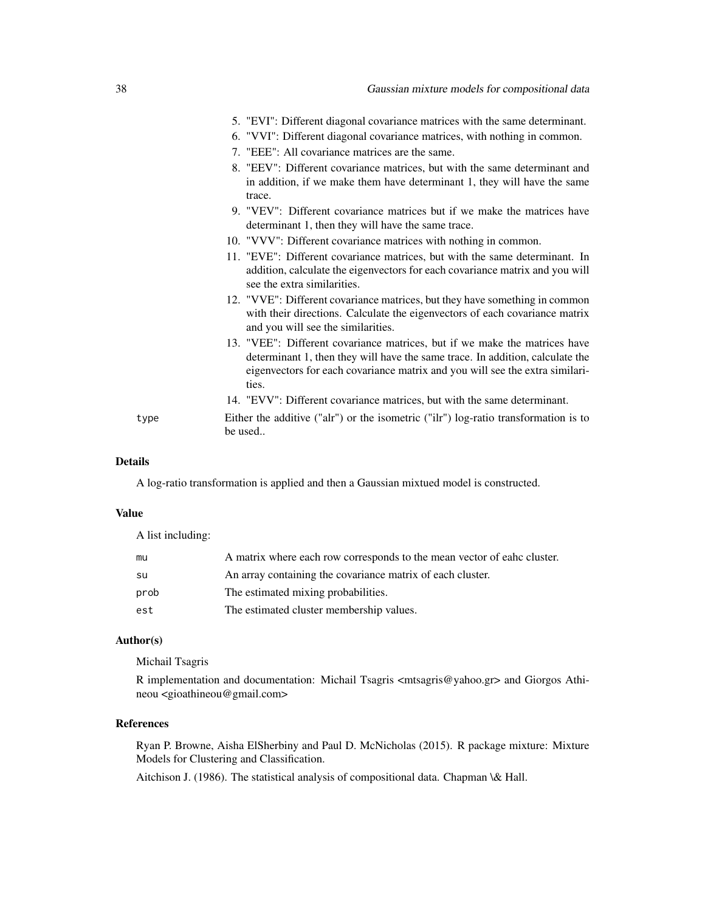5. "EVI": Different diagonal covariance matrices with the same determinant.
6. "VVI": Different diagonal covariance matrices, with nothing in common.
7. "EEE": All covariance matrices are the same.
8. "EEV": Different covariance matrices, but with the same determinant and in addition, if we make them have determinant 1, they will have the same trace.
9. "VEV": Different covariance matrices but if we make the matrices have determinant 1, then they will have the same trace.
10. "VVV": Different covariance matrices with nothing in common.
11. "EVE": Different covariance matrices, but with the same determinant. In addition, calculate the eigenvectors for each covariance matrix and you will see the extra similarities.
12. "VVE": Different covariance matrices, but they have something in common with their directions. Calculate the eigenvectors of each covariance matrix and you will see the similarities.
13. "VEE": Different covariance matrices, but if we make the matrices have determinant 1, then they will have the same trace. In addition, calculate the eigenvectors for each covariance matrix and you will see the extra similarities.
14. "EVV": Different covariance matrices, but with the same determinant.

`type` Either the additive ("alr") or the isometric ("ilr") log-ratio transformation is to be used..

### Details

A log-ratio transformation is applied and then a Gaussian mixtued model is constructed.

### Value

A list including:

| | |
|---|---|
| `mu` | A matrix where each row corresponds to the mean vector of eahc cluster. |
| `su` | An array containing the covariance matrix of each cluster. |
| `prob` | The estimated mixing probabilities. |
| `est` | The estimated cluster membership values. |

### Author(s)

Michail Tsagris

R implementation and documentation: Michail Tsagris <mtsagris@yahoo.gr> and Giorgos Athineou <gioathineou@gmail.com>

### References

Ryan P. Browne, Aisha ElSherbiny and Paul D. McNicholas (2015). R package mixture: Mixture Models for Clustering and Classification.

Aitchison J. (1986). The statistical analysis of compositional data. Chapman \& Hall.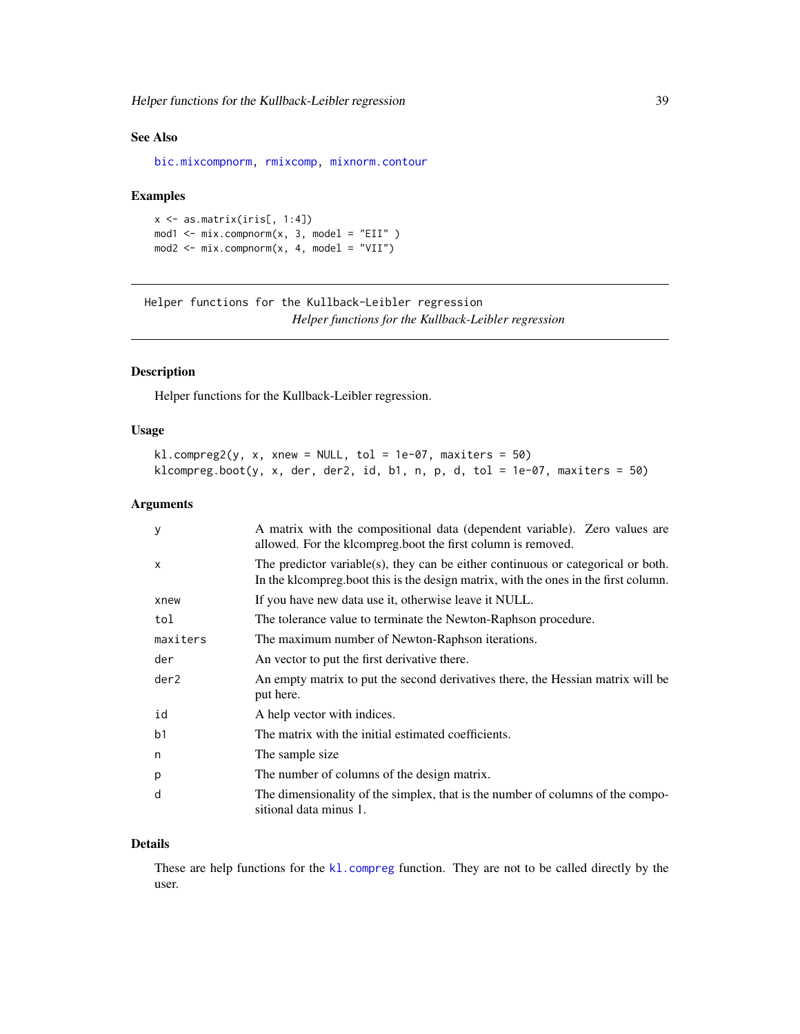### See Also

bic.mixcompnorm, rmixcomp, mixnorm.contour

### Examples

```
x <- as.matrix(iris[, 1:4])
mod1 <- mix.compnorm(x, 3, model = "EII" )
mod2 <- mix.compnorm(x, 4, model = "VII")
```

---

## Helper functions for the Kullback-Leibler regression

*Helper functions for the Kullback-Leibler regression*

---

### Description

Helper functions for the Kullback-Leibler regression.

### Usage

```
kl.compreg2(y, x, xnew = NULL, tol = 1e-07, maxiters = 50)
klcompreg.boot(y, x, der, der2, id, b1, n, p, d, tol = 1e-07, maxiters = 50)
```

### Arguments

| | |
|---|---|
| y | A matrix with the compositional data (dependent variable). Zero values are allowed. For the klcompreg.boot the first column is removed. |
| x | The predictor variable(s), they can be either continuous or categorical or both. In the klcompreg.boot this is the design matrix, with the ones in the first column. |
| xnew | If you have new data use it, otherwise leave it NULL. |
| tol | The tolerance value to terminate the Newton-Raphson procedure. |
| maxiters | The maximum number of Newton-Raphson iterations. |
| der | An vector to put the first derivative there. |
| der2 | An empty matrix to put the second derivatives there, the Hessian matrix will be put here. |
| id | A help vector with indices. |
| b1 | The matrix with the initial estimated coefficients. |
| n | The sample size |
| p | The number of columns of the design matrix. |
| d | The dimensionality of the simplex, that is the number of columns of the compositional data minus 1. |

### Details

These are help functions for the kl.compreg function. They are not to be called directly by the user.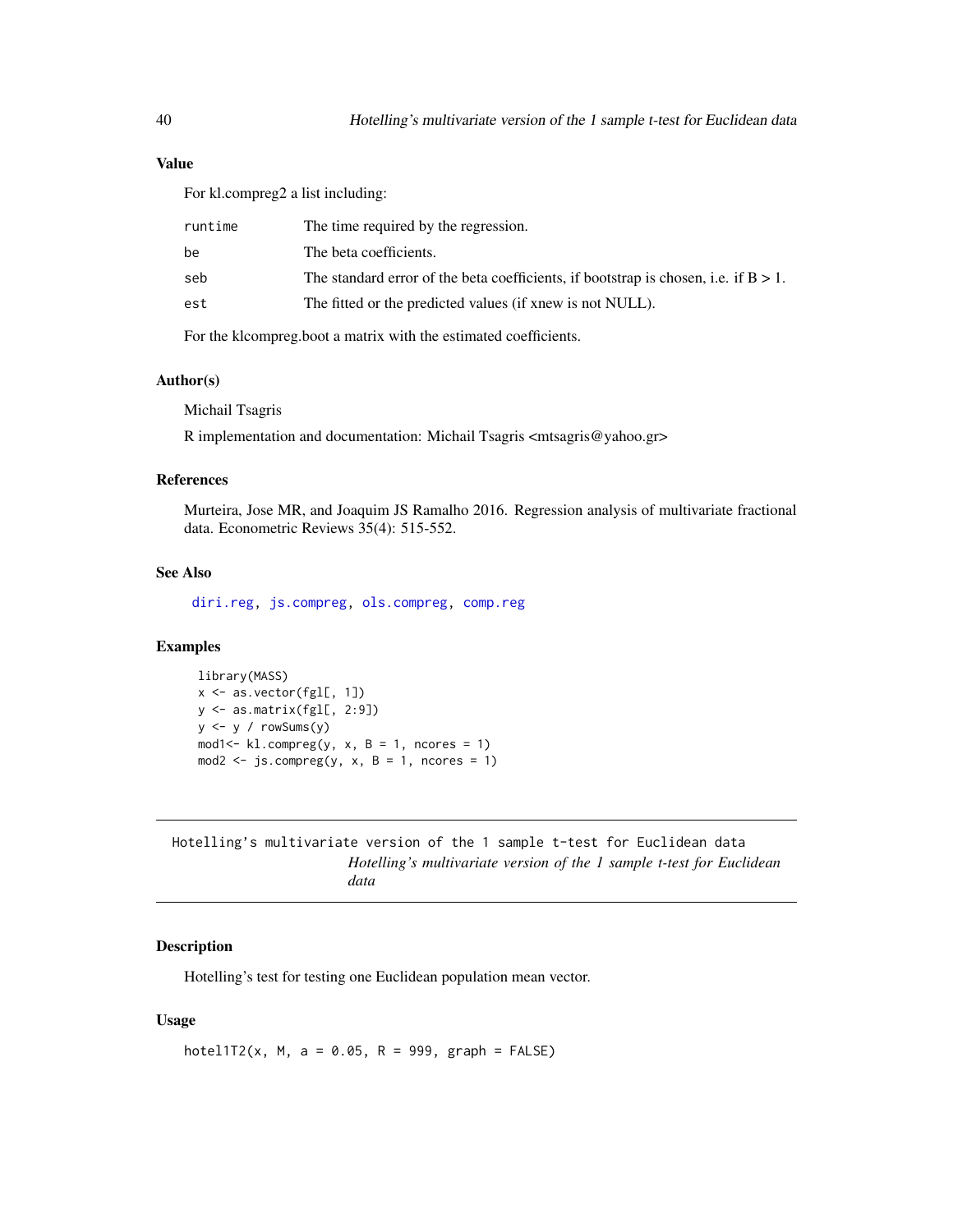### Value

For kl.compreg2 a list including:

| | |
|---|---|
| runtime | The time required by the regression. |
| be | The beta coefficients. |
| seb | The standard error of the beta coefficients, if bootstrap is chosen, i.e. if B > 1. |
| est | The fitted or the predicted values (if xnew is not NULL). |

For the klcompreg.boot a matrix with the estimated coefficients.

### Author(s)

Michail Tsagris

R implementation and documentation: Michail Tsagris <mtsagris@yahoo.gr>

### References

Murteira, Jose MR, and Joaquim JS Ramalho 2016. Regression analysis of multivariate fractional data. Econometric Reviews 35(4): 515-552.

### See Also

diri.reg, js.compreg, ols.compreg, comp.reg

### Examples

```
library(MASS)
x <- as.vector(fgl[, 1])
y <- as.matrix(fgl[, 2:9])
y <- y / rowSums(y)
mod1<- kl.compreg(y, x, B = 1, ncores = 1)
mod2 <- js.compreg(y, x, B = 1, ncores = 1)
```

---

## Hotelling's multivariate version of the 1 sample t-test for Euclidean data

*Hotelling's multivariate version of the 1 sample t-test for Euclidean data*

---

### Description

Hotelling's test for testing one Euclidean population mean vector.

### Usage

```
hotel1T2(x, M, a = 0.05, R = 999, graph = FALSE)
```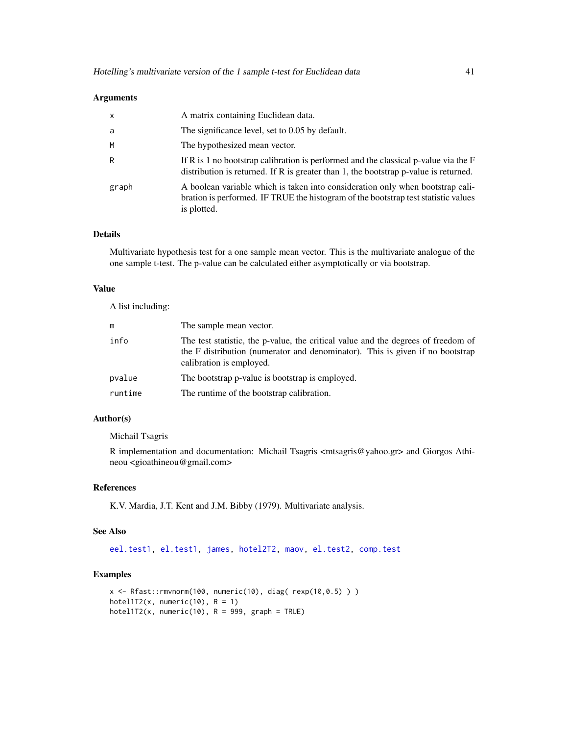## Arguments

| | |
|---|---|
| x | A matrix containing Euclidean data. |
| a | The significance level, set to 0.05 by default. |
| M | The hypothesized mean vector. |
| R | If R is 1 no bootstrap calibration is performed and the classical p-value via the F distribution is returned. If R is greater than 1, the bootstrap p-value is returned. |
| graph | A boolean variable which is taken into consideration only when bootstrap calibration is performed. IF TRUE the histogram of the bootstrap test statistic values is plotted. |

## Details

Multivariate hypothesis test for a one sample mean vector. This is the multivariate analogue of the one sample t-test. The p-value can be calculated either asymptotically or via bootstrap.

## Value

A list including:

| | |
|---|---|
| m | The sample mean vector. |
| info | The test statistic, the p-value, the critical value and the degrees of freedom of the F distribution (numerator and denominator). This is given if no bootstrap calibration is employed. |
| pvalue | The bootstrap p-value is bootstrap is employed. |
| runtime | The runtime of the bootstrap calibration. |

## Author(s)

Michail Tsagris

R implementation and documentation: Michail Tsagris <mtsagris@yahoo.gr> and Giorgos Athineou <gioathineou@gmail.com>

## References

K.V. Mardia, J.T. Kent and J.M. Bibby (1979). Multivariate analysis.

## See Also

eel.test1, el.test1, james, hotel2T2, maov, el.test2, comp.test

## Examples

```
x <- Rfast::rmvnorm(100, numeric(10), diag( rexp(10,0.5) ) )
hotel1T2(x, numeric(10), R = 1)
hotel1T2(x, numeric(10), R = 999, graph = TRUE)
```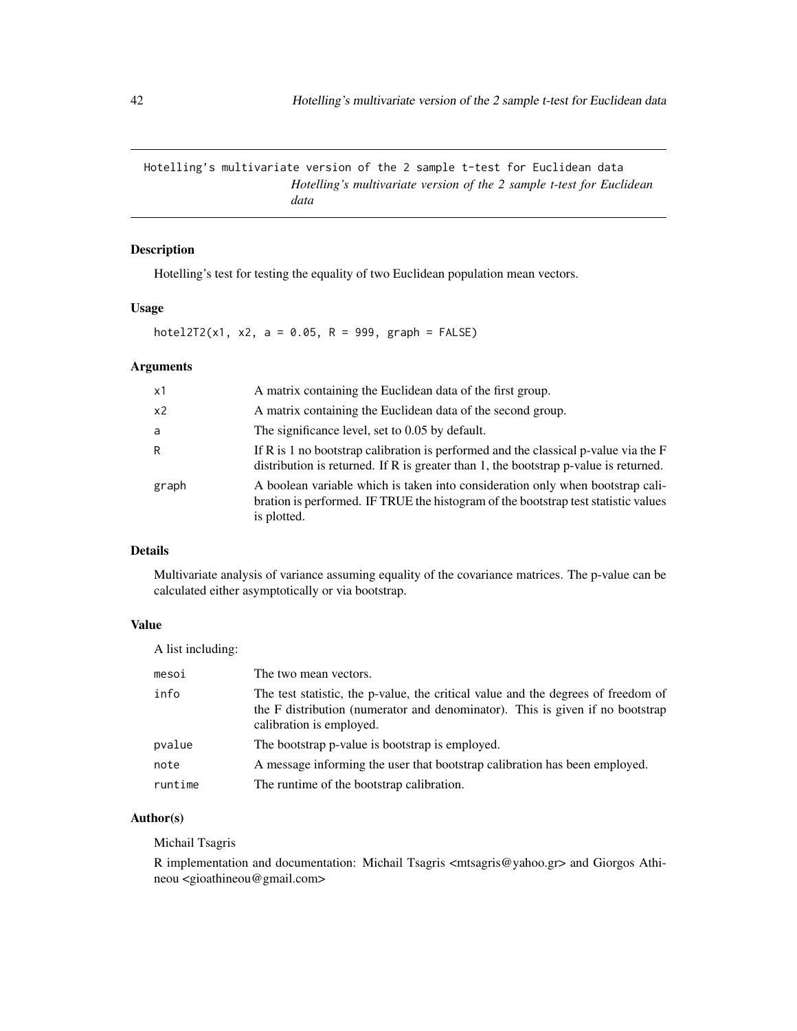## Hotelling's multivariate version of the 2 sample t-test for Euclidean data

*Hotelling's multivariate version of the 2 sample t-test for Euclidean data*

### Description

Hotelling's test for testing the equality of two Euclidean population mean vectors.

### Usage

```
hotel2T2(x1, x2, a = 0.05, R = 999, graph = FALSE)
```

### Arguments

| | |
|---|---|
| x1 | A matrix containing the Euclidean data of the first group. |
| x2 | A matrix containing the Euclidean data of the second group. |
| a | The significance level, set to 0.05 by default. |
| R | If R is 1 no bootstrap calibration is performed and the classical p-value via the F distribution is returned. If R is greater than 1, the bootstrap p-value is returned. |
| graph | A boolean variable which is taken into consideration only when bootstrap calibration is performed. IF TRUE the histogram of the bootstrap test statistic values is plotted. |

### Details

Multivariate analysis of variance assuming equality of the covariance matrices. The p-value can be calculated either asymptotically or via bootstrap.

### Value

A list including:

| | |
|---|---|
| mesoi | The two mean vectors. |
| info | The test statistic, the p-value, the critical value and the degrees of freedom of the F distribution (numerator and denominator). This is given if no bootstrap calibration is employed. |
| pvalue | The bootstrap p-value is bootstrap is employed. |
| note | A message informing the user that bootstrap calibration has been employed. |
| runtime | The runtime of the bootstrap calibration. |

### Author(s)

Michail Tsagris

R implementation and documentation: Michail Tsagris <mtsagris@yahoo.gr> and Giorgos Athineou <gioathineou@gmail.com>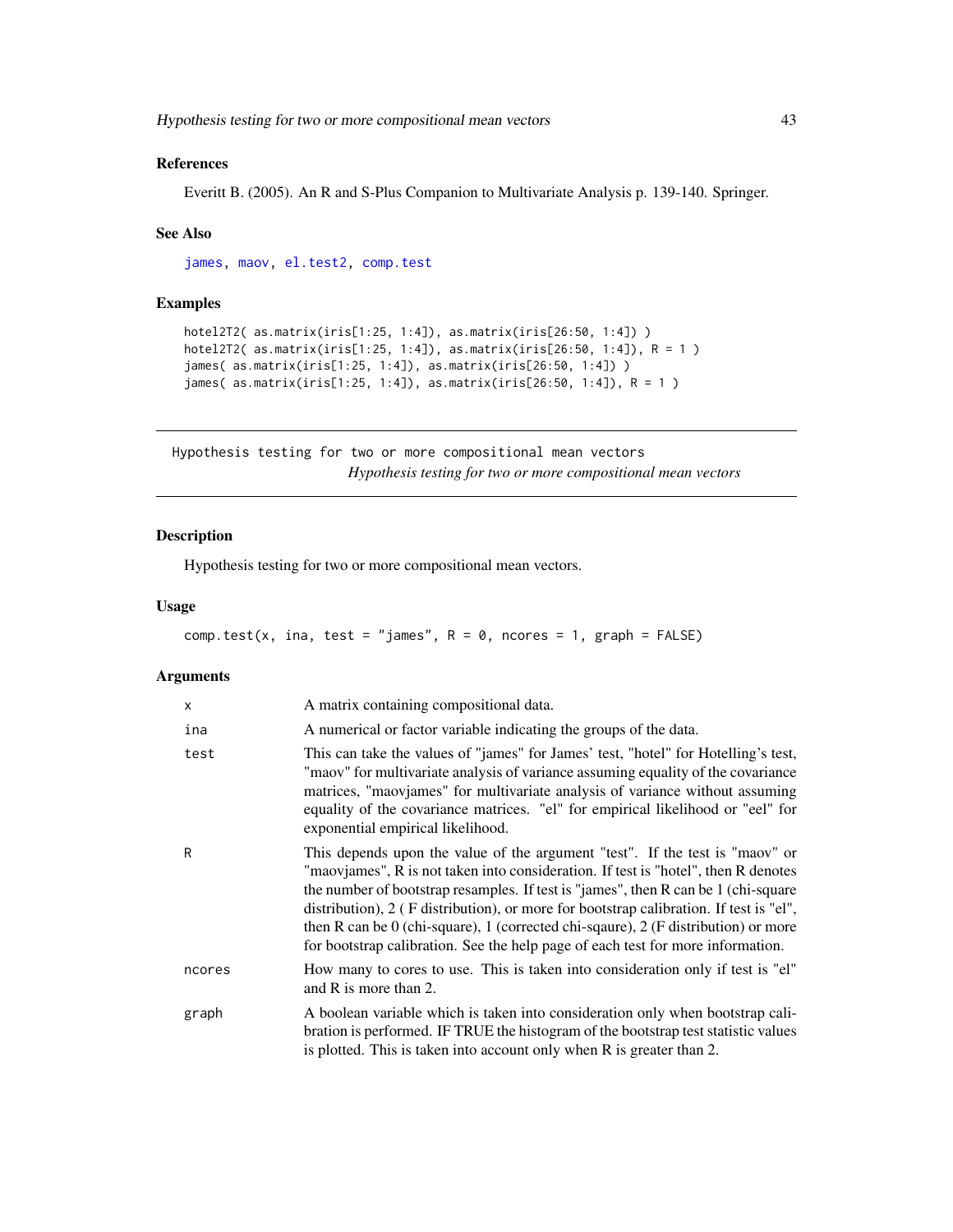## References

Everitt B. (2005). An R and S-Plus Companion to Multivariate Analysis p. 139-140. Springer.

## See Also

james, maov, el.test2, comp.test

## Examples

```
hotel2T2( as.matrix(iris[1:25, 1:4]), as.matrix(iris[26:50, 1:4]) )
hotel2T2( as.matrix(iris[1:25, 1:4]), as.matrix(iris[26:50, 1:4]), R = 1 )
james( as.matrix(iris[1:25, 1:4]), as.matrix(iris[26:50, 1:4]) )
james( as.matrix(iris[1:25, 1:4]), as.matrix(iris[26:50, 1:4]), R = 1 )
```

---

# Hypothesis testing for two or more compositional mean vectors

*Hypothesis testing for two or more compositional mean vectors*

## Description

Hypothesis testing for two or more compositional mean vectors.

## Usage

```
comp.test(x, ina, test = "james", R = 0, ncores = 1, graph = FALSE)
```

## Arguments

| | |
|---|---|
| x | A matrix containing compositional data. |
| ina | A numerical or factor variable indicating the groups of the data. |
| test | This can take the values of "james" for James' test, "hotel" for Hotelling's test, "maov" for multivariate analysis of variance assuming equality of the covariance matrices, "maovjames" for multivariate analysis of variance without assuming equality of the covariance matrices. "el" for empirical likelihood or "eel" for exponential empirical likelihood. |
| R | This depends upon the value of the argument "test". If the test is "maov" or "maovjames", R is not taken into consideration. If test is "hotel", then R denotes the number of bootstrap resamples. If test is "james", then R can be 1 (chi-square distribution), 2 ( F distribution), or more for bootstrap calibration. If test is "el", then R can be 0 (chi-square), 1 (corrected chi-sqaure), 2 (F distribution) or more for bootstrap calibration. See the help page of each test for more information. |
| ncores | How many to cores to use. This is taken into consideration only if test is "el" and R is more than 2. |
| graph | A boolean variable which is taken into consideration only when bootstrap calibration is performed. IF TRUE the histogram of the bootstrap test statistic values is plotted. This is taken into account only when R is greater than 2. |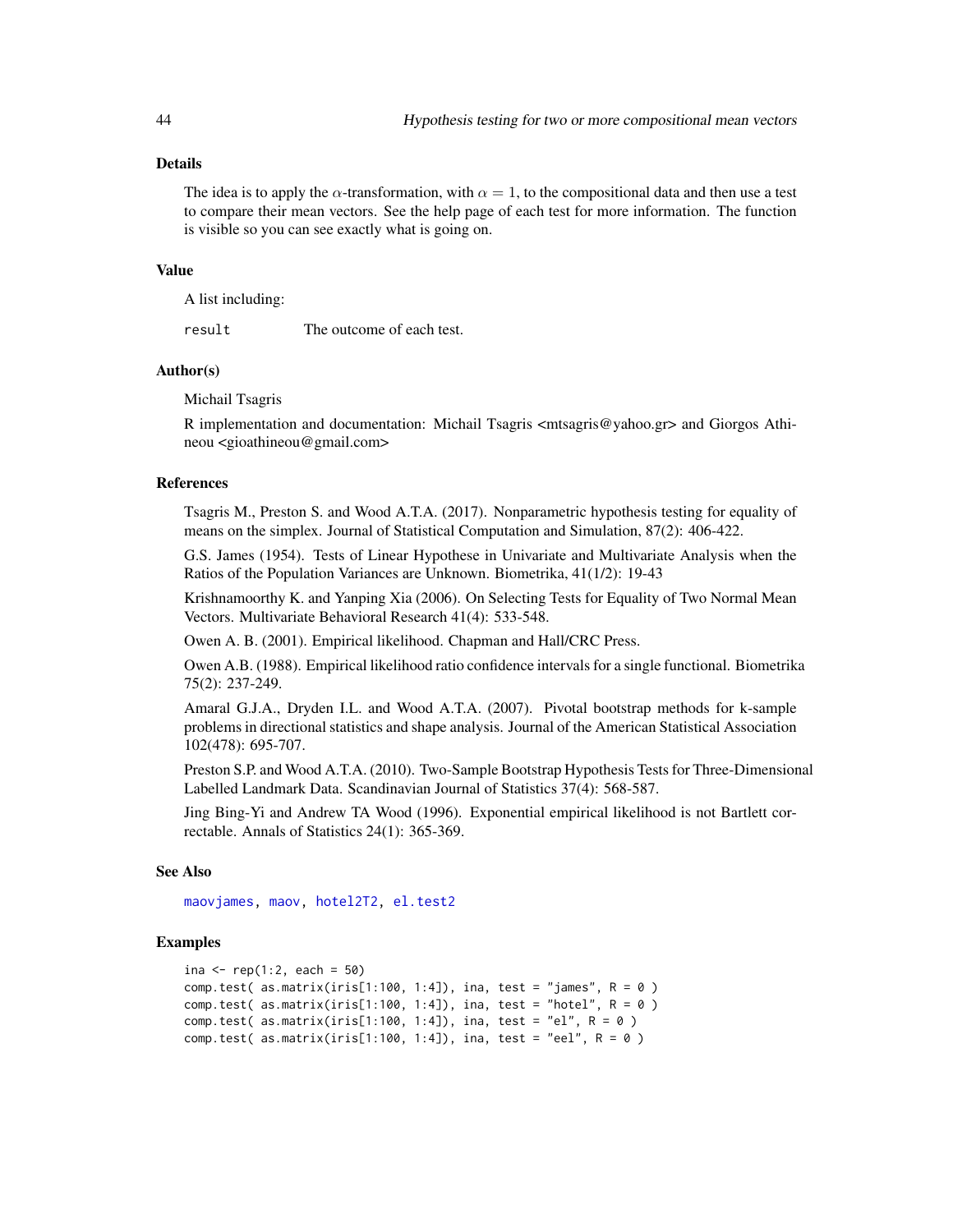### Details

The idea is to apply the $\alpha$-transformation, with $\alpha = 1$, to the compositional data and then use a test to compare their mean vectors. See the help page of each test for more information. The function is visible so you can see exactly what is going on.

### Value

A list including:

`result` The outcome of each test.

### Author(s)

Michail Tsagris

R implementation and documentation: Michail Tsagris <mtsagris@yahoo.gr> and Giorgos Athineou <gioathineou@gmail.com>

### References

Tsagris M., Preston S. and Wood A.T.A. (2017). Nonparametric hypothesis testing for equality of means on the simplex. Journal of Statistical Computation and Simulation, 87(2): 406-422.

G.S. James (1954). Tests of Linear Hypothese in Univariate and Multivariate Analysis when the Ratios of the Population Variances are Unknown. Biometrika, 41(1/2): 19-43

Krishnamoorthy K. and Yanping Xia (2006). On Selecting Tests for Equality of Two Normal Mean Vectors. Multivariate Behavioral Research 41(4): 533-548.

Owen A. B. (2001). Empirical likelihood. Chapman and Hall/CRC Press.

Owen A.B. (1988). Empirical likelihood ratio confidence intervals for a single functional. Biometrika 75(2): 237-249.

Amaral G.J.A., Dryden I.L. and Wood A.T.A. (2007). Pivotal bootstrap methods for k-sample problems in directional statistics and shape analysis. Journal of the American Statistical Association 102(478): 695-707.

Preston S.P. and Wood A.T.A. (2010). Two-Sample Bootstrap Hypothesis Tests for Three-Dimensional Labelled Landmark Data. Scandinavian Journal of Statistics 37(4): 568-587.

Jing Bing-Yi and Andrew TA Wood (1996). Exponential empirical likelihood is not Bartlett correctable. Annals of Statistics 24(1): 365-369.

### See Also

`maovjames`, `maov`, `hotel2T2`, `el.test2`

### Examples

```
ina <- rep(1:2, each = 50)
comp.test( as.matrix(iris[1:100, 1:4]), ina, test = "james", R = 0 )
comp.test( as.matrix(iris[1:100, 1:4]), ina, test = "hotel", R = 0 )
comp.test( as.matrix(iris[1:100, 1:4]), ina, test = "el", R = 0 )
comp.test( as.matrix(iris[1:100, 1:4]), ina, test = "eel", R = 0 )
```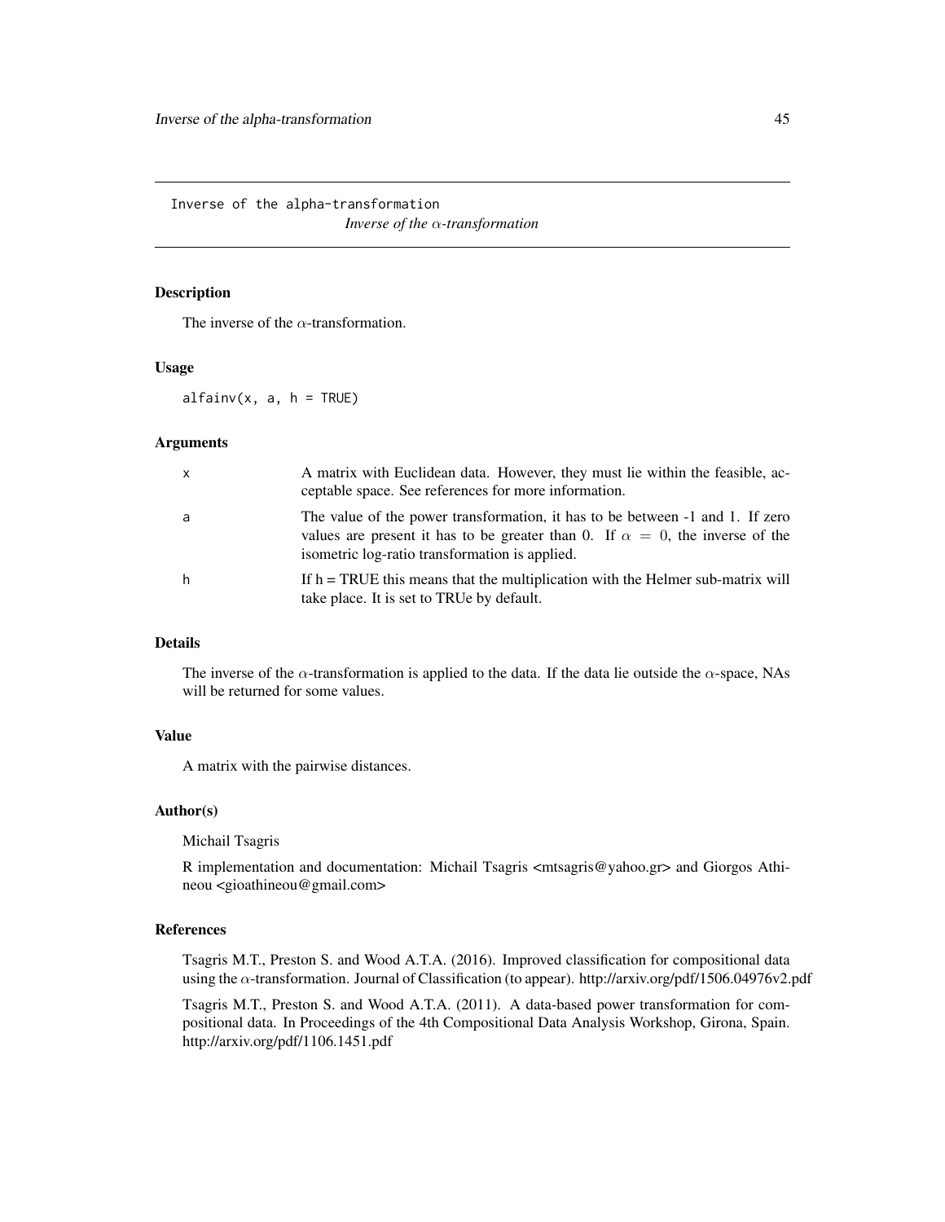# Inverse of the alpha-transformation

*Inverse of the $\alpha$-transformation*

## Description

The inverse of the $\alpha$-transformation.

## Usage

```
alfainv(x, a, h = TRUE)
```

## Arguments

| | |
|---|---|
| x | A matrix with Euclidean data. However, they must lie within the feasible, acceptable space. See references for more information. |
| a | The value of the power transformation, it has to be between -1 and 1. If zero values are present it has to be greater than 0. If $\alpha = 0$, the inverse of the isometric log-ratio transformation is applied. |
| h | If h = TRUE this means that the multiplication with the Helmer sub-matrix will take place. It is set to TRUe by default. |

## Details

The inverse of the $\alpha$-transformation is applied to the data. If the data lie outside the $\alpha$-space, NAs will be returned for some values.

## Value

A matrix with the pairwise distances.

## Author(s)

Michail Tsagris

R implementation and documentation: Michail Tsagris <mtsagris@yahoo.gr> and Giorgos Athineou <gioathineou@gmail.com>

## References

Tsagris M.T., Preston S. and Wood A.T.A. (2016). Improved classification for compositional data using the $\alpha$-transformation. Journal of Classification (to appear). http://arxiv.org/pdf/1506.04976v2.pdf

Tsagris M.T., Preston S. and Wood A.T.A. (2011). A data-based power transformation for compositional data. In Proceedings of the 4th Compositional Data Analysis Workshop, Girona, Spain. http://arxiv.org/pdf/1106.1451.pdf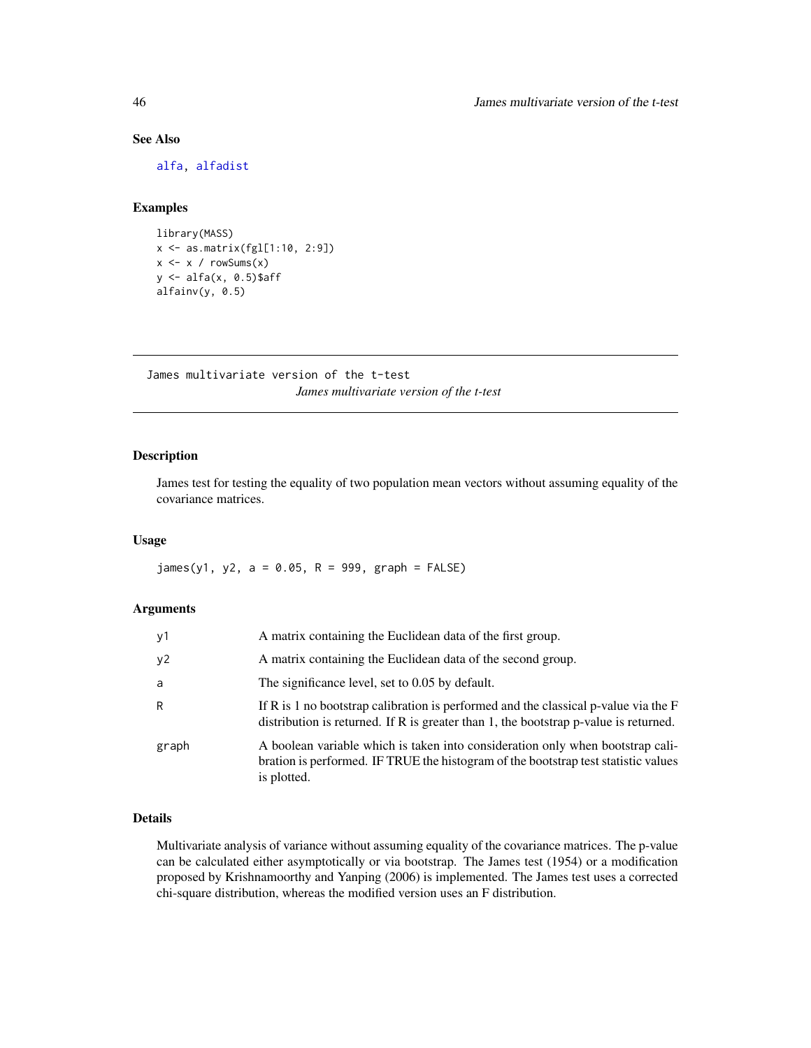### See Also

alfa, alfadist

### Examples

```
library(MASS)
x <- as.matrix(fgl[1:10, 2:9])
x <- x / rowSums(x)
y <- alfa(x, 0.5)$aff
alfainv(y, 0.5)
```

---

## James multivariate version of the t-test

*James multivariate version of the t-test*

---

### Description

James test for testing the equality of two population mean vectors without assuming equality of the covariance matrices.

### Usage

```
james(y1, y2, a = 0.05, R = 999, graph = FALSE)
```

### Arguments

| | |
|---|---|
| y1 | A matrix containing the Euclidean data of the first group. |
| y2 | A matrix containing the Euclidean data of the second group. |
| a | The significance level, set to 0.05 by default. |
| R | If R is 1 no bootstrap calibration is performed and the classical p-value via the F distribution is returned. If R is greater than 1, the bootstrap p-value is returned. |
| graph | A boolean variable which is taken into consideration only when bootstrap calibration is performed. IF TRUE the histogram of the bootstrap test statistic values is plotted. |

### Details

Multivariate analysis of variance without assuming equality of the covariance matrices. The p-value can be calculated either asymptotically or via bootstrap. The James test (1954) or a modification proposed by Krishnamoorthy and Yanping (2006) is implemented. The James test uses a corrected chi-square distribution, whereas the modified version uses an F distribution.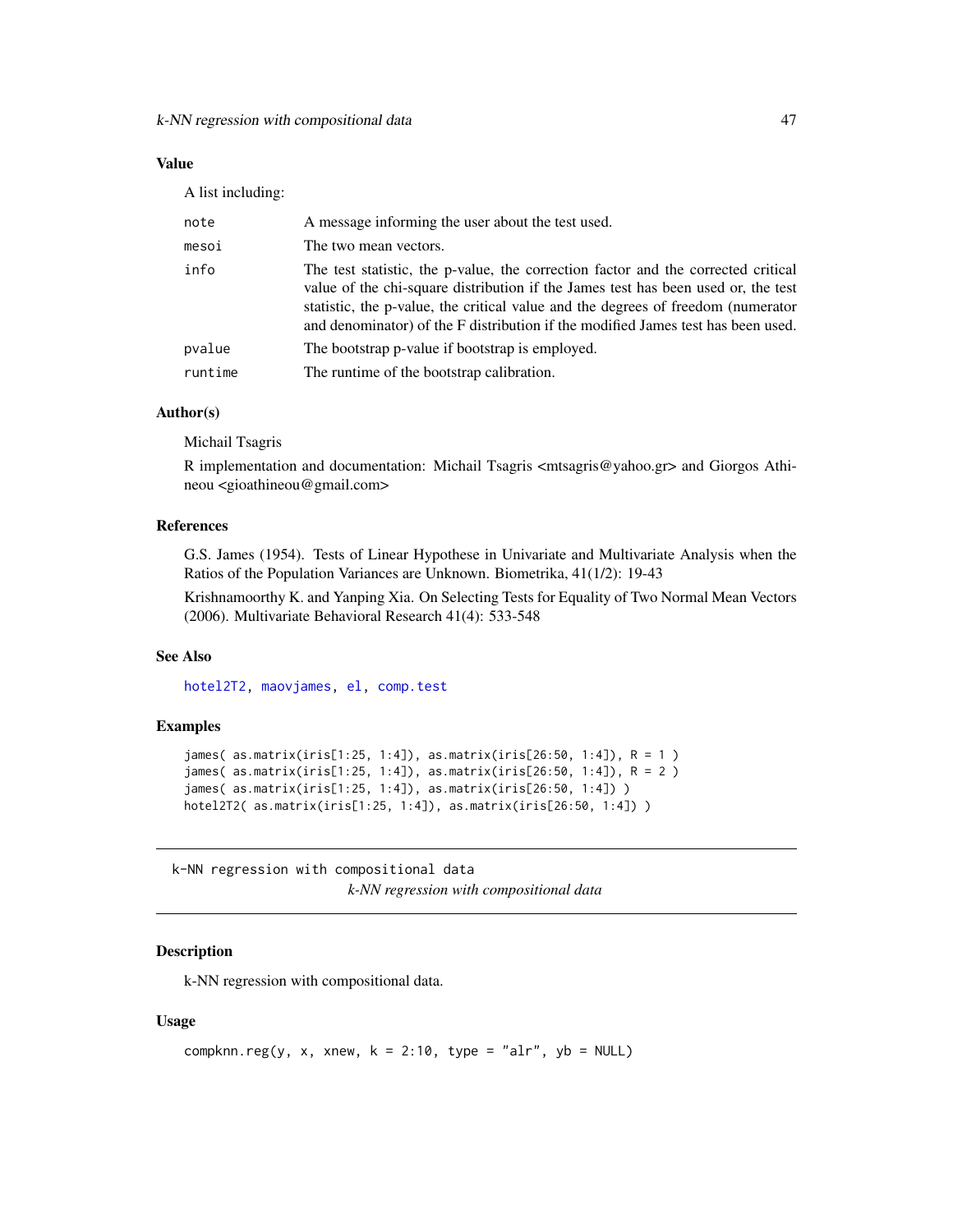## Value

A list including:

| | |
|---|---|
| note | A message informing the user about the test used. |
| mesoi | The two mean vectors. |
| info | The test statistic, the p-value, the correction factor and the corrected critical value of the chi-square distribution if the James test has been used or, the test statistic, the p-value, the critical value and the degrees of freedom (numerator and denominator) of the F distribution if the modified James test has been used. |
| pvalue | The bootstrap p-value if bootstrap is employed. |
| runtime | The runtime of the bootstrap calibration. |

## Author(s)

Michail Tsagris

R implementation and documentation: Michail Tsagris <mtsagris@yahoo.gr> and Giorgos Athineou <gioathineou@gmail.com>

## References

G.S. James (1954). Tests of Linear Hypothese in Univariate and Multivariate Analysis when the Ratios of the Population Variances are Unknown. Biometrika, 41(1/2): 19-43

Krishnamoorthy K. and Yanping Xia. On Selecting Tests for Equality of Two Normal Mean Vectors (2006). Multivariate Behavioral Research 41(4): 533-548

## See Also

hotel2T2, maovjames, el, comp.test

## Examples

```
james( as.matrix(iris[1:25, 1:4]), as.matrix(iris[26:50, 1:4]), R = 1 )
james( as.matrix(iris[1:25, 1:4]), as.matrix(iris[26:50, 1:4]), R = 2 )
james( as.matrix(iris[1:25, 1:4]), as.matrix(iris[26:50, 1:4]) )
hotel2T2( as.matrix(iris[1:25, 1:4]), as.matrix(iris[26:50, 1:4]) )
```

---

# k-NN regression with compositional data

*k-NN regression with compositional data*

## Description

k-NN regression with compositional data.

## Usage

```
compknn.reg(y, x, xnew, k = 2:10, type = "alr", yb = NULL)
```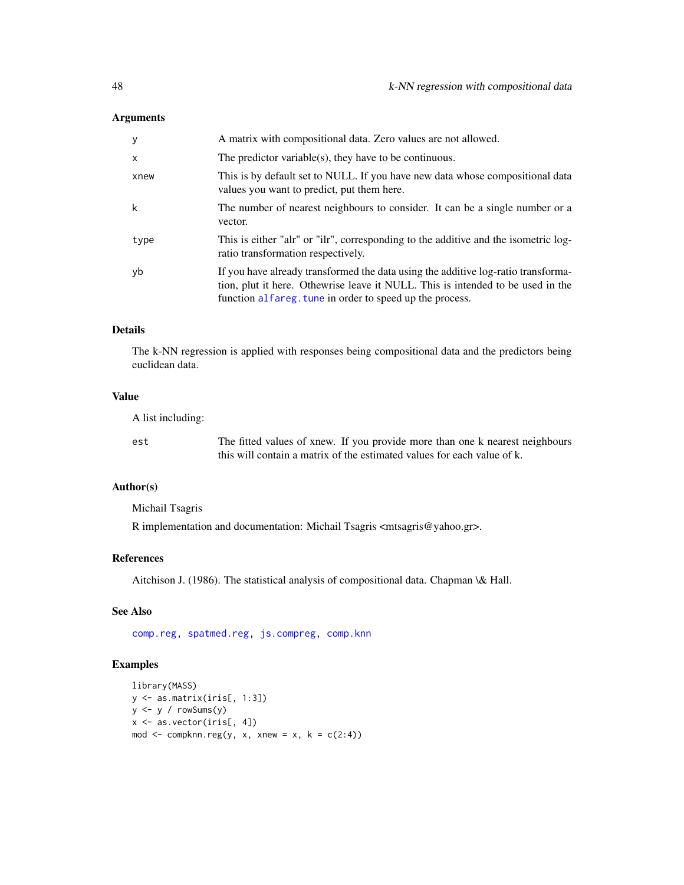## Arguments

| | |
|---|---|
| y | A matrix with compositional data. Zero values are not allowed. |
| x | The predictor variable(s), they have to be continuous. |
| xnew | This is by default set to NULL. If you have new data whose compositional data values you want to predict, put them here. |
| k | The number of nearest neighbours to consider. It can be a single number or a vector. |
| type | This is either "alr" or "ilr", corresponding to the additive and the isometric log-ratio transformation respectively. |
| yb | If you have already transformed the data using the additive log-ratio transformation, plut it here. Othewrise leave it NULL. This is intended to be used in the function alfareg.tune in order to speed up the process. |

## Details

The k-NN regression is applied with responses being compositional data and the predictors being euclidean data.

## Value

A list including:

| | |
|---|---|
| est | The fitted values of xnew. If you provide more than one k nearest neighbours this will contain a matrix of the estimated values for each value of k. |

## Author(s)

Michail Tsagris

R implementation and documentation: Michail Tsagris <mtsagris@yahoo.gr>.

## References

Aitchison J. (1986). The statistical analysis of compositional data. Chapman \& Hall.

## See Also

comp.reg, spatmed.reg, js.compreg, comp.knn

## Examples

```
library(MASS)
y <- as.matrix(iris[, 1:3])
y <- y / rowSums(y)
x <- as.vector(iris[, 4])
mod <- compknn.reg(y, x, xnew = x, k = c(2:4))
```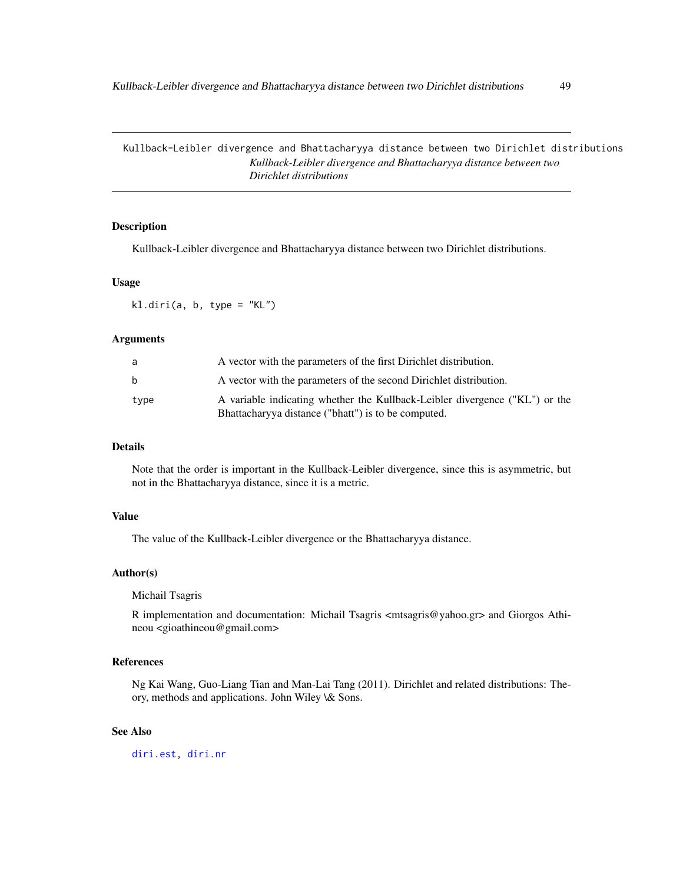# Kullback-Leibler divergence and Bhattacharyya distance between two Dirichlet distributions

*Kullback-Leibler divergence and Bhattacharyya distance between two Dirichlet distributions*

## Description

Kullback-Leibler divergence and Bhattacharyya distance between two Dirichlet distributions.

## Usage

```
kl.diri(a, b, type = "KL")
```

## Arguments

| | |
|---|---|
| a | A vector with the parameters of the first Dirichlet distribution. |
| b | A vector with the parameters of the second Dirichlet distribution. |
| type | A variable indicating whether the Kullback-Leibler divergence ("KL") or the Bhattacharyya distance ("bhatt") is to be computed. |

## Details

Note that the order is important in the Kullback-Leibler divergence, since this is asymmetric, but not in the Bhattacharyya distance, since it is a metric.

## Value

The value of the Kullback-Leibler divergence or the Bhattacharyya distance.

## Author(s)

Michail Tsagris

R implementation and documentation: Michail Tsagris <mtsagris@yahoo.gr> and Giorgos Athineou <gioathineou@gmail.com>

## References

Ng Kai Wang, Guo-Liang Tian and Man-Lai Tang (2011). Dirichlet and related distributions: Theory, methods and applications. John Wiley \& Sons.

## See Also

diri.est, diri.nr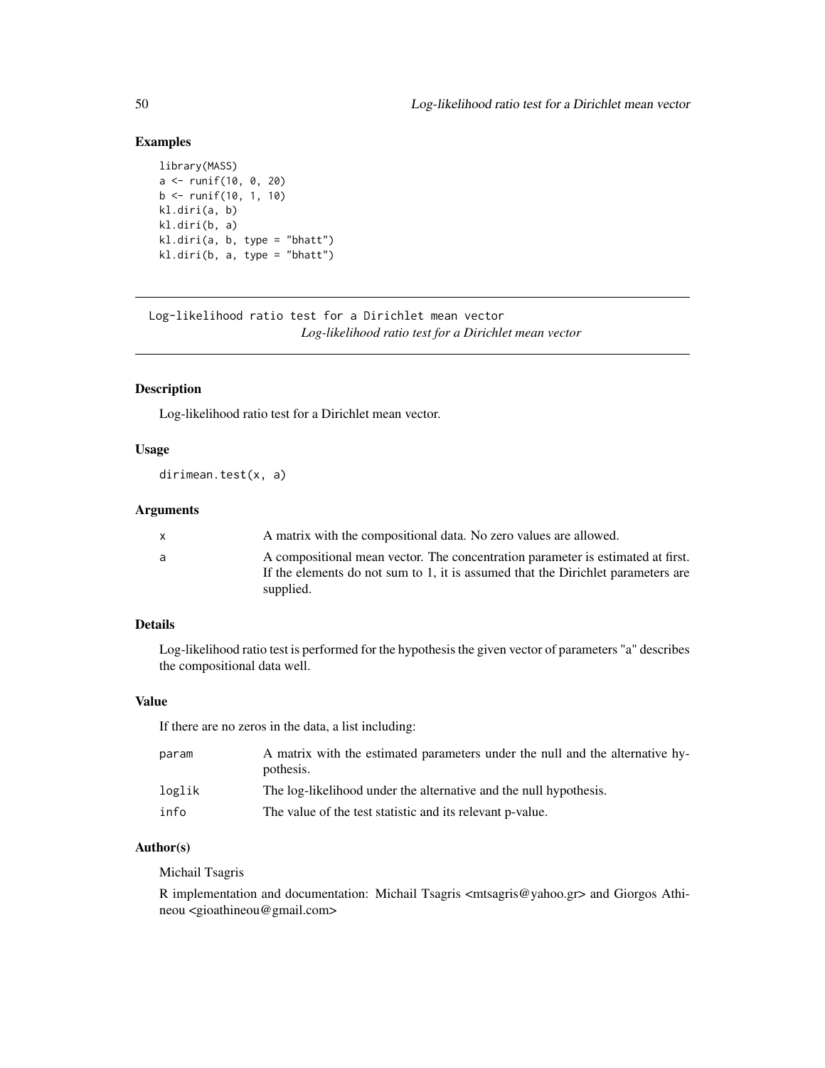### Examples

```
library(MASS)
a <- runif(10, 0, 20)
b <- runif(10, 1, 10)
kl.diri(a, b)
kl.diri(b, a)
kl.diri(a, b, type = "bhatt")
kl.diri(b, a, type = "bhatt")
```

---

## Log-likelihood ratio test for a Dirichlet mean vector

*Log-likelihood ratio test for a Dirichlet mean vector*

---

### Description

Log-likelihood ratio test for a Dirichlet mean vector.

### Usage

```
dirimean.test(x, a)
```

### Arguments

| | |
|---|---|
| x | A matrix with the compositional data. No zero values are allowed. |
| a | A compositional mean vector. The concentration parameter is estimated at first. If the elements do not sum to 1, it is assumed that the Dirichlet parameters are supplied. |

### Details

Log-likelihood ratio test is performed for the hypothesis the given vector of parameters "a" describes the compositional data well.

### Value

If there are no zeros in the data, a list including:

| | |
|---|---|
| param | A matrix with the estimated parameters under the null and the alternative hypothesis. |
| loglik | The log-likelihood under the alternative and the null hypothesis. |
| info | The value of the test statistic and its relevant p-value. |

### Author(s)

Michail Tsagris

R implementation and documentation: Michail Tsagris <mtsagris@yahoo.gr> and Giorgos Athineou <gioathineou@gmail.com>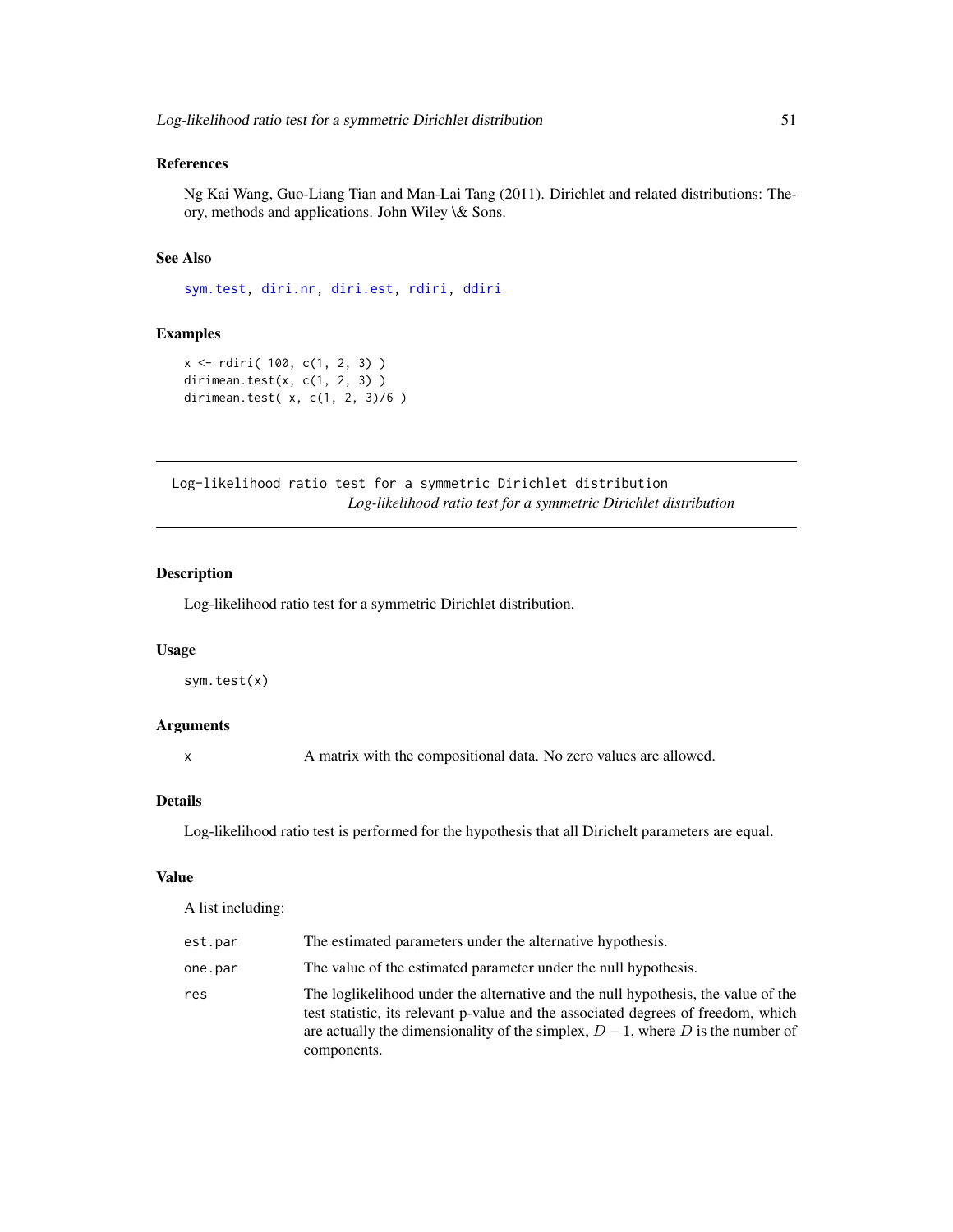## References

Ng Kai Wang, Guo-Liang Tian and Man-Lai Tang (2011). Dirichlet and related distributions: Theory, methods and applications. John Wiley \& Sons.

## See Also

sym.test, diri.nr, diri.est, rdiri, ddiri

## Examples

```
x <- rdiri( 100, c(1, 2, 3) )
dirimean.test(x, c(1, 2, 3) )
dirimean.test( x, c(1, 2, 3)/6 )
```

---

# Log-likelihood ratio test for a symmetric Dirichlet distribution

*Log-likelihood ratio test for a symmetric Dirichlet distribution*

---

## Description

Log-likelihood ratio test for a symmetric Dirichlet distribution.

## Usage

```
sym.test(x)
```

## Arguments

| | |
|---|---|
| x | A matrix with the compositional data. No zero values are allowed. |

## Details

Log-likelihood ratio test is performed for the hypothesis that all Dirichelt parameters are equal.

## Value

A list including:

| | |
|---|---|
| est.par | The estimated parameters under the alternative hypothesis. |
| one.par | The value of the estimated parameter under the null hypothesis. |
| res | The loglikelihood under the alternative and the null hypothesis, the value of the test statistic, its relevant p-value and the associated degrees of freedom, which are actually the dimensionality of the simplex, $D-1$, where $D$ is the number of components. |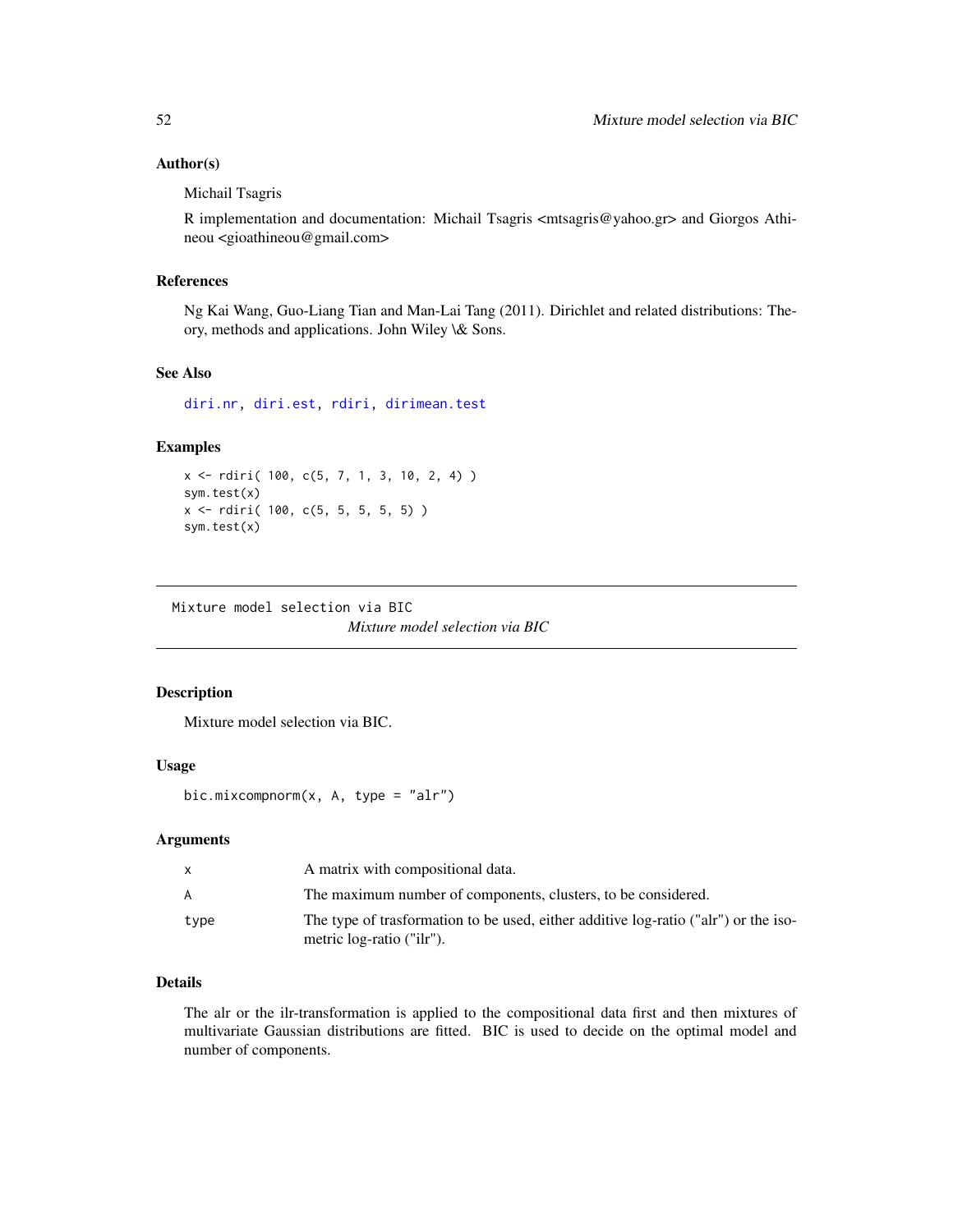### Author(s)

Michail Tsagris

R implementation and documentation: Michail Tsagris <mtsagris@yahoo.gr> and Giorgos Athineou <gioathineou@gmail.com>

### References

Ng Kai Wang, Guo-Liang Tian and Man-Lai Tang (2011). Dirichlet and related distributions: Theory, methods and applications. John Wiley \& Sons.

### See Also

diri.nr, diri.est, rdiri, dirimean.test

### Examples

```
x <- rdiri( 100, c(5, 7, 1, 3, 10, 2, 4) )
sym.test(x)
x <- rdiri( 100, c(5, 5, 5, 5, 5) )
sym.test(x)
```

---

## Mixture model selection via BIC

*Mixture model selection via BIC*

### Description

Mixture model selection via BIC.

### Usage

```
bic.mixcompnorm(x, A, type = "alr")
```

### Arguments

| | |
|---|---|
| x | A matrix with compositional data. |
| A | The maximum number of components, clusters, to be considered. |
| type | The type of trasformation to be used, either additive log-ratio ("alr") or the isometric log-ratio ("ilr"). |

### Details

The alr or the ilr-transformation is applied to the compositional data first and then mixtures of multivariate Gaussian distributions are fitted. BIC is used to decide on the optimal model and number of components.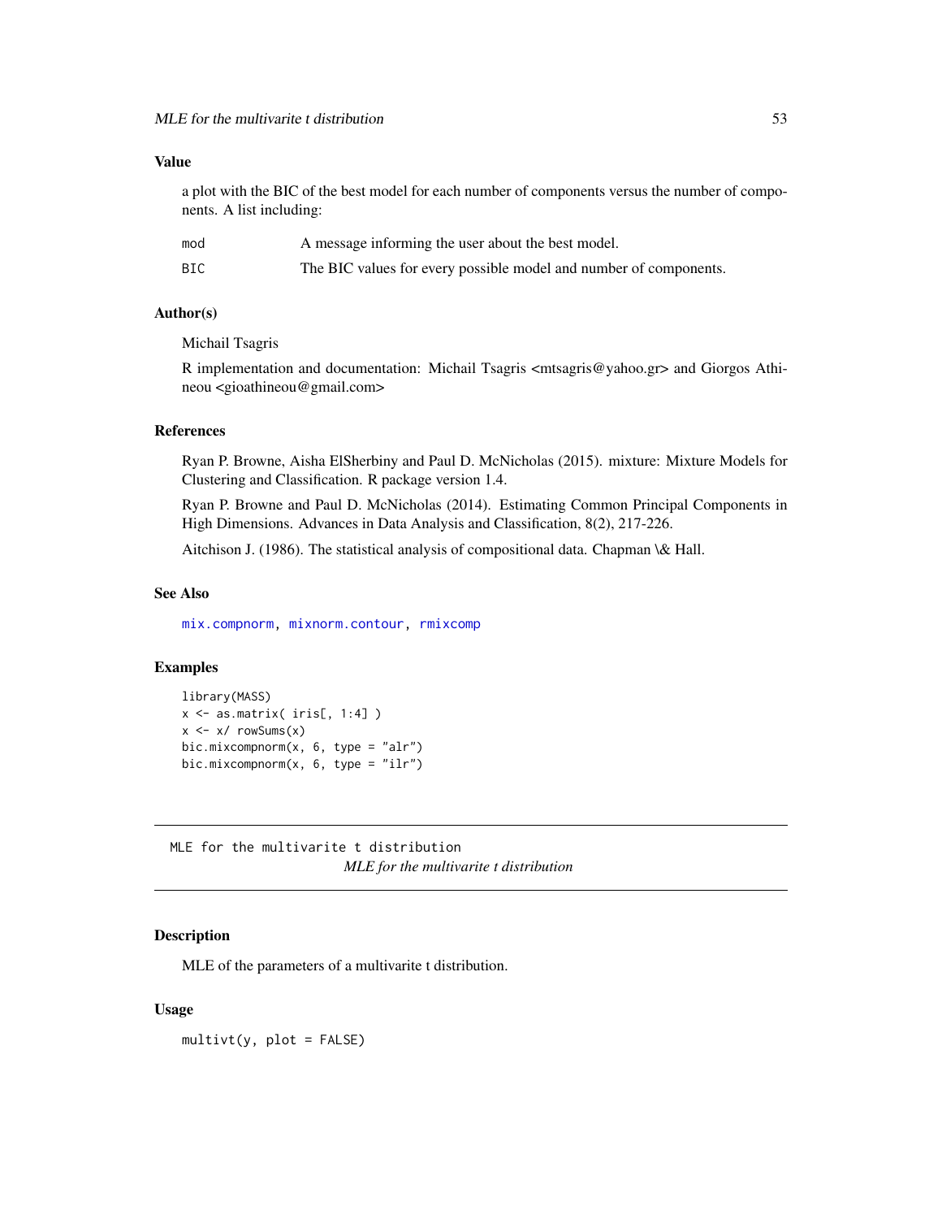### Value

a plot with the BIC of the best model for each number of components versus the number of components. A list including:

| | |
|---|---|
| mod | A message informing the user about the best model. |
| BIC | The BIC values for every possible model and number of components. |

### Author(s)

Michail Tsagris

R implementation and documentation: Michail Tsagris <mtsagris@yahoo.gr> and Giorgos Athineou <gioathineou@gmail.com>

### References

Ryan P. Browne, Aisha ElSherbiny and Paul D. McNicholas (2015). mixture: Mixture Models for Clustering and Classification. R package version 1.4.

Ryan P. Browne and Paul D. McNicholas (2014). Estimating Common Principal Components in High Dimensions. Advances in Data Analysis and Classification, 8(2), 217-226.

Aitchison J. (1986). The statistical analysis of compositional data. Chapman \& Hall.

### See Also

mix.compnorm, mixnorm.contour, rmixcomp

### Examples

```
library(MASS)
x <- as.matrix( iris[, 1:4] )
x <- x/ rowSums(x)
bic.mixcompnorm(x, 6, type = "alr")
bic.mixcompnorm(x, 6, type = "ilr")
```

---

## MLE for the multivarite t distribution

*MLE for the multivarite t distribution*

### Description

MLE of the parameters of a multivarite t distribution.

### Usage

```
multivt(y, plot = FALSE)
```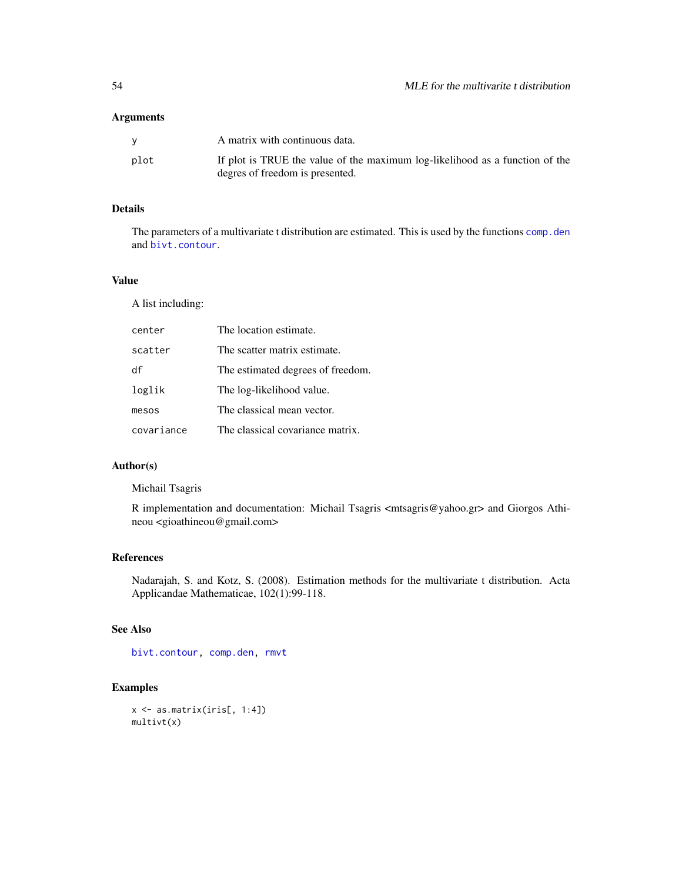### Arguments

| | |
|---|---|
| y | A matrix with continuous data. |
| plot | If plot is TRUE the value of the maximum log-likelihood as a function of the degres of freedom is presented. |

### Details

The parameters of a multivariate t distribution are estimated. This is used by the functions comp.den and bivt.contour.

### Value

A list including:

| | |
|---|---|
| center | The location estimate. |
| scatter | The scatter matrix estimate. |
| df | The estimated degrees of freedom. |
| loglik | The log-likelihood value. |
| mesos | The classical mean vector. |
| covariance | The classical covariance matrix. |

### Author(s)

Michail Tsagris

R implementation and documentation: Michail Tsagris <mtsagris@yahoo.gr> and Giorgos Athineou <gioathineou@gmail.com>

### References

Nadarajah, S. and Kotz, S. (2008). Estimation methods for the multivariate t distribution. Acta Applicandae Mathematicae, 102(1):99-118.

### See Also

bivt.contour, comp.den, rmvt

### Examples

```
x <- as.matrix(iris[, 1:4])
multivt(x)
```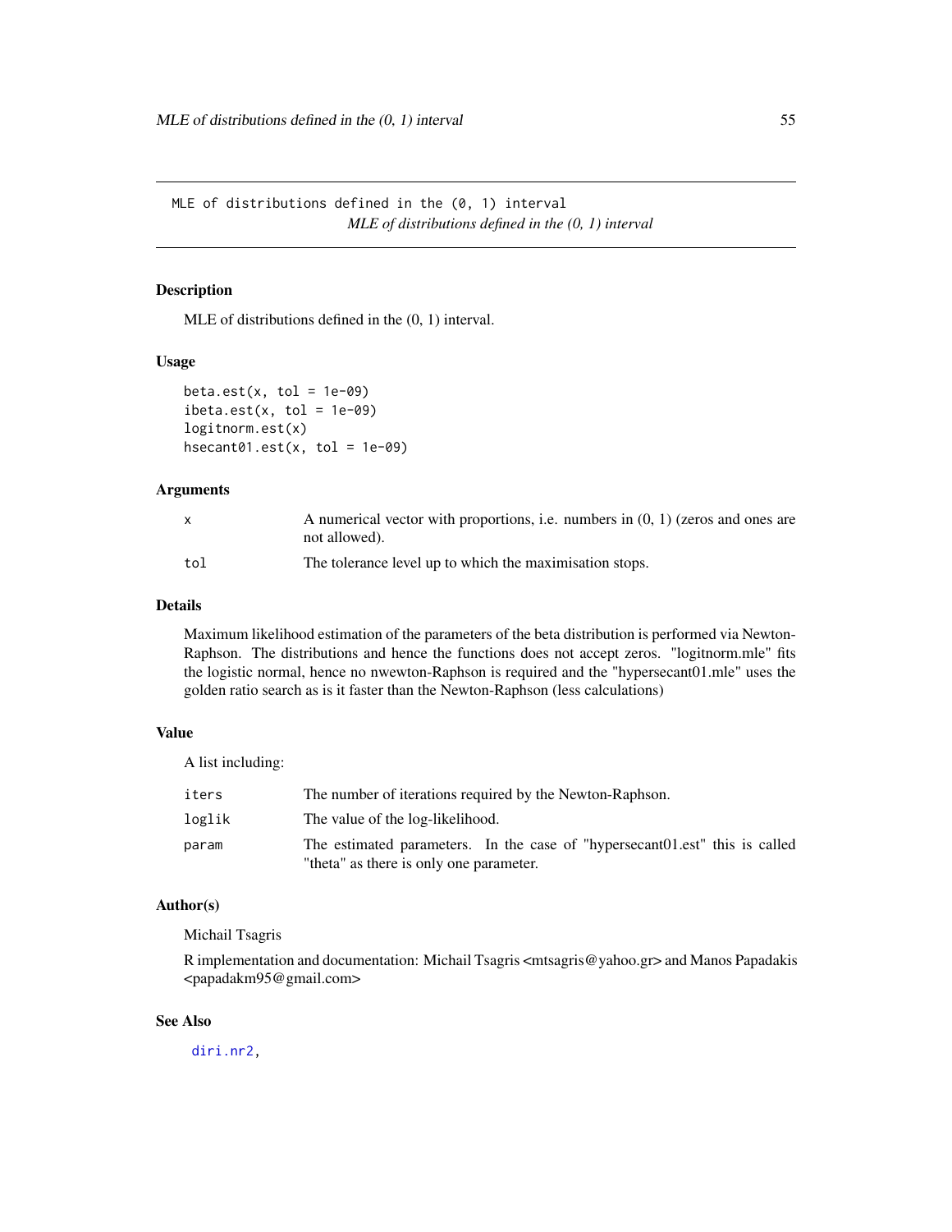# MLE of distributions defined in the (0, 1) interval

*MLE of distributions defined in the (0, 1) interval*

## Description

MLE of distributions defined in the (0, 1) interval.

## Usage

```
beta.est(x, tol = 1e-09)
ibeta.est(x, tol = 1e-09)
logitnorm.est(x)
hsecant01.est(x, tol = 1e-09)
```

## Arguments

| | |
|---|---|
| x | A numerical vector with proportions, i.e. numbers in (0, 1) (zeros and ones are not allowed). |
| tol | The tolerance level up to which the maximisation stops. |

## Details

Maximum likelihood estimation of the parameters of the beta distribution is performed via Newton-Raphson. The distributions and hence the functions does not accept zeros. "logitnorm.mle" fits the logistic normal, hence no nwewton-Raphson is required and the "hypersecant01.mle" uses the golden ratio search as is it faster than the Newton-Raphson (less calculations)

## Value

A list including:

| | |
|---|---|
| iters | The number of iterations required by the Newton-Raphson. |
| loglik | The value of the log-likelihood. |
| param | The estimated parameters. In the case of "hypersecant01.est" this is called "theta" as there is only one parameter. |

## Author(s)

Michail Tsagris

R implementation and documentation: Michail Tsagris <mtsagris@yahoo.gr> and Manos Papadakis <papadakm95@gmail.com>

## See Also

diri.nr2,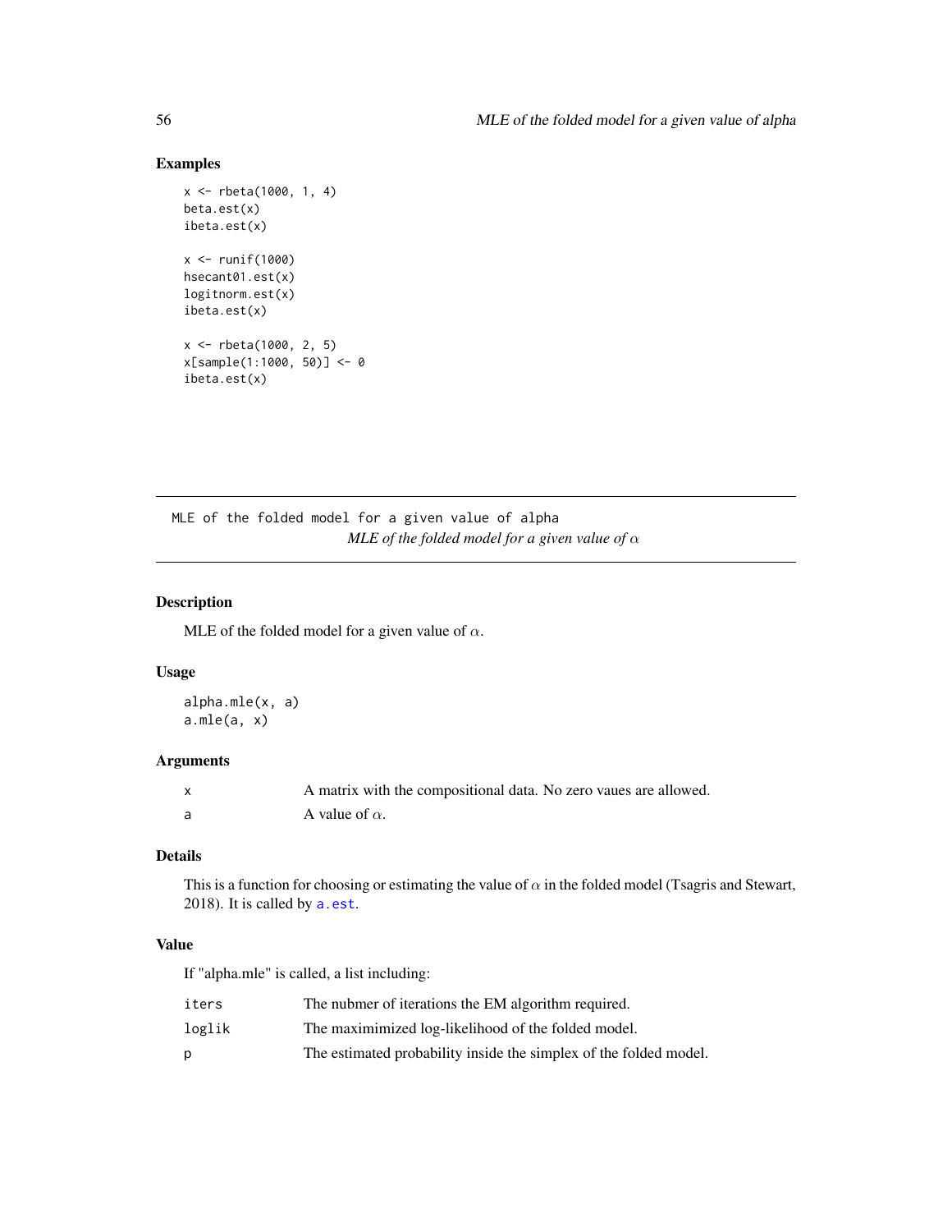### Examples

```
x <- rbeta(1000, 1, 4)
beta.est(x)
ibeta.est(x)

x <- runif(1000)
hsecant01.est(x)
logitnorm.est(x)
ibeta.est(x)

x <- rbeta(1000, 2, 5)
x[sample(1:1000, 50)] <- 0
ibeta.est(x)
```

---

## MLE of the folded model for a given value of alpha

*MLE of the folded model for a given value of $\alpha$*

---

### Description

MLE of the folded model for a given value of $\alpha$.

### Usage

```
alpha.mle(x, a)
a.mle(a, x)
```

### Arguments

| | |
|---|---|
| x | A matrix with the compositional data. No zero vaues are allowed. |
| a | A value of $\alpha$. |

### Details

This is a function for choosing or estimating the value of $\alpha$ in the folded model (Tsagris and Stewart, 2018). It is called by a.est.

### Value

If "alpha.mle" is called, a list including:

| | |
|---|---|
| iters | The nubmer of iterations the EM algorithm required. |
| loglik | The maximimized log-likelihood of the folded model. |
| p | The estimated probability inside the simplex of the folded model. |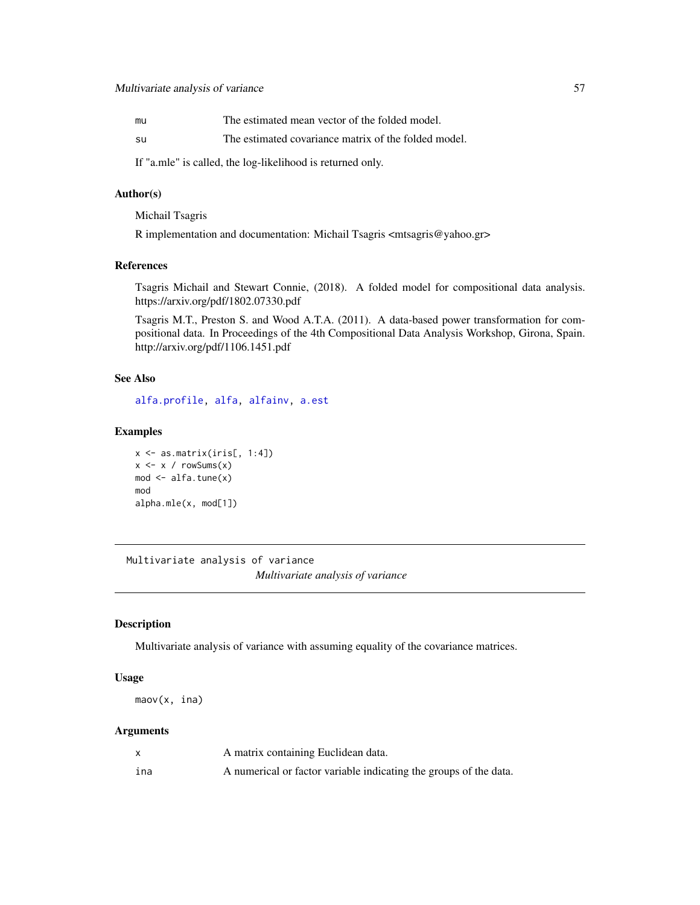| | |
|---|---|
| mu | The estimated mean vector of the folded model. |
| su | The estimated covariance matrix of the folded model. |

If "a.mle" is called, the log-likelihood is returned only.

### Author(s)

Michail Tsagris

R implementation and documentation: Michail Tsagris <mtsagris@yahoo.gr>

### References

Tsagris Michail and Stewart Connie, (2018). A folded model for compositional data analysis. https://arxiv.org/pdf/1802.07330.pdf

Tsagris M.T., Preston S. and Wood A.T.A. (2011). A data-based power transformation for compositional data. In Proceedings of the 4th Compositional Data Analysis Workshop, Girona, Spain. http://arxiv.org/pdf/1106.1451.pdf

### See Also

alfa.profile, alfa, alfainv, a.est

### Examples

```
x <- as.matrix(iris[, 1:4])
x <- x / rowSums(x)
mod <- alfa.tune(x)
mod
alpha.mle(x, mod[1])
```

---

## Multivariate analysis of variance

*Multivariate analysis of variance*

---

### Description

Multivariate analysis of variance with assuming equality of the covariance matrices.

### Usage

```
maov(x, ina)
```

### Arguments

| | |
|---|---|
| x | A matrix containing Euclidean data. |
| ina | A numerical or factor variable indicating the groups of the data. |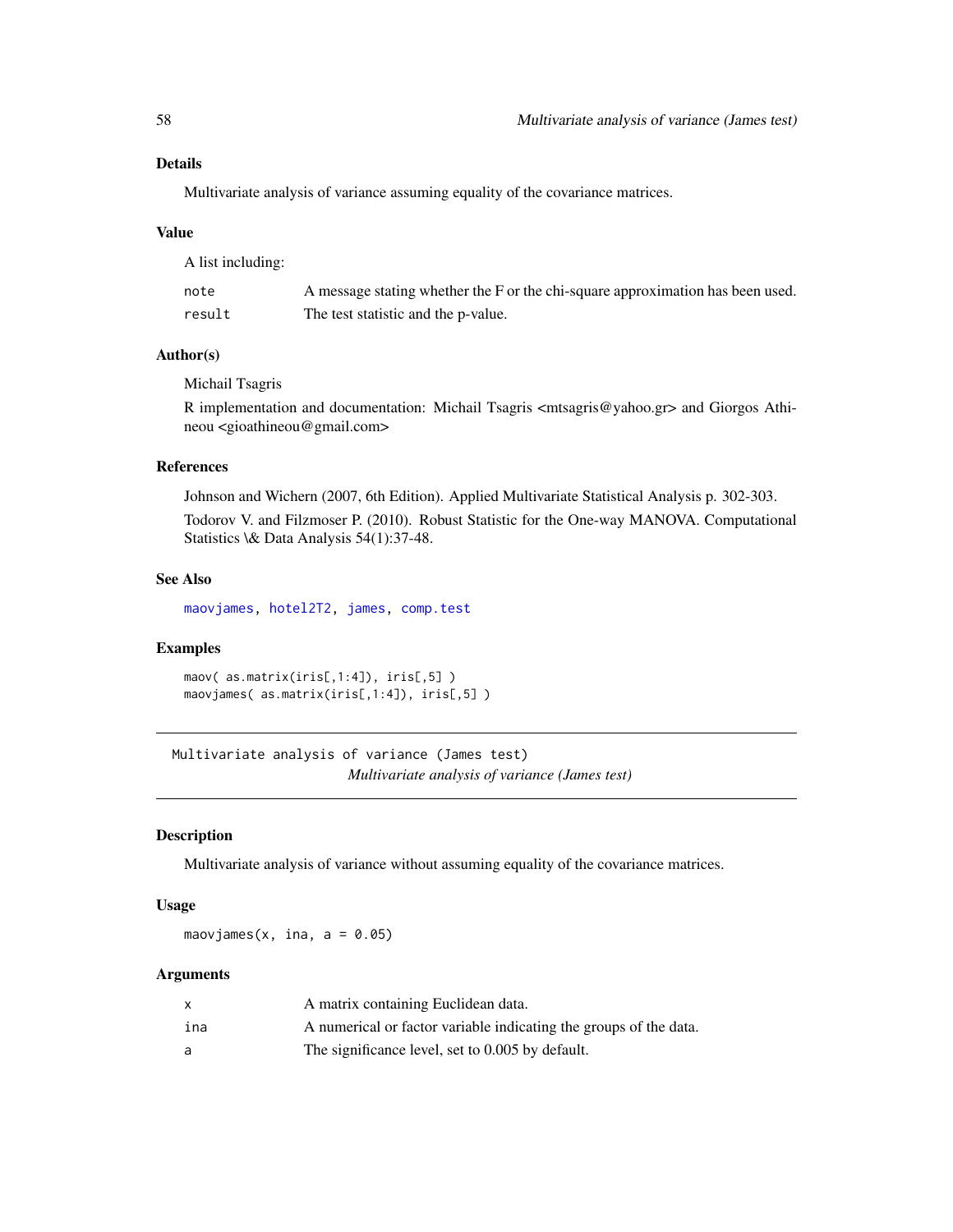### Details

Multivariate analysis of variance assuming equality of the covariance matrices.

### Value

A list including:

| | |
|---|---|
| `note` | A message stating whether the F or the chi-square approximation has been used. |
| `result` | The test statistic and the p-value. |

### Author(s)

Michail Tsagris

R implementation and documentation: Michail Tsagris <mtsagris@yahoo.gr> and Giorgos Athineou <gioathineou@gmail.com>

### References

Johnson and Wichern (2007, 6th Edition). Applied Multivariate Statistical Analysis p. 302-303.

Todorov V. and Filzmoser P. (2010). Robust Statistic for the One-way MANOVA. Computational Statistics \& Data Analysis 54(1):37-48.

### See Also

`maovjames`, `hotel2T2`, `james`, `comp.test`

### Examples

```
maov( as.matrix(iris[,1:4]), iris[,5] )
maovjames( as.matrix(iris[,1:4]), iris[,5] )
```

---

## Multivariate analysis of variance (James test)

*Multivariate analysis of variance (James test)*

---

### Description

Multivariate analysis of variance without assuming equality of the covariance matrices.

### Usage

```
maovjames(x, ina, a = 0.05)
```

### Arguments

| | |
|---|---|
| `x` | A matrix containing Euclidean data. |
| `ina` | A numerical or factor variable indicating the groups of the data. |
| `a` | The significance level, set to 0.005 by default. |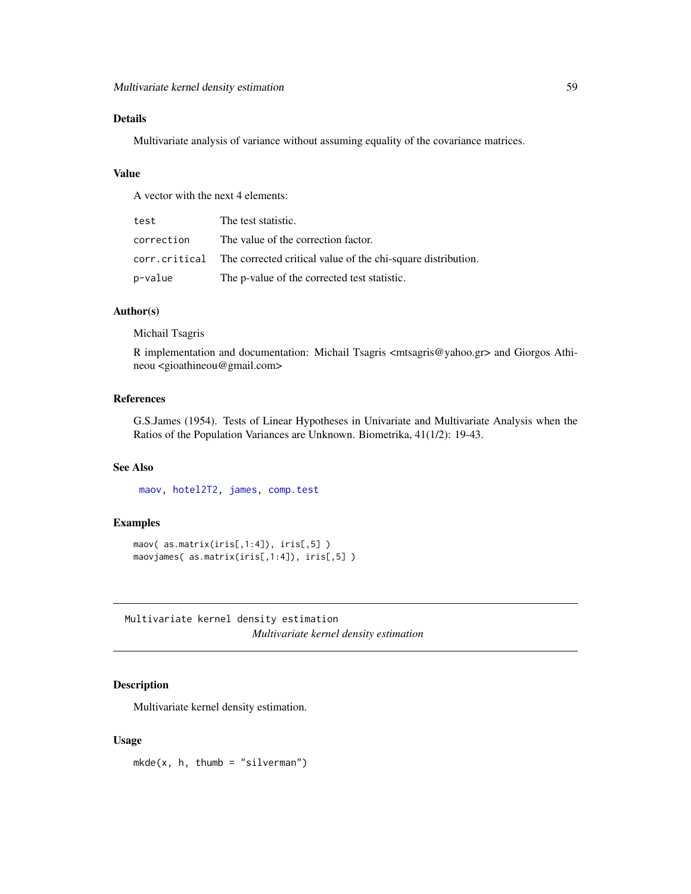### Details

Multivariate analysis of variance without assuming equality of the covariance matrices.

### Value

A vector with the next 4 elements:

| | |
|---|---|
| `test` | The test statistic. |
| `correction` | The value of the correction factor. |
| `corr.critical` | The corrected critical value of the chi-square distribution. |
| `p-value` | The p-value of the corrected test statistic. |

### Author(s)

Michail Tsagris

R implementation and documentation: Michail Tsagris <mtsagris@yahoo.gr> and Giorgos Athineou <gioathineou@gmail.com>

### References

G.S.James (1954). Tests of Linear Hypotheses in Univariate and Multivariate Analysis when the Ratios of the Population Variances are Unknown. Biometrika, 41(1/2): 19-43.

### See Also

`maov`, `hotel2T2`, `james`, `comp.test`

### Examples

```
maov( as.matrix(iris[,1:4]), iris[,5] )
maovjames( as.matrix(iris[,1:4]), iris[,5] )
```

---

## Multivariate kernel density estimation

*Multivariate kernel density estimation*

---

### Description

Multivariate kernel density estimation.

### Usage

```
mkde(x, h, thumb = "silverman")
```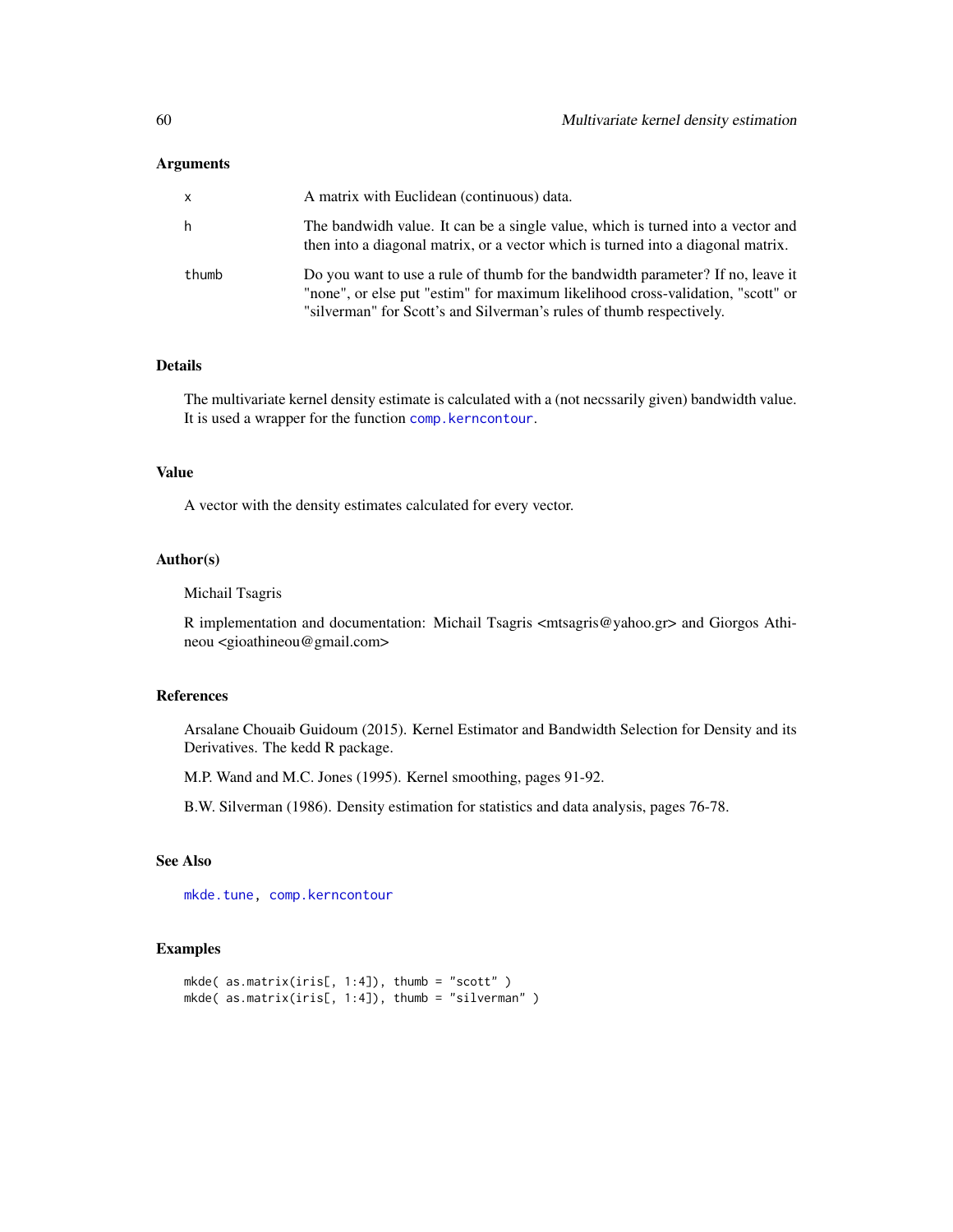## Arguments

| | |
|---|---|
| x | A matrix with Euclidean (continuous) data. |
| h | The bandwidh value. It can be a single value, which is turned into a vector and then into a diagonal matrix, or a vector which is turned into a diagonal matrix. |
| thumb | Do you want to use a rule of thumb for the bandwidth parameter? If no, leave it "none", or else put "estim" for maximum likelihood cross-validation, "scott" or "silverman" for Scott's and Silverman's rules of thumb respectively. |

## Details

The multivariate kernel density estimate is calculated with a (not necssarily given) bandwidth value. It is used a wrapper for the function comp.kerncontour.

## Value

A vector with the density estimates calculated for every vector.

## Author(s)

Michail Tsagris

R implementation and documentation: Michail Tsagris <mtsagris@yahoo.gr> and Giorgos Athineou <gioathineou@gmail.com>

## References

Arsalane Chouaib Guidoum (2015). Kernel Estimator and Bandwidth Selection for Density and its Derivatives. The kedd R package.

M.P. Wand and M.C. Jones (1995). Kernel smoothing, pages 91-92.

B.W. Silverman (1986). Density estimation for statistics and data analysis, pages 76-78.

## See Also

mkde.tune, comp.kerncontour

## Examples

```
mkde( as.matrix(iris[, 1:4]), thumb = "scott" )
mkde( as.matrix(iris[, 1:4]), thumb = "silverman" )
```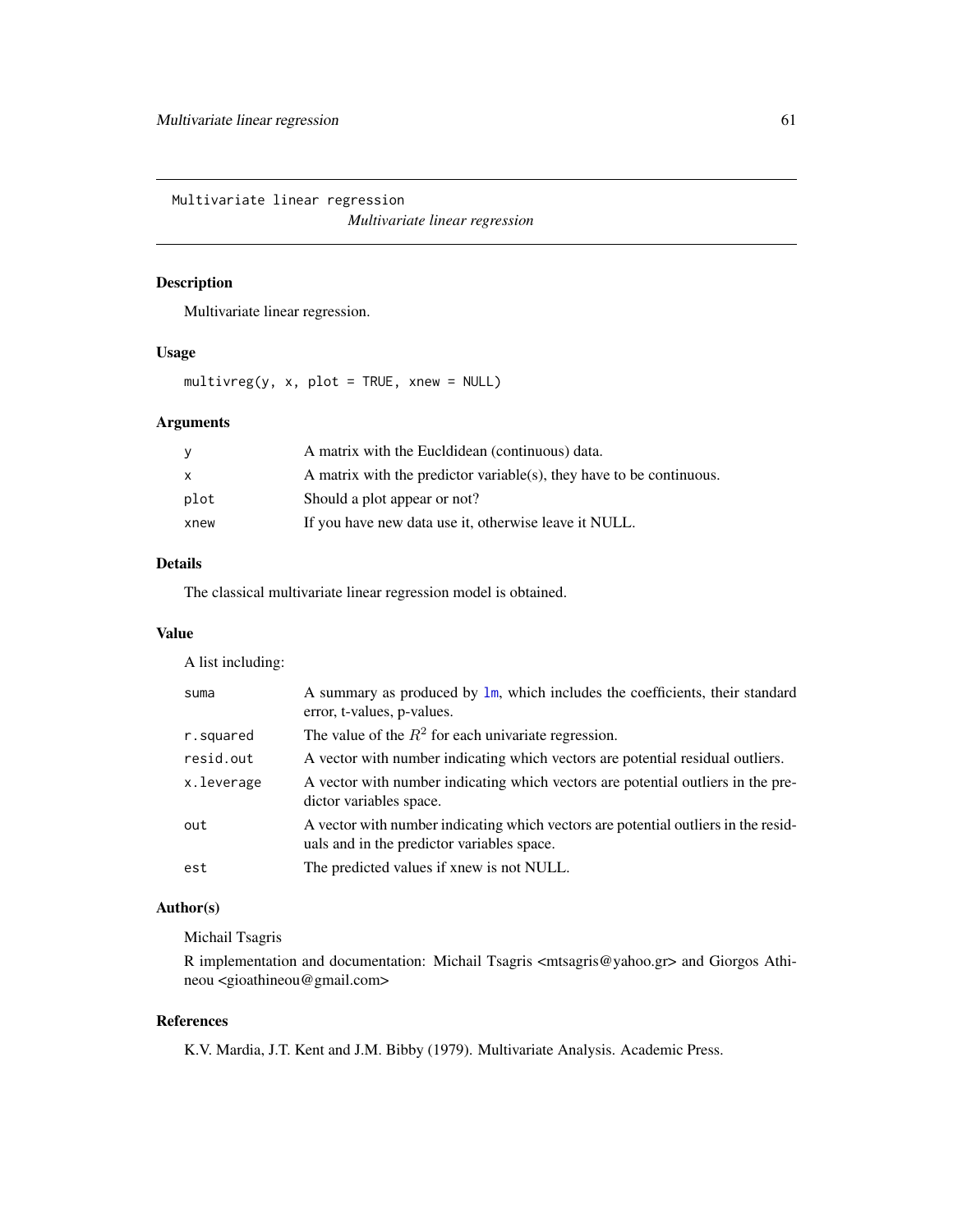Multivariate linear regression

*Multivariate linear regression*

## Description

Multivariate linear regression.

## Usage

```
multivreg(y, x, plot = TRUE, xnew = NULL)
```

## Arguments

| | |
|---|---|
| y | A matrix with the Eucldidean (continuous) data. |
| x | A matrix with the predictor variable(s), they have to be continuous. |
| plot | Should a plot appear or not? |
| xnew | If you have new data use it, otherwise leave it NULL. |

## Details

The classical multivariate linear regression model is obtained.

## Value

A list including:

| | |
|---|---|
| suma | A summary as produced by lm, which includes the coefficients, their standard error, t-values, p-values. |
| r.squared | The value of the $R^2$ for each univariate regression. |
| resid.out | A vector with number indicating which vectors are potential residual outliers. |
| x.leverage | A vector with number indicating which vectors are potential outliers in the predictor variables space. |
| out | A vector with number indicating which vectors are potential outliers in the residuals and in the predictor variables space. |
| est | The predicted values if xnew is not NULL. |

## Author(s)

Michail Tsagris

R implementation and documentation: Michail Tsagris <mtsagris@yahoo.gr> and Giorgos Athineou <gioathineou@gmail.com>

## References

K.V. Mardia, J.T. Kent and J.M. Bibby (1979). Multivariate Analysis. Academic Press.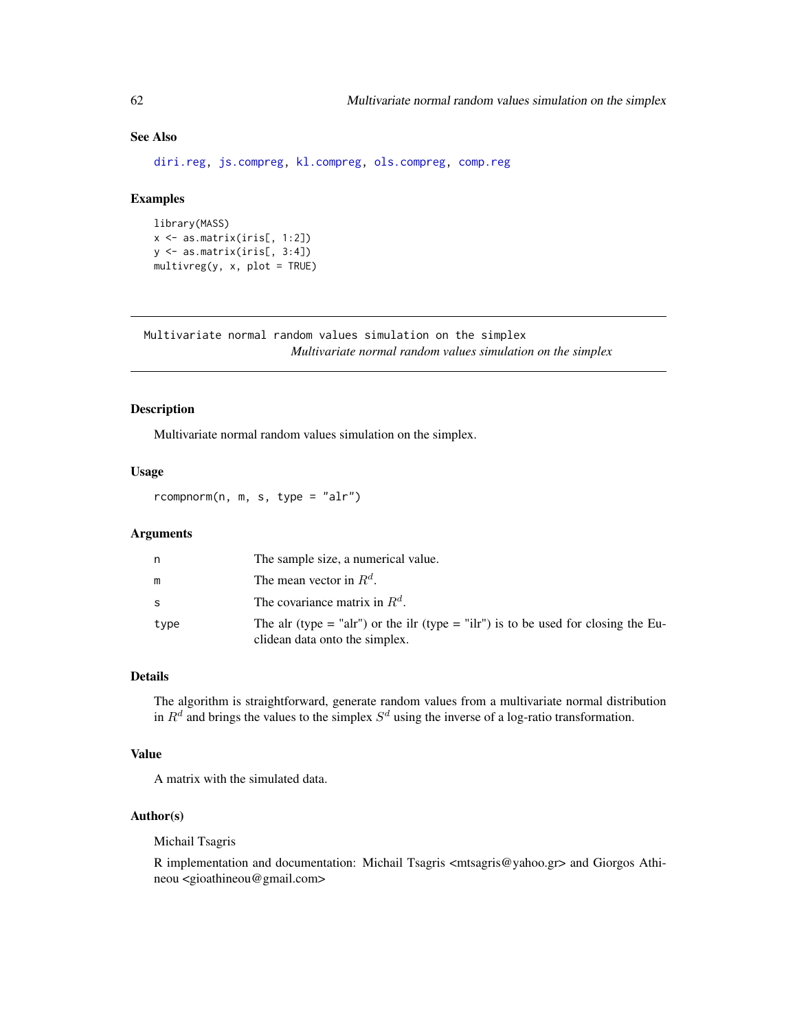### See Also

diri.reg, js.compreg, kl.compreg, ols.compreg, comp.reg

### Examples

```
library(MASS)
x <- as.matrix(iris[, 1:2])
y <- as.matrix(iris[, 3:4])
multivreg(y, x, plot = TRUE)
```

---

## Multivariate normal random values simulation on the simplex

*Multivariate normal random values simulation on the simplex*

### Description

Multivariate normal random values simulation on the simplex.

### Usage

```
rcompnorm(n, m, s, type = "alr")
```

### Arguments

| | |
|---|---|
| n | The sample size, a numerical value. |
| m | The mean vector in $R^d$. |
| s | The covariance matrix in $R^d$. |
| type | The alr (type = "alr") or the ilr (type = "ilr") is to be used for closing the Euclidean data onto the simplex. |

### Details

The algorithm is straightforward, generate random values from a multivariate normal distribution in $R^d$ and brings the values to the simplex $S^d$ using the inverse of a log-ratio transformation.

### Value

A matrix with the simulated data.

### Author(s)

Michail Tsagris

R implementation and documentation: Michail Tsagris <mtsagris@yahoo.gr> and Giorgos Athineou <gioathineou@gmail.com>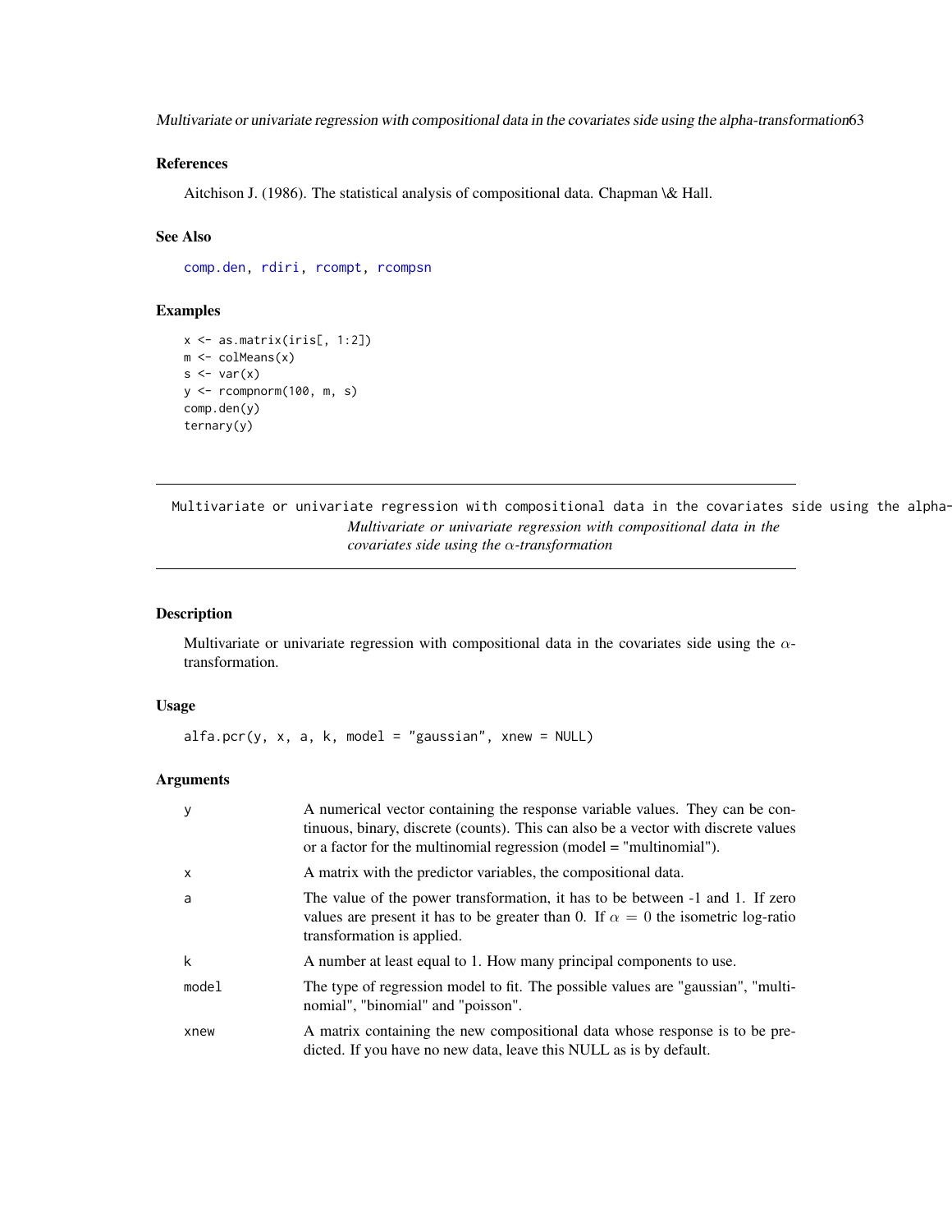## References

Aitchison J. (1986). The statistical analysis of compositional data. Chapman \& Hall.

## See Also

comp.den, rdiri, rcompt, rcompsn

## Examples

```
x <- as.matrix(iris[, 1:2])
m <- colMeans(x)
s <- var(x)
y <- rcompnorm(100, m, s)
comp.den(y)
ternary(y)
```

---

# Multivariate or univariate regression with compositional data in the covariates side using the alpha-transformation

*Multivariate or univariate regression with compositional data in the covariates side using the $\alpha$-transformation*

---

## Description

Multivariate or univariate regression with compositional data in the covariates side using the $\alpha$-transformation.

## Usage

```
alfa.pcr(y, x, a, k, model = "gaussian", xnew = NULL)
```

## Arguments

| | |
|---|---|
| y | A numerical vector containing the response variable values. They can be continuous, binary, discrete (counts). This can also be a vector with discrete values or a factor for the multinomial regression (model = "multinomial"). |
| x | A matrix with the predictor variables, the compositional data. |
| a | The value of the power transformation, it has to be between -1 and 1. If zero values are present it has to be greater than 0. If $\alpha = 0$ the isometric log-ratio transformation is applied. |
| k | A number at least equal to 1. How many principal components to use. |
| model | The type of regression model to fit. The possible values are "gaussian", "multinomial", "binomial" and "poisson". |
| xnew | A matrix containing the new compositional data whose response is to be predicted. If you have no new data, leave this NULL as is by default. |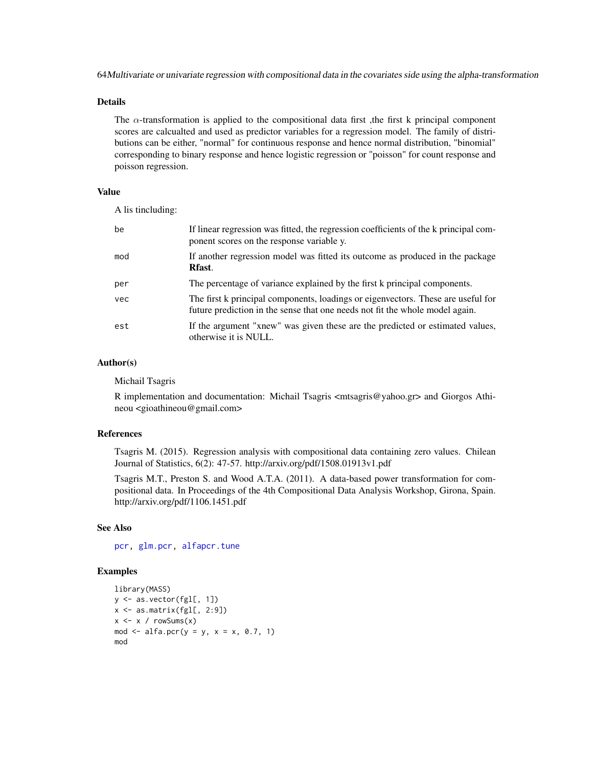### Details

The $\alpha$-transformation is applied to the compositional data first ,the first k principal component scores are calcualted and used as predictor variables for a regression model. The family of distributions can be either, "normal" for continuous response and hence normal distribution, "binomial" corresponding to binary response and hence logistic regression or "poisson" for count response and poisson regression.

### Value

A lis tincluding:

| | |
|---|---|
| be | If linear regression was fitted, the regression coefficients of the k principal component scores on the response variable y. |
| mod | If another regression model was fitted its outcome as produced in the package **Rfast**. |
| per | The percentage of variance explained by the first k principal components. |
| vec | The first k principal components, loadings or eigenvectors. These are useful for future prediction in the sense that one needs not fit the whole model again. |
| est | If the argument "xnew" was given these are the predicted or estimated values, otherwise it is NULL. |

### Author(s)

Michail Tsagris

R implementation and documentation: Michail Tsagris <mtsagris@yahoo.gr> and Giorgos Athineou <gioathineou@gmail.com>

### References

Tsagris M. (2015). Regression analysis with compositional data containing zero values. Chilean Journal of Statistics, 6(2): 47-57. http://arxiv.org/pdf/1508.01913v1.pdf

Tsagris M.T., Preston S. and Wood A.T.A. (2011). A data-based power transformation for compositional data. In Proceedings of the 4th Compositional Data Analysis Workshop, Girona, Spain. http://arxiv.org/pdf/1106.1451.pdf

### See Also

pcr, glm.pcr, alfapcr.tune

### Examples

```
library(MASS)
y <- as.vector(fgl[, 1])
x <- as.matrix(fgl[, 2:9])
x <- x / rowSums(x)
mod <- alfa.pcr(y = y, x = x, 0.7, 1)
mod
```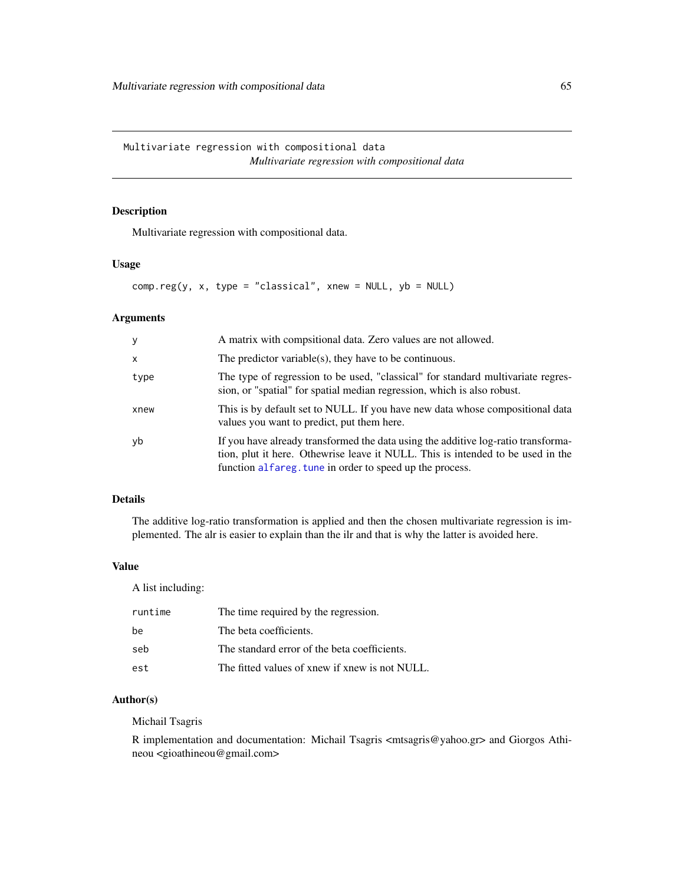```
Multivariate regression with compositional data
```

*Multivariate regression with compositional data*

## Description

Multivariate regression with compositional data.

## Usage

```
comp.reg(y, x, type = "classical", xnew = NULL, yb = NULL)
```

## Arguments

| | |
|---|---|
| y | A matrix with compsitional data. Zero values are not allowed. |
| x | The predictor variable(s), they have to be continuous. |
| type | The type of regression to be used, "classical" for standard multivariate regression, or "spatial" for spatial median regression, which is also robust. |
| xnew | This is by default set to NULL. If you have new data whose compositional data values you want to predict, put them here. |
| yb | If you have already transformed the data using the additive log-ratio transformation, plut it here. Othewrise leave it NULL. This is intended to be used in the function `alfareg.tune` in order to speed up the process. |

## Details

The additive log-ratio transformation is applied and then the chosen multivariate regression is implemented. The alr is easier to explain than the ilr and that is why the latter is avoided here.

## Value

A list including:

| | |
|---|---|
| runtime | The time required by the regression. |
| be | The beta coefficients. |
| seb | The standard error of the beta coefficients. |
| est | The fitted values of xnew if xnew is not NULL. |

## Author(s)

Michail Tsagris

R implementation and documentation: Michail Tsagris <mtsagris@yahoo.gr> and Giorgos Athineou <gioathineou@gmail.com>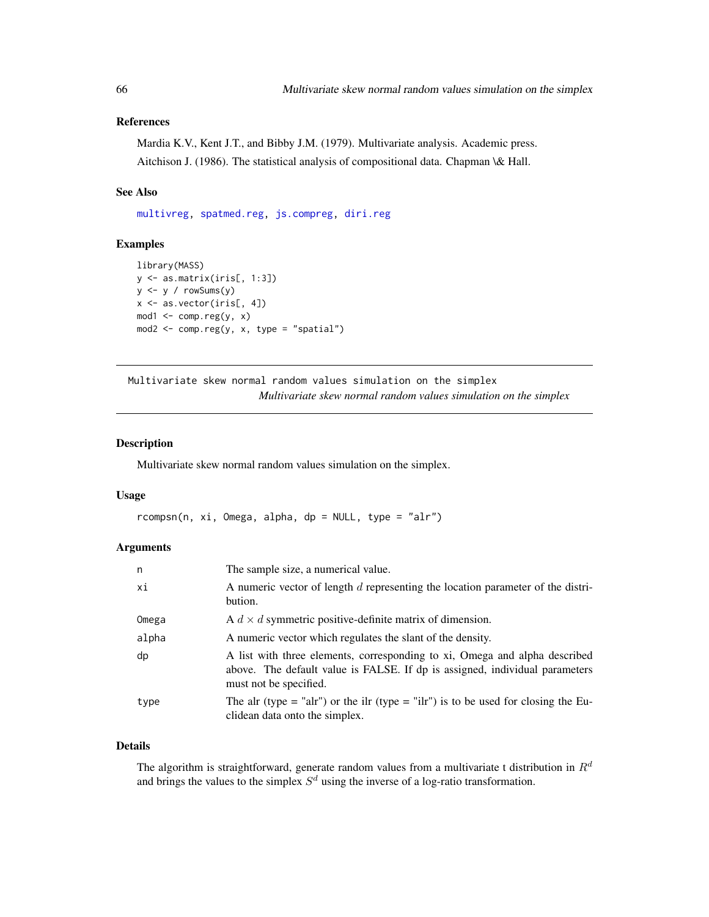### References

Mardia K.V., Kent J.T., and Bibby J.M. (1979). Multivariate analysis. Academic press.

Aitchison J. (1986). The statistical analysis of compositional data. Chapman \& Hall.

### See Also

multivreg, spatmed.reg, js.compreg, diri.reg

### Examples

```
library(MASS)
y <- as.matrix(iris[, 1:3])
y <- y / rowSums(y)
x <- as.vector(iris[, 4])
mod1 <- comp.reg(y, x)
mod2 <- comp.reg(y, x, type = "spatial")
```

---

## Multivariate skew normal random values simulation on the simplex

*Multivariate skew normal random values simulation on the simplex*

### Description

Multivariate skew normal random values simulation on the simplex.

### Usage

```
rcompsn(n, xi, Omega, alpha, dp = NULL, type = "alr")
```

### Arguments

| | |
|---|---|
| n | The sample size, a numerical value. |
| xi | A numeric vector of length $d$ representing the location parameter of the distribution. |
| Omega | A $d \times d$ symmetric positive-definite matrix of dimension. |
| alpha | A numeric vector which regulates the slant of the density. |
| dp | A list with three elements, corresponding to xi, Omega and alpha described above. The default value is FALSE. If dp is assigned, individual parameters must not be specified. |
| type | The alr (type = "alr") or the ilr (type = "ilr") is to be used for closing the Euclidean data onto the simplex. |

### Details

The algorithm is straightforward, generate random values from a multivariate t distribution in $R^d$ and brings the values to the simplex $S^d$ using the inverse of a log-ratio transformation.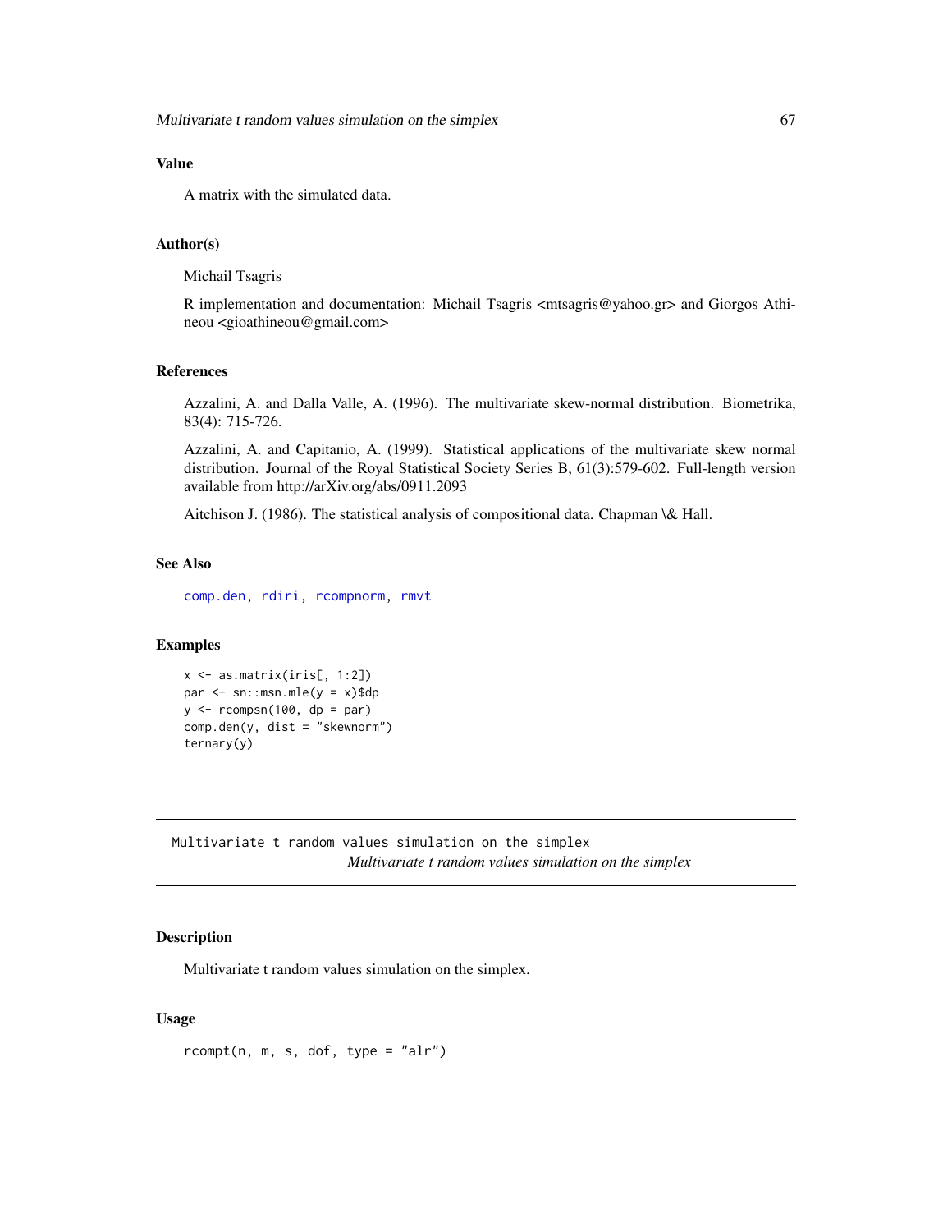### Value

A matrix with the simulated data.

### Author(s)

Michail Tsagris

R implementation and documentation: Michail Tsagris <mtsagris@yahoo.gr> and Giorgos Athineou <gioathineou@gmail.com>

### References

Azzalini, A. and Dalla Valle, A. (1996). The multivariate skew-normal distribution. Biometrika, 83(4): 715-726.

Azzalini, A. and Capitanio, A. (1999). Statistical applications of the multivariate skew normal distribution. Journal of the Royal Statistical Society Series B, 61(3):579-602. Full-length version available from http://arXiv.org/abs/0911.2093

Aitchison J. (1986). The statistical analysis of compositional data. Chapman \& Hall.

### See Also

comp.den, rdiri, rcompnorm, rmvt

### Examples

```
x <- as.matrix(iris[, 1:2])
par <- sn::msn.mle(y = x)$dp
y <- rcompsn(100, dp = par)
comp.den(y, dist = "skewnorm")
ternary(y)
```

---

## Multivariate t random values simulation on the simplex

*Multivariate t random values simulation on the simplex*

### Description

Multivariate t random values simulation on the simplex.

### Usage

```
rcompt(n, m, s, dof, type = "alr")
```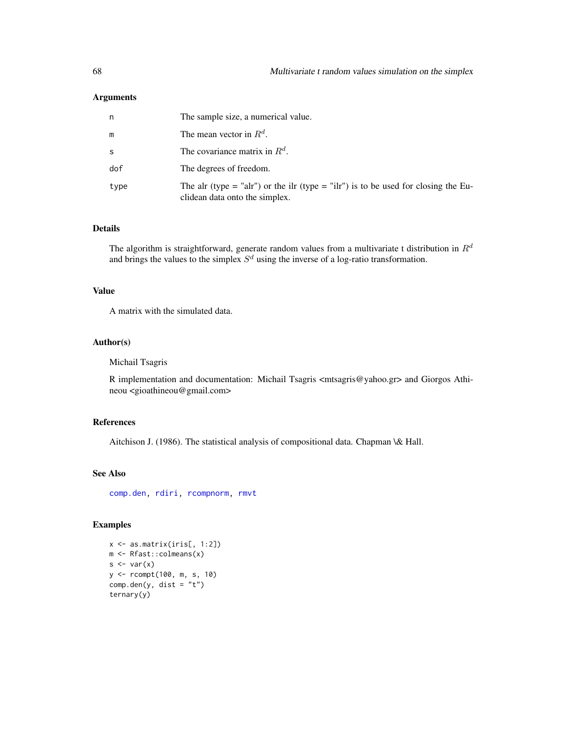### Arguments

| | |
|---|---|
| n | The sample size, a numerical value. |
| m | The mean vector in $R^d$. |
| s | The covariance matrix in $R^d$. |
| dof | The degrees of freedom. |
| type | The alr (type = "alr") or the ilr (type = "ilr") is to be used for closing the Euclidean data onto the simplex. |

### Details

The algorithm is straightforward, generate random values from a multivariate t distribution in $R^d$ and brings the values to the simplex $S^d$ using the inverse of a log-ratio transformation.

### Value

A matrix with the simulated data.

### Author(s)

Michail Tsagris

R implementation and documentation: Michail Tsagris <mtsagris@yahoo.gr> and Giorgos Athineou <gioathineou@gmail.com>

### References

Aitchison J. (1986). The statistical analysis of compositional data. Chapman \& Hall.

### See Also

comp.den, rdiri, rcompnorm, rmvt

### Examples

```
x <- as.matrix(iris[, 1:2])
m <- Rfast::colmeans(x)
s <- var(x)
y <- rcompt(100, m, s, 10)
comp.den(y, dist = "t")
ternary(y)
```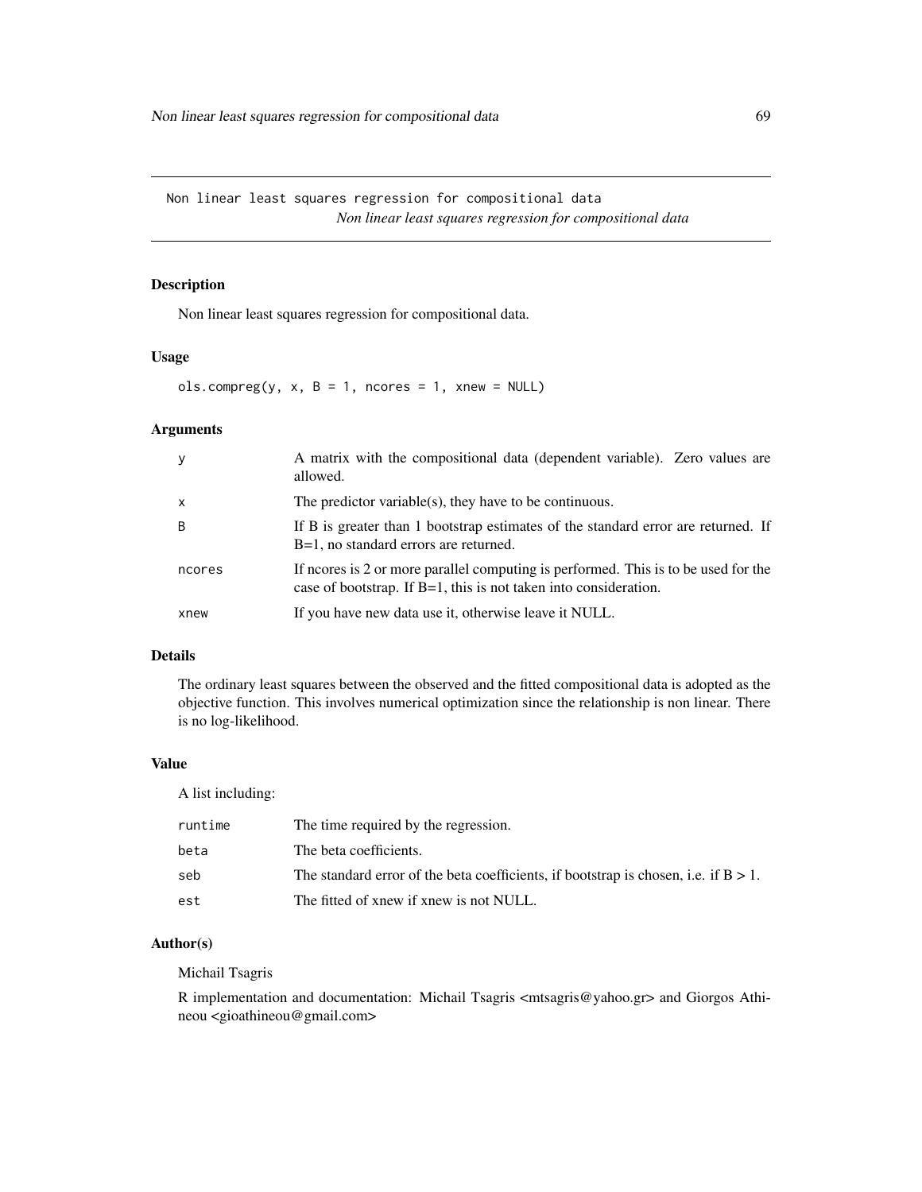## Non linear least squares regression for compositional data

*Non linear least squares regression for compositional data*

### Description

Non linear least squares regression for compositional data.

### Usage

```
ols.compreg(y, x, B = 1, ncores = 1, xnew = NULL)
```

### Arguments

| | |
|---|---|
| y | A matrix with the compositional data (dependent variable). Zero values are allowed. |
| x | The predictor variable(s), they have to be continuous. |
| B | If B is greater than 1 bootstrap estimates of the standard error are returned. If B=1, no standard errors are returned. |
| ncores | If ncores is 2 or more parallel computing is performed. This is to be used for the case of bootstrap. If B=1, this is not taken into consideration. |
| xnew | If you have new data use it, otherwise leave it NULL. |

### Details

The ordinary least squares between the observed and the fitted compositional data is adopted as the objective function. This involves numerical optimization since the relationship is non linear. There is no log-likelihood.

### Value

A list including:

| | |
|---|---|
| runtime | The time required by the regression. |
| beta | The beta coefficients. |
| seb | The standard error of the beta coefficients, if bootstrap is chosen, i.e. if B > 1. |
| est | The fitted of xnew if xnew is not NULL. |

### Author(s)

Michail Tsagris

R implementation and documentation: Michail Tsagris <mtsagris@yahoo.gr> and Giorgos Athineou <gioathineou@gmail.com>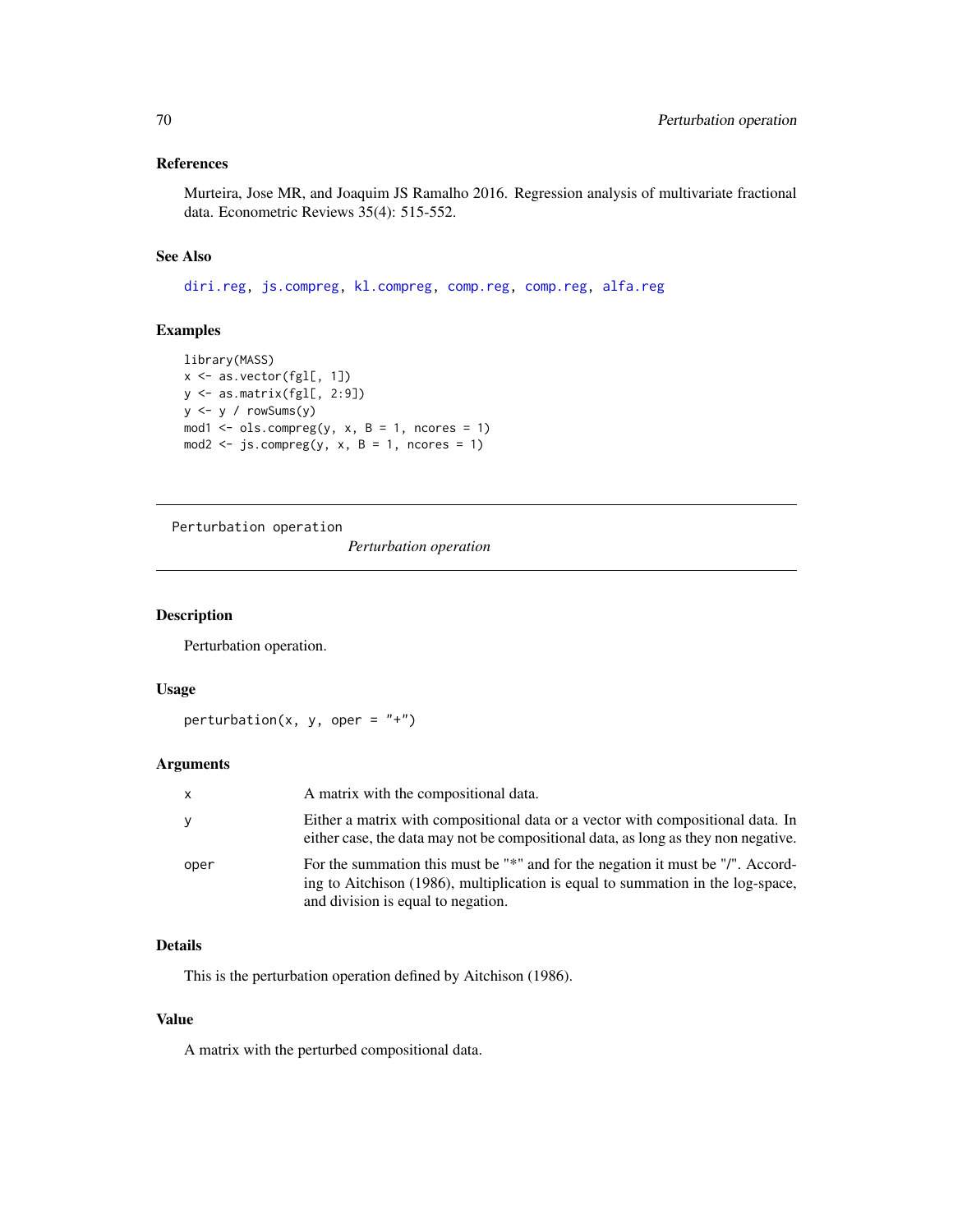## References

Murteira, Jose MR, and Joaquim JS Ramalho 2016. Regression analysis of multivariate fractional data. Econometric Reviews 35(4): 515-552.

## See Also

diri.reg, js.compreg, kl.compreg, comp.reg, comp.reg, alfa.reg

## Examples

```
library(MASS)
x <- as.vector(fgl[, 1])
y <- as.matrix(fgl[, 2:9])
y <- y / rowSums(y)
mod1 <- ols.compreg(y, x, B = 1, ncores = 1)
mod2 <- js.compreg(y, x, B = 1, ncores = 1)
```

---

# Perturbation operation

*Perturbation operation*

## Description

Perturbation operation.

## Usage

```
perturbation(x, y, oper = "+")
```

## Arguments

| | |
|---|---|
| x | A matrix with the compositional data. |
| y | Either a matrix with compositional data or a vector with compositional data. In either case, the data may not be compositional data, as long as they non negative. |
| oper | For the summation this must be "*" and for the negation it must be "/". According to Aitchison (1986), multiplication is equal to summation in the log-space, and division is equal to negation. |

## Details

This is the perturbation operation defined by Aitchison (1986).

## Value

A matrix with the perturbed compositional data.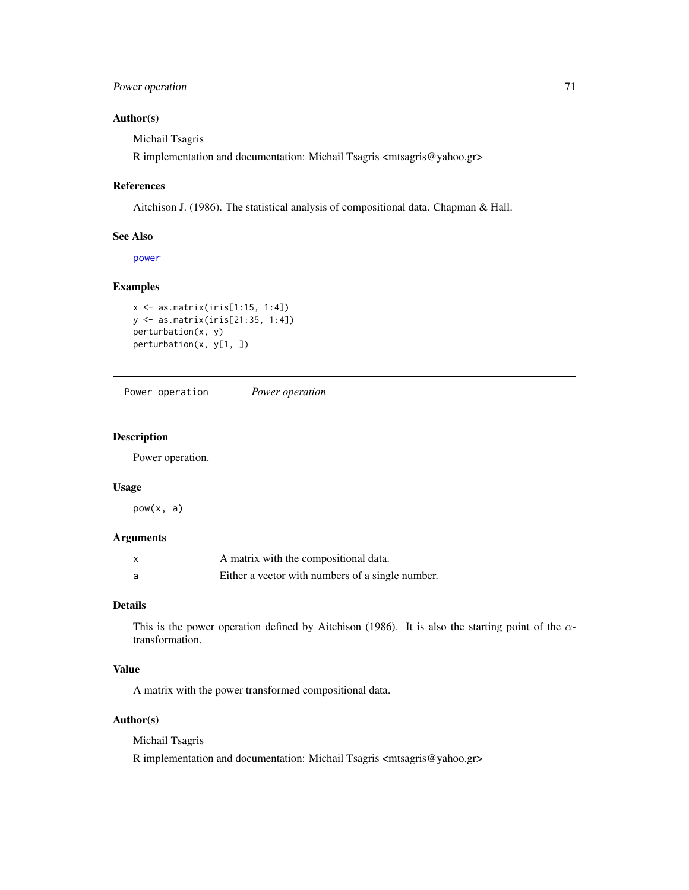### Author(s)

Michail Tsagris

R implementation and documentation: Michail Tsagris <mtsagris@yahoo.gr>

### References

Aitchison J. (1986). The statistical analysis of compositional data. Chapman & Hall.

### See Also

power

### Examples

```
x <- as.matrix(iris[1:15, 1:4])
y <- as.matrix(iris[21:35, 1:4])
perturbation(x, y)
perturbation(x, y[1, ])
```

---

## Power operation &nbsp;&nbsp;&nbsp; *Power operation*

---

### Description

Power operation.

### Usage

```
pow(x, a)
```

### Arguments

| | |
|---|---|
| x | A matrix with the compositional data. |
| a | Either a vector with numbers of a single number. |

### Details

This is the power operation defined by Aitchison (1986). It is also the starting point of the $\alpha$-transformation.

### Value

A matrix with the power transformed compositional data.

### Author(s)

Michail Tsagris

R implementation and documentation: Michail Tsagris <mtsagris@yahoo.gr>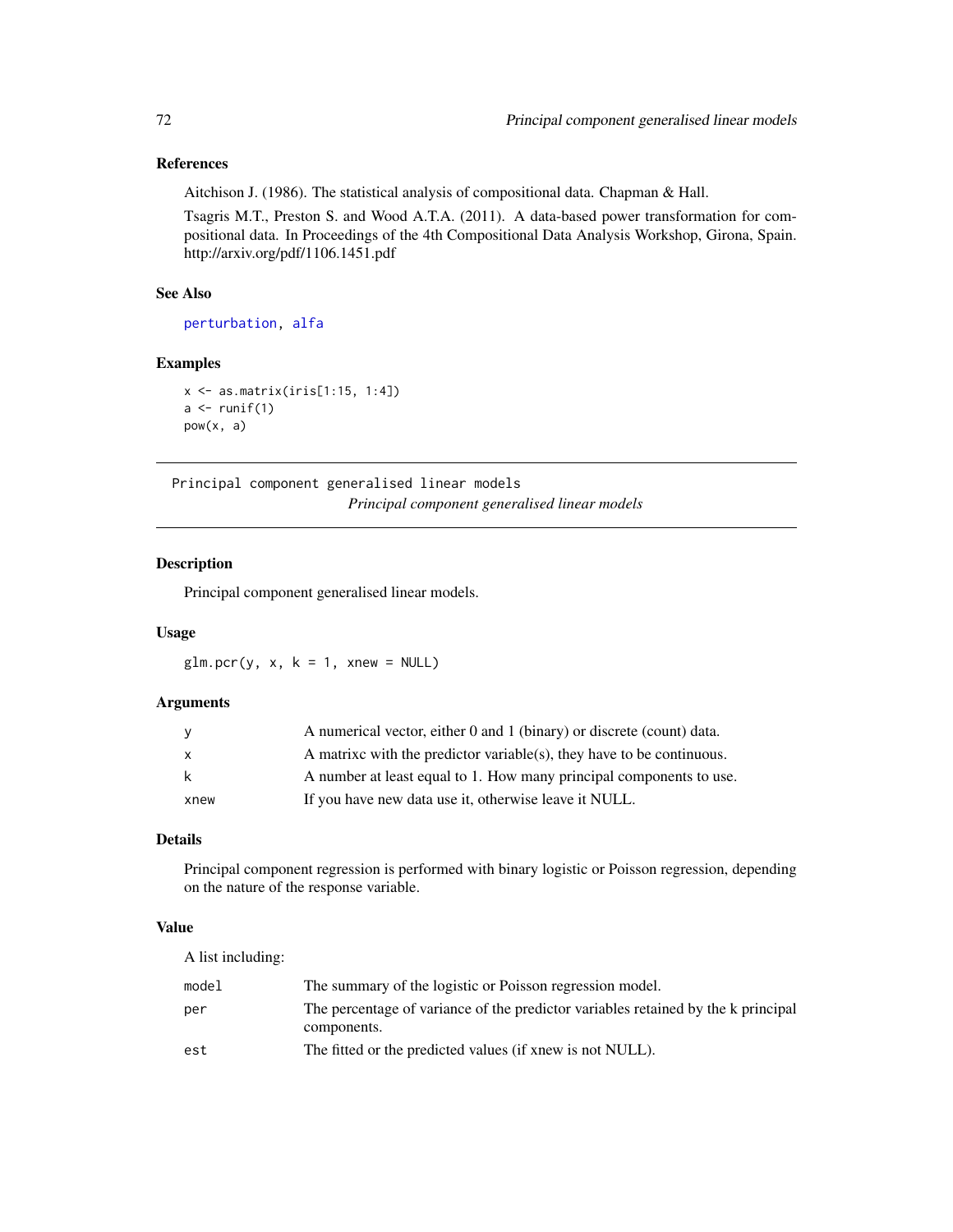### References

Aitchison J. (1986). The statistical analysis of compositional data. Chapman & Hall.

Tsagris M.T., Preston S. and Wood A.T.A. (2011). A data-based power transformation for compositional data. In Proceedings of the 4th Compositional Data Analysis Workshop, Girona, Spain. http://arxiv.org/pdf/1106.1451.pdf

### See Also

perturbation, alfa

### Examples

```
x <- as.matrix(iris[1:15, 1:4])
a <- runif(1)
pow(x, a)
```

---

## Principal component generalised linear models

*Principal component generalised linear models*

---

### Description

Principal component generalised linear models.

### Usage

```
glm.pcr(y, x, k = 1, xnew = NULL)
```

### Arguments

| | |
|---|---|
| y | A numerical vector, either 0 and 1 (binary) or discrete (count) data. |
| x | A matrixc with the predictor variable(s), they have to be continuous. |
| k | A number at least equal to 1. How many principal components to use. |
| xnew | If you have new data use it, otherwise leave it NULL. |

### Details

Principal component regression is performed with binary logistic or Poisson regression, depending on the nature of the response variable.

### Value

A list including:

| | |
|---|---|
| model | The summary of the logistic or Poisson regression model. |
| per | The percentage of variance of the predictor variables retained by the k principal components. |
| est | The fitted or the predicted values (if xnew is not NULL). |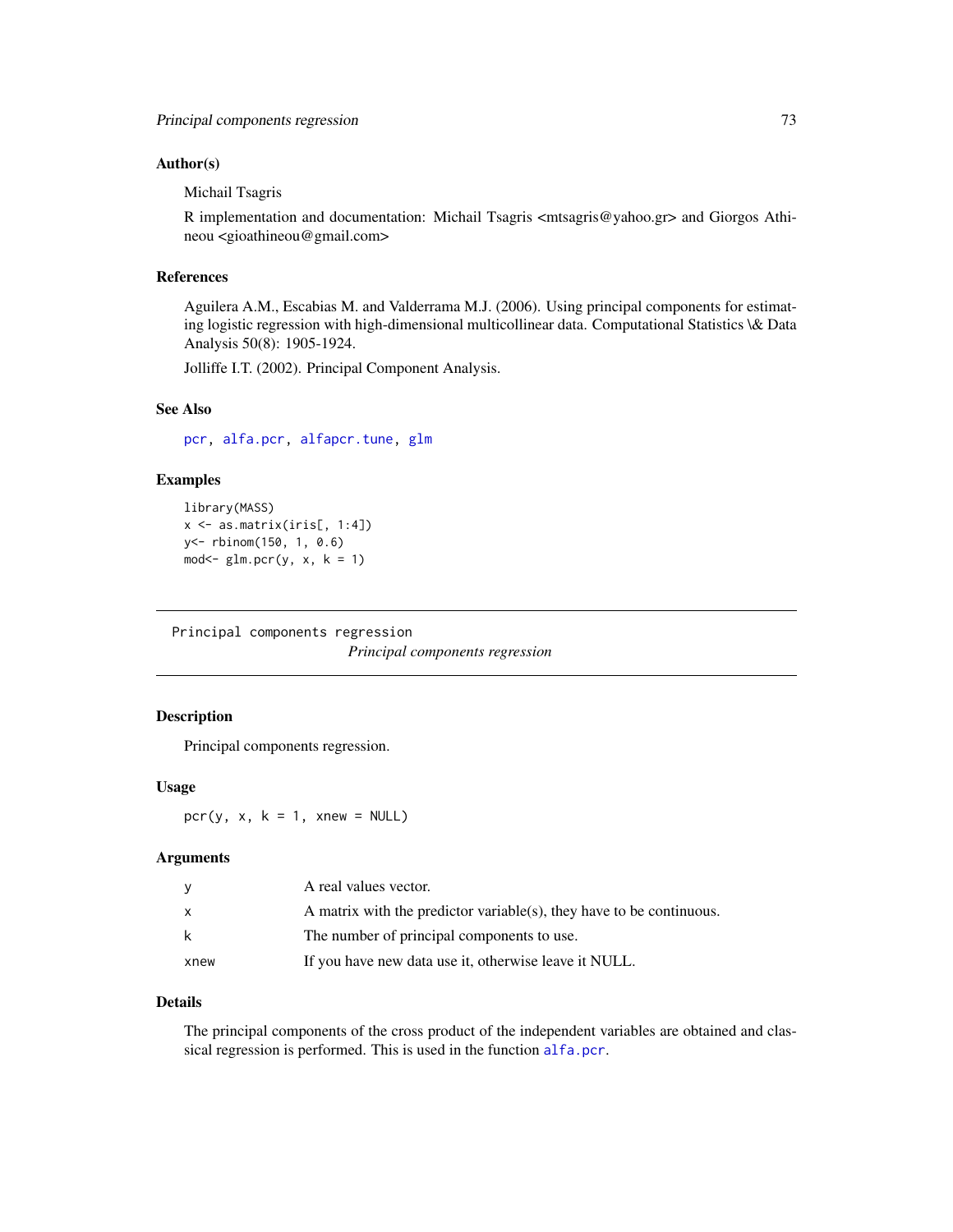### Author(s)

Michail Tsagris

R implementation and documentation: Michail Tsagris <mtsagris@yahoo.gr> and Giorgos Athineou <gioathineou@gmail.com>

### References

Aguilera A.M., Escabias M. and Valderrama M.J. (2006). Using principal components for estimating logistic regression with high-dimensional multicollinear data. Computational Statistics \& Data Analysis 50(8): 1905-1924.

Jolliffe I.T. (2002). Principal Component Analysis.

### See Also

pcr, alfa.pcr, alfapcr.tune, glm

### Examples

```
library(MASS)
x <- as.matrix(iris[, 1:4])
y<- rbinom(150, 1, 0.6)
mod<- glm.pcr(y, x, k = 1)
```

---

## Principal components regression

*Principal components regression*

### Description

Principal components regression.

### Usage

```
pcr(y, x, k = 1, xnew = NULL)
```

### Arguments

| | |
|---|---|
| y | A real values vector. |
| x | A matrix with the predictor variable(s), they have to be continuous. |
| k | The number of principal components to use. |
| xnew | If you have new data use it, otherwise leave it NULL. |

### Details

The principal components of the cross product of the independent variables are obtained and classical regression is performed. This is used in the function alfa.pcr.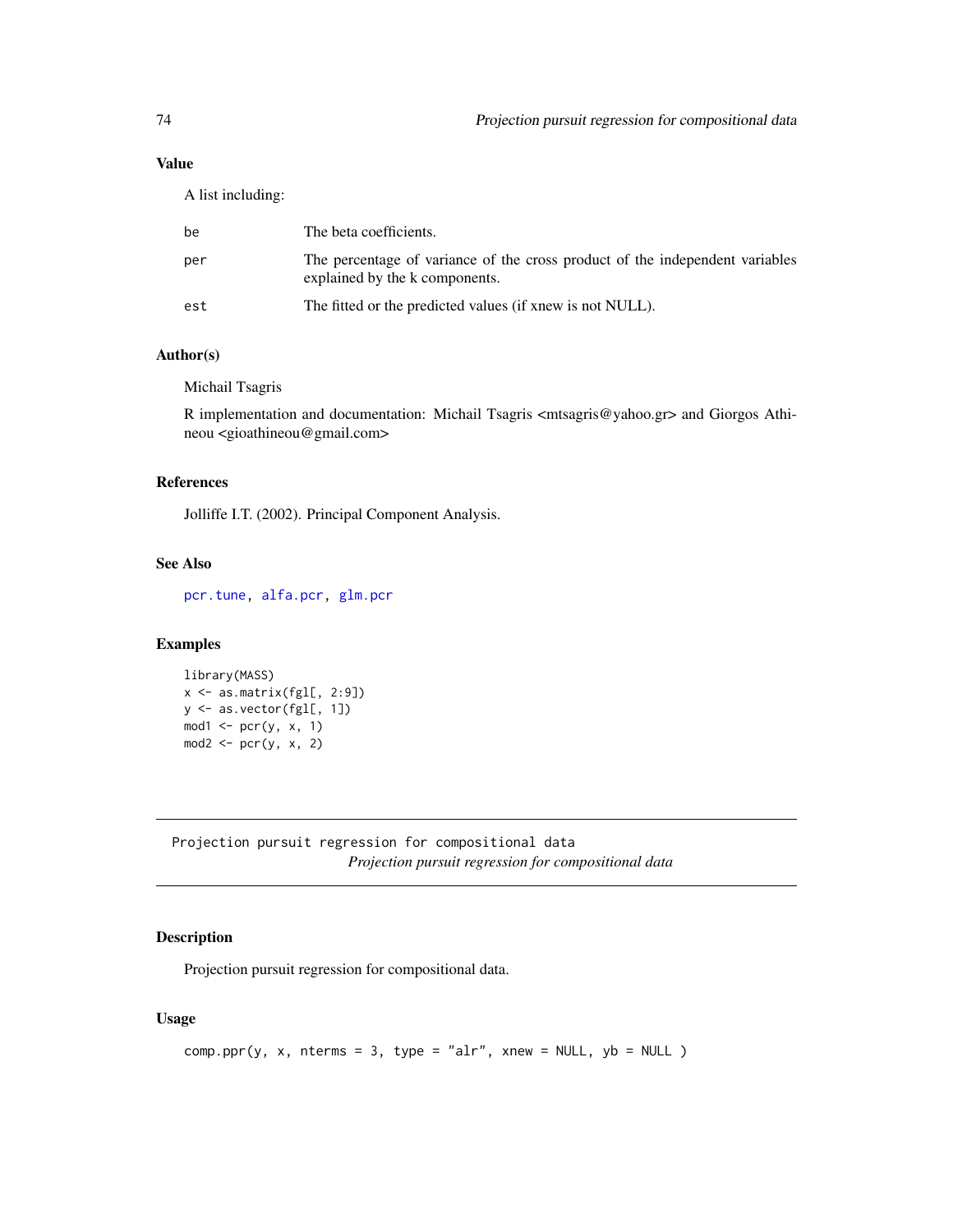### Value

A list including:

| | |
|---|---|
| be | The beta coefficients. |
| per | The percentage of variance of the cross product of the independent variables explained by the k components. |
| est | The fitted or the predicted values (if xnew is not NULL). |

### Author(s)

Michail Tsagris

R implementation and documentation: Michail Tsagris <mtsagris@yahoo.gr> and Giorgos Athineou <gioathineou@gmail.com>

### References

Jolliffe I.T. (2002). Principal Component Analysis.

### See Also

pcr.tune, alfa.pcr, glm.pcr

### Examples

```
library(MASS)
x <- as.matrix(fgl[, 2:9])
y <- as.vector(fgl[, 1])
mod1 <- pcr(y, x, 1)
mod2 <- pcr(y, x, 2)
```

---

## Projection pursuit regression for compositional data

*Projection pursuit regression for compositional data*

---

### Description

Projection pursuit regression for compositional data.

### Usage

```
comp.ppr(y, x, nterms = 3, type = "alr", xnew = NULL, yb = NULL )
```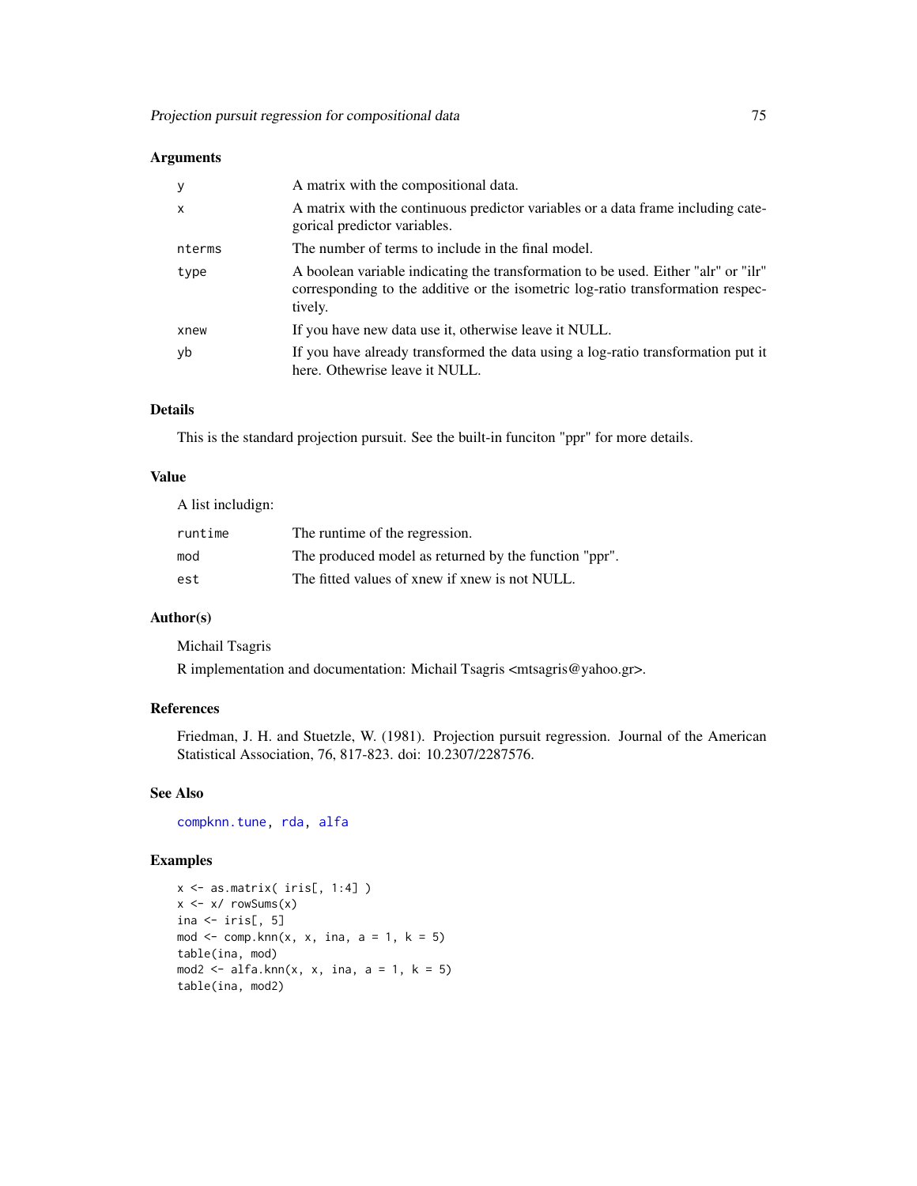### Arguments

| | |
|---|---|
| y | A matrix with the compositional data. |
| x | A matrix with the continuous predictor variables or a data frame including categorical predictor variables. |
| nterms | The number of terms to include in the final model. |
| type | A boolean variable indicating the transformation to be used. Either "alr" or "ilr" corresponding to the additive or the isometric log-ratio transformation respectively. |
| xnew | If you have new data use it, otherwise leave it NULL. |
| yb | If you have already transformed the data using a log-ratio transformation put it here. Othewrise leave it NULL. |

### Details

This is the standard projection pursuit. See the built-in funciton "ppr" for more details.

### Value

A list includign:

| | |
|---|---|
| runtime | The runtime of the regression. |
| mod | The produced model as returned by the function "ppr". |
| est | The fitted values of xnew if xnew is not NULL. |

### Author(s)

Michail Tsagris

R implementation and documentation: Michail Tsagris <mtsagris@yahoo.gr>.

### References

Friedman, J. H. and Stuetzle, W. (1981). Projection pursuit regression. Journal of the American Statistical Association, 76, 817-823. doi: 10.2307/2287576.

### See Also

compknn.tune, rda, alfa

### Examples

```
x <- as.matrix( iris[, 1:4] )
x <- x/ rowSums(x)
ina <- iris[, 5]
mod <- comp.knn(x, x, ina, a = 1, k = 5)
table(ina, mod)
mod2 <- alfa.knn(x, x, ina, a = 1, k = 5)
table(ina, mod2)
```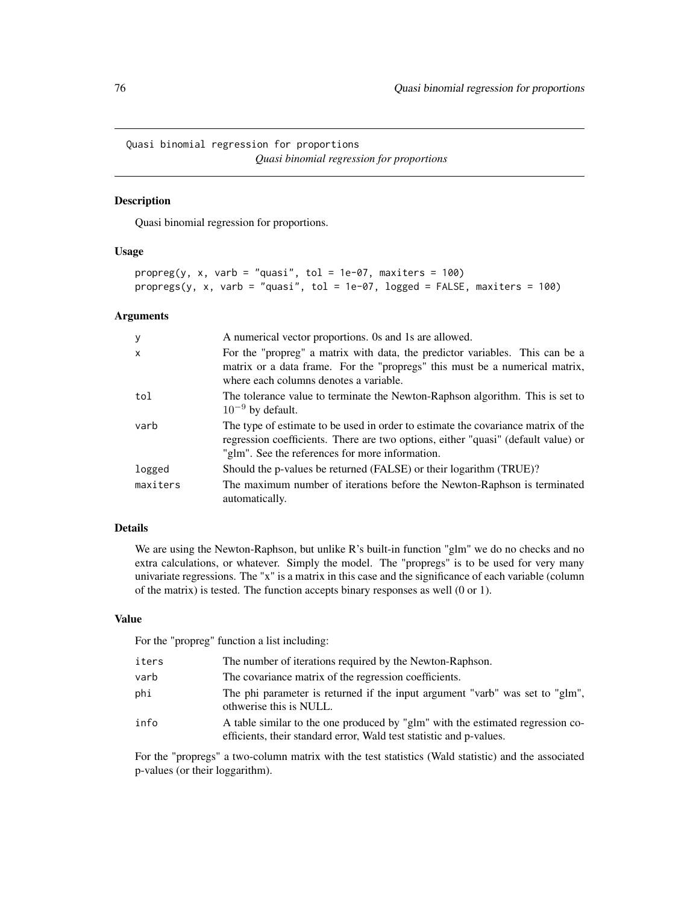# Quasi binomial regression for proportions

*Quasi binomial regression for proportions*

## Description

Quasi binomial regression for proportions.

## Usage

```
propreg(y, x, varb = "quasi", tol = 1e-07, maxiters = 100)
propregs(y, x, varb = "quasi", tol = 1e-07, logged = FALSE, maxiters = 100)
```

## Arguments

| | |
|---|---|
| y | A numerical vector proportions. 0s and 1s are allowed. |
| x | For the "propreg" a matrix with data, the predictor variables. This can be a matrix or a data frame. For the "propregs" this must be a numerical matrix, where each columns denotes a variable. |
| tol | The tolerance value to terminate the Newton-Raphson algorithm. This is set to $10^{-9}$ by default. |
| varb | The type of estimate to be used in order to estimate the covariance matrix of the regression coefficients. There are two options, either "quasi" (default value) or "glm". See the references for more information. |
| logged | Should the p-values be returned (FALSE) or their logarithm (TRUE)? |
| maxiters | The maximum number of iterations before the Newton-Raphson is terminated automatically. |

## Details

We are using the Newton-Raphson, but unlike R's built-in function "glm" we do no checks and no extra calculations, or whatever. Simply the model. The "propregs" is to be used for very many univariate regressions. The "x" is a matrix in this case and the significance of each variable (column of the matrix) is tested. The function accepts binary responses as well (0 or 1).

## Value

For the "propreg" function a list including:

| | |
|---|---|
| iters | The number of iterations required by the Newton-Raphson. |
| varb | The covariance matrix of the regression coefficients. |
| phi | The phi parameter is returned if the input argument "varb" was set to "glm", othwerise this is NULL. |
| info | A table similar to the one produced by "glm" with the estimated regression coefficients, their standard error, Wald test statistic and p-values. |

For the "propregs" a two-column matrix with the test statistics (Wald statistic) and the associated p-values (or their loggarithm).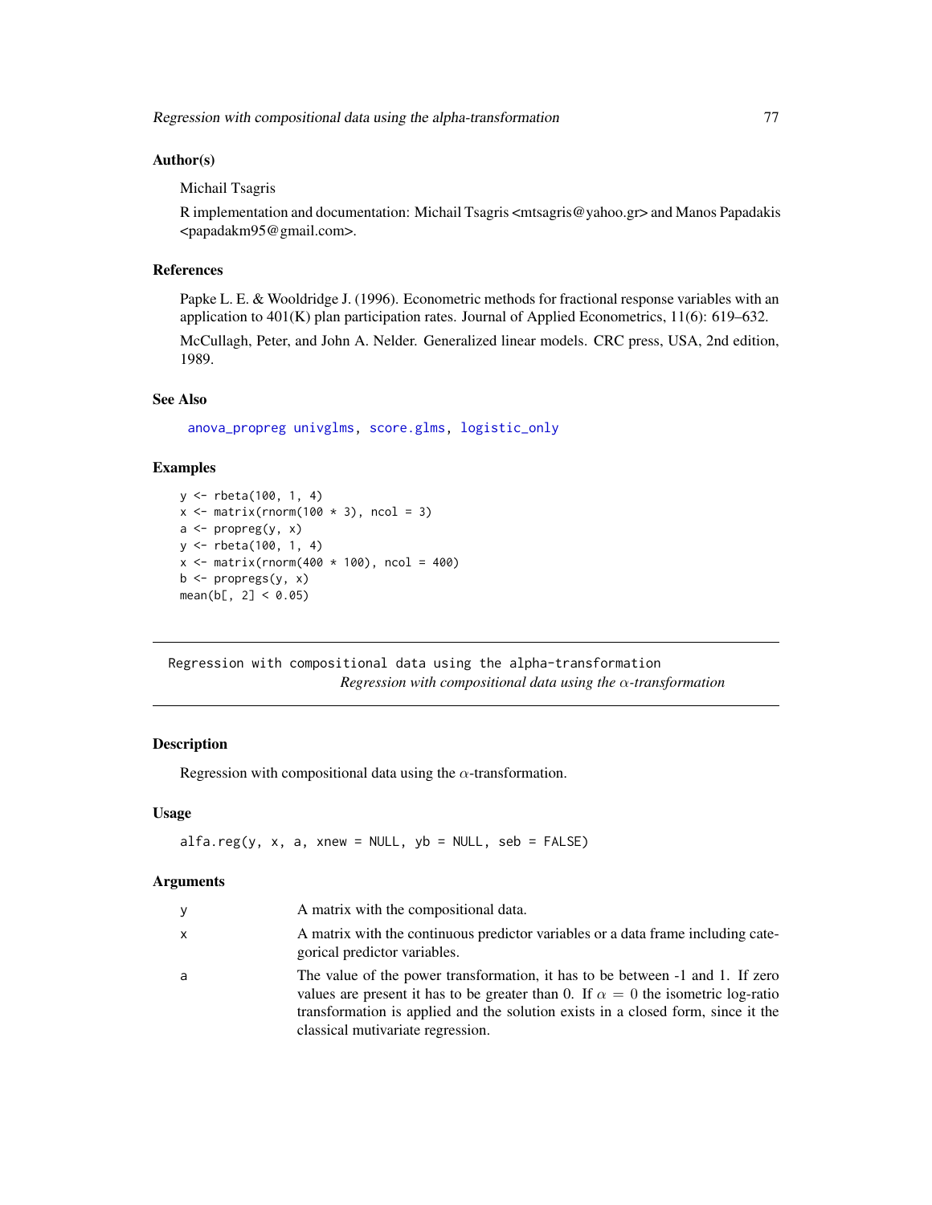### Author(s)

Michail Tsagris

R implementation and documentation: Michail Tsagris <mtsagris@yahoo.gr> and Manos Papadakis <papadakm95@gmail.com>.

### References

Papke L. E. & Wooldridge J. (1996). Econometric methods for fractional response variables with an application to 401(K) plan participation rates. Journal of Applied Econometrics, 11(6): 619–632.

McCullagh, Peter, and John A. Nelder. Generalized linear models. CRC press, USA, 2nd edition, 1989.

### See Also

anova_propreg univglms, score.glms, logistic_only

### Examples

```
y <- rbeta(100, 1, 4)
x <- matrix(rnorm(100 * 3), ncol = 3)
a <- propreg(y, x)
y <- rbeta(100, 1, 4)
x <- matrix(rnorm(400 * 100), ncol = 400)
b <- propregs(y, x)
mean(b[, 2] < 0.05)
```

---

## Regression with compositional data using the alpha-transformation

*Regression with compositional data using the $\alpha$-transformation*

### Description

Regression with compositional data using the $\alpha$-transformation.

### Usage

```
alfa.reg(y, x, a, xnew = NULL, yb = NULL, seb = FALSE)
```

### Arguments

| | |
|---|---|
| y | A matrix with the compositional data. |
| x | A matrix with the continuous predictor variables or a data frame including categorical predictor variables. |
| a | The value of the power transformation, it has to be between -1 and 1. If zero values are present it has to be greater than 0. If $\alpha = 0$ the isometric log-ratio transformation is applied and the solution exists in a closed form, since it the classical mutivariate regression. |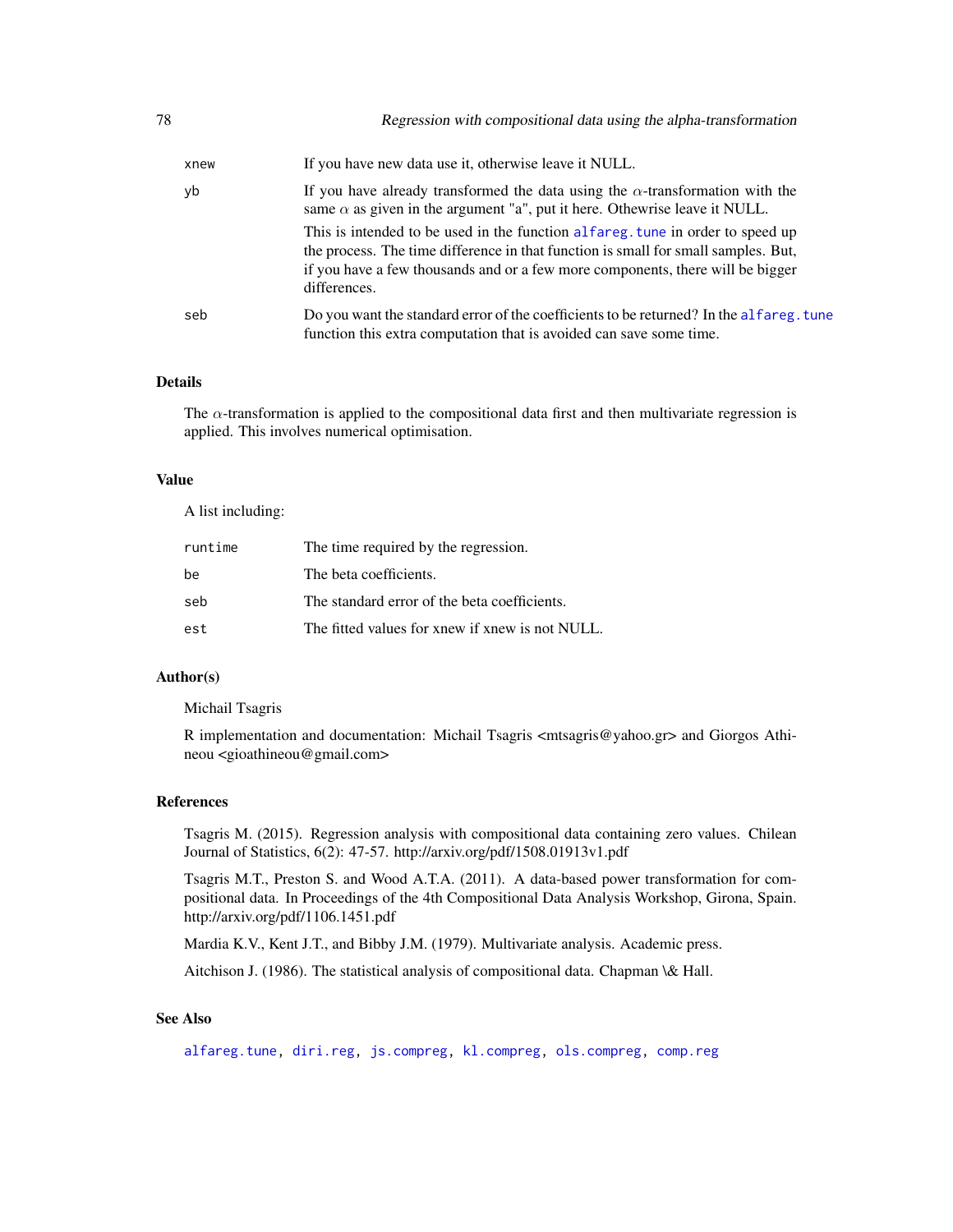| | |
|---|---|
| xnew | If you have new data use it, otherwise leave it NULL. |
| yb | If you have already transformed the data using the $\alpha$-transformation with the same $\alpha$ as given in the argument "a", put it here. Othewrise leave it NULL. This is intended to be used in the function alfareg.tune in order to speed up the process. The time difference in that function is small for small samples. But, if you have a few thousands and or a few more components, there will be bigger differences. |
| seb | Do you want the standard error of the coefficients to be returned? In the alfareg.tune function this extra computation that is avoided can save some time. |

### Details

The $\alpha$-transformation is applied to the compositional data first and then multivariate regression is applied. This involves numerical optimisation.

### Value

A list including:

| | |
|---|---|
| runtime | The time required by the regression. |
| be | The beta coefficients. |
| seb | The standard error of the beta coefficients. |
| est | The fitted values for xnew if xnew is not NULL. |

### Author(s)

Michail Tsagris

R implementation and documentation: Michail Tsagris <mtsagris@yahoo.gr> and Giorgos Athineou <gioathineou@gmail.com>

### References

Tsagris M. (2015). Regression analysis with compositional data containing zero values. Chilean Journal of Statistics, 6(2): 47-57. http://arxiv.org/pdf/1508.01913v1.pdf

Tsagris M.T., Preston S. and Wood A.T.A. (2011). A data-based power transformation for compositional data. In Proceedings of the 4th Compositional Data Analysis Workshop, Girona, Spain. http://arxiv.org/pdf/1106.1451.pdf

Mardia K.V., Kent J.T., and Bibby J.M. (1979). Multivariate analysis. Academic press.

Aitchison J. (1986). The statistical analysis of compositional data. Chapman \& Hall.

### See Also

alfareg.tune, diri.reg, js.compreg, kl.compreg, ols.compreg, comp.reg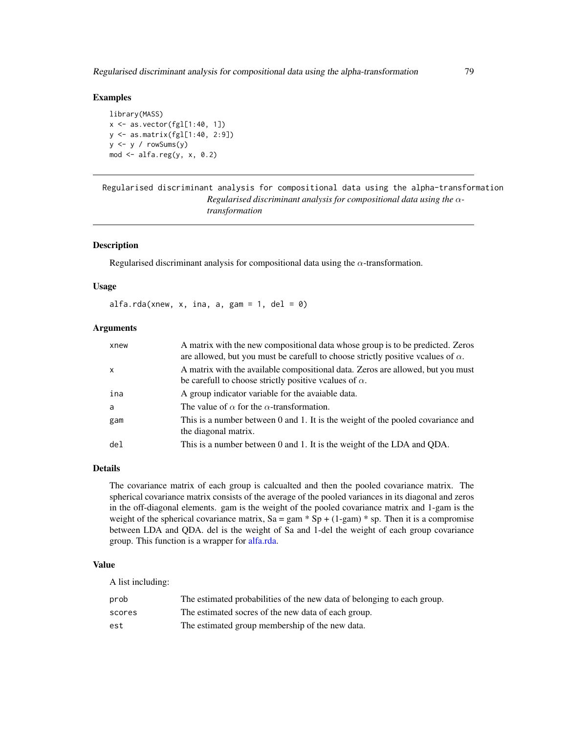### Examples

```
library(MASS)
x <- as.vector(fgl[1:40, 1])
y <- as.matrix(fgl[1:40, 2:9])
y <- y / rowSums(y)
mod <- alfa.reg(y, x, 0.2)
```

---

## Regularised discriminant analysis for compositional data using the alpha-transformation

*Regularised discriminant analysis for compositional data using the $\alpha$-transformation*

---

### Description

Regularised discriminant analysis for compositional data using the $\alpha$-transformation.

### Usage

```
alfa.rda(xnew, x, ina, a, gam = 1, del = 0)
```

### Arguments

| | |
|---|---|
| xnew | A matrix with the new compositional data whose group is to be predicted. Zeros are allowed, but you must be carefull to choose strictly positive vcalues of $\alpha$. |
| x | A matrix with the available compositional data. Zeros are allowed, but you must be carefull to choose strictly positive vcalues of $\alpha$. |
| ina | A group indicator variable for the avaiable data. |
| a | The value of $\alpha$ for the $\alpha$-transformation. |
| gam | This is a number between 0 and 1. It is the weight of the pooled covariance and the diagonal matrix. |
| del | This is a number between 0 and 1. It is the weight of the LDA and QDA. |

### Details

The covariance matrix of each group is calcualted and then the pooled covariance matrix. The spherical covariance matrix consists of the average of the pooled variances in its diagonal and zeros in the off-diagonal elements. gam is the weight of the pooled covariance matrix and 1-gam is the weight of the spherical covariance matrix, Sa = gam * Sp + (1-gam) * sp. Then it is a compromise between LDA and QDA. del is the weight of Sa and 1-del the weight of each group covariance group. This function is a wrapper for alfa.rda.

### Value

A list including:

| | |
|---|---|
| prob | The estimated probabilities of the new data of belonging to each group. |
| scores | The estimated socres of the new data of each group. |
| est | The estimated group membership of the new data. |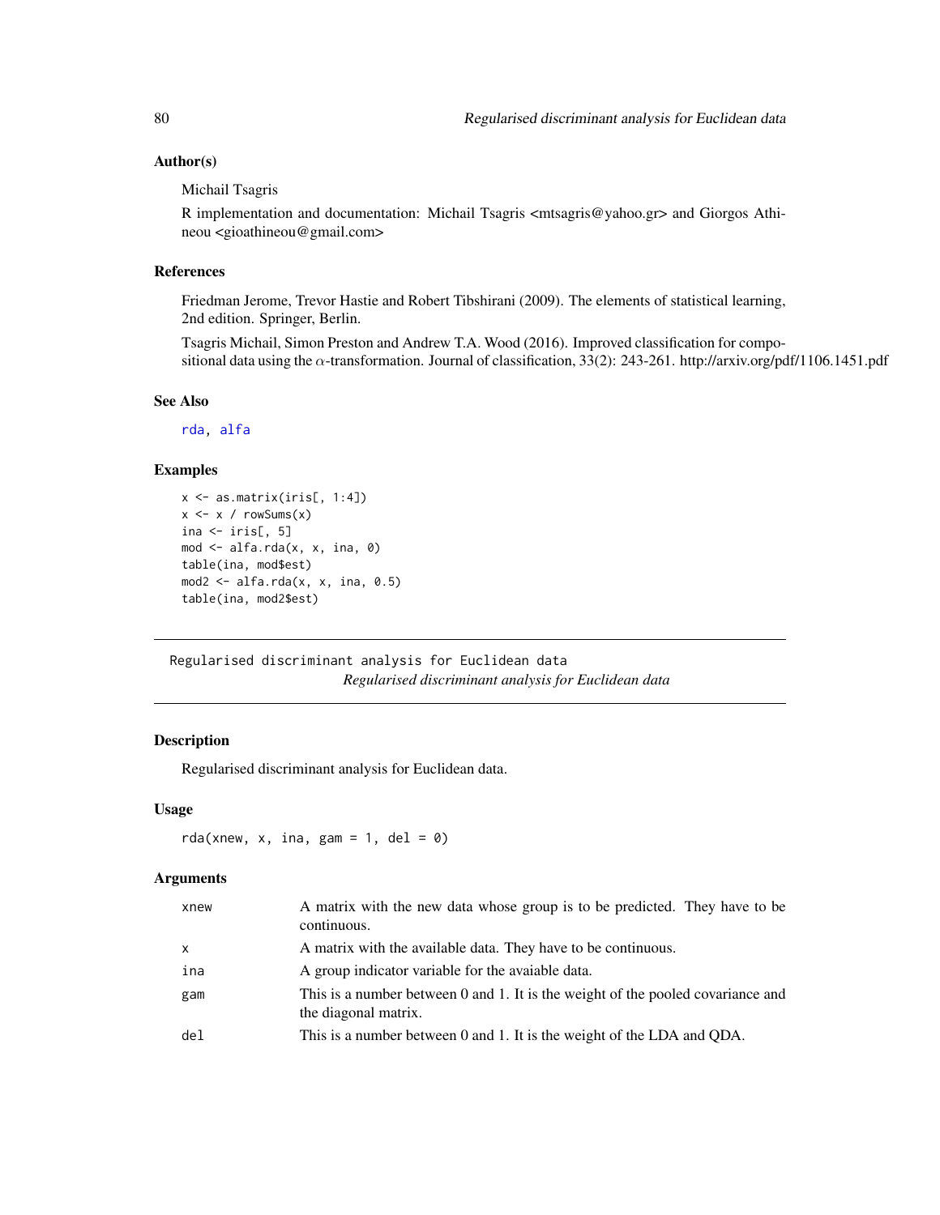### Author(s)

Michail Tsagris

R implementation and documentation: Michail Tsagris <mtsagris@yahoo.gr> and Giorgos Athineou <gioathineou@gmail.com>

### References

Friedman Jerome, Trevor Hastie and Robert Tibshirani (2009). The elements of statistical learning, 2nd edition. Springer, Berlin.

Tsagris Michail, Simon Preston and Andrew T.A. Wood (2016). Improved classification for compositional data using the $\alpha$-transformation. Journal of classification, 33(2): 243-261. http://arxiv.org/pdf/1106.1451.pdf

### See Also

rda, alfa

### Examples

```
x <- as.matrix(iris[, 1:4])
x <- x / rowSums(x)
ina <- iris[, 5]
mod <- alfa.rda(x, x, ina, 0)
table(ina, mod$est)
mod2 <- alfa.rda(x, x, ina, 0.5)
table(ina, mod2$est)
```

---

## Regularised discriminant analysis for Euclidean data

*Regularised discriminant analysis for Euclidean data*

### Description

Regularised discriminant analysis for Euclidean data.

### Usage

```
rda(xnew, x, ina, gam = 1, del = 0)
```

### Arguments

| | |
|---|---|
| xnew | A matrix with the new data whose group is to be predicted. They have to be continuous. |
| x | A matrix with the available data. They have to be continuous. |
| ina | A group indicator variable for the avaiable data. |
| gam | This is a number between 0 and 1. It is the weight of the pooled covariance and the diagonal matrix. |
| del | This is a number between 0 and 1. It is the weight of the LDA and QDA. |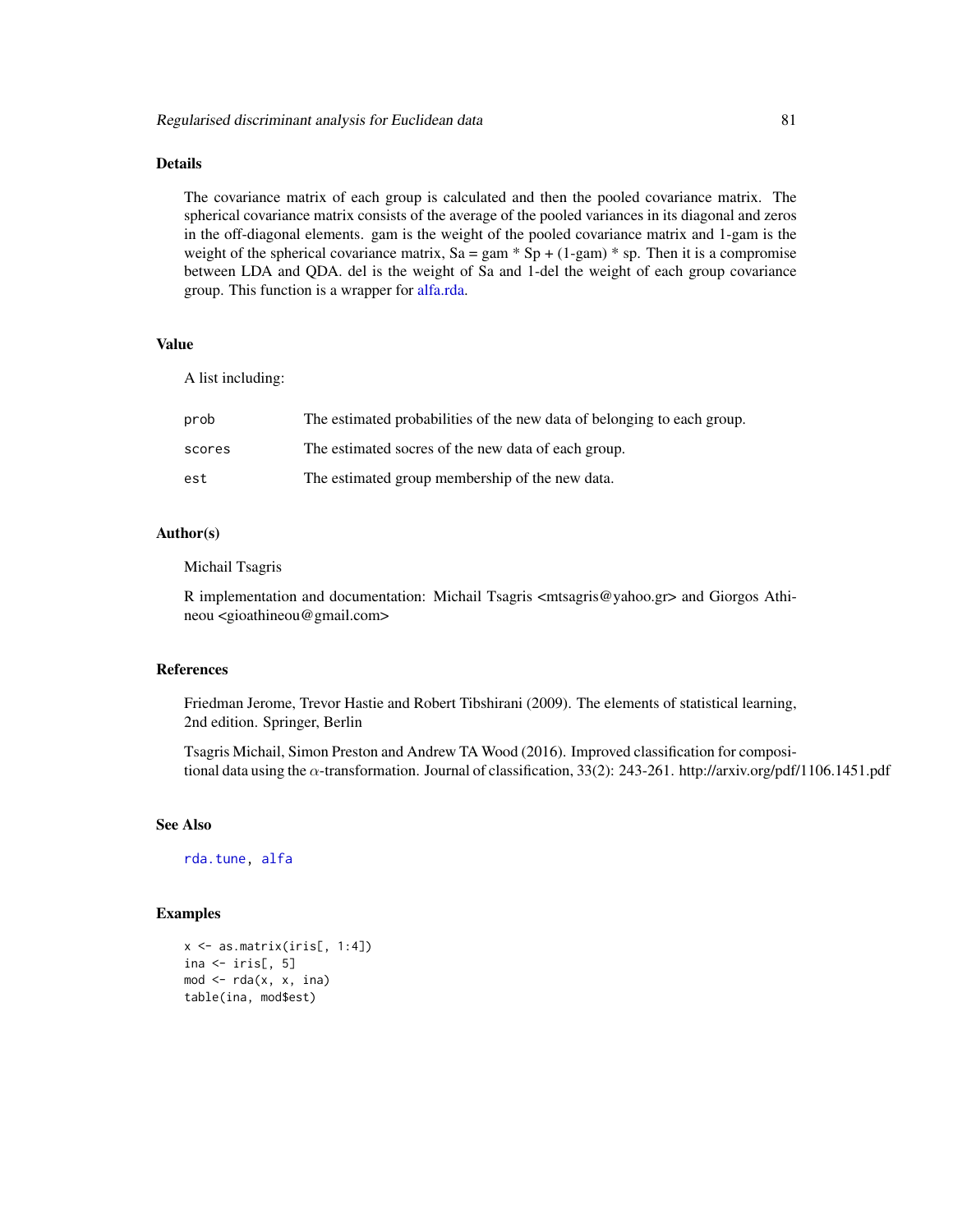## Details

The covariance matrix of each group is calculated and then the pooled covariance matrix. The spherical covariance matrix consists of the average of the pooled variances in its diagonal and zeros in the off-diagonal elements. gam is the weight of the pooled covariance matrix and 1-gam is the weight of the spherical covariance matrix, Sa = gam * Sp + (1-gam) * sp. Then it is a compromise between LDA and QDA. del is the weight of Sa and 1-del the weight of each group covariance group. This function is a wrapper for alfa.rda.

## Value

A list including:

| | |
|---|---|
| prob | The estimated probabilities of the new data of belonging to each group. |
| scores | The estimated socres of the new data of each group. |
| est | The estimated group membership of the new data. |

## Author(s)

Michail Tsagris

R implementation and documentation: Michail Tsagris <mtsagris@yahoo.gr> and Giorgos Athineou <gioathineou@gmail.com>

## References

Friedman Jerome, Trevor Hastie and Robert Tibshirani (2009). The elements of statistical learning, 2nd edition. Springer, Berlin

Tsagris Michail, Simon Preston and Andrew TA Wood (2016). Improved classification for compositional data using the $\alpha$-transformation. Journal of classification, 33(2): 243-261. http://arxiv.org/pdf/1106.1451.pdf

## See Also

rda.tune, alfa

## Examples

```
x <- as.matrix(iris[, 1:4])
ina <- iris[, 5]
mod <- rda(x, x, ina)
table(ina, mod$est)
```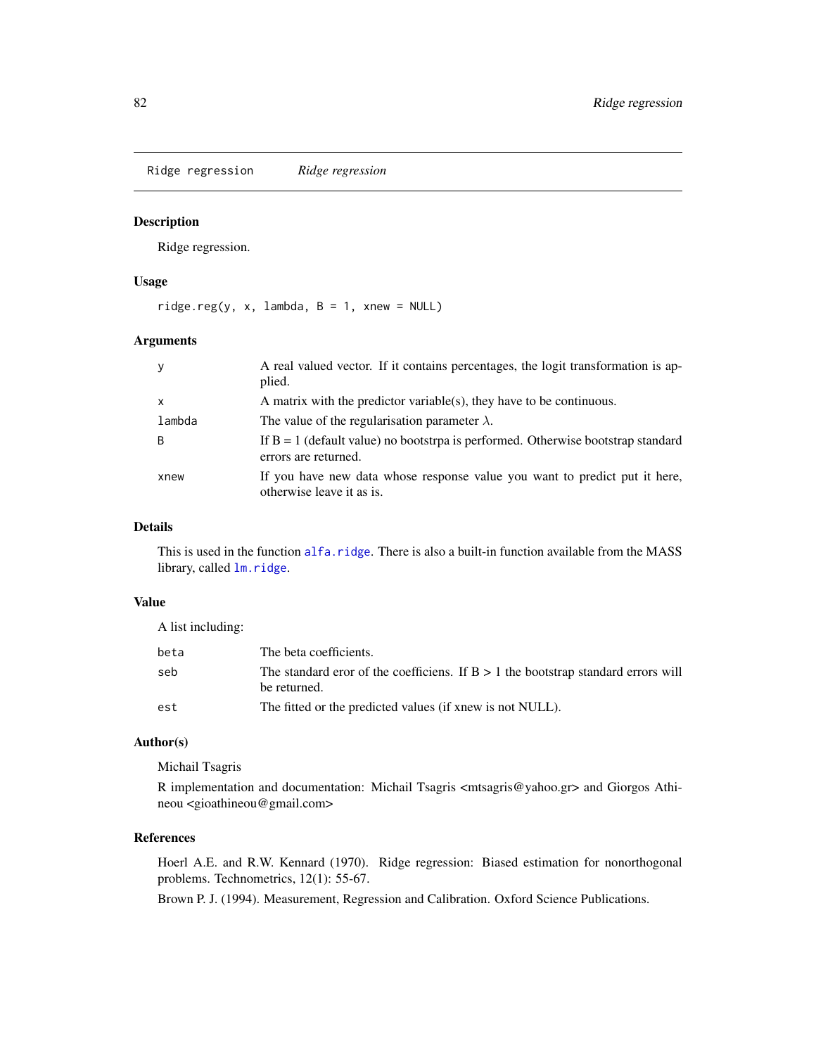## Ridge regression *Ridge regression*

### Description

Ridge regression.

### Usage

```
ridge.reg(y, x, lambda, B = 1, xnew = NULL)
```

### Arguments

| | |
|---|---|
| y | A real valued vector. If it contains percentages, the logit transformation is applied. |
| x | A matrix with the predictor variable(s), they have to be continuous. |
| lambda | The value of the regularisation parameter $\lambda$. |
| B | If B = 1 (default value) no bootstrpa is performed. Otherwise bootstrap standard errors are returned. |
| xnew | If you have new data whose response value you want to predict put it here, otherwise leave it as is. |

### Details

This is used in the function alfa.ridge. There is also a built-in function available from the MASS library, called lm.ridge.

### Value

A list including:

| | |
|---|---|
| beta | The beta coefficients. |
| seb | The standard eror of the coefficiens. If B > 1 the bootstrap standard errors will be returned. |
| est | The fitted or the predicted values (if xnew is not NULL). |

### Author(s)

Michail Tsagris

R implementation and documentation: Michail Tsagris <mtsagris@yahoo.gr> and Giorgos Athineou <gioathineou@gmail.com>

### References

Hoerl A.E. and R.W. Kennard (1970). Ridge regression: Biased estimation for nonorthogonal problems. Technometrics, 12(1): 55-67.

Brown P. J. (1994). Measurement, Regression and Calibration. Oxford Science Publications.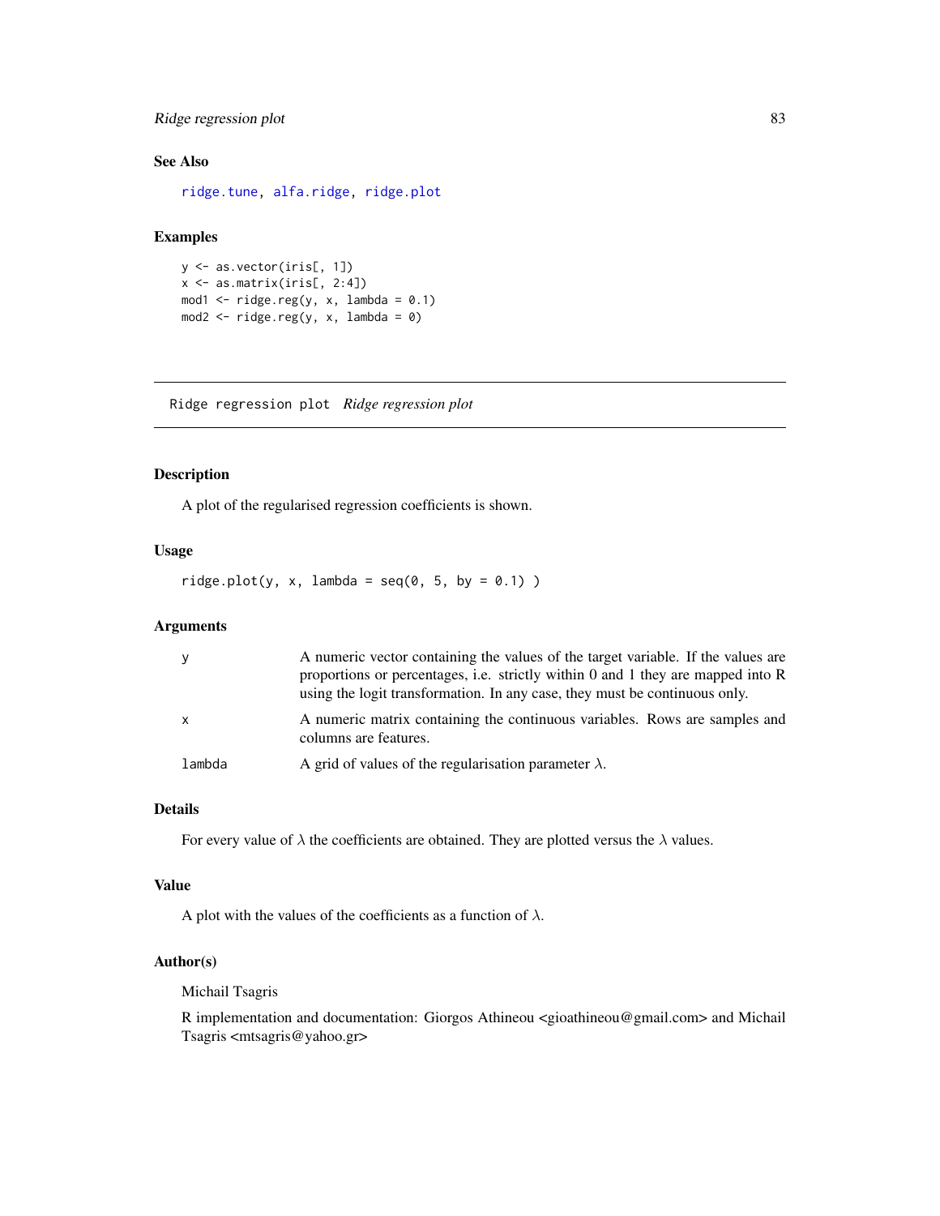### See Also

ridge.tune, alfa.ridge, ridge.plot

### Examples

```
y <- as.vector(iris[, 1])
x <- as.matrix(iris[, 2:4])
mod1 <- ridge.reg(y, x, lambda = 0.1)
mod2 <- ridge.reg(y, x, lambda = 0)
```

---

## Ridge regression plot    *Ridge regression plot*

---

### Description

A plot of the regularised regression coefficients is shown.

### Usage

```
ridge.plot(y, x, lambda = seq(0, 5, by = 0.1) )
```

### Arguments

| | |
|---|---|
| y | A numeric vector containing the values of the target variable. If the values are proportions or percentages, i.e. strictly within 0 and 1 they are mapped into R using the logit transformation. In any case, they must be continuous only. |
| x | A numeric matrix containing the continuous variables. Rows are samples and columns are features. |
| lambda | A grid of values of the regularisation parameter $\lambda$. |

### Details

For every value of $\lambda$ the coefficients are obtained. They are plotted versus the $\lambda$ values.

### Value

A plot with the values of the coefficients as a function of $\lambda$.

### Author(s)

Michail Tsagris

R implementation and documentation: Giorgos Athineou <gioathineou@gmail.com> and Michail Tsagris <mtsagris@yahoo.gr>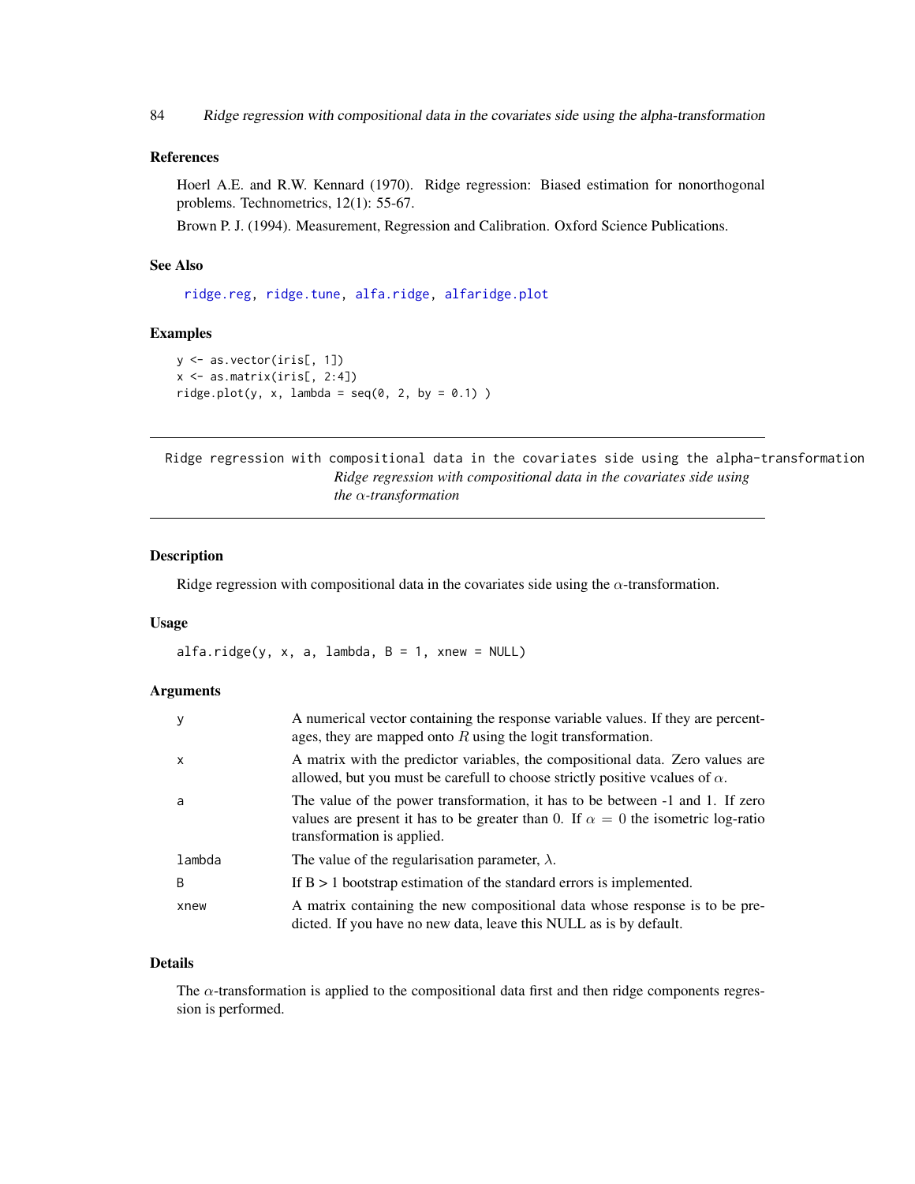### References

Hoerl A.E. and R.W. Kennard (1970). Ridge regression: Biased estimation for nonorthogonal problems. Technometrics, 12(1): 55-67.

Brown P. J. (1994). Measurement, Regression and Calibration. Oxford Science Publications.

### See Also

ridge.reg, ridge.tune, alfa.ridge, alfaridge.plot

### Examples

```
y <- as.vector(iris[, 1])
x <- as.matrix(iris[, 2:4])
ridge.plot(y, x, lambda = seq(0, 2, by = 0.1) )
```

---

## Ridge regression with compositional data in the covariates side using the alpha-transformation

*Ridge regression with compositional data in the covariates side using the $\alpha$-transformation*

---

### Description

Ridge regression with compositional data in the covariates side using the $\alpha$-transformation.

### Usage

```
alfa.ridge(y, x, a, lambda, B = 1, xnew = NULL)
```

### Arguments

| | |
|---|---|
| y | A numerical vector containing the response variable values. If they are percentages, they are mapped onto $R$ using the logit transformation. |
| x | A matrix with the predictor variables, the compositional data. Zero values are allowed, but you must be carefull to choose strictly positive vcalues of $\alpha$. |
| a | The value of the power transformation, it has to be between -1 and 1. If zero values are present it has to be greater than 0. If $\alpha = 0$ the isometric log-ratio transformation is applied. |
| lambda | The value of the regularisation parameter, $\lambda$. |
| B | If B > 1 bootstrap estimation of the standard errors is implemented. |
| xnew | A matrix containing the new compositional data whose response is to be predicted. If you have no new data, leave this NULL as is by default. |

### Details

The $\alpha$-transformation is applied to the compositional data first and then ridge components regression is performed.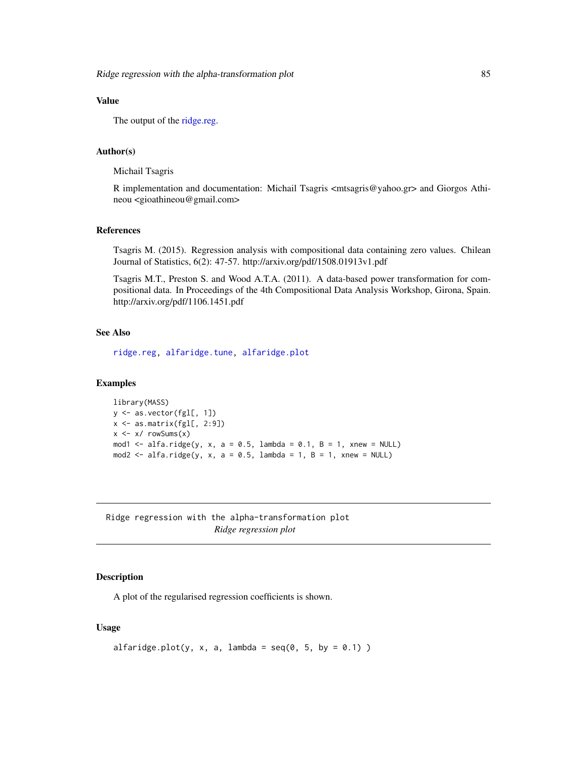### Value

The output of the ridge.reg.

### Author(s)

Michail Tsagris

R implementation and documentation: Michail Tsagris <mtsagris@yahoo.gr> and Giorgos Athineou <gioathineou@gmail.com>

### References

Tsagris M. (2015). Regression analysis with compositional data containing zero values. Chilean Journal of Statistics, 6(2): 47-57. http://arxiv.org/pdf/1508.01913v1.pdf

Tsagris M.T., Preston S. and Wood A.T.A. (2011). A data-based power transformation for compositional data. In Proceedings of the 4th Compositional Data Analysis Workshop, Girona, Spain. http://arxiv.org/pdf/1106.1451.pdf

### See Also

`ridge.reg`, `alfaridge.tune`, `alfaridge.plot`

### Examples

```
library(MASS)
y <- as.vector(fgl[, 1])
x <- as.matrix(fgl[, 2:9])
x <- x/ rowSums(x)
mod1 <- alfa.ridge(y, x, a = 0.5, lambda = 0.1, B = 1, xnew = NULL)
mod2 <- alfa.ridge(y, x, a = 0.5, lambda = 1, B = 1, xnew = NULL)
```

---

## Ridge regression with the alpha-transformation plot

*Ridge regression plot*

### Description

A plot of the regularised regression coefficients is shown.

### Usage

```
alfaridge.plot(y, x, a, lambda = seq(0, 5, by = 0.1) )
```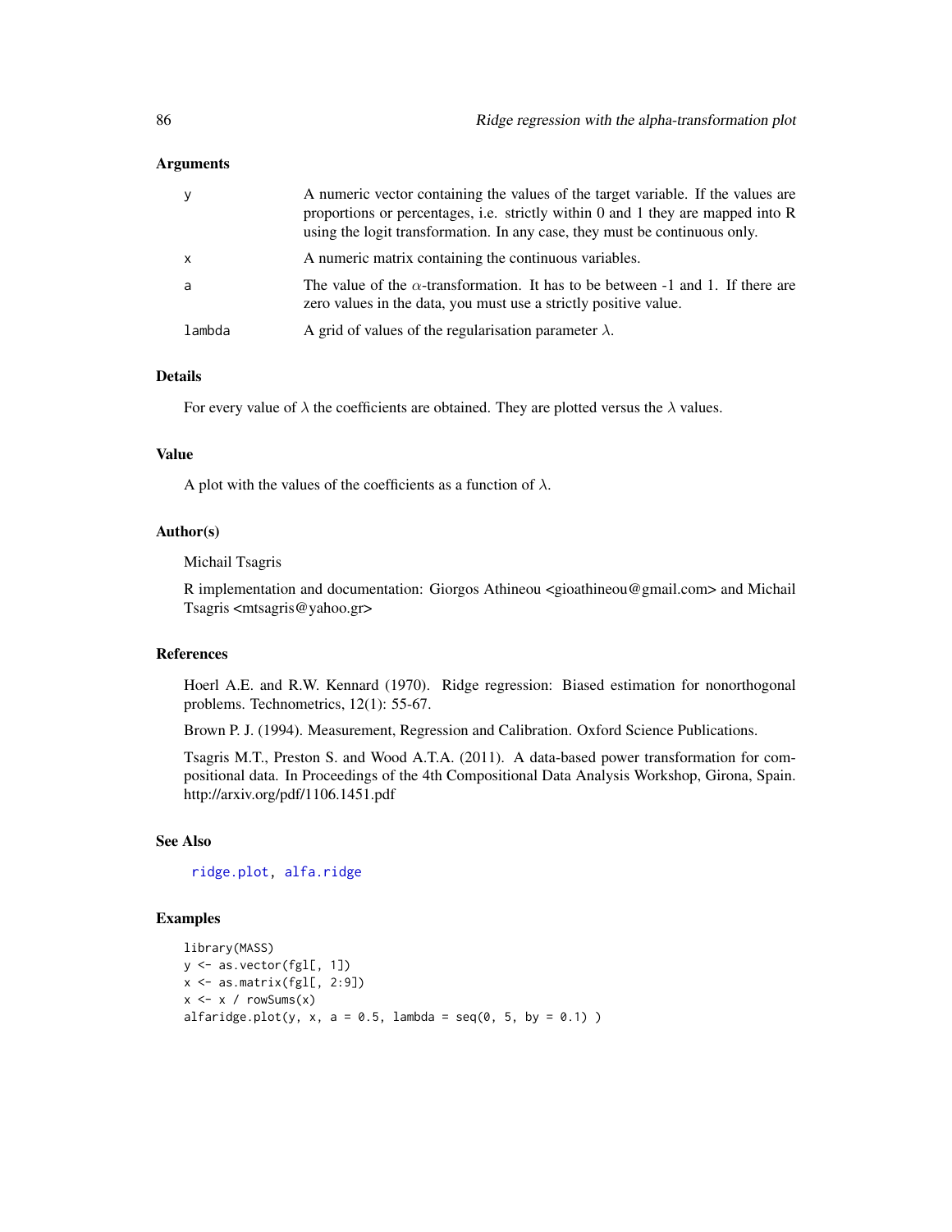### Arguments

| | |
|---|---|
| y | A numeric vector containing the values of the target variable. If the values are proportions or percentages, i.e. strictly within 0 and 1 they are mapped into R using the logit transformation. In any case, they must be continuous only. |
| x | A numeric matrix containing the continuous variables. |
| a | The value of the $\alpha$-transformation. It has to be between -1 and 1. If there are zero values in the data, you must use a strictly positive value. |
| lambda | A grid of values of the regularisation parameter $\lambda$. |

### Details

For every value of $\lambda$ the coefficients are obtained. They are plotted versus the $\lambda$ values.

### Value

A plot with the values of the coefficients as a function of $\lambda$.

### Author(s)

Michail Tsagris

R implementation and documentation: Giorgos Athineou <gioathineou@gmail.com> and Michail Tsagris <mtsagris@yahoo.gr>

### References

Hoerl A.E. and R.W. Kennard (1970). Ridge regression: Biased estimation for nonorthogonal problems. Technometrics, 12(1): 55-67.

Brown P. J. (1994). Measurement, Regression and Calibration. Oxford Science Publications.

Tsagris M.T., Preston S. and Wood A.T.A. (2011). A data-based power transformation for compositional data. In Proceedings of the 4th Compositional Data Analysis Workshop, Girona, Spain. http://arxiv.org/pdf/1106.1451.pdf

### See Also

ridge.plot, alfa.ridge

### Examples

```
library(MASS)
y <- as.vector(fgl[, 1])
x <- as.matrix(fgl[, 2:9])
x <- x / rowSums(x)
alfaridge.plot(y, x, a = 0.5, lambda = seq(0, 5, by = 0.1) )
```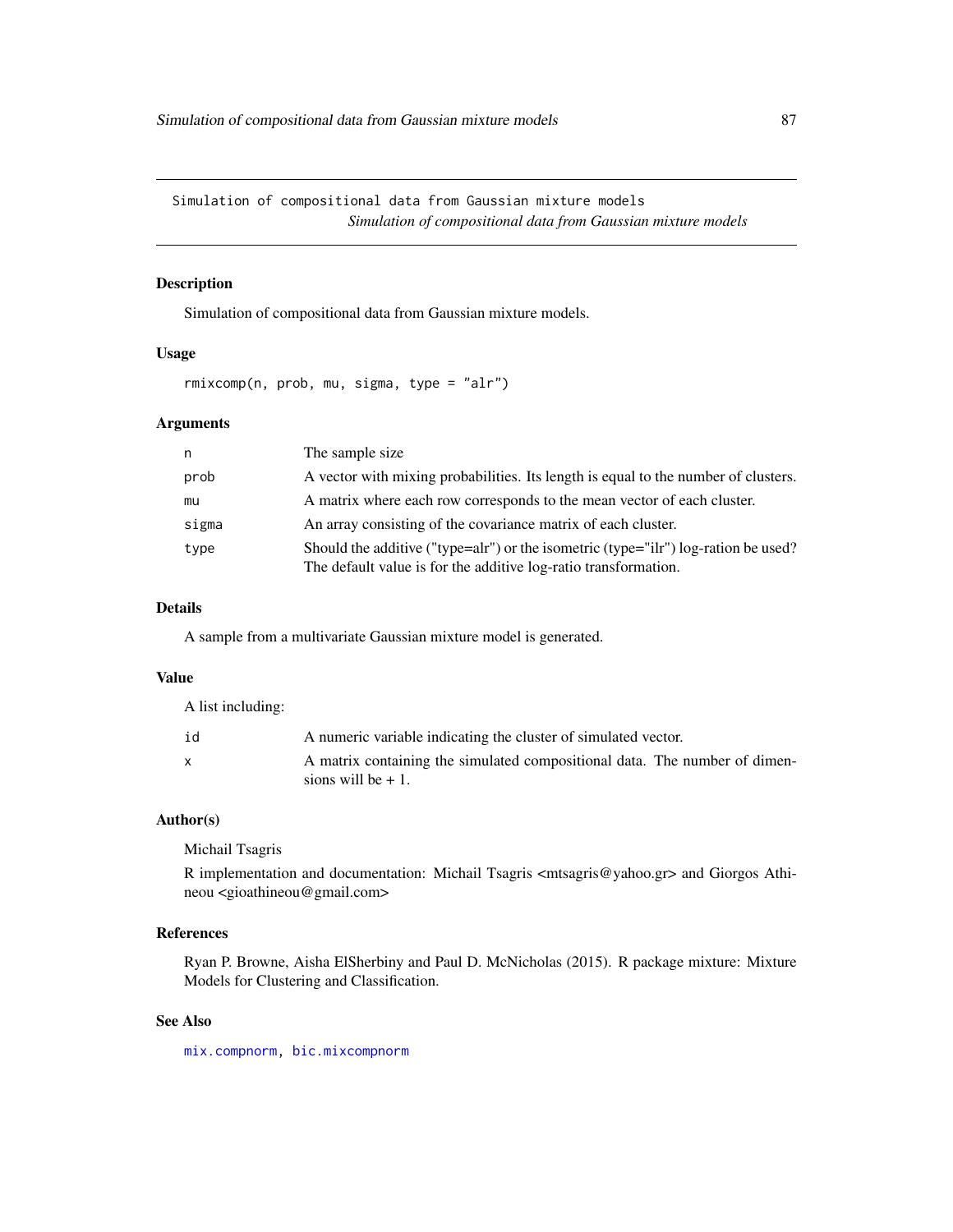# Simulation of compositional data from Gaussian mixture models

*Simulation of compositional data from Gaussian mixture models*

## Description

Simulation of compositional data from Gaussian mixture models.

## Usage

```
rmixcomp(n, prob, mu, sigma, type = "alr")
```

## Arguments

| | |
|---|---|
| n | The sample size |
| prob | A vector with mixing probabilities. Its length is equal to the number of clusters. |
| mu | A matrix where each row corresponds to the mean vector of each cluster. |
| sigma | An array consisting of the covariance matrix of each cluster. |
| type | Should the additive ("type=alr") or the isometric (type="ilr") log-ration be used? The default value is for the additive log-ratio transformation. |

## Details

A sample from a multivariate Gaussian mixture model is generated.

## Value

A list including:

| | |
|---|---|
| id | A numeric variable indicating the cluster of simulated vector. |
| x | A matrix containing the simulated compositional data. The number of dimensions will be + 1. |

## Author(s)

Michail Tsagris

R implementation and documentation: Michail Tsagris <mtsagris@yahoo.gr> and Giorgos Athineou <gioathineou@gmail.com>

## References

Ryan P. Browne, Aisha ElSherbiny and Paul D. McNicholas (2015). R package mixture: Mixture Models for Clustering and Classification.

## See Also

mix.compnorm, bic.mixcompnorm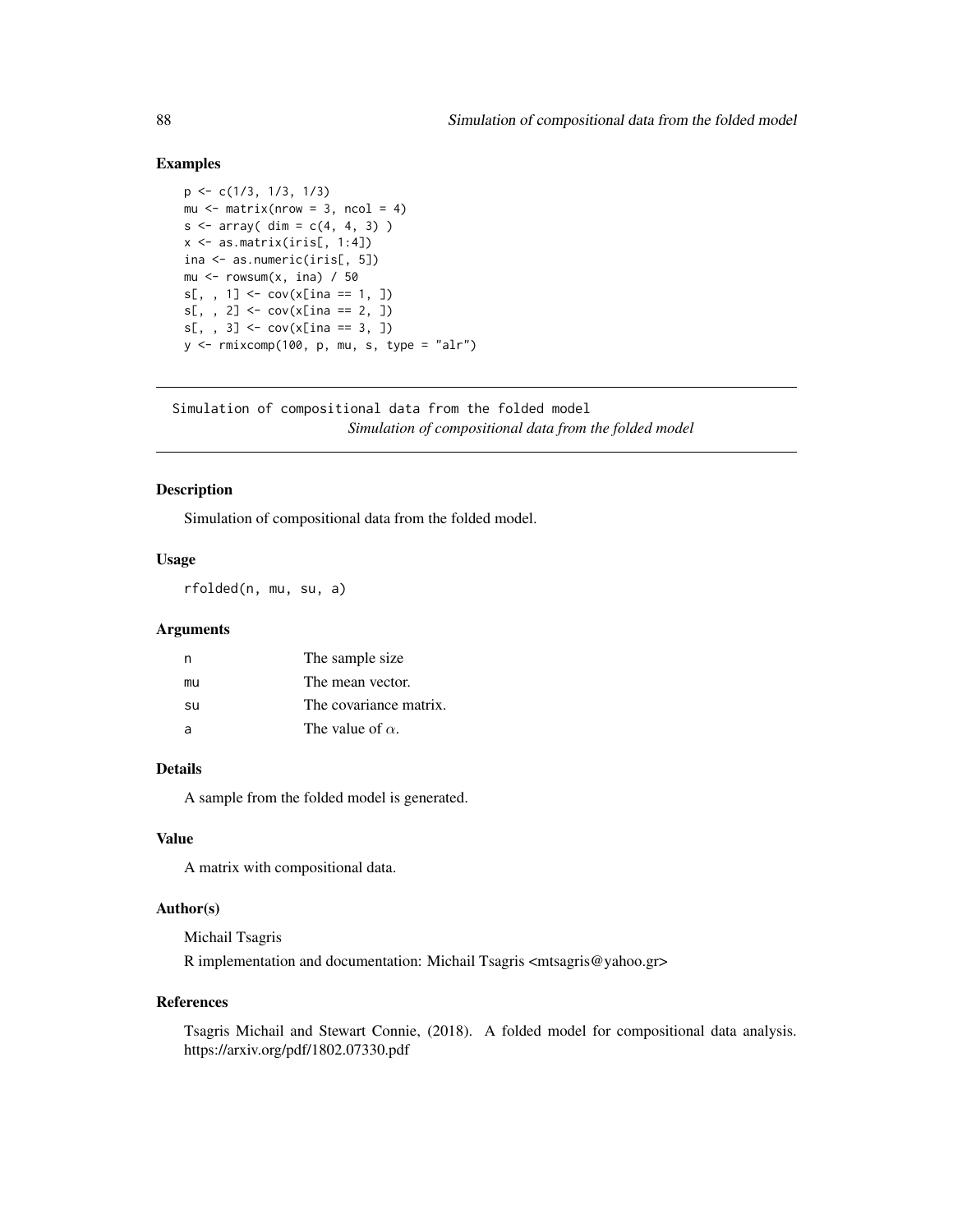## Examples

```
p <- c(1/3, 1/3, 1/3)
mu <- matrix(nrow = 3, ncol = 4)
s <- array( dim = c(4, 4, 3) )
x <- as.matrix(iris[, 1:4])
ina <- as.numeric(iris[, 5])
mu <- rowsum(x, ina) / 50
s[, , 1] <- cov(x[ina == 1, ])
s[, , 2] <- cov(x[ina == 2, ])
s[, , 3] <- cov(x[ina == 3, ])
y <- rmixcomp(100, p, mu, s, type = "alr")
```

---

# Simulation of compositional data from the folded model

*Simulation of compositional data from the folded model*

---

## Description

Simulation of compositional data from the folded model.

## Usage

```
rfolded(n, mu, su, a)
```

## Arguments

| | |
|---|---|
| n | The sample size |
| mu | The mean vector. |
| su | The covariance matrix. |
| a | The value of $\alpha$. |

## Details

A sample from the folded model is generated.

## Value

A matrix with compositional data.

## Author(s)

Michail Tsagris

R implementation and documentation: Michail Tsagris <mtsagris@yahoo.gr>

## References

Tsagris Michail and Stewart Connie, (2018). A folded model for compositional data analysis. https://arxiv.org/pdf/1802.07330.pdf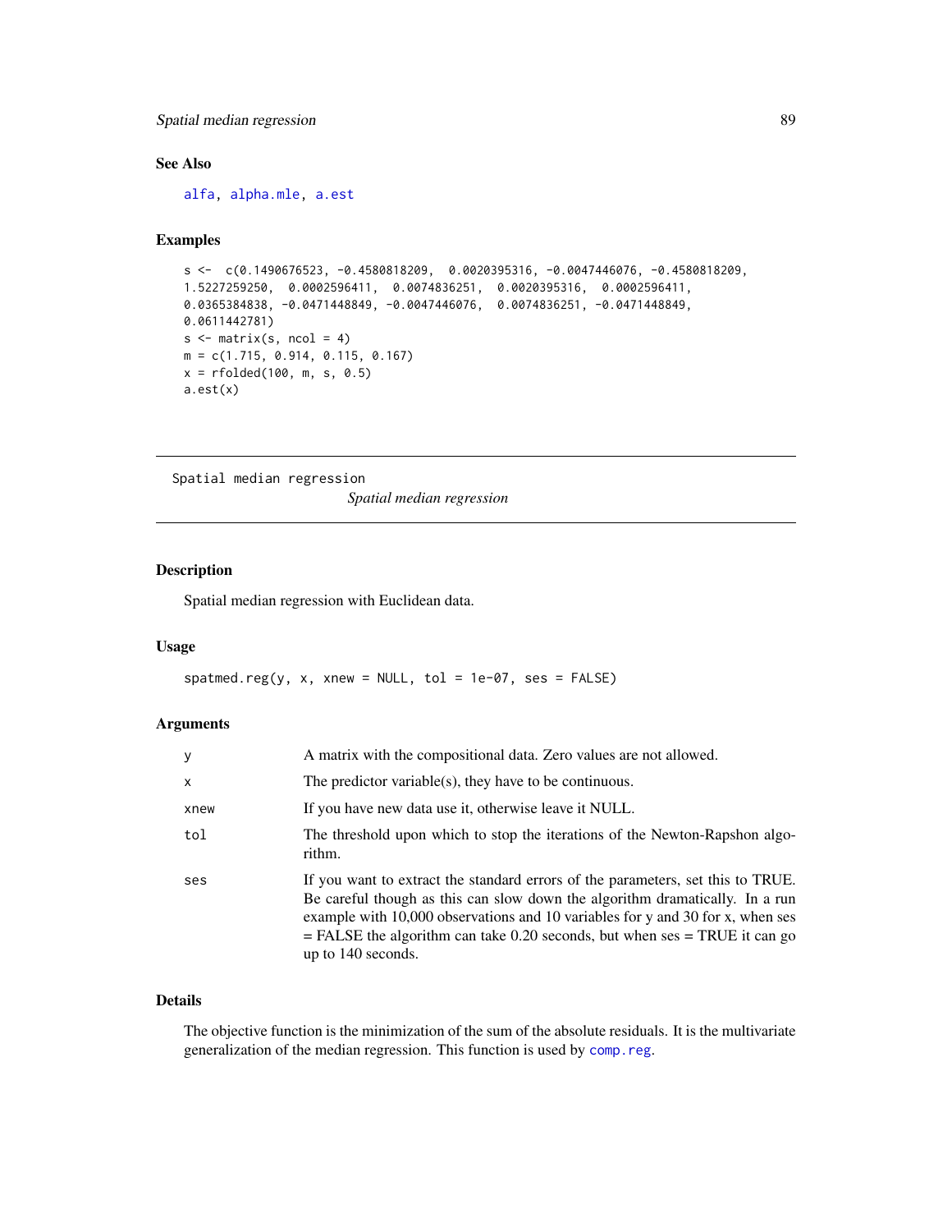## See Also

alfa, alpha.mle, a.est

## Examples

```
s <-  c(0.1490676523, -0.4580818209,  0.0020395316, -0.0047446076, -0.4580818209,
1.5227259250,  0.0002596411,  0.0074836251,  0.0020395316,  0.0002596411,
0.0365384838, -0.0471448849, -0.0047446076,  0.0074836251, -0.0471448849,
0.0611442781)
s <- matrix(s, ncol = 4)
m = c(1.715, 0.914, 0.115, 0.167)
x = rfolded(100, m, s, 0.5)
a.est(x)
```

---

# Spatial median regression

*Spatial median regression*

---

## Description

Spatial median regression with Euclidean data.

## Usage

```
spatmed.reg(y, x, xnew = NULL, tol = 1e-07, ses = FALSE)
```

## Arguments

| | |
|---|---|
| y | A matrix with the compositional data. Zero values are not allowed. |
| x | The predictor variable(s), they have to be continuous. |
| xnew | If you have new data use it, otherwise leave it NULL. |
| tol | The threshold upon which to stop the iterations of the Newton-Rapshon algorithm. |
| ses | If you want to extract the standard errors of the parameters, set this to TRUE. Be careful though as this can slow down the algorithm dramatically. In a run example with 10,000 observations and 10 variables for y and 30 for x, when ses = FALSE the algorithm can take 0.20 seconds, but when ses = TRUE it can go up to 140 seconds. |

## Details

The objective function is the minimization of the sum of the absolute residuals. It is the multivariate generalization of the median regression. This function is used by comp.reg.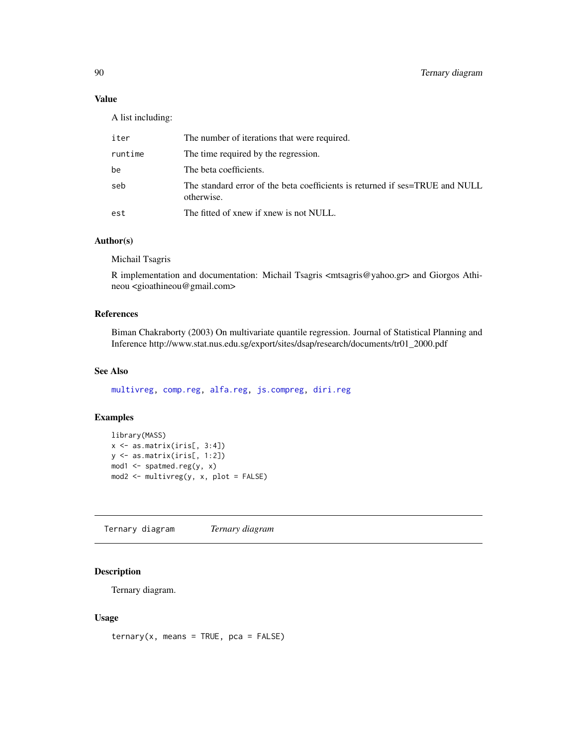### Value

A list including:

| | |
|---|---|
| iter | The number of iterations that were required. |
| runtime | The time required by the regression. |
| be | The beta coefficients. |
| seb | The standard error of the beta coefficients is returned if ses=TRUE and NULL otherwise. |
| est | The fitted of xnew if xnew is not NULL. |

### Author(s)

Michail Tsagris

R implementation and documentation: Michail Tsagris <mtsagris@yahoo.gr> and Giorgos Athineou <gioathineou@gmail.com>

### References

Biman Chakraborty (2003) On multivariate quantile regression. Journal of Statistical Planning and Inference http://www.stat.nus.edu.sg/export/sites/dsap/research/documents/tr01_2000.pdf

### See Also

multivreg, comp.reg, alfa.reg, js.compreg, diri.reg

### Examples

```
library(MASS)
x <- as.matrix(iris[, 3:4])
y <- as.matrix(iris[, 1:2])
mod1 <- spatmed.reg(y, x)
mod2 <- multivreg(y, x, plot = FALSE)
```

---

## Ternary diagram *Ternary diagram*

### Description

Ternary diagram.

### Usage

```
ternary(x, means = TRUE, pca = FALSE)
```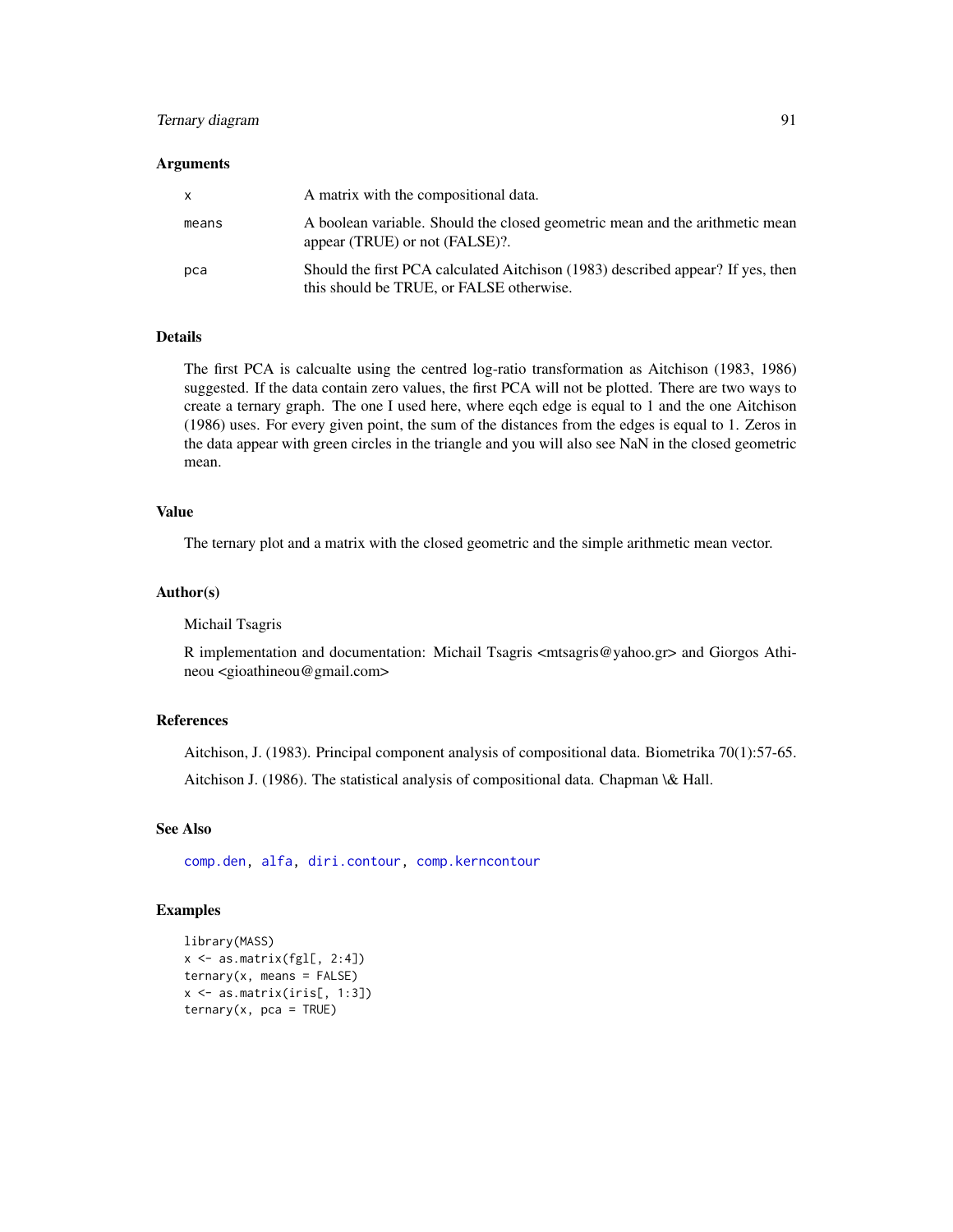### Arguments

| | |
|---|---|
| x | A matrix with the compositional data. |
| means | A boolean variable. Should the closed geometric mean and the arithmetic mean appear (TRUE) or not (FALSE)?. |
| pca | Should the first PCA calculated Aitchison (1983) described appear? If yes, then this should be TRUE, or FALSE otherwise. |

### Details

The first PCA is calcualte using the centred log-ratio transformation as Aitchison (1983, 1986) suggested. If the data contain zero values, the first PCA will not be plotted. There are two ways to create a ternary graph. The one I used here, where eqch edge is equal to 1 and the one Aitchison (1986) uses. For every given point, the sum of the distances from the edges is equal to 1. Zeros in the data appear with green circles in the triangle and you will also see NaN in the closed geometric mean.

### Value

The ternary plot and a matrix with the closed geometric and the simple arithmetic mean vector.

### Author(s)

Michail Tsagris

R implementation and documentation: Michail Tsagris <mtsagris@yahoo.gr> and Giorgos Athineou <gioathineou@gmail.com>

### References

Aitchison, J. (1983). Principal component analysis of compositional data. Biometrika 70(1):57-65.

Aitchison J. (1986). The statistical analysis of compositional data. Chapman \& Hall.

### See Also

comp.den, alfa, diri.contour, comp.kerncontour

### Examples

```
library(MASS)
x <- as.matrix(fgl[, 2:4])
ternary(x, means = FALSE)
x <- as.matrix(iris[, 1:3])
ternary(x, pca = TRUE)
```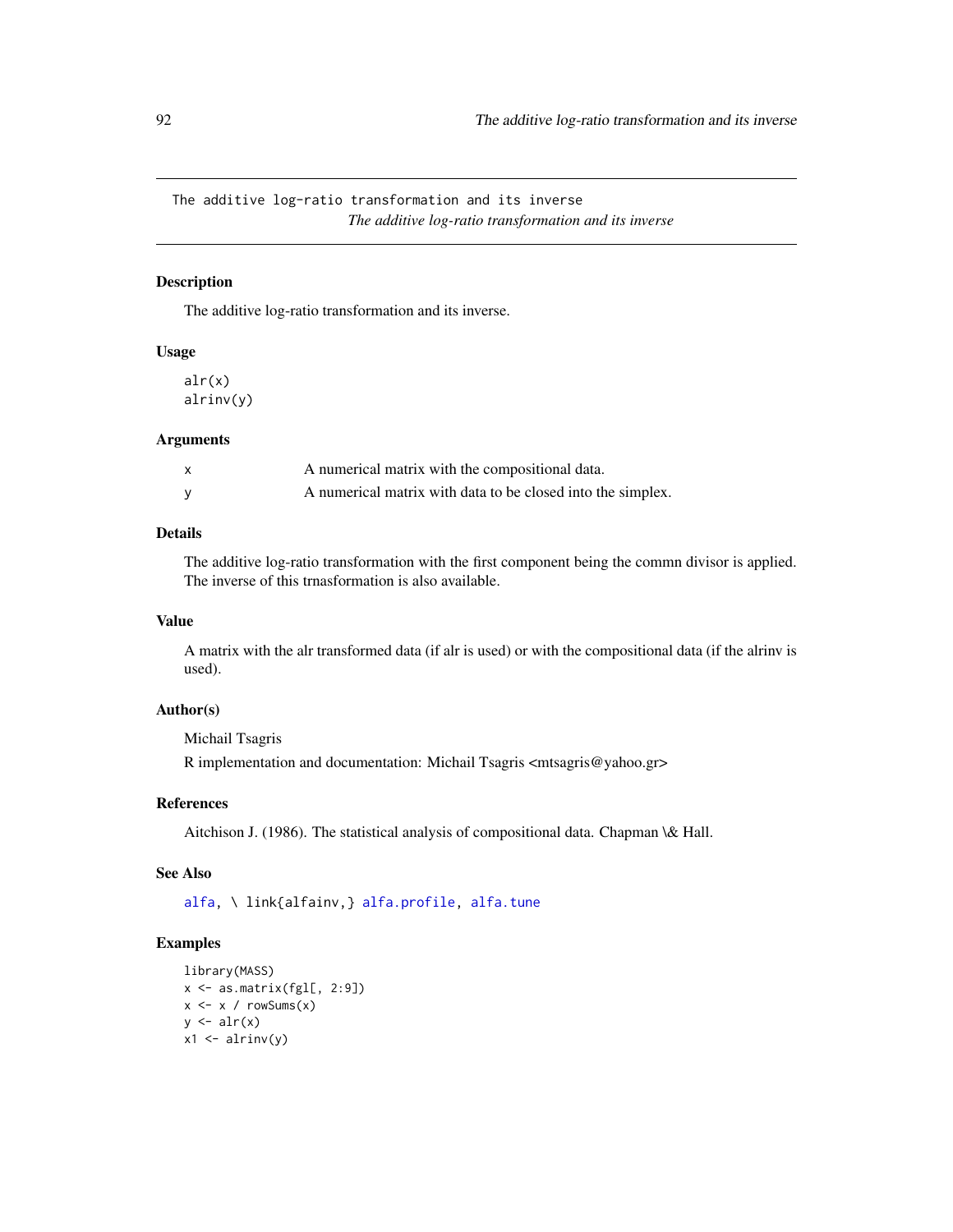## The additive log-ratio transformation and its inverse

*The additive log-ratio transformation and its inverse*

### Description

The additive log-ratio transformation and its inverse.

### Usage

```
alr(x)
alrinv(y)
```

### Arguments

| | |
|---|---|
| x | A numerical matrix with the compositional data. |
| y | A numerical matrix with data to be closed into the simplex. |

### Details

The additive log-ratio transformation with the first component being the commn divisor is applied. The inverse of this trnasformation is also available.

### Value

A matrix with the alr transformed data (if alr is used) or with the compositional data (if the alrinv is used).

### Author(s)

Michail Tsagris

R implementation and documentation: Michail Tsagris <mtsagris@yahoo.gr>

### References

Aitchison J. (1986). The statistical analysis of compositional data. Chapman \& Hall.

### See Also

alfa, \ link{alfainv,} alfa.profile, alfa.tune

### Examples

```
library(MASS)
x <- as.matrix(fgl[, 2:9])
x <- x / rowSums(x)
y <- alr(x)
x1 <- alrinv(y)
```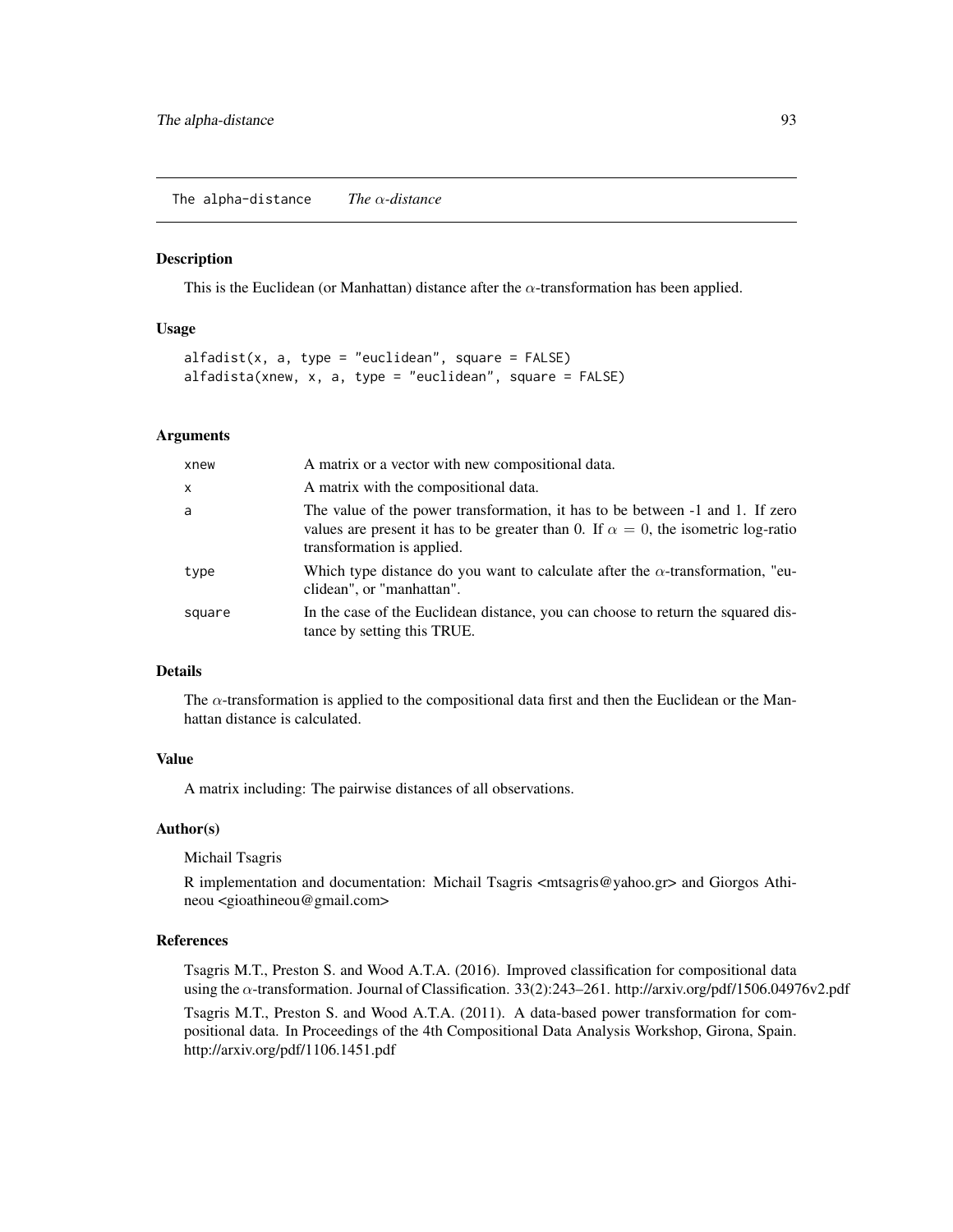## The alpha-distance *The $\alpha$-distance*

### Description

This is the Euclidean (or Manhattan) distance after the $\alpha$-transformation has been applied.

### Usage

```
alfadist(x, a, type = "euclidean", square = FALSE)
alfadista(xnew, x, a, type = "euclidean", square = FALSE)
```

### Arguments

| | |
|---|---|
| xnew | A matrix or a vector with new compositional data. |
| x | A matrix with the compositional data. |
| a | The value of the power transformation, it has to be between -1 and 1. If zero values are present it has to be greater than 0. If $\alpha = 0$, the isometric log-ratio transformation is applied. |
| type | Which type distance do you want to calculate after the $\alpha$-transformation, "euclidean", or "manhattan". |
| square | In the case of the Euclidean distance, you can choose to return the squared distance by setting this TRUE. |

### Details

The $\alpha$-transformation is applied to the compositional data first and then the Euclidean or the Manhattan distance is calculated.

### Value

A matrix including: The pairwise distances of all observations.

### Author(s)

Michail Tsagris

R implementation and documentation: Michail Tsagris <mtsagris@yahoo.gr> and Giorgos Athineou <gioathineou@gmail.com>

### References

Tsagris M.T., Preston S. and Wood A.T.A. (2016). Improved classification for compositional data using the $\alpha$-transformation. Journal of Classification. 33(2):243–261. http://arxiv.org/pdf/1506.04976v2.pdf

Tsagris M.T., Preston S. and Wood A.T.A. (2011). A data-based power transformation for compositional data. In Proceedings of the 4th Compositional Data Analysis Workshop, Girona, Spain. http://arxiv.org/pdf/1106.1451.pdf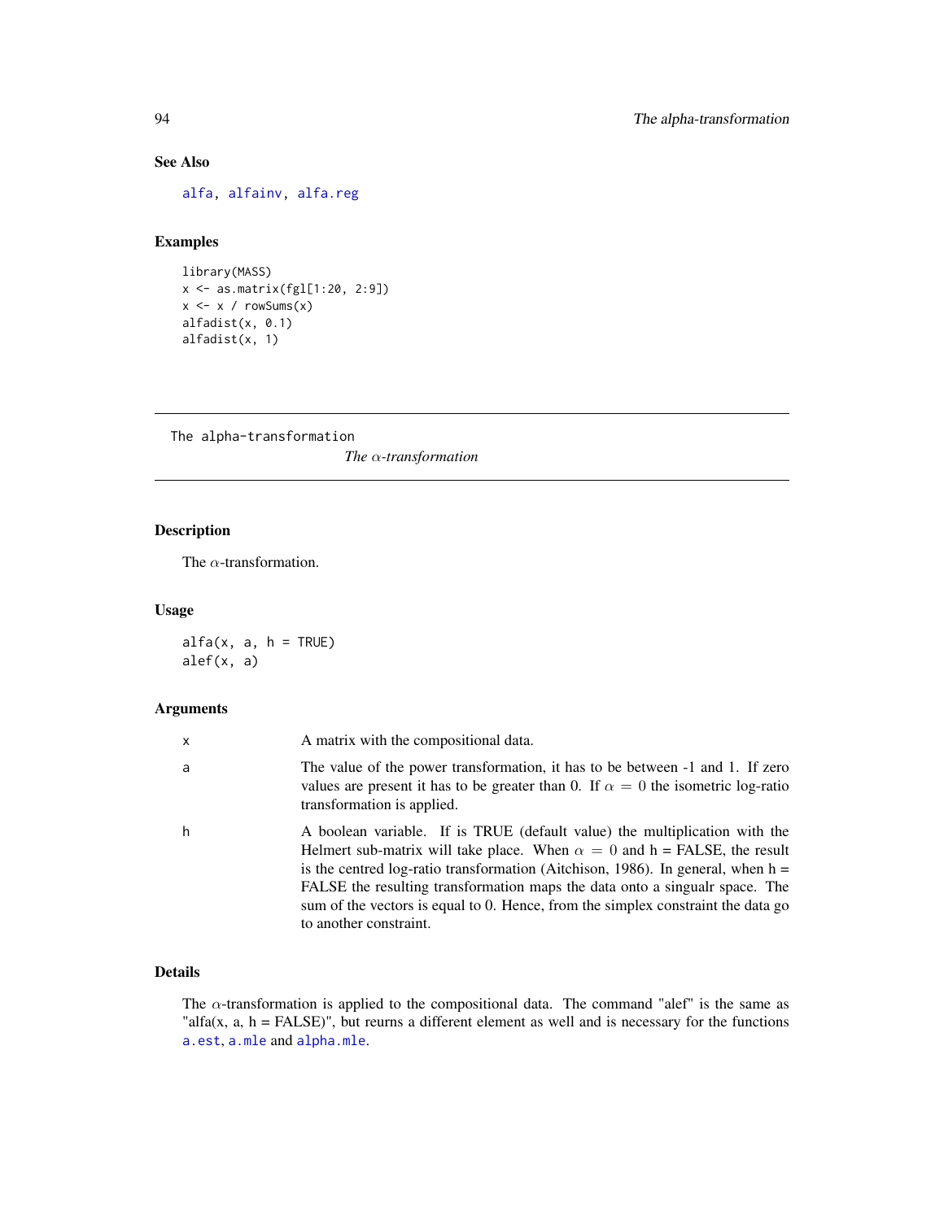### See Also

alfa, alfainv, alfa.reg

### Examples

```
library(MASS)
x <- as.matrix(fgl[1:20, 2:9])
x <- x / rowSums(x)
alfadist(x, 0.1)
alfadist(x, 1)
```

---

The alpha-transformation

## *The $\alpha$-transformation*

---

### Description

The $\alpha$-transformation.

### Usage

```
alfa(x, a, h = TRUE)
alef(x, a)
```

### Arguments

| | |
|---|---|
| x | A matrix with the compositional data. |
| a | The value of the power transformation, it has to be between -1 and 1. If zero values are present it has to be greater than 0. If $\alpha = 0$ the isometric log-ratio transformation is applied. |
| h | A boolean variable. If is TRUE (default value) the multiplication with the Helmert sub-matrix will take place. When $\alpha = 0$ and h = FALSE, the result is the centred log-ratio transformation (Aitchison, 1986). In general, when h = FALSE the resulting transformation maps the data onto a singualr space. The sum of the vectors is equal to 0. Hence, from the simplex constraint the data go to another constraint. |

### Details

The $\alpha$-transformation is applied to the compositional data. The command "alef" is the same as "alfa(x, a, h = FALSE)", but reurns a different element as well and is necessary for the functions a.est, a.mle and alpha.mle.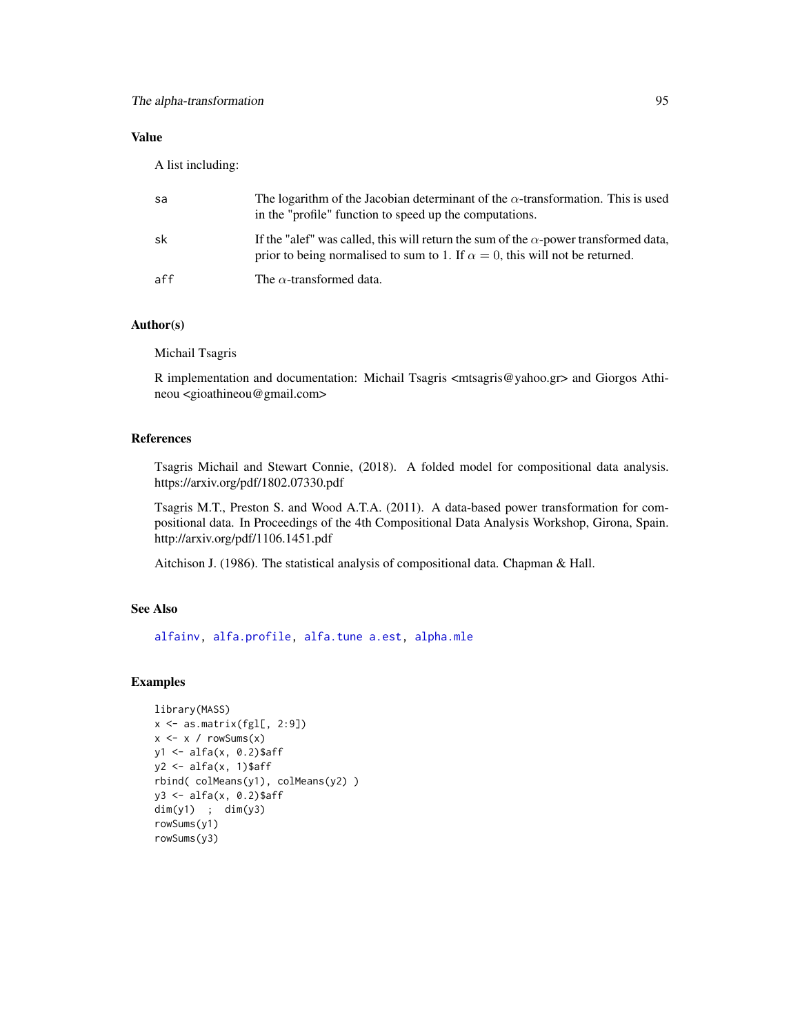### Value

A list including:

| | |
|---|---|
| sa | The logarithm of the Jacobian determinant of the $\alpha$-transformation. This is used in the "profile" function to speed up the computations. |
| sk | If the "alef" was called, this will return the sum of the $\alpha$-power transformed data, prior to being normalised to sum to 1. If $\alpha = 0$, this will not be returned. |
| aff | The $\alpha$-transformed data. |

### Author(s)

Michail Tsagris

R implementation and documentation: Michail Tsagris <mtsagris@yahoo.gr> and Giorgos Athineou <gioathineou@gmail.com>

### References

Tsagris Michail and Stewart Connie, (2018). A folded model for compositional data analysis. https://arxiv.org/pdf/1802.07330.pdf

Tsagris M.T., Preston S. and Wood A.T.A. (2011). A data-based power transformation for compositional data. In Proceedings of the 4th Compositional Data Analysis Workshop, Girona, Spain. http://arxiv.org/pdf/1106.1451.pdf

Aitchison J. (1986). The statistical analysis of compositional data. Chapman & Hall.

### See Also

alfainv, alfa.profile, alfa.tune a.est, alpha.mle

### Examples

```
library(MASS)
x <- as.matrix(fgl[, 2:9])
x <- x / rowSums(x)
y1 <- alfa(x, 0.2)$aff
y2 <- alfa(x, 1)$aff
rbind( colMeans(y1), colMeans(y2) )
y3 <- alfa(x, 0.2)$aff
dim(y1)  ;  dim(y3)
rowSums(y1)
rowSums(y3)
```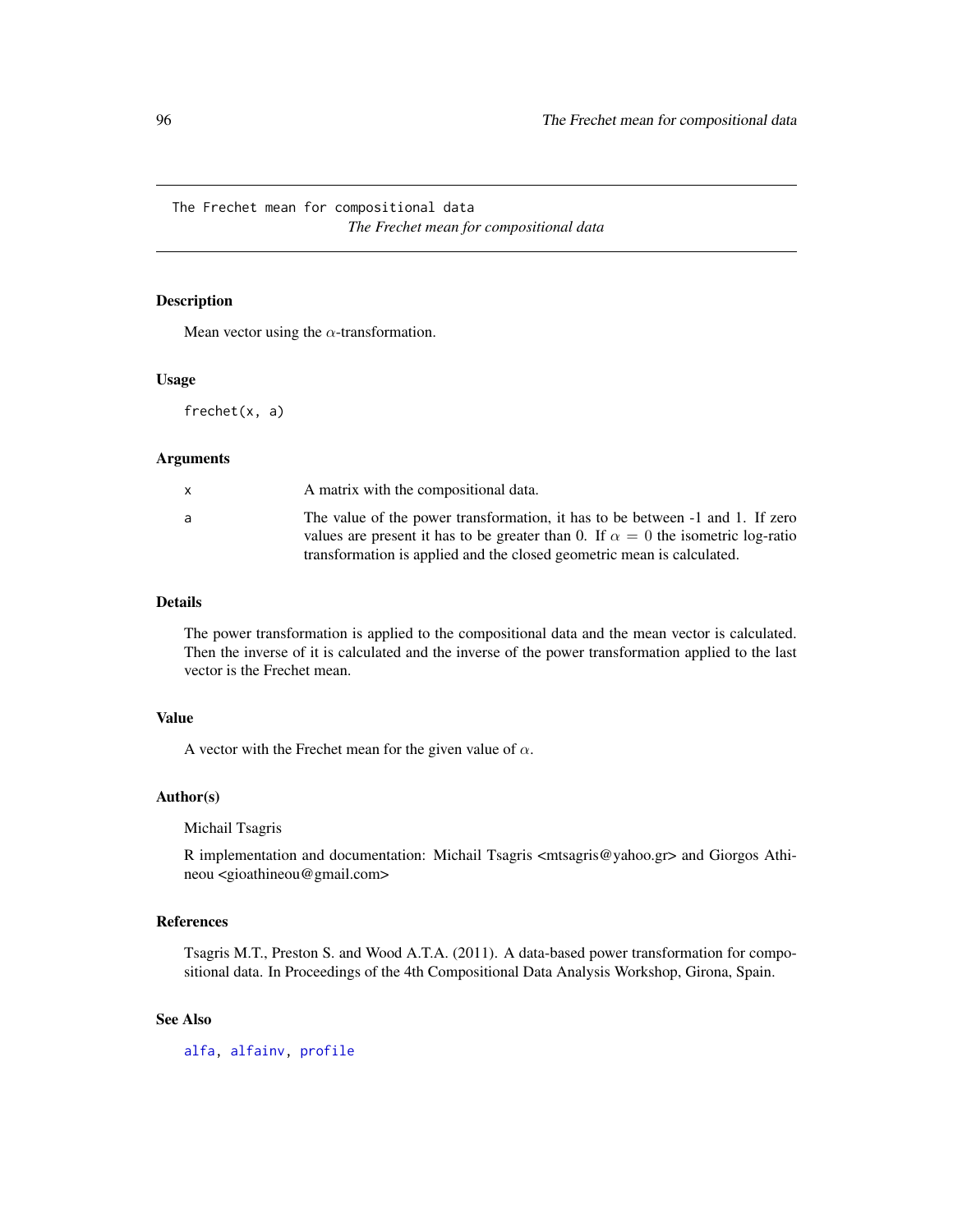# The Frechet mean for compositional data

*The Frechet mean for compositional data*

## Description

Mean vector using the $\alpha$-transformation.

## Usage

```
frechet(x, a)
```

## Arguments

| | |
|---|---|
| x | A matrix with the compositional data. |
| a | The value of the power transformation, it has to be between -1 and 1. If zero values are present it has to be greater than 0. If $\alpha = 0$ the isometric log-ratio transformation is applied and the closed geometric mean is calculated. |

## Details

The power transformation is applied to the compositional data and the mean vector is calculated. Then the inverse of it is calculated and the inverse of the power transformation applied to the last vector is the Frechet mean.

## Value

A vector with the Frechet mean for the given value of $\alpha$.

## Author(s)

Michail Tsagris

R implementation and documentation: Michail Tsagris <mtsagris@yahoo.gr> and Giorgos Athineou <gioathineou@gmail.com>

## References

Tsagris M.T., Preston S. and Wood A.T.A. (2011). A data-based power transformation for compositional data. In Proceedings of the 4th Compositional Data Analysis Workshop, Girona, Spain.

## See Also

alfa, alfainv, profile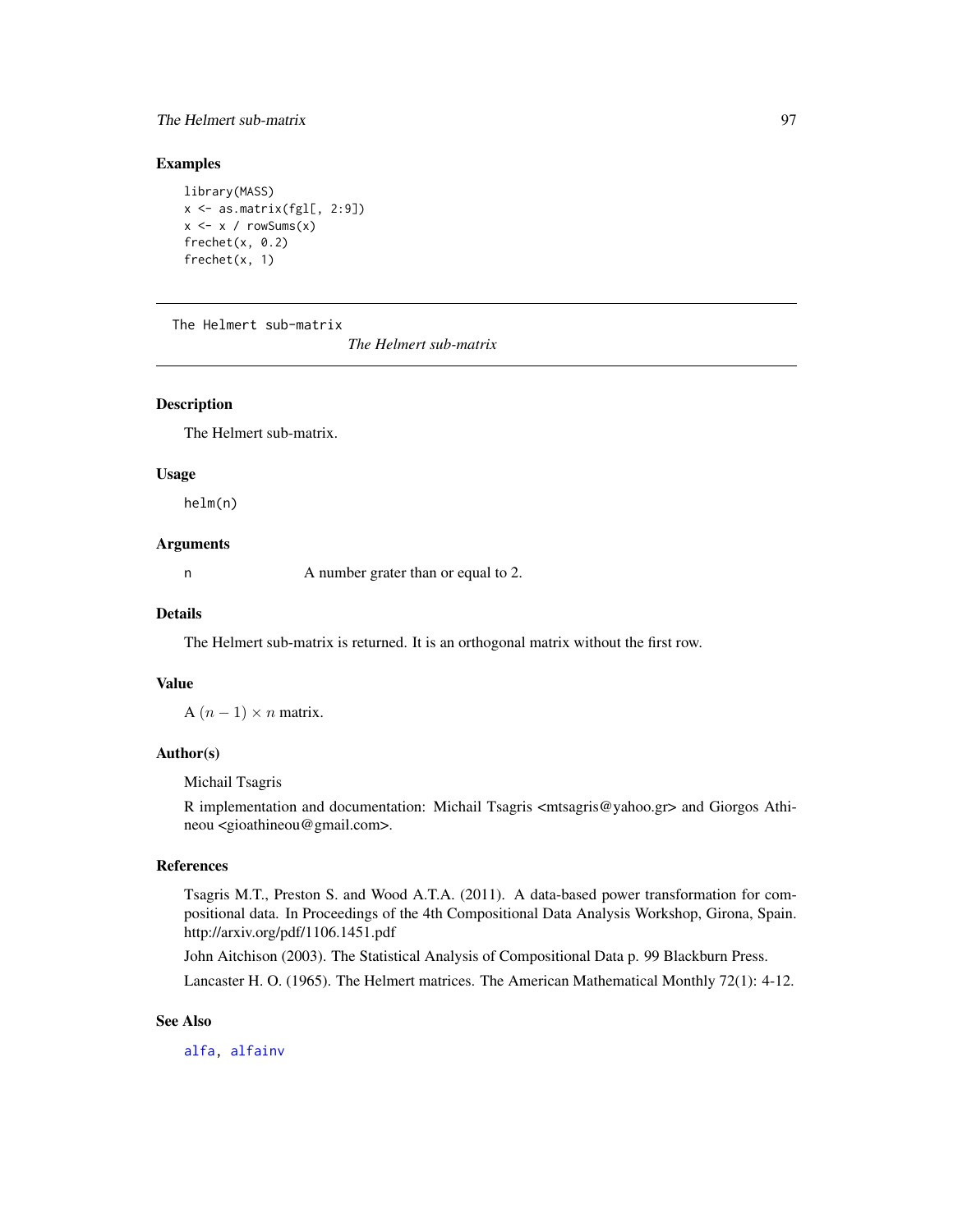## Examples

```
library(MASS)
x <- as.matrix(fgl[, 2:9])
x <- x / rowSums(x)
frechet(x, 0.2)
frechet(x, 1)
```

---

The Helmert sub-matrix *The Helmert sub-matrix*

---

## Description

The Helmert sub-matrix.

## Usage

```
helm(n)
```

## Arguments

`n` A number grater than or equal to 2.

## Details

The Helmert sub-matrix is returned. It is an orthogonal matrix without the first row.

## Value

A $(n-1) \times n$ matrix.

## Author(s)

Michail Tsagris

R implementation and documentation: Michail Tsagris <mtsagris@yahoo.gr> and Giorgos Athineou <gioathineou@gmail.com>.

## References

Tsagris M.T., Preston S. and Wood A.T.A. (2011). A data-based power transformation for compositional data. In Proceedings of the 4th Compositional Data Analysis Workshop, Girona, Spain. http://arxiv.org/pdf/1106.1451.pdf

John Aitchison (2003). The Statistical Analysis of Compositional Data p. 99 Blackburn Press.

Lancaster H. O. (1965). The Helmert matrices. The American Mathematical Monthly 72(1): 4-12.

## See Also

alfa, alfainv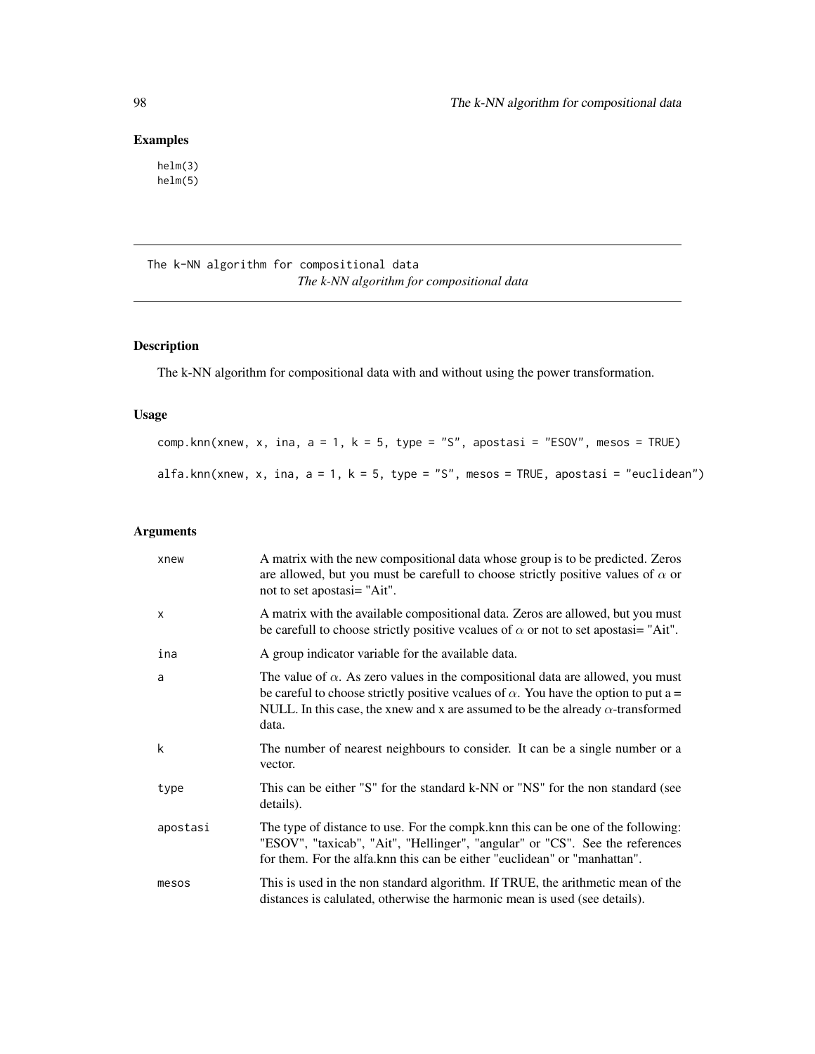## Examples

```
helm(3)
helm(5)
```

---

The k-NN algorithm for compositional data

*The k-NN algorithm for compositional data*

---

## Description

The k-NN algorithm for compositional data with and without using the power transformation.

## Usage

```
comp.knn(xnew, x, ina, a = 1, k = 5, type = "S", apostasi = "ESOV", mesos = TRUE)

alfa.knn(xnew, x, ina, a = 1, k = 5, type = "S", mesos = TRUE, apostasi = "euclidean")
```

## Arguments

| | |
|---|---|
| xnew | A matrix with the new compositional data whose group is to be predicted. Zeros are allowed, but you must be carefull to choose strictly positive values of $\alpha$ or not to set apostasi= "Ait". |
| x | A matrix with the available compositional data. Zeros are allowed, but you must be carefull to choose strictly positive vcalues of $\alpha$ or not to set apostasi= "Ait". |
| ina | A group indicator variable for the available data. |
| a | The value of $\alpha$. As zero values in the compositional data are allowed, you must be careful to choose strictly positive vcalues of $\alpha$. You have the option to put a = NULL. In this case, the xnew and x are assumed to be the already $\alpha$-transformed data. |
| k | The number of nearest neighbours to consider. It can be a single number or a vector. |
| type | This can be either "S" for the standard k-NN or "NS" for the non standard (see details). |
| apostasi | The type of distance to use. For the compk.knn this can be one of the following: "ESOV", "taxicab", "Ait", "Hellinger", "angular" or "CS". See the references for them. For the alfa.knn this can be either "euclidean" or "manhattan". |
| mesos | This is used in the non standard algorithm. If TRUE, the arithmetic mean of the distances is calulated, otherwise the harmonic mean is used (see details). |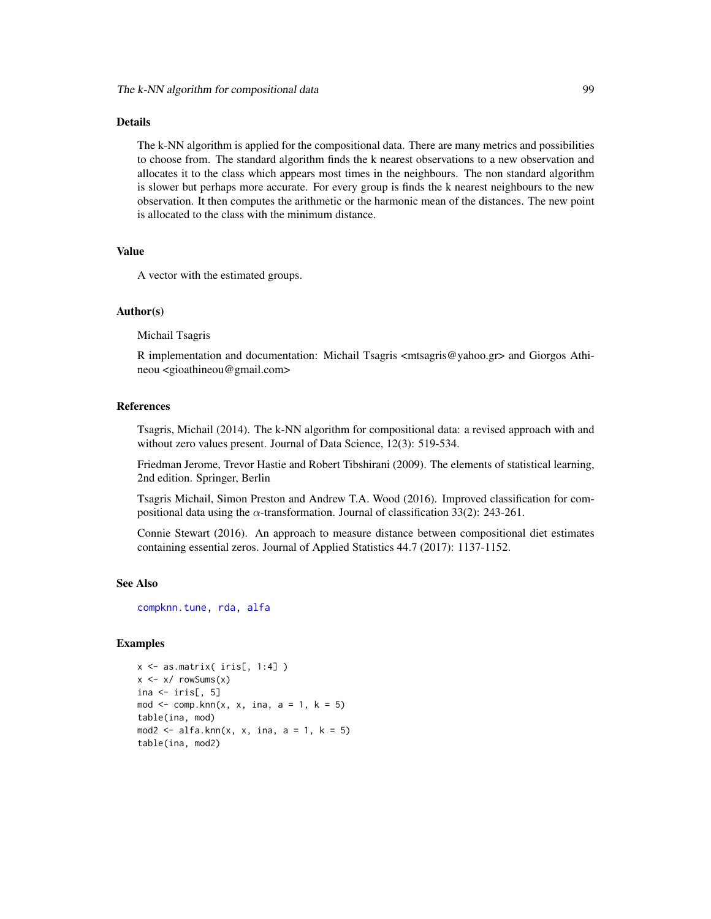## Details

The k-NN algorithm is applied for the compositional data. There are many metrics and possibilities to choose from. The standard algorithm finds the k nearest observations to a new observation and allocates it to the class which appears most times in the neighbours. The non standard algorithm is slower but perhaps more accurate. For every group is finds the k nearest neighbours to the new observation. It then computes the arithmetic or the harmonic mean of the distances. The new point is allocated to the class with the minimum distance.

## Value

A vector with the estimated groups.

## Author(s)

Michail Tsagris

R implementation and documentation: Michail Tsagris <mtsagris@yahoo.gr> and Giorgos Athineou <gioathineou@gmail.com>

## References

Tsagris, Michail (2014). The k-NN algorithm for compositional data: a revised approach with and without zero values present. Journal of Data Science, 12(3): 519-534.

Friedman Jerome, Trevor Hastie and Robert Tibshirani (2009). The elements of statistical learning, 2nd edition. Springer, Berlin

Tsagris Michail, Simon Preston and Andrew T.A. Wood (2016). Improved classification for compositional data using the $\alpha$-transformation. Journal of classification 33(2): 243-261.

Connie Stewart (2016). An approach to measure distance between compositional diet estimates containing essential zeros. Journal of Applied Statistics 44.7 (2017): 1137-1152.

## See Also

compknn.tune, rda, alfa

## Examples

```
x <- as.matrix( iris[, 1:4] )
x <- x/ rowSums(x)
ina <- iris[, 5]
mod <- comp.knn(x, x, ina, a = 1, k = 5)
table(ina, mod)
mod2 <- alfa.knn(x, x, ina, a = 1, k = 5)
table(ina, mod2)
```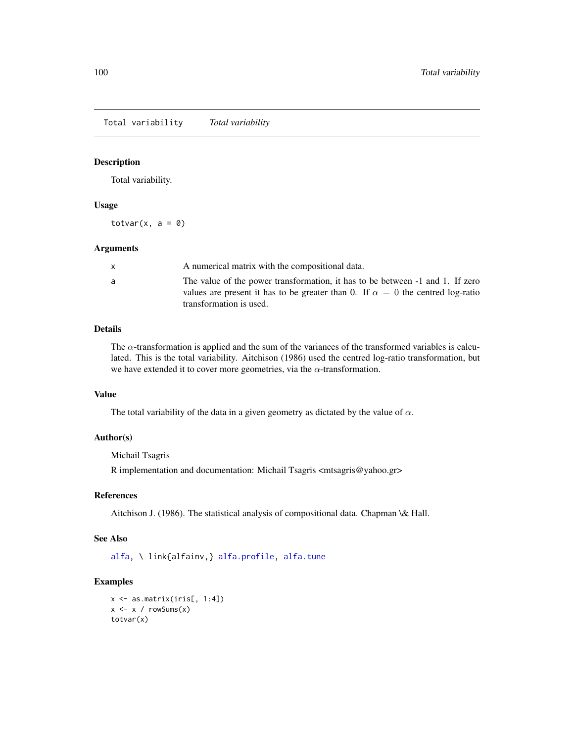## Total variability — *Total variability*

### Description

Total variability.

### Usage

```
totvar(x, a = 0)
```

### Arguments

| | |
|---|---|
| x | A numerical matrix with the compositional data. |
| a | The value of the power transformation, it has to be between -1 and 1. If zero values are present it has to be greater than 0. If $\alpha = 0$ the centred log-ratio transformation is used. |

### Details

The $\alpha$-transformation is applied and the sum of the variances of the transformed variables is calculated. This is the total variability. Aitchison (1986) used the centred log-ratio transformation, but we have extended it to cover more geometries, via the $\alpha$-transformation.

### Value

The total variability of the data in a given geometry as dictated by the value of $\alpha$.

### Author(s)

Michail Tsagris

R implementation and documentation: Michail Tsagris <mtsagris@yahoo.gr>

### References

Aitchison J. (1986). The statistical analysis of compositional data. Chapman \& Hall.

### See Also

alfa, \ link{alfainv,} alfa.profile, alfa.tune

### Examples

```
x <- as.matrix(iris[, 1:4])
x <- x / rowSums(x)
totvar(x)
```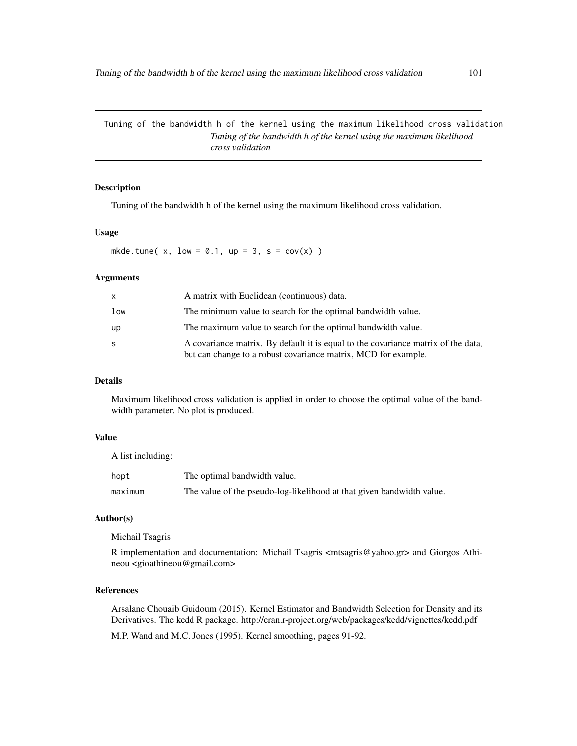Tuning of the bandwidth h of the kernel using the maximum likelihood cross validation

*Tuning of the bandwidth h of the kernel using the maximum likelihood cross validation*

## Description

Tuning of the bandwidth h of the kernel using the maximum likelihood cross validation.

## Usage

```
mkde.tune( x, low = 0.1, up = 3, s = cov(x) )
```

## Arguments

| | |
|---|---|
| x | A matrix with Euclidean (continuous) data. |
| low | The minimum value to search for the optimal bandwidth value. |
| up | The maximum value to search for the optimal bandwidth value. |
| s | A covariance matrix. By default it is equal to the covariance matrix of the data, but can change to a robust covariance matrix, MCD for example. |

## Details

Maximum likelihood cross validation is applied in order to choose the optimal value of the bandwidth parameter. No plot is produced.

## Value

A list including:

| | |
|---|---|
| hopt | The optimal bandwidth value. |
| maximum | The value of the pseudo-log-likelihood at that given bandwidth value. |

## Author(s)

Michail Tsagris

R implementation and documentation: Michail Tsagris <mtsagris@yahoo.gr> and Giorgos Athineou <gioathineou@gmail.com>

## References

Arsalane Chouaib Guidoum (2015). Kernel Estimator and Bandwidth Selection for Density and its Derivatives. The kedd R package. http://cran.r-project.org/web/packages/kedd/vignettes/kedd.pdf

M.P. Wand and M.C. Jones (1995). Kernel smoothing, pages 91-92.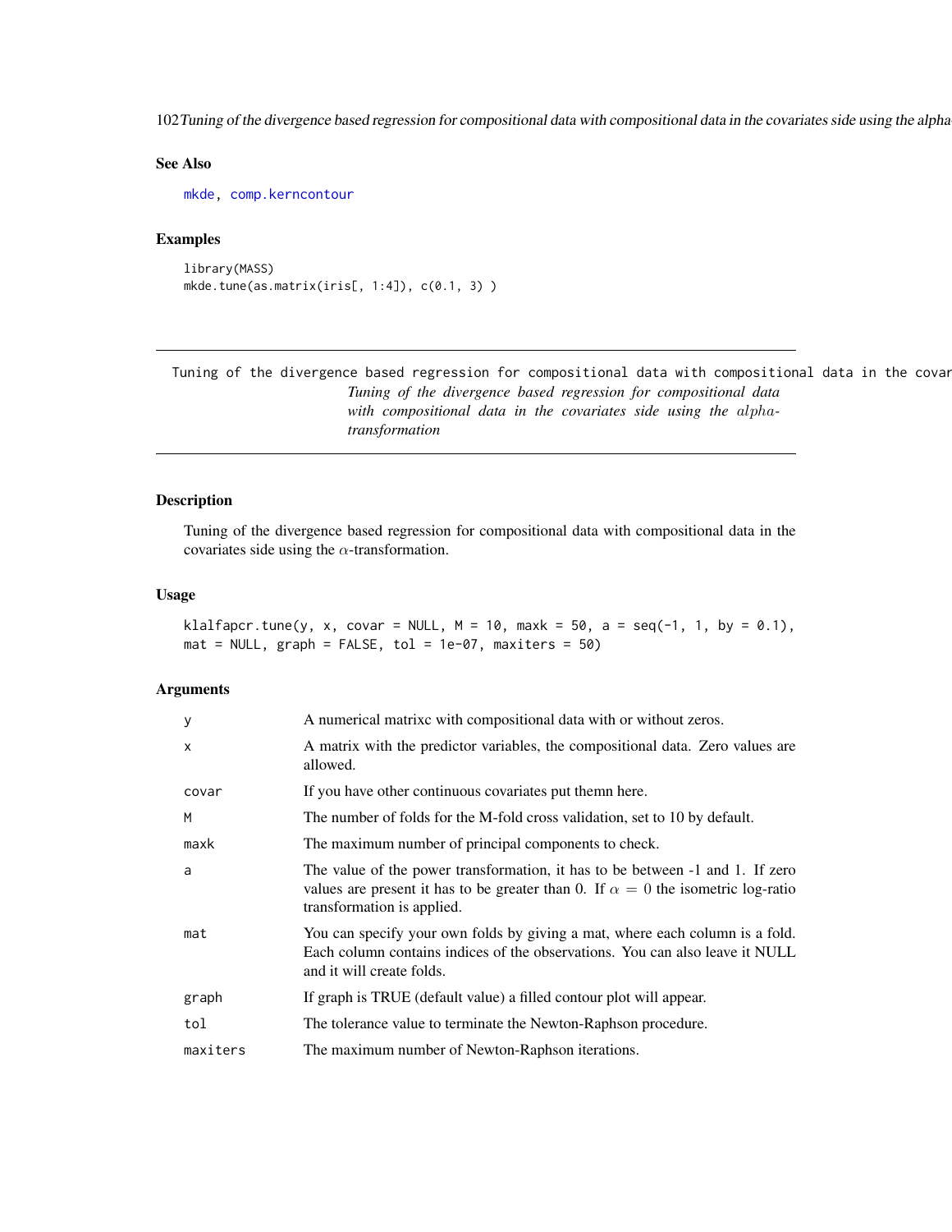### See Also

mkde, comp.kerncontour

### Examples

```
library(MASS)
mkde.tune(as.matrix(iris[, 1:4]), c(0.1, 3) )
```

---

## Tuning of the divergence based regression for compositional data with compositional data in the covariates side using the *alpha*-transformation

### Description

Tuning of the divergence based regression for compositional data with compositional data in the covariates side using the $\alpha$-transformation.

### Usage

```
klalfapcr.tune(y, x, covar = NULL, M = 10, maxk = 50, a = seq(-1, 1, by = 0.1),
mat = NULL, graph = FALSE, tol = 1e-07, maxiters = 50)
```

### Arguments

| | |
|---|---|
| y | A numerical matrixc with compositional data with or without zeros. |
| x | A matrix with the predictor variables, the compositional data. Zero values are allowed. |
| covar | If you have other continuous covariates put themn here. |
| M | The number of folds for the M-fold cross validation, set to 10 by default. |
| maxk | The maximum number of principal components to check. |
| a | The value of the power transformation, it has to be between -1 and 1. If zero values are present it has to be greater than 0. If $\alpha = 0$ the isometric log-ratio transformation is applied. |
| mat | You can specify your own folds by giving a mat, where each column is a fold. Each column contains indices of the observations. You can also leave it NULL and it will create folds. |
| graph | If graph is TRUE (default value) a filled contour plot will appear. |
| tol | The tolerance value to terminate the Newton-Raphson procedure. |
| maxiters | The maximum number of Newton-Raphson iterations. |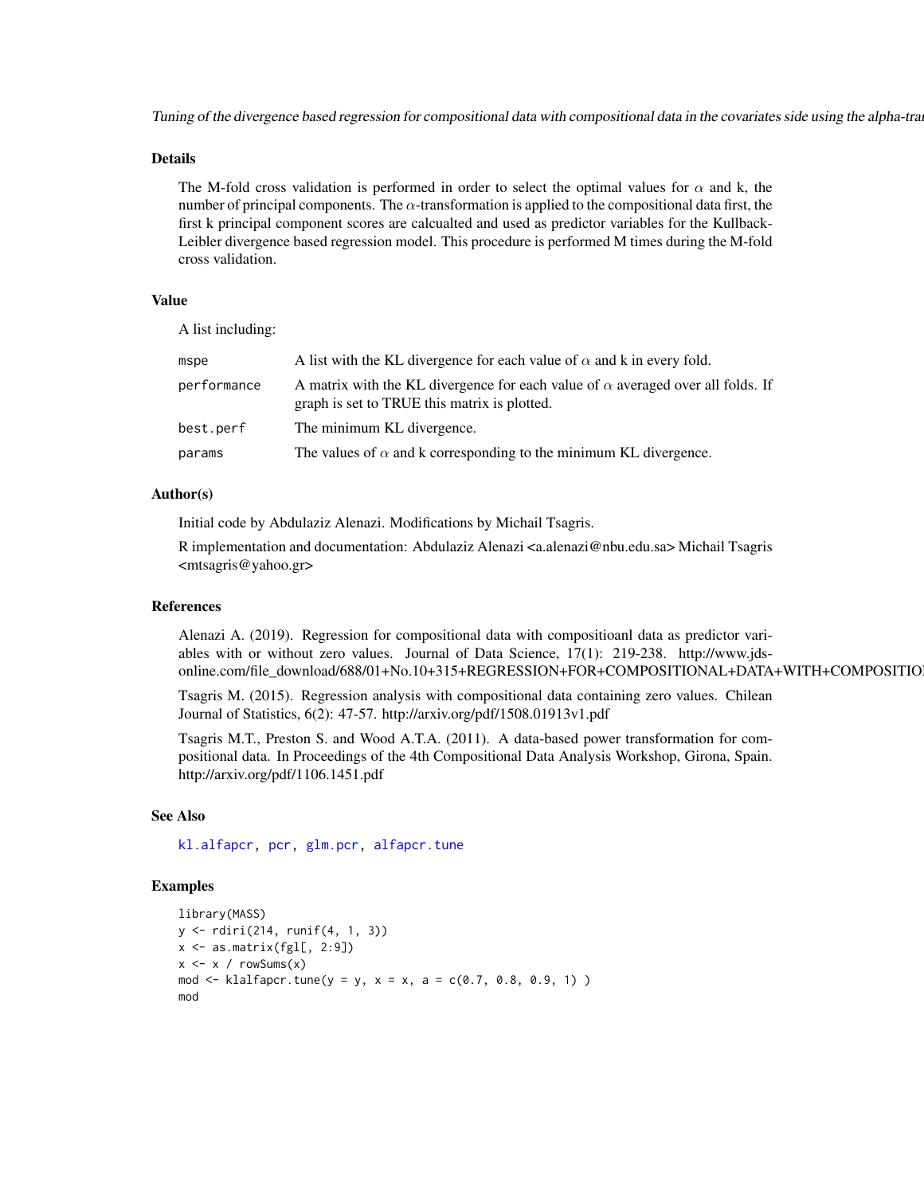## Details

The M-fold cross validation is performed in order to select the optimal values for $\alpha$ and k, the number of principal components. The $\alpha$-transformation is applied to the compositional data first, the first k principal component scores are calcualted and used as predictor variables for the Kullback-Leibler divergence based regression model. This procedure is performed M times during the M-fold cross validation.

## Value

A list including:

| | |
|---|---|
| `mspe` | A list with the KL divergence for each value of $\alpha$ and k in every fold. |
| `performance` | A matrix with the KL divergence for each value of $\alpha$ averaged over all folds. If graph is set to TRUE this matrix is plotted. |
| `best.perf` | The minimum KL divergence. |
| `params` | The values of $\alpha$ and k corresponding to the minimum KL divergence. |

## Author(s)

Initial code by Abdulaziz Alenazi. Modifications by Michail Tsagris.

R implementation and documentation: Abdulaziz Alenazi <a.alenazi@nbu.edu.sa> Michail Tsagris <mtsagris@yahoo.gr>

## References

Alenazi A. (2019). Regression for compositional data with compositioanl data as predictor variables with or without zero values. Journal of Data Science, 17(1): 219-238. http://www.jds-online.com/file_download/688/01+No.10+315+REGRESSION+FOR+COMPOSITIONAL+DATA+WITH+COMPOSITIO

Tsagris M. (2015). Regression analysis with compositional data containing zero values. Chilean Journal of Statistics, 6(2): 47-57. http://arxiv.org/pdf/1508.01913v1.pdf

Tsagris M.T., Preston S. and Wood A.T.A. (2011). A data-based power transformation for compositional data. In Proceedings of the 4th Compositional Data Analysis Workshop, Girona, Spain. http://arxiv.org/pdf/1106.1451.pdf

## See Also

`kl.alfapcr`, `pcr`, `glm.pcr`, `alfapcr.tune`

## Examples

```
library(MASS)
y <- rdiri(214, runif(4, 1, 3))
x <- as.matrix(fgl[, 2:9])
x <- x / rowSums(x)
mod <- klalfapcr.tune(y = y, x = x, a = c(0.7, 0.8, 0.9, 1) )
mod
```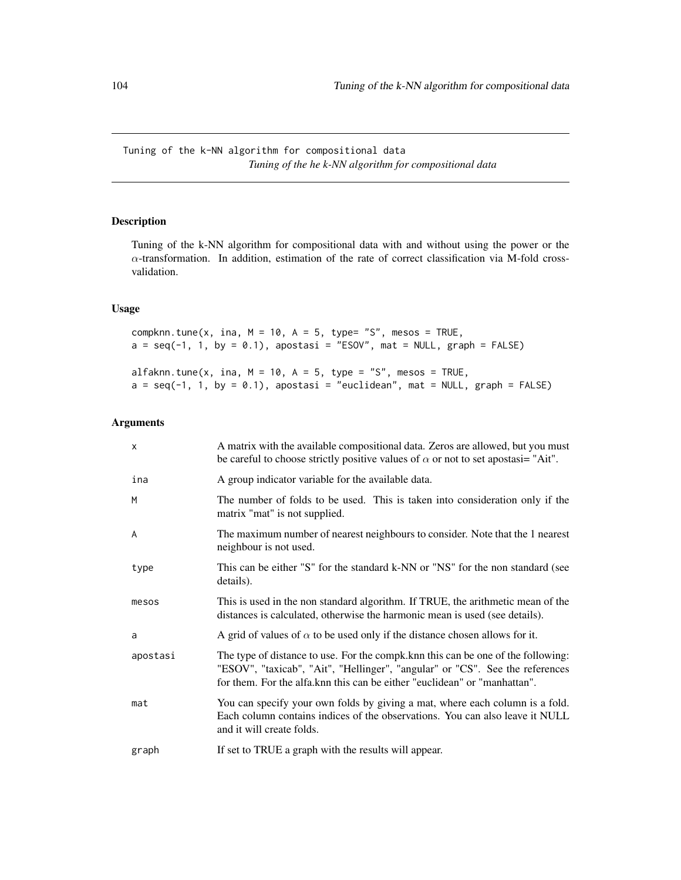Tuning of the k-NN algorithm for compositional data
*Tuning of the he k-NN algorithm for compositional data*

## Description

Tuning of the k-NN algorithm for compositional data with and without using the power or the $\alpha$-transformation. In addition, estimation of the rate of correct classification via M-fold cross-validation.

## Usage

```
compknn.tune(x, ina, M = 10, A = 5, type= "S", mesos = TRUE,
a = seq(-1, 1, by = 0.1), apostasi = "ESOV", mat = NULL, graph = FALSE)

alfaknn.tune(x, ina, M = 10, A = 5, type = "S", mesos = TRUE,
a = seq(-1, 1, by = 0.1), apostasi = "euclidean", mat = NULL, graph = FALSE)
```

## Arguments

| | |
|---|---|
| x | A matrix with the available compositional data. Zeros are allowed, but you must be careful to choose strictly positive values of $\alpha$ or not to set apostasi= "Ait". |
| ina | A group indicator variable for the available data. |
| M | The number of folds to be used. This is taken into consideration only if the matrix "mat" is not supplied. |
| A | The maximum number of nearest neighbours to consider. Note that the 1 nearest neighbour is not used. |
| type | This can be either "S" for the standard k-NN or "NS" for the non standard (see details). |
| mesos | This is used in the non standard algorithm. If TRUE, the arithmetic mean of the distances is calculated, otherwise the harmonic mean is used (see details). |
| a | A grid of values of $\alpha$ to be used only if the distance chosen allows for it. |
| apostasi | The type of distance to use. For the compk.knn this can be one of the following: "ESOV", "taxicab", "Ait", "Hellinger", "angular" or "CS". See the references for them. For the alfa.knn this can be either "euclidean" or "manhattan". |
| mat | You can specify your own folds by giving a mat, where each column is a fold. Each column contains indices of the observations. You can also leave it NULL and it will create folds. |
| graph | If set to TRUE a graph with the results will appear. |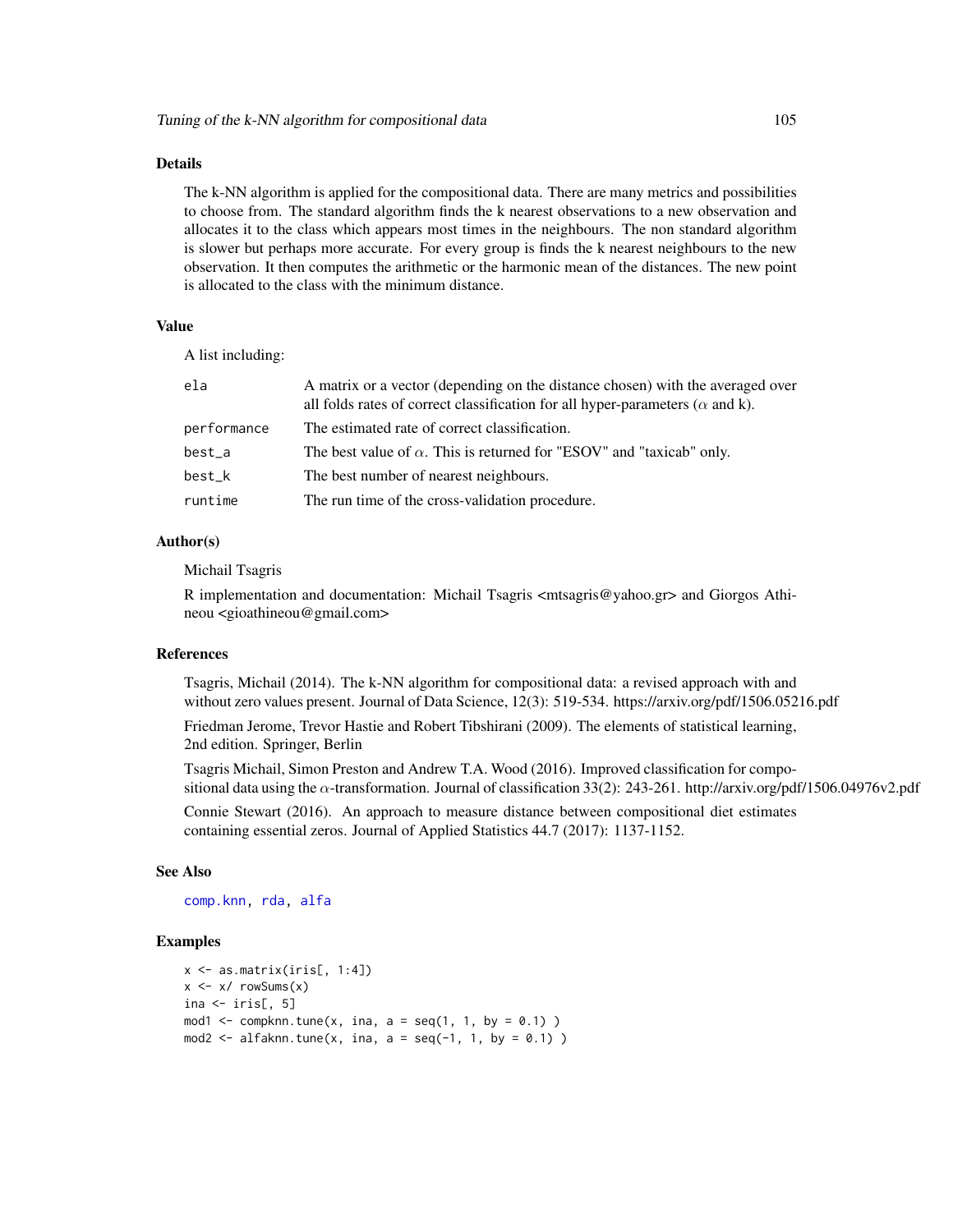## Details

The k-NN algorithm is applied for the compositional data. There are many metrics and possibilities to choose from. The standard algorithm finds the k nearest observations to a new observation and allocates it to the class which appears most times in the neighbours. The non standard algorithm is slower but perhaps more accurate. For every group is finds the k nearest neighbours to the new observation. It then computes the arithmetic or the harmonic mean of the distances. The new point is allocated to the class with the minimum distance.

## Value

A list including:

| | |
|---|---|
| ela | A matrix or a vector (depending on the distance chosen) with the averaged over all folds rates of correct classification for all hyper-parameters ($\alpha$ and k). |
| performance | The estimated rate of correct classification. |
| best_a | The best value of $\alpha$. This is returned for "ESOV" and "taxicab" only. |
| best_k | The best number of nearest neighbours. |
| runtime | The run time of the cross-validation procedure. |

## Author(s)

Michail Tsagris

R implementation and documentation: Michail Tsagris <mtsagris@yahoo.gr> and Giorgos Athineou <gioathineou@gmail.com>

## References

Tsagris, Michail (2014). The k-NN algorithm for compositional data: a revised approach with and without zero values present. Journal of Data Science, 12(3): 519-534. https://arxiv.org/pdf/1506.05216.pdf

Friedman Jerome, Trevor Hastie and Robert Tibshirani (2009). The elements of statistical learning, 2nd edition. Springer, Berlin

Tsagris Michail, Simon Preston and Andrew T.A. Wood (2016). Improved classification for compositional data using the $\alpha$-transformation. Journal of classification 33(2): 243-261. http://arxiv.org/pdf/1506.04976v2.pdf

Connie Stewart (2016). An approach to measure distance between compositional diet estimates containing essential zeros. Journal of Applied Statistics 44.7 (2017): 1137-1152.

## See Also

comp.knn, rda, alfa

## Examples

```
x <- as.matrix(iris[, 1:4])
x <- x/ rowSums(x)
ina <- iris[, 5]
mod1 <- compknn.tune(x, ina, a = seq(1, 1, by = 0.1) )
mod2 <- alfaknn.tune(x, ina, a = seq(-1, 1, by = 0.1) )
```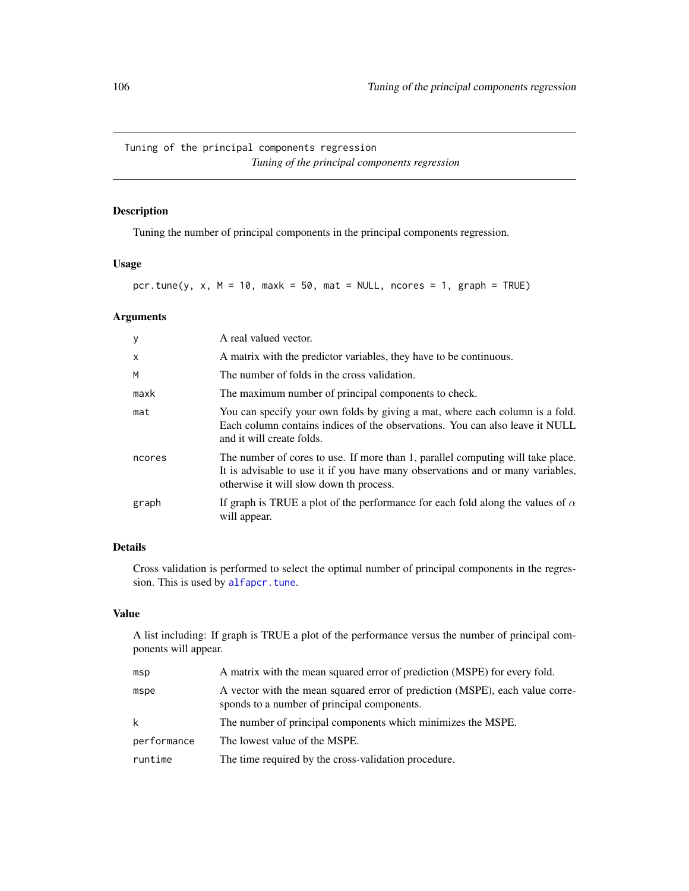## Tuning of the principal components regression

*Tuning of the principal components regression*

### Description

Tuning the number of principal components in the principal components regression.

### Usage

```
pcr.tune(y, x, M = 10, maxk = 50, mat = NULL, ncores = 1, graph = TRUE)
```

### Arguments

| | |
|---|---|
| y | A real valued vector. |
| x | A matrix with the predictor variables, they have to be continuous. |
| M | The number of folds in the cross validation. |
| maxk | The maximum number of principal components to check. |
| mat | You can specify your own folds by giving a mat, where each column is a fold. Each column contains indices of the observations. You can also leave it NULL and it will create folds. |
| ncores | The number of cores to use. If more than 1, parallel computing will take place. It is advisable to use it if you have many observations and or many variables, otherwise it will slow down th process. |
| graph | If graph is TRUE a plot of the performance for each fold along the values of $\alpha$ will appear. |

### Details

Cross validation is performed to select the optimal number of principal components in the regression. This is used by alfapcr.tune.

### Value

A list including: If graph is TRUE a plot of the performance versus the number of principal components will appear.

| | |
|---|---|
| msp | A matrix with the mean squared error of prediction (MSPE) for every fold. |
| mspe | A vector with the mean squared error of prediction (MSPE), each value corresponds to a number of principal components. |
| k | The number of principal components which minimizes the MSPE. |
| performance | The lowest value of the MSPE. |
| runtime | The time required by the cross-validation procedure. |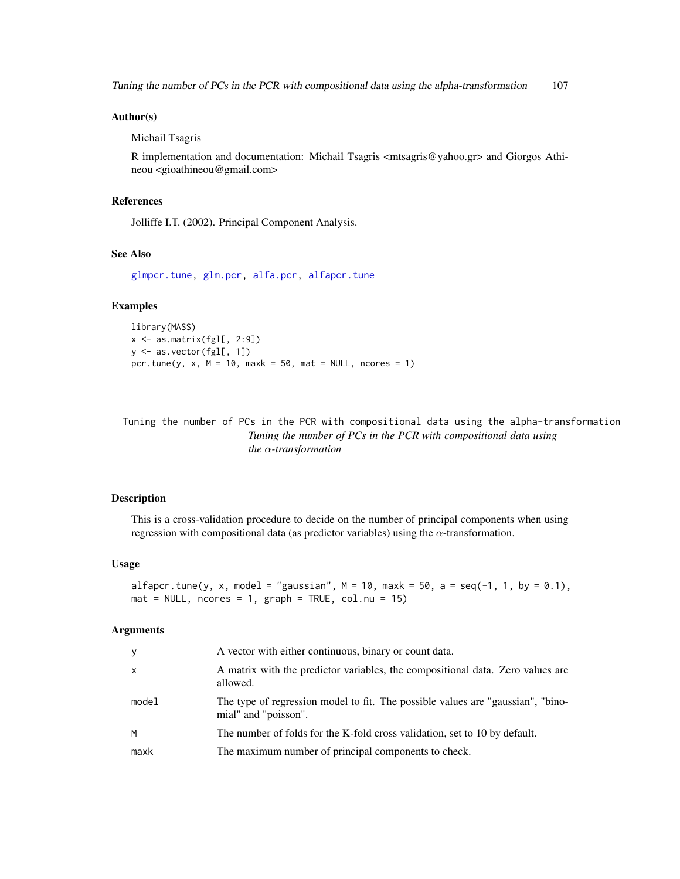### Author(s)

Michail Tsagris

R implementation and documentation: Michail Tsagris <mtsagris@yahoo.gr> and Giorgos Athineou <gioathineou@gmail.com>

### References

Jolliffe I.T. (2002). Principal Component Analysis.

### See Also

glmpcr.tune, glm.pcr, alfa.pcr, alfapcr.tune

### Examples

```
library(MASS)
x <- as.matrix(fgl[, 2:9])
y <- as.vector(fgl[, 1])
pcr.tune(y, x, M = 10, maxk = 50, mat = NULL, ncores = 1)
```

---

Tuning the number of PCs in the PCR with compositional data using the alpha-transformation

## *Tuning the number of PCs in the PCR with compositional data using the $\alpha$-transformation*

---

### Description

This is a cross-validation procedure to decide on the number of principal components when using regression with compositional data (as predictor variables) using the $\alpha$-transformation.

### Usage

```
alfapcr.tune(y, x, model = "gaussian", M = 10, maxk = 50, a = seq(-1, 1, by = 0.1),
mat = NULL, ncores = 1, graph = TRUE, col.nu = 15)
```

### Arguments

| | |
|---|---|
| y | A vector with either continuous, binary or count data. |
| x | A matrix with the predictor variables, the compositional data. Zero values are allowed. |
| model | The type of regression model to fit. The possible values are "gaussian", "binomial" and "poisson". |
| M | The number of folds for the K-fold cross validation, set to 10 by default. |
| maxk | The maximum number of principal components to check. |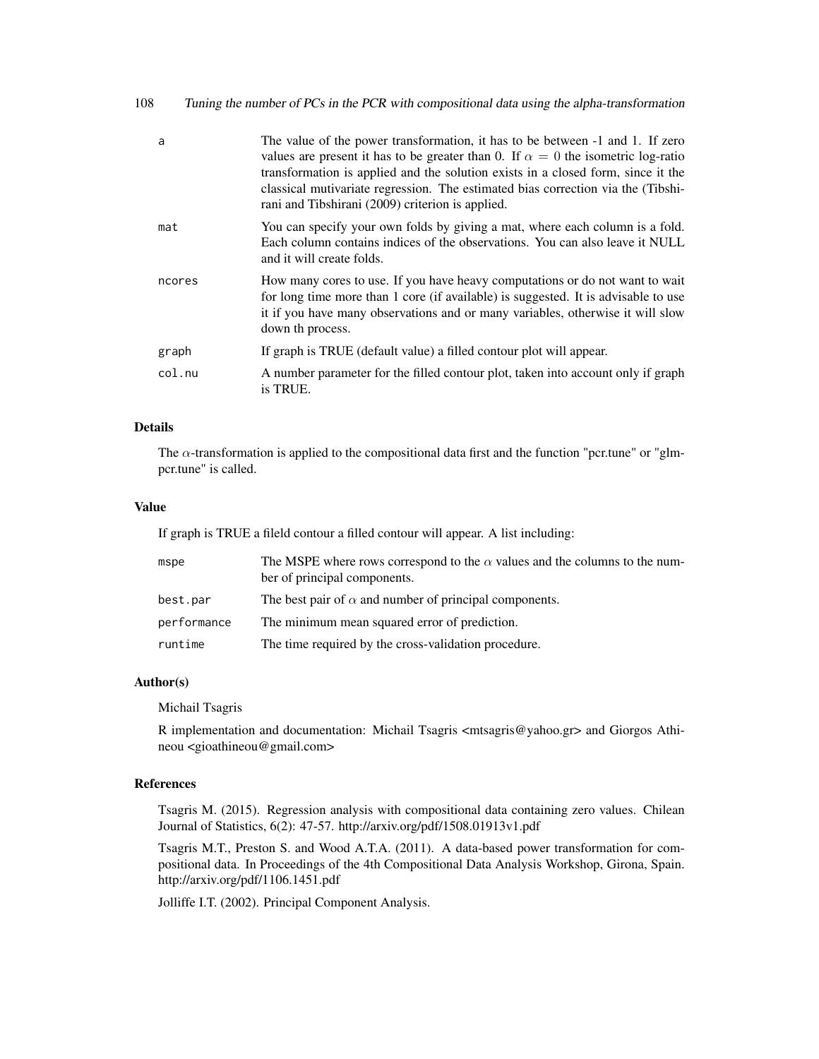| | |
|---|---|
| a | The value of the power transformation, it has to be between -1 and 1. If zero values are present it has to be greater than 0. If $\alpha = 0$ the isometric log-ratio transformation is applied and the solution exists in a closed form, since it the classical mutivariate regression. The estimated bias correction via the (Tibshirani and Tibshirani (2009) criterion is applied. |
| mat | You can specify your own folds by giving a mat, where each column is a fold. Each column contains indices of the observations. You can also leave it NULL and it will create folds. |
| ncores | How many cores to use. If you have heavy computations or do not want to wait for long time more than 1 core (if available) is suggested. It is advisable to use it if you have many observations and or many variables, otherwise it will slow down th process. |
| graph | If graph is TRUE (default value) a filled contour plot will appear. |
| col.nu | A number parameter for the filled contour plot, taken into account only if graph is TRUE. |

## Details

The $\alpha$-transformation is applied to the compositional data first and the function "pcr.tune" or "glm-pcr.tune" is called.

## Value

If graph is TRUE a fileld contour a filled contour will appear. A list including:

| | |
|---|---|
| mspe | The MSPE where rows correspond to the $\alpha$ values and the columns to the number of principal components. |
| best.par | The best pair of $\alpha$ and number of principal components. |
| performance | The minimum mean squared error of prediction. |
| runtime | The time required by the cross-validation procedure. |

## Author(s)

Michail Tsagris

R implementation and documentation: Michail Tsagris <mtsagris@yahoo.gr> and Giorgos Athineou <gioathineou@gmail.com>

## References

Tsagris M. (2015). Regression analysis with compositional data containing zero values. Chilean Journal of Statistics, 6(2): 47-57. http://arxiv.org/pdf/1508.01913v1.pdf

Tsagris M.T., Preston S. and Wood A.T.A. (2011). A data-based power transformation for compositional data. In Proceedings of the 4th Compositional Data Analysis Workshop, Girona, Spain. http://arxiv.org/pdf/1106.1451.pdf

Jolliffe I.T. (2002). Principal Component Analysis.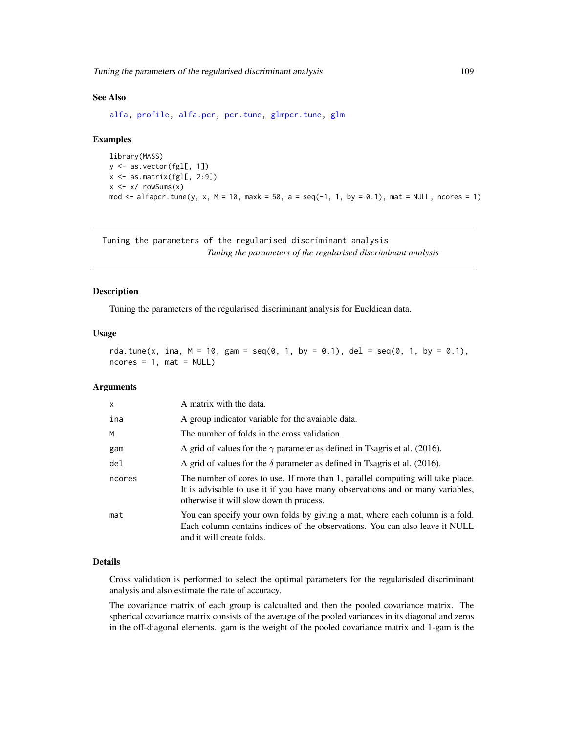### See Also

alfa, profile, alfa.pcr, pcr.tune, glmpcr.tune, glm

### Examples

```
library(MASS)
y <- as.vector(fgl[, 1])
x <- as.matrix(fgl[, 2:9])
x <- x/ rowSums(x)
mod <- alfapcr.tune(y, x, M = 10, maxk = 50, a = seq(-1, 1, by = 0.1), mat = NULL, ncores = 1)
```

---

## Tuning the parameters of the regularised discriminant analysis

*Tuning the parameters of the regularised discriminant analysis*

---

### Description

Tuning the parameters of the regularised discriminant analysis for Eucldiean data.

### Usage

```
rda.tune(x, ina, M = 10, gam = seq(0, 1, by = 0.1), del = seq(0, 1, by = 0.1),
ncores = 1, mat = NULL)
```

### Arguments

| | |
|---|---|
| x | A matrix with the data. |
| ina | A group indicator variable for the avaiable data. |
| M | The number of folds in the cross validation. |
| gam | A grid of values for the $\gamma$ parameter as defined in Tsagris et al. (2016). |
| del | A grid of values for the $\delta$ parameter as defined in Tsagris et al. (2016). |
| ncores | The number of cores to use. If more than 1, parallel computing will take place. It is advisable to use it if you have many observations and or many variables, otherwise it will slow down th process. |
| mat | You can specify your own folds by giving a mat, where each column is a fold. Each column contains indices of the observations. You can also leave it NULL and it will create folds. |

### Details

Cross validation is performed to select the optimal parameters for the regularisded discriminant analysis and also estimate the rate of accuracy.

The covariance matrix of each group is calcualted and then the pooled covariance matrix. The spherical covariance matrix consists of the average of the pooled variances in its diagonal and zeros in the off-diagonal elements. gam is the weight of the pooled covariance matrix and 1-gam is the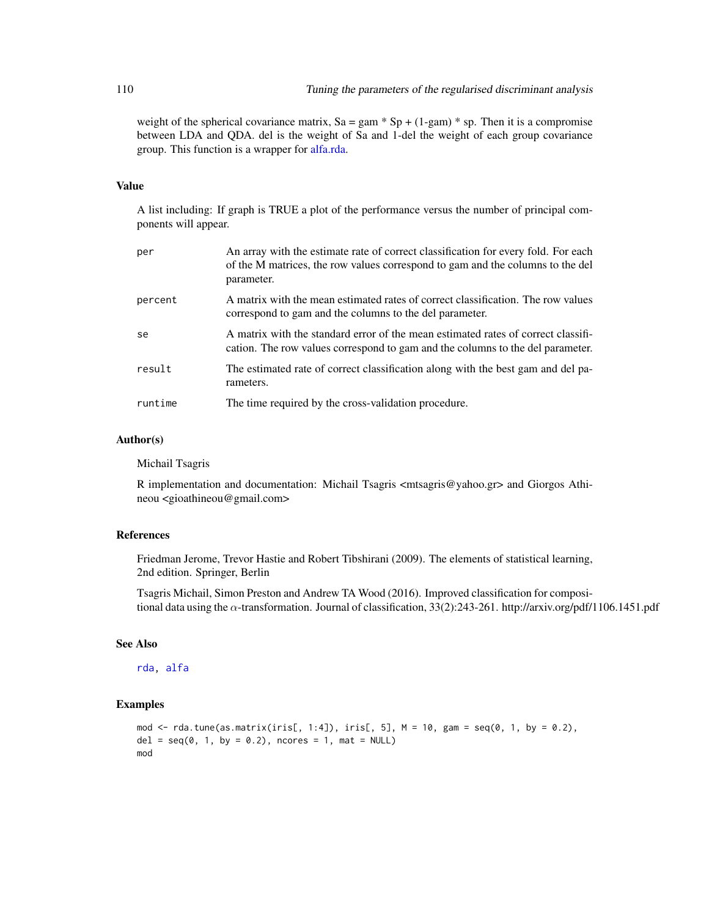weight of the spherical covariance matrix, Sa = gam * Sp + (1-gam) * sp. Then it is a compromise between LDA and QDA. del is the weight of Sa and 1-del the weight of each group covariance group. This function is a wrapper for alfa.rda.

### Value

A list including: If graph is TRUE a plot of the performance versus the number of principal components will appear.

| | |
|---|---|
| `per` | An array with the estimate rate of correct classification for every fold. For each of the M matrices, the row values correspond to gam and the columns to the del parameter. |
| `percent` | A matrix with the mean estimated rates of correct classification. The row values correspond to gam and the columns to the del parameter. |
| `se` | A matrix with the standard error of the mean estimated rates of correct classification. The row values correspond to gam and the columns to the del parameter. |
| `result` | The estimated rate of correct classification along with the best gam and del parameters. |
| `runtime` | The time required by the cross-validation procedure. |

### Author(s)

Michail Tsagris

R implementation and documentation: Michail Tsagris <mtsagris@yahoo.gr> and Giorgos Athineou <gioathineou@gmail.com>

### References

Friedman Jerome, Trevor Hastie and Robert Tibshirani (2009). The elements of statistical learning, 2nd edition. Springer, Berlin

Tsagris Michail, Simon Preston and Andrew TA Wood (2016). Improved classification for compositional data using the $\alpha$-transformation. Journal of classification, 33(2):243-261. http://arxiv.org/pdf/1106.1451.pdf

### See Also

rda, alfa

### Examples

```
mod <- rda.tune(as.matrix(iris[, 1:4]), iris[, 5], M = 10, gam = seq(0, 1, by = 0.2),
del = seq(0, 1, by = 0.2), ncores = 1, mat = NULL)
mod
```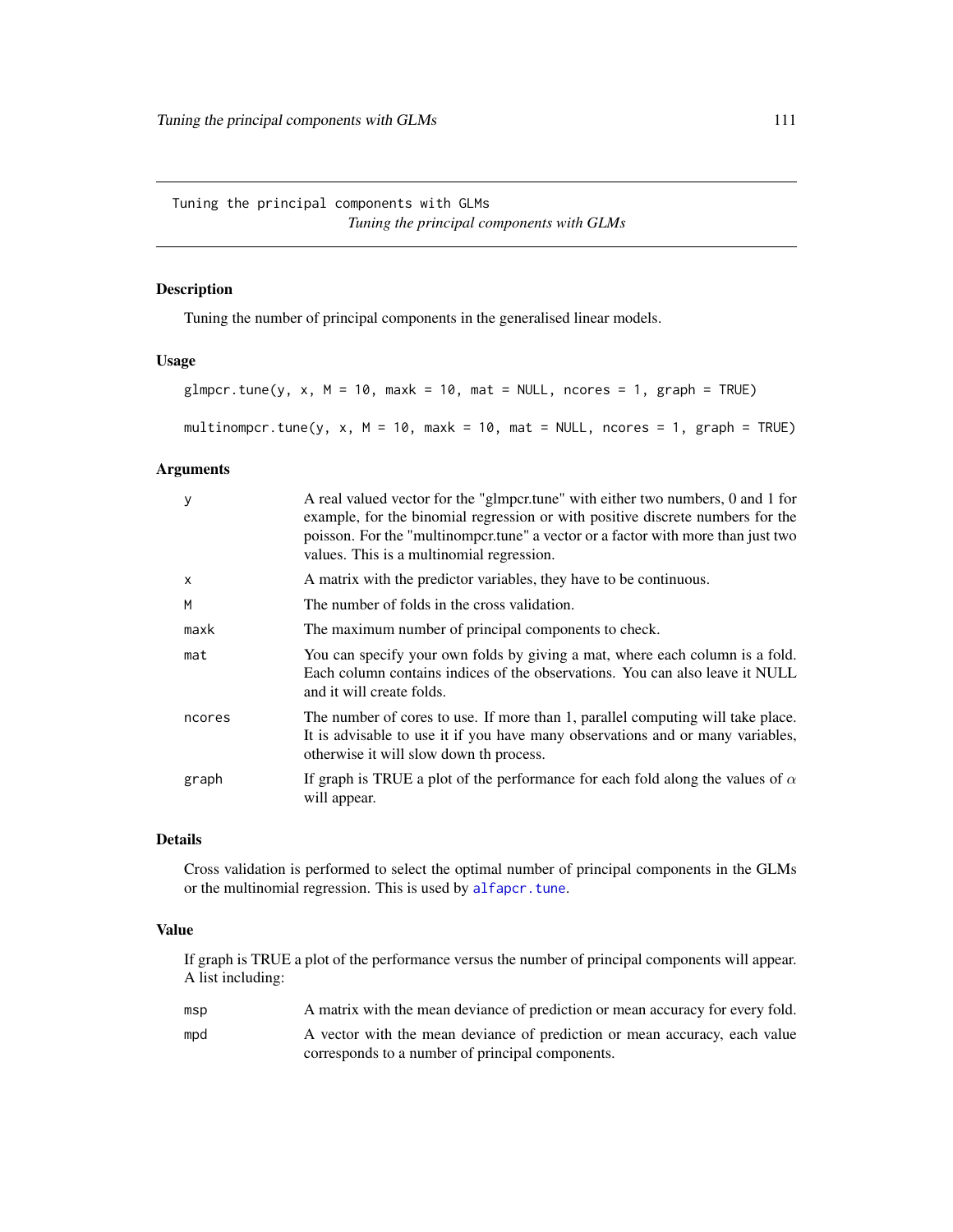## Tuning the principal components with GLMs

*Tuning the principal components with GLMs*

### Description

Tuning the number of principal components in the generalised linear models.

### Usage

```
glmpcr.tune(y, x, M = 10, maxk = 10, mat = NULL, ncores = 1, graph = TRUE)

multinompcr.tune(y, x, M = 10, maxk = 10, mat = NULL, ncores = 1, graph = TRUE)
```

### Arguments

| | |
|---|---|
| `y` | A real valued vector for the "glmpcr.tune" with either two numbers, 0 and 1 for example, for the binomial regression or with positive discrete numbers for the poisson. For the "multinompcr.tune" a vector or a factor with more than just two values. This is a multinomial regression. |
| `x` | A matrix with the predictor variables, they have to be continuous. |
| `M` | The number of folds in the cross validation. |
| `maxk` | The maximum number of principal components to check. |
| `mat` | You can specify your own folds by giving a mat, where each column is a fold. Each column contains indices of the observations. You can also leave it NULL and it will create folds. |
| `ncores` | The number of cores to use. If more than 1, parallel computing will take place. It is advisable to use it if you have many observations and or many variables, otherwise it will slow down th process. |
| `graph` | If graph is TRUE a plot of the performance for each fold along the values of $\alpha$ will appear. |

### Details

Cross validation is performed to select the optimal number of principal components in the GLMs or the multinomial regression. This is used by `alfapcr.tune`.

### Value

If graph is TRUE a plot of the performance versus the number of principal components will appear. A list including:

| | |
|---|---|
| `msp` | A matrix with the mean deviance of prediction or mean accuracy for every fold. |
| `mpd` | A vector with the mean deviance of prediction or mean accuracy, each value corresponds to a number of principal components. |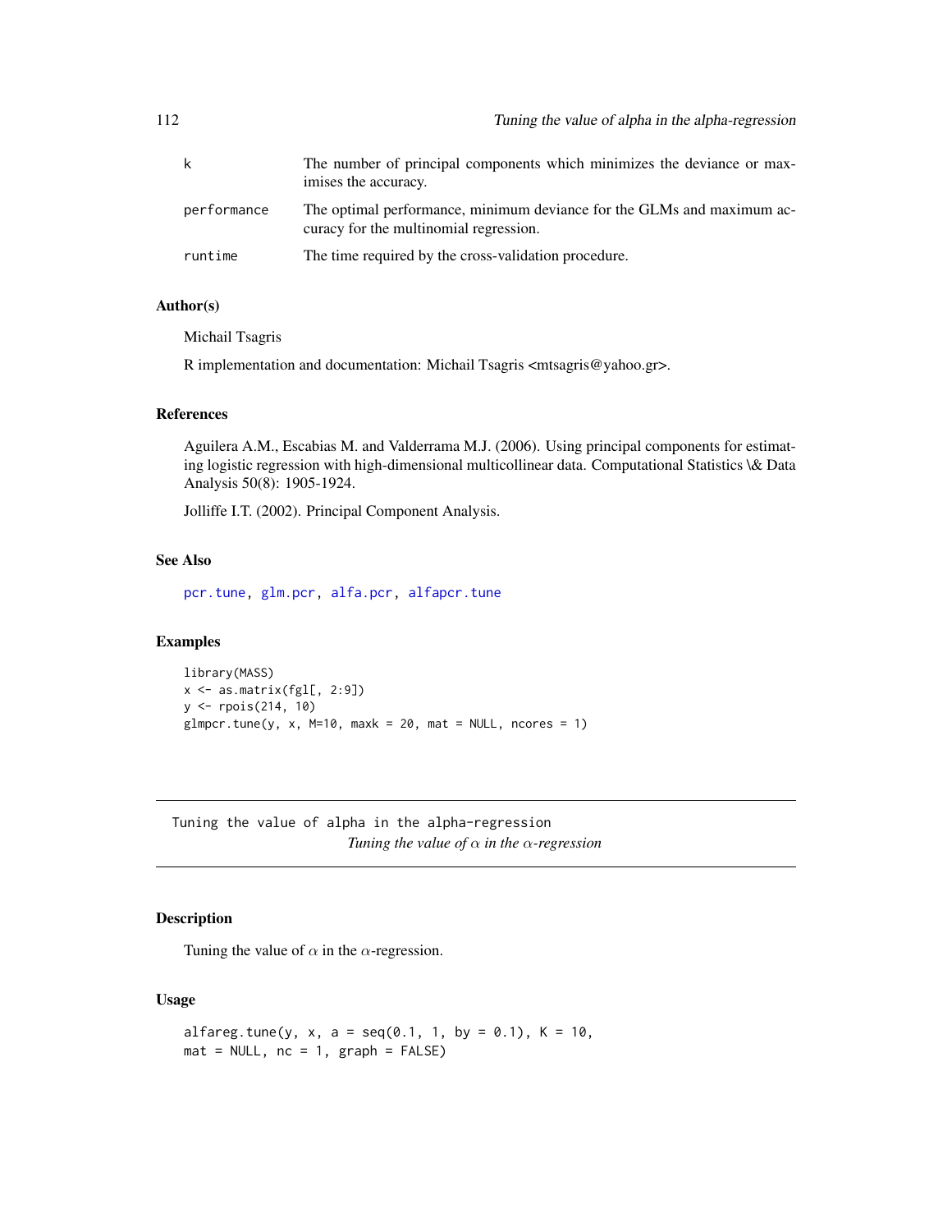| | |
|---|---|
| k | The number of principal components which minimizes the deviance or maximises the accuracy. |
| performance | The optimal performance, minimum deviance for the GLMs and maximum accuracy for the multinomial regression. |
| runtime | The time required by the cross-validation procedure. |

### Author(s)

Michail Tsagris

R implementation and documentation: Michail Tsagris <mtsagris@yahoo.gr>.

### References

Aguilera A.M., Escabias M. and Valderrama M.J. (2006). Using principal components for estimating logistic regression with high-dimensional multicollinear data. Computational Statistics \& Data Analysis 50(8): 1905-1924.

Jolliffe I.T. (2002). Principal Component Analysis.

### See Also

pcr.tune, glm.pcr, alfa.pcr, alfapcr.tune

### Examples

```
library(MASS)
x <- as.matrix(fgl[, 2:9])
y <- rpois(214, 10)
glmpcr.tune(y, x, M=10, maxk = 20, mat = NULL, ncores = 1)
```

---

## Tuning the value of alpha in the alpha-regression

*Tuning the value of $\alpha$ in the $\alpha$-regression*

### Description

Tuning the value of $\alpha$ in the $\alpha$-regression.

### Usage

```
alfareg.tune(y, x, a = seq(0.1, 1, by = 0.1), K = 10,
mat = NULL, nc = 1, graph = FALSE)
```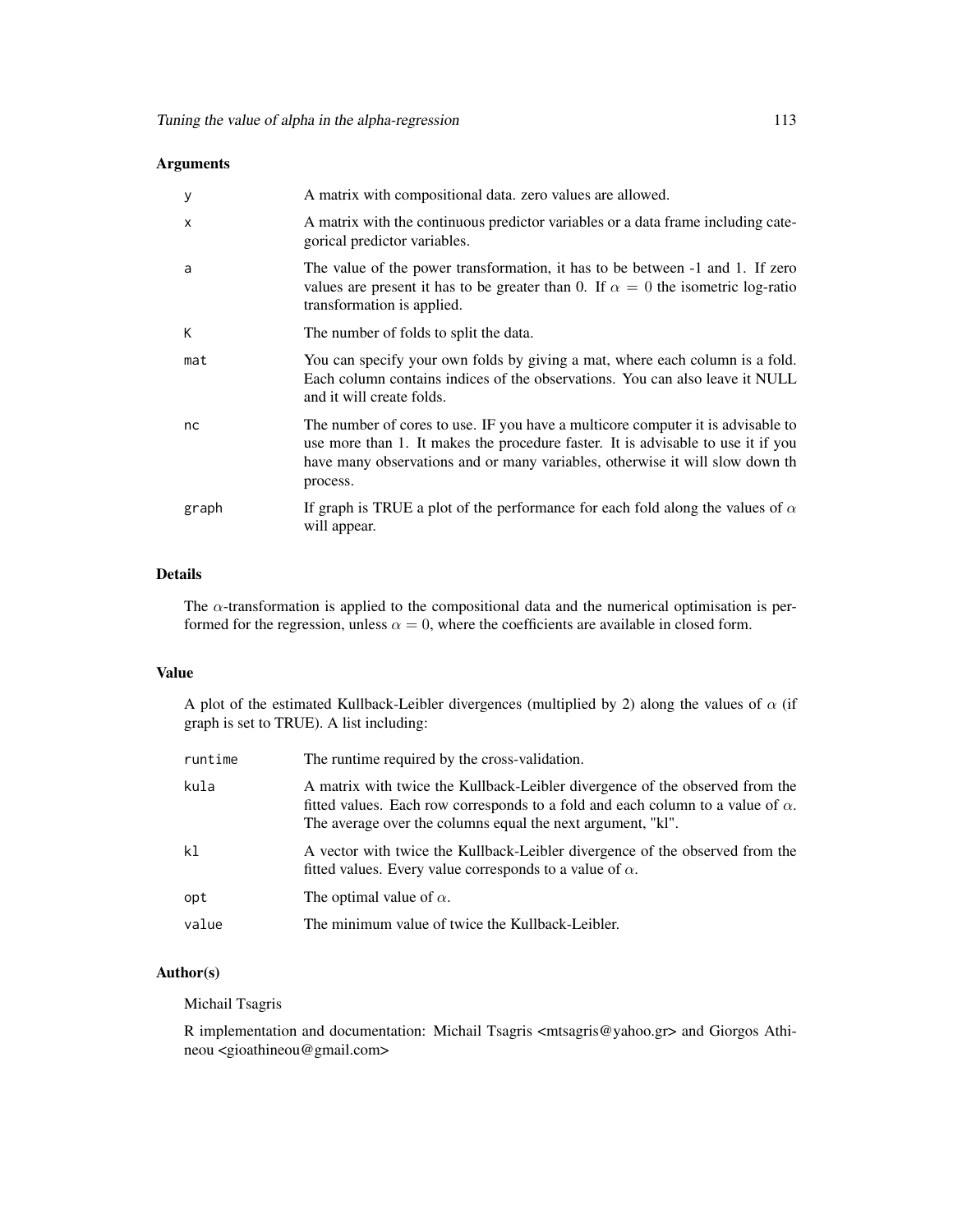## Arguments

| | |
|---|---|
| y | A matrix with compositional data. zero values are allowed. |
| x | A matrix with the continuous predictor variables or a data frame including categorical predictor variables. |
| a | The value of the power transformation, it has to be between -1 and 1. If zero values are present it has to be greater than 0. If $\alpha = 0$ the isometric log-ratio transformation is applied. |
| K | The number of folds to split the data. |
| mat | You can specify your own folds by giving a mat, where each column is a fold. Each column contains indices of the observations. You can also leave it NULL and it will create folds. |
| nc | The number of cores to use. IF you have a multicore computer it is advisable to use more than 1. It makes the procedure faster. It is advisable to use it if you have many observations and or many variables, otherwise it will slow down th process. |
| graph | If graph is TRUE a plot of the performance for each fold along the values of $\alpha$ will appear. |

## Details

The $\alpha$-transformation is applied to the compositional data and the numerical optimisation is performed for the regression, unless $\alpha = 0$, where the coefficients are available in closed form.

## Value

A plot of the estimated Kullback-Leibler divergences (multiplied by 2) along the values of $\alpha$ (if graph is set to TRUE). A list including:

| | |
|---|---|
| runtime | The runtime required by the cross-validation. |
| kula | A matrix with twice the Kullback-Leibler divergence of the observed from the fitted values. Each row corresponds to a fold and each column to a value of $\alpha$. The average over the columns equal the next argument, "kl". |
| kl | A vector with twice the Kullback-Leibler divergence of the observed from the fitted values. Every value corresponds to a value of $\alpha$. |
| opt | The optimal value of $\alpha$. |
| value | The minimum value of twice the Kullback-Leibler. |

## Author(s)

Michail Tsagris

R implementation and documentation: Michail Tsagris <mtsagris@yahoo.gr> and Giorgos Athineou <gioathineou@gmail.com>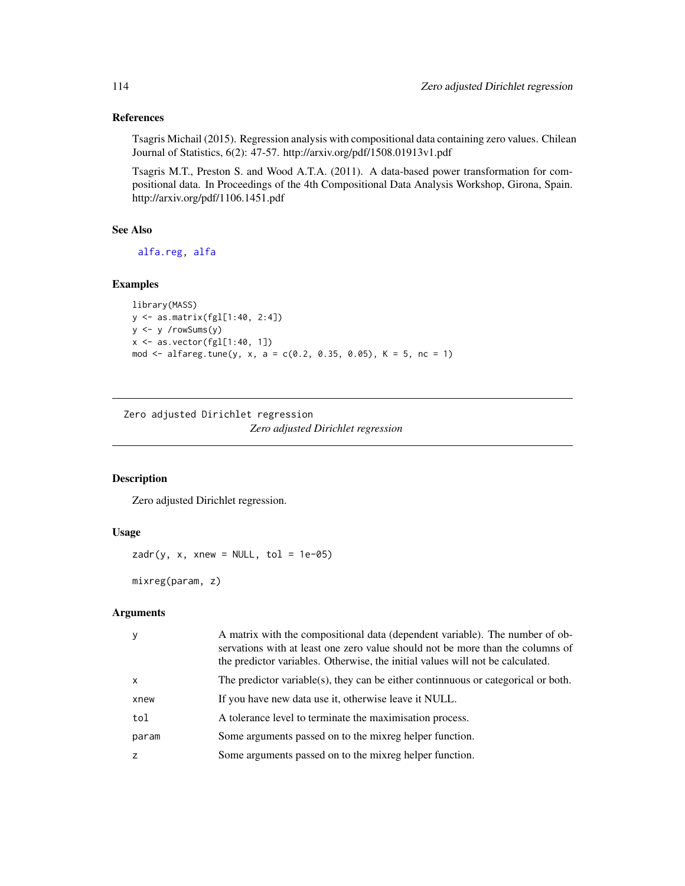## References

Tsagris Michail (2015). Regression analysis with compositional data containing zero values. Chilean Journal of Statistics, 6(2): 47-57. http://arxiv.org/pdf/1508.01913v1.pdf

Tsagris M.T., Preston S. and Wood A.T.A. (2011). A data-based power transformation for compositional data. In Proceedings of the 4th Compositional Data Analysis Workshop, Girona, Spain. http://arxiv.org/pdf/1106.1451.pdf

## See Also

alfa.reg, alfa

## Examples

```
library(MASS)
y <- as.matrix(fgl[1:40, 2:4])
y <- y /rowSums(y)
x <- as.vector(fgl[1:40, 1])
mod <- alfareg.tune(y, x, a = c(0.2, 0.35, 0.05), K = 5, nc = 1)
```

---

Zero adjusted Dirichlet regression

*Zero adjusted Dirichlet regression*

---

## Description

Zero adjusted Dirichlet regression.

## Usage

```
zadr(y, x, xnew = NULL, tol = 1e-05)

mixreg(param, z)
```

## Arguments

| | |
|---|---|
| y | A matrix with the compositional data (dependent variable). The number of observations with at least one zero value should not be more than the columns of the predictor variables. Otherwise, the initial values will not be calculated. |
| x | The predictor variable(s), they can be either continnuous or categorical or both. |
| xnew | If you have new data use it, otherwise leave it NULL. |
| tol | A tolerance level to terminate the maximisation process. |
| param | Some arguments passed on to the mixreg helper function. |
| z | Some arguments passed on to the mixreg helper function. |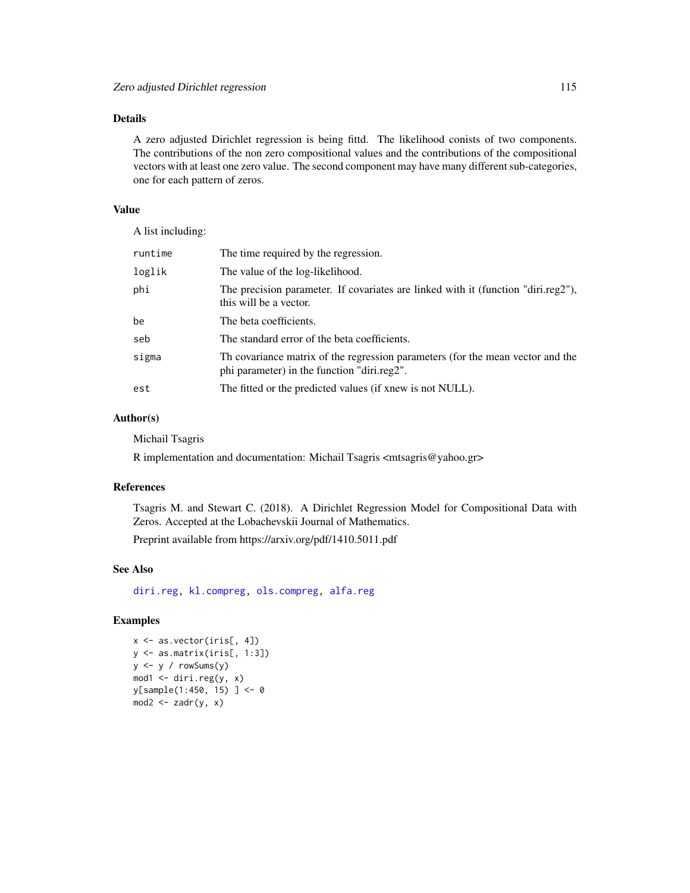## Details

A zero adjusted Dirichlet regression is being fittd. The likelihood conists of two components. The contributions of the non zero compositional values and the contributions of the compositional vectors with at least one zero value. The second component may have many different sub-categories, one for each pattern of zeros.

## Value

A list including:

| | |
|---|---|
| runtime | The time required by the regression. |
| loglik | The value of the log-likelihood. |
| phi | The precision parameter. If covariates are linked with it (function "diri.reg2"), this will be a vector. |
| be | The beta coefficients. |
| seb | The standard error of the beta coefficients. |
| sigma | Th covariance matrix of the regression parameters (for the mean vector and the phi parameter) in the function "diri.reg2". |
| est | The fitted or the predicted values (if xnew is not NULL). |

## Author(s)

Michail Tsagris

R implementation and documentation: Michail Tsagris <mtsagris@yahoo.gr>

## References

Tsagris M. and Stewart C. (2018). A Dirichlet Regression Model for Compositional Data with Zeros. Accepted at the Lobachevskii Journal of Mathematics.

Preprint available from https://arxiv.org/pdf/1410.5011.pdf

## See Also

diri.reg, kl.compreg, ols.compreg, alfa.reg

## Examples

```
x <- as.vector(iris[, 4])
y <- as.matrix(iris[, 1:3])
y <- y / rowSums(y)
mod1 <- diri.reg(y, x)
y[sample(1:450, 15) ] <- 0
mod2 <- zadr(y, x)
```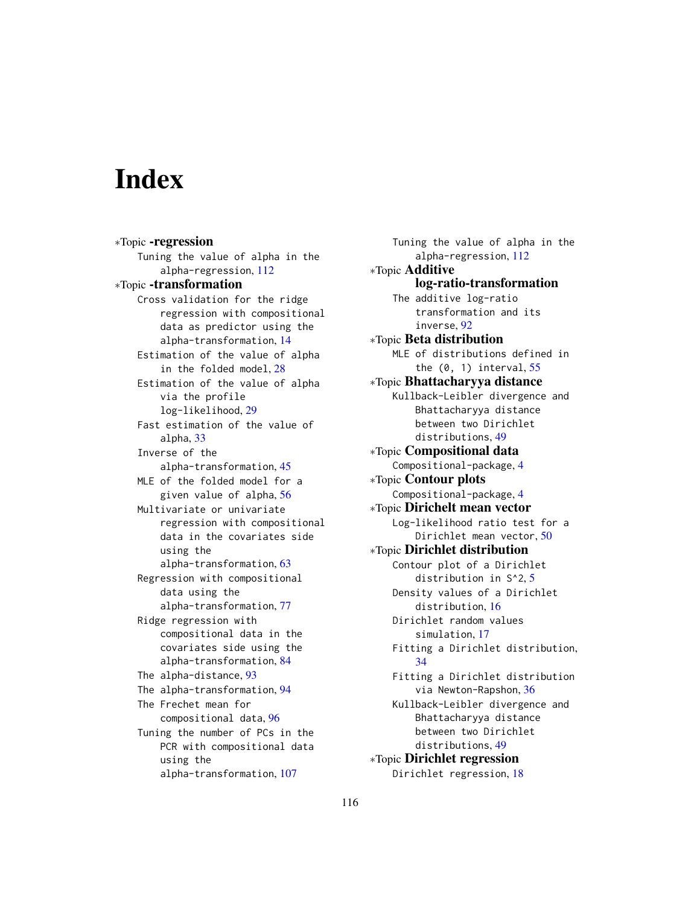# Index

*Topic **-regression**
- Tuning the value of alpha in the alpha-regression, 112

*Topic **-transformation**
- Cross validation for the ridge regression with compositional data as predictor using the alpha-transformation, 14
- Estimation of the value of alpha in the folded model, 28
- Estimation of the value of alpha via the profile log-likelihood, 29
- Fast estimation of the value of alpha, 33
- Inverse of the alpha-transformation, 45
- MLE of the folded model for a given value of alpha, 56
- Multivariate or univariate regression with compositional data in the covariates side using the alpha-transformation, 63
- Regression with compositional data using the alpha-transformation, 77
- Ridge regression with compositional data in the covariates side using the alpha-transformation, 84
- The alpha-distance, 93
- The alpha-transformation, 94
- The Frechet mean for compositional data, 96
- Tuning the number of PCs in the PCR with compositional data using the alpha-transformation, 107
- Tuning the value of alpha in the alpha-regression, 112

*Topic **Additive log-ratio-transformation**
- The additive log-ratio transformation and its inverse, 92

*Topic **Beta distribution**
- MLE of distributions defined in the (0, 1) interval, 55

*Topic **Bhattacharyya distance**
- Kullback-Leibler divergence and Bhattacharyya distance between two Dirichlet distributions, 49

*Topic **Compositional data**
- Compositional-package, 4

*Topic **Contour plots**
- Compositional-package, 4

*Topic **Dirichelt mean vector**
- Log-likelihood ratio test for a Dirichlet mean vector, 50

*Topic **Dirichlet distribution**
- Contour plot of a Dirichlet distribution in S^2, 5
- Density values of a Dirichlet distribution, 16
- Dirichlet random values simulation, 17
- Fitting a Dirichlet distribution, 34
- Fitting a Dirichlet distribution via Newton-Rapshon, 36
- Kullback-Leibler divergence and Bhattacharyya distance between two Dirichlet distributions, 49

*Topic **Dirichlet regression**
- Dirichlet regression, 18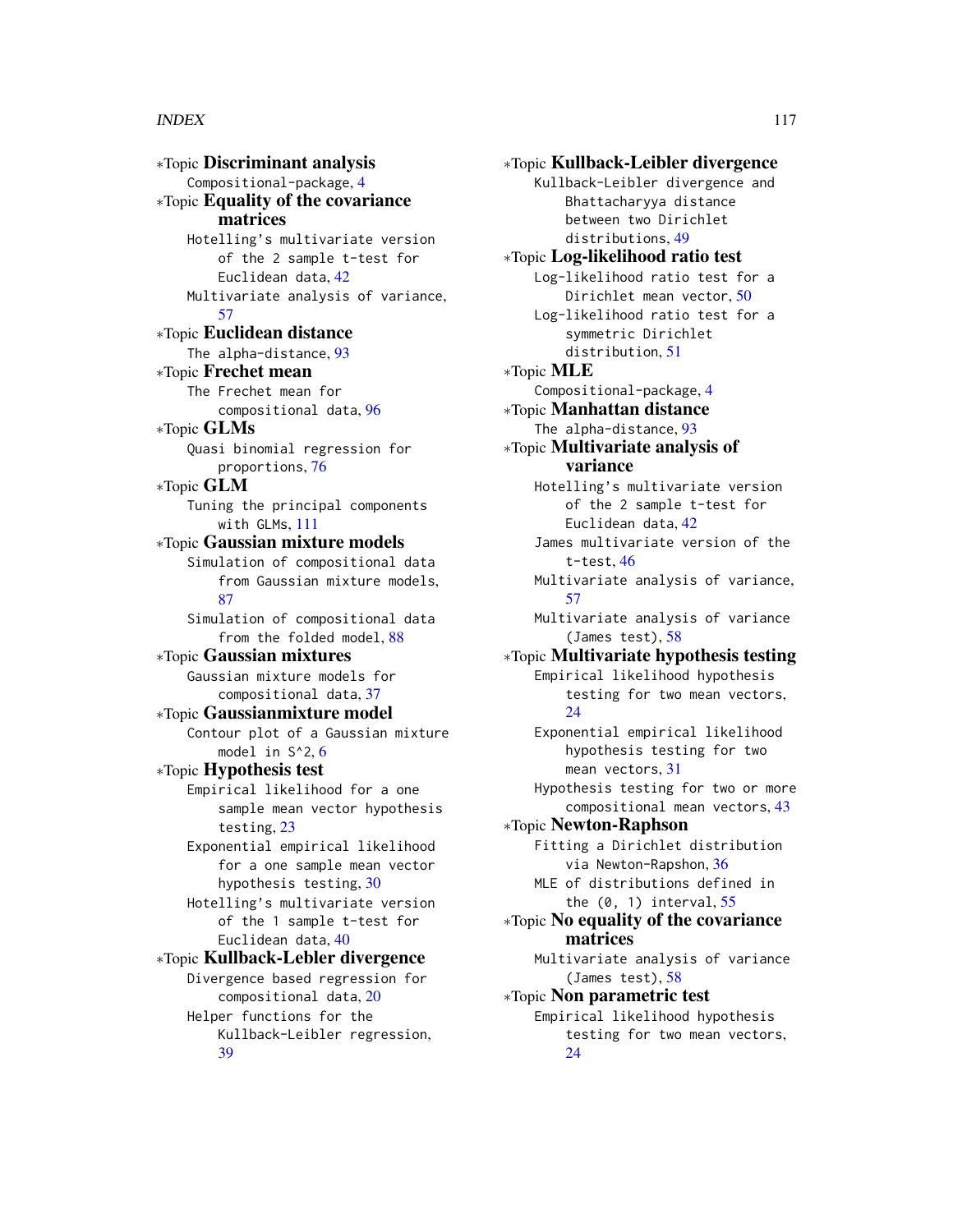*Topic **Discriminant analysis**
    Compositional-package, 4
*Topic **Equality of the covariance matrices**
    Hotelling's multivariate version of the 2 sample t-test for Euclidean data, 42
    Multivariate analysis of variance, 57
*Topic **Euclidean distance**
    The alpha-distance, 93
*Topic **Frechet mean**
    The Frechet mean for compositional data, 96
*Topic **GLMs**
    Quasi binomial regression for proportions, 76
*Topic **GLM**
    Tuning the principal components with GLMs, 111
*Topic **Gaussian mixture models**
    Simulation of compositional data from Gaussian mixture models, 87
    Simulation of compositional data from the folded model, 88
*Topic **Gaussian mixtures**
    Gaussian mixture models for compositional data, 37
*Topic **Gaussianmixture model**
    Contour plot of a Gaussian mixture model in S^2, 6
*Topic **Hypothesis test**
    Empirical likelihood for a one sample mean vector hypothesis testing, 23
    Exponential empirical likelihood for a one sample mean vector hypothesis testing, 30
    Hotelling's multivariate version of the 1 sample t-test for Euclidean data, 40
*Topic **Kullback-Lebler divergence**
    Divergence based regression for compositional data, 20
    Helper functions for the Kullback-Leibler regression, 39
*Topic **Kullback-Leibler divergence**
    Kullback-Leibler divergence and Bhattacharyya distance between two Dirichlet distributions, 49
*Topic **Log-likelihood ratio test**
    Log-likelihood ratio test for a Dirichlet mean vector, 50
    Log-likelihood ratio test for a symmetric Dirichlet distribution, 51
*Topic **MLE**
    Compositional-package, 4
*Topic **Manhattan distance**
    The alpha-distance, 93
*Topic **Multivariate analysis of variance**
    Hotelling's multivariate version of the 2 sample t-test for Euclidean data, 42
    James multivariate version of the t-test, 46
    Multivariate analysis of variance, 57
    Multivariate analysis of variance (James test), 58
*Topic **Multivariate hypothesis testing**
    Empirical likelihood hypothesis testing for two mean vectors, 24
    Exponential empirical likelihood hypothesis testing for two mean vectors, 31
    Hypothesis testing for two or more compositional mean vectors, 43
*Topic **Newton-Raphson**
    Fitting a Dirichlet distribution via Newton-Rapshon, 36
    MLE of distributions defined in the (0, 1) interval, 55
*Topic **No equality of the covariance matrices**
    Multivariate analysis of variance (James test), 58
*Topic **Non parametric test**
    Empirical likelihood hypothesis testing for two mean vectors, 24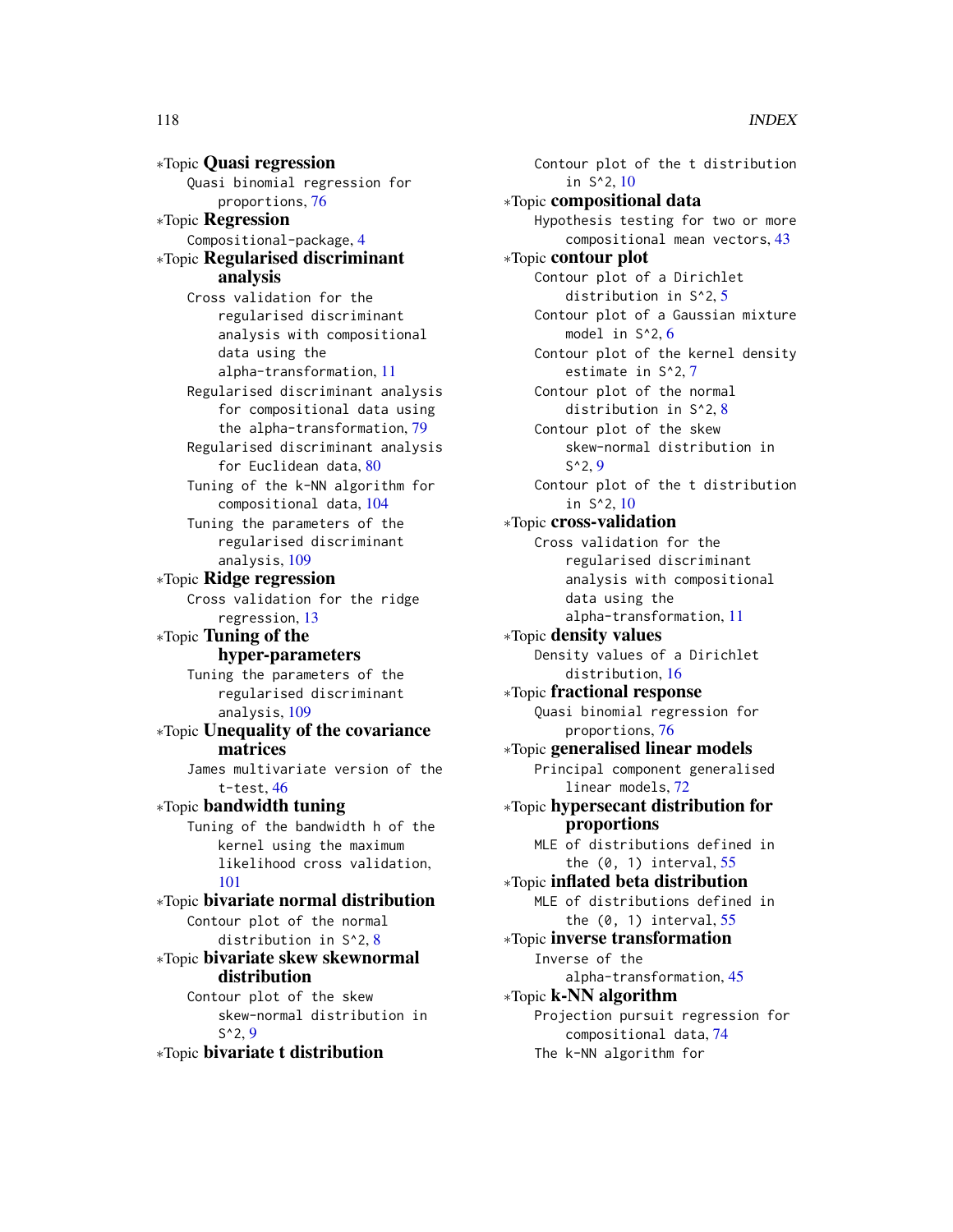*Topic **Quasi regression**

Quasi binomial regression for proportions, 76

*Topic **Regression**

Compositional-package, 4

*Topic **Regularised discriminant analysis**

Cross validation for the regularised discriminant analysis with compositional data using the alpha-transformation, 11

Regularised discriminant analysis for compositional data using the alpha-transformation, 79

Regularised discriminant analysis for Euclidean data, 80

Tuning of the k-NN algorithm for compositional data, 104

Tuning the parameters of the regularised discriminant analysis, 109

*Topic **Ridge regression**

Cross validation for the ridge regression, 13

*Topic **Tuning of the hyper-parameters**

Tuning the parameters of the regularised discriminant analysis, 109

*Topic **Unequality of the covariance matrices**

James multivariate version of the t-test, 46

*Topic **bandwidth tuning**

Tuning of the bandwidth h of the kernel using the maximum likelihood cross validation, 101

*Topic **bivariate normal distribution**

Contour plot of the normal distribution in S^2, 8

*Topic **bivariate skew skewnormal distribution**

Contour plot of the skew skew-normal distribution in S^2, 9

*Topic **bivariate t distribution**

Contour plot of the t distribution in S^2, 10

*Topic **compositional data**

Hypothesis testing for two or more compositional mean vectors, 43

*Topic **contour plot**

Contour plot of a Dirichlet distribution in S^2, 5

Contour plot of a Gaussian mixture model in S^2, 6

Contour plot of the kernel density estimate in S^2, 7

Contour plot of the normal distribution in S^2, 8

Contour plot of the skew skew-normal distribution in S^2, 9

Contour plot of the t distribution in S^2, 10

*Topic **cross-validation**

Cross validation for the regularised discriminant analysis with compositional data using the alpha-transformation, 11

*Topic **density values**

Density values of a Dirichlet distribution, 16

*Topic **fractional response**

Quasi binomial regression for proportions, 76

*Topic **generalised linear models**

Principal component generalised linear models, 72

*Topic **hypersecant distribution for proportions**

MLE of distributions defined in the (0, 1) interval, 55

*Topic **inflated beta distribution**

MLE of distributions defined in the (0, 1) interval, 55

*Topic **inverse transformation**

Inverse of the alpha-transformation, 45

*Topic **k-NN algorithm**

Projection pursuit regression for compositional data, 74

The k-NN algorithm for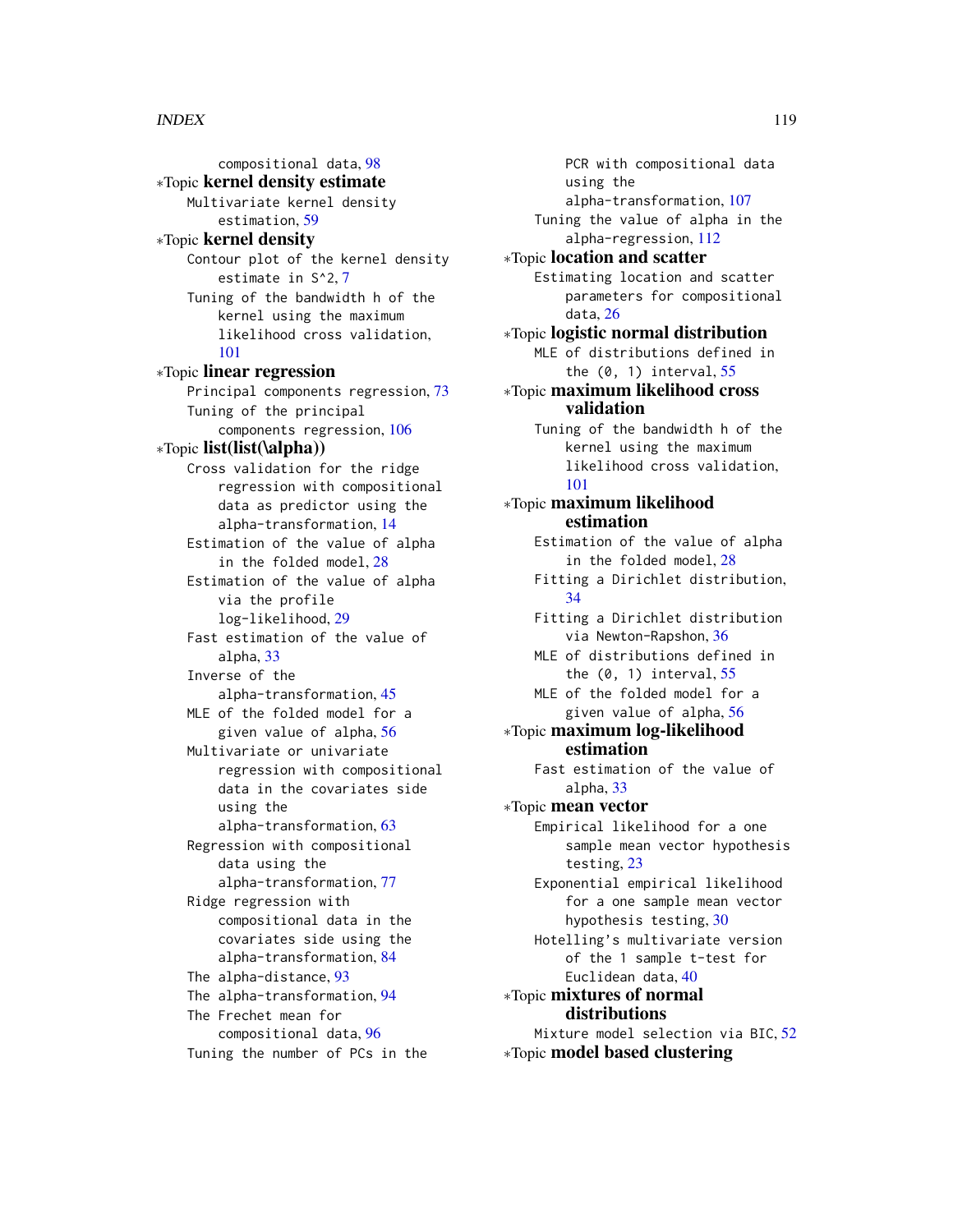compositional data, 98

∗Topic **kernel density estimate**

- Multivariate kernel density estimation, 59

∗Topic **kernel density**

- Contour plot of the kernel density estimate in S^2, 7
- Tuning of the bandwidth h of the kernel using the maximum likelihood cross validation, 101

∗Topic **linear regression**

- Principal components regression, 73
- Tuning of the principal components regression, 106

∗Topic **list(list(\alpha))**

- Cross validation for the ridge regression with compositional data as predictor using the alpha-transformation, 14
- Estimation of the value of alpha in the folded model, 28
- Estimation of the value of alpha via the profile log-likelihood, 29
- Fast estimation of the value of alpha, 33
- Inverse of the alpha-transformation, 45
- MLE of the folded model for a given value of alpha, 56
- Multivariate or univariate regression with compositional data in the covariates side using the alpha-transformation, 63
- Regression with compositional data using the alpha-transformation, 77
- Ridge regression with compositional data in the covariates side using the alpha-transformation, 84
- The alpha-distance, 93
- The alpha-transformation, 94
- The Frechet mean for compositional data, 96
- Tuning the number of PCs in the PCR with compositional data using the alpha-transformation, 107
- Tuning the value of alpha in the alpha-regression, 112

∗Topic **location and scatter**

- Estimating location and scatter parameters for compositional data, 26

∗Topic **logistic normal distribution**

- MLE of distributions defined in the (0, 1) interval, 55

∗Topic **maximum likelihood cross validation**

- Tuning of the bandwidth h of the kernel using the maximum likelihood cross validation, 101

∗Topic **maximum likelihood estimation**

- Estimation of the value of alpha in the folded model, 28
- Fitting a Dirichlet distribution, 34
- Fitting a Dirichlet distribution via Newton-Rapshon, 36
- MLE of distributions defined in the (0, 1) interval, 55
- MLE of the folded model for a given value of alpha, 56

∗Topic **maximum log-likelihood estimation**

- Fast estimation of the value of alpha, 33

∗Topic **mean vector**

- Empirical likelihood for a one sample mean vector hypothesis testing, 23
- Exponential empirical likelihood for a one sample mean vector hypothesis testing, 30
- Hotelling's multivariate version of the 1 sample t-test for Euclidean data, 40

∗Topic **mixtures of normal distributions**

- Mixture model selection via BIC, 52

∗Topic **model based clustering**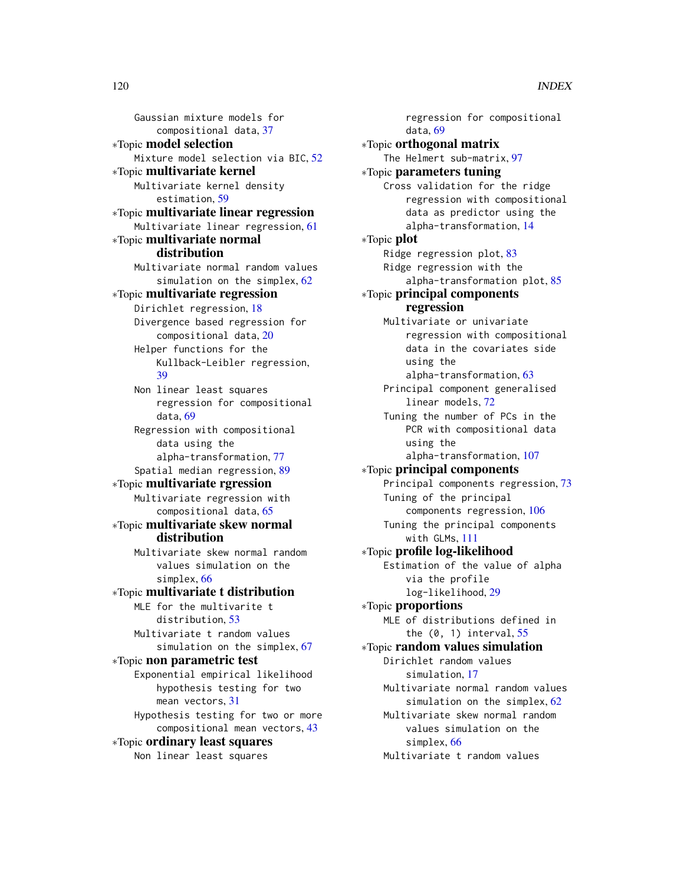Gaussian mixture models for compositional data, 37

*Topic **model selection**
Mixture model selection via BIC, 52

*Topic **multivariate kernel**
Multivariate kernel density estimation, 59

*Topic **multivariate linear regression**
Multivariate linear regression, 61

*Topic **multivariate normal distribution**
Multivariate normal random values simulation on the simplex, 62

*Topic **multivariate regression**
Dirichlet regression, 18
Divergence based regression for compositional data, 20
Helper functions for the Kullback-Leibler regression, 39
Non linear least squares regression for compositional data, 69
Regression with compositional data using the alpha-transformation, 77
Spatial median regression, 89

*Topic **multivariate rgression**
Multivariate regression with compositional data, 65

*Topic **multivariate skew normal distribution**
Multivariate skew normal random values simulation on the simplex, 66

*Topic **multivariate t distribution**
MLE for the multivarite t distribution, 53
Multivariate t random values simulation on the simplex, 67

*Topic **non parametric test**
Exponential empirical likelihood hypothesis testing for two mean vectors, 31
Hypothesis testing for two or more compositional mean vectors, 43

*Topic **ordinary least squares**
Non linear least squares regression for compositional data, 69

*Topic **orthogonal matrix**
The Helmert sub-matrix, 97

*Topic **parameters tuning**
Cross validation for the ridge regression with compositional data as predictor using the alpha-transformation, 14

*Topic **plot**
Ridge regression plot, 83
Ridge regression with the alpha-transformation plot, 85

*Topic **principal components regression**
Multivariate or univariate regression with compositional data in the covariates side using the alpha-transformation, 63
Principal component generalised linear models, 72
Tuning the number of PCs in the PCR with compositional data using the alpha-transformation, 107

*Topic **principal components**
Principal components regression, 73
Tuning of the principal components regression, 106
Tuning the principal components with GLMs, 111

*Topic **profile log-likelihood**
Estimation of the value of alpha via the profile log-likelihood, 29

*Topic **proportions**
MLE of distributions defined in the (0, 1) interval, 55

*Topic **random values simulation**
Dirichlet random values simulation, 17
Multivariate normal random values simulation on the simplex, 62
Multivariate skew normal random values simulation on the simplex, 66
Multivariate t random values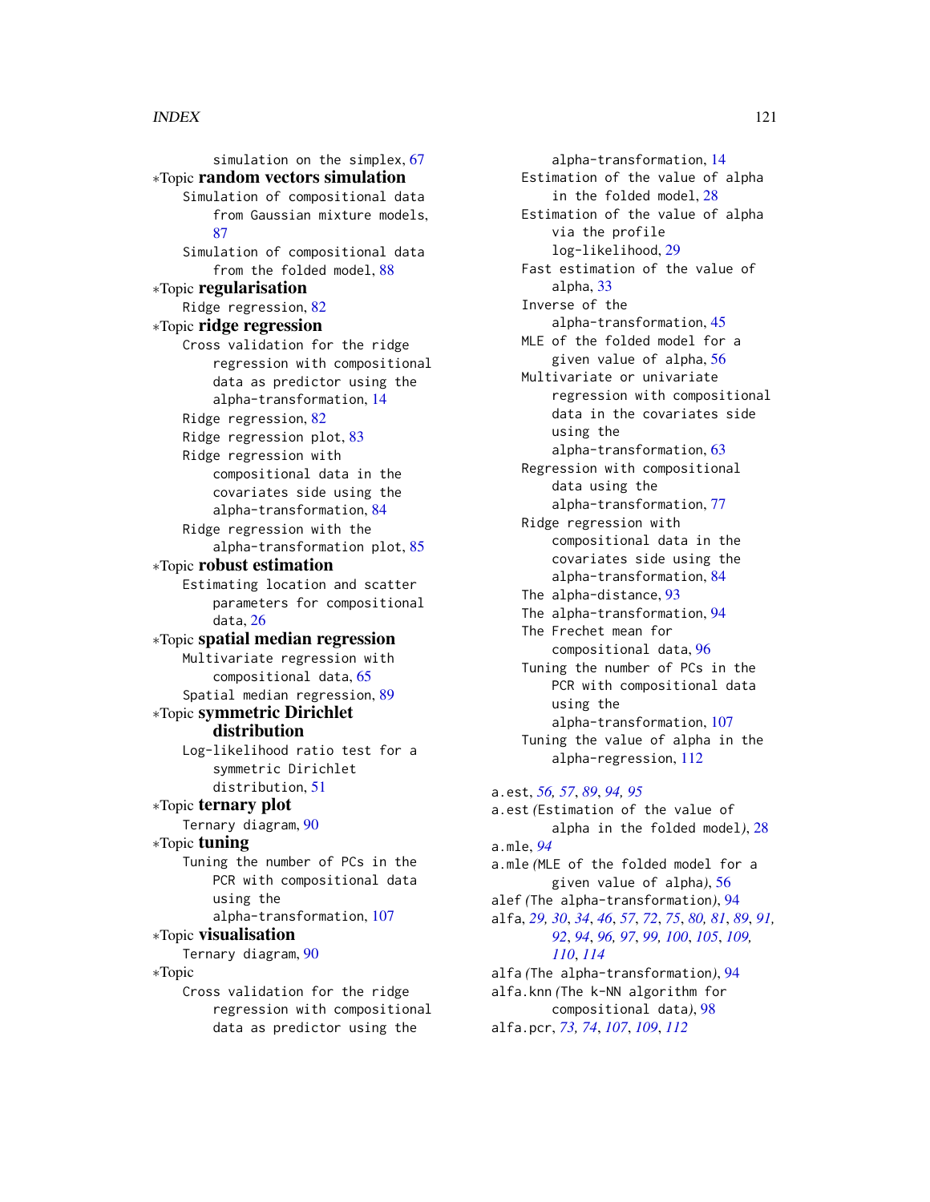simulation on the simplex, 67

∗Topic **random vectors simulation**

Simulation of compositional data from Gaussian mixture models, 87

Simulation of compositional data from the folded model, 88

∗Topic **regularisation**

Ridge regression, 82

∗Topic **ridge regression**

Cross validation for the ridge regression with compositional data as predictor using the alpha-transformation, 14

Ridge regression, 82

Ridge regression plot, 83

Ridge regression with compositional data in the covariates side using the alpha-transformation, 84

Ridge regression with the alpha-transformation plot, 85

∗Topic **robust estimation**

Estimating location and scatter parameters for compositional data, 26

∗Topic **spatial median regression**

Multivariate regression with compositional data, 65

Spatial median regression, 89

∗Topic **symmetric Dirichlet distribution**

Log-likelihood ratio test for a symmetric Dirichlet distribution, 51

∗Topic **ternary plot**

Ternary diagram, 90

∗Topic **tuning**

Tuning the number of PCs in the PCR with compositional data using the alpha-transformation, 107

∗Topic **visualisation**

Ternary diagram, 90

∗Topic

Cross validation for the ridge regression with compositional data as predictor using the alpha-transformation, 14

Estimation of the value of alpha in the folded model, 28

Estimation of the value of alpha via the profile log-likelihood, 29

Fast estimation of the value of alpha, 33

Inverse of the alpha-transformation, 45

MLE of the folded model for a given value of alpha, 56

Multivariate or univariate regression with compositional data in the covariates side using the alpha-transformation, 63

Regression with compositional data using the alpha-transformation, 77

Ridge regression with compositional data in the covariates side using the alpha-transformation, 84

The alpha-distance, 93

The alpha-transformation, 94

The Frechet mean for compositional data, 96

Tuning the number of PCs in the PCR with compositional data using the alpha-transformation, 107

Tuning the value of alpha in the alpha-regression, 112

a.est, *56, 57*, *89*, *94, 95*

a.est *(*Estimation of the value of alpha in the folded model*)*, 28

a.mle, *94*

a.mle *(*MLE of the folded model for a given value of alpha*)*, 56

alef *(*The alpha-transformation*)*, 94

alfa, *29, 30*, *34*, *46*, *57*, *72*, *75*, *80, 81*, *89*, *91, 92*, *94*, *96, 97*, *99, 100*, *105*, *109, 110*, *114*

alfa *(*The alpha-transformation*)*, 94

alfa.knn *(*The k-NN algorithm for compositional data*)*, 98

alfa.pcr, *73, 74*, *107*, *109*, *112*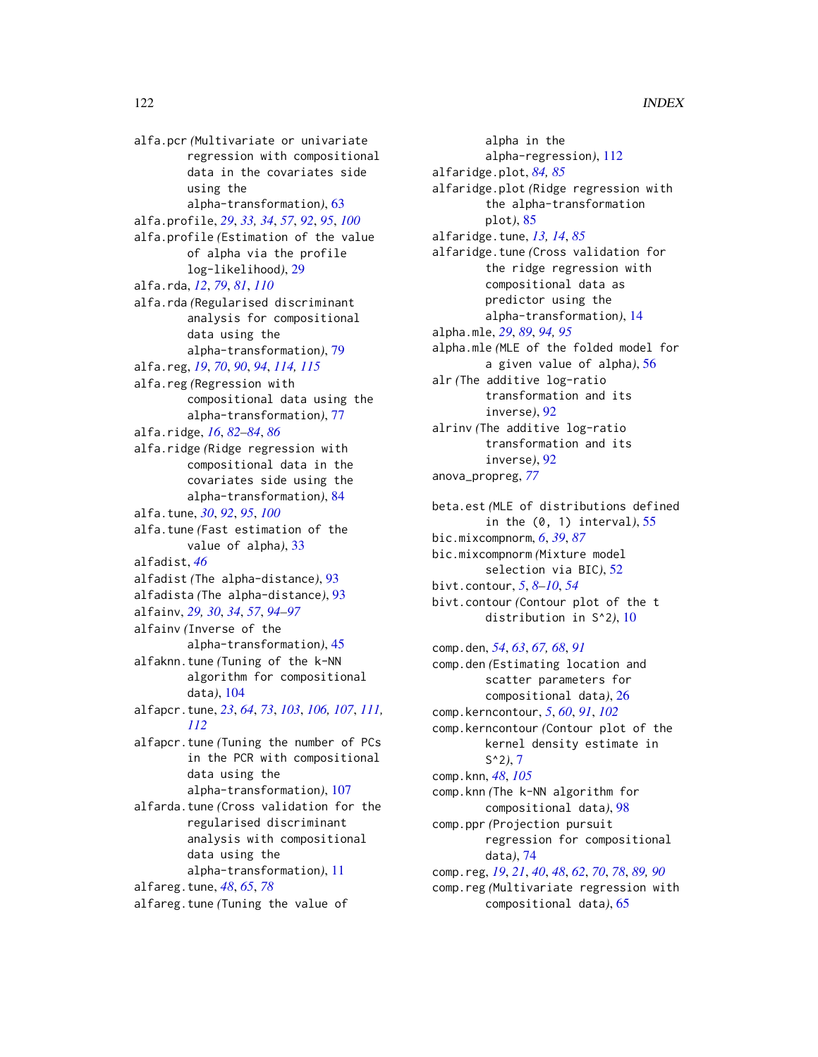alfa.pcr *(*Multivariate or univariate regression with compositional data in the covariates side using the alpha-transformation*)*, 63
alfa.profile, *29*, *33, 34*, *57*, *92*, *95*, *100*
alfa.profile *(*Estimation of the value of alpha via the profile log-likelihood*)*, 29
alfa.rda, *12*, *79*, *81*, *110*
alfa.rda *(*Regularised discriminant analysis for compositional data using the alpha-transformation*)*, 79
alfa.reg, *19*, *70*, *90*, *94*, *114, 115*
alfa.reg *(*Regression with compositional data using the alpha-transformation*)*, 77
alfa.ridge, *16*, *82–84*, *86*
alfa.ridge *(*Ridge regression with compositional data in the covariates side using the alpha-transformation*)*, 84
alfa.tune, *30*, *92*, *95*, *100*
alfa.tune *(*Fast estimation of the value of alpha*)*, 33
alfadist, *46*
alfadist *(*The alpha-distance*)*, 93
alfadista *(*The alpha-distance*)*, 93
alfainv, *29, 30*, *34*, *57*, *94–97*
alfainv *(*Inverse of the alpha-transformation*)*, 45
alfaknn.tune *(*Tuning of the k-NN algorithm for compositional data*)*, 104
alfapcr.tune, *23*, *64*, *73*, *103*, *106, 107*, *111, 112*
alfapcr.tune *(*Tuning the number of PCs in the PCR with compositional data using the alpha-transformation*)*, 107
alfarda.tune *(*Cross validation for the regularised discriminant analysis with compositional data using the alpha-transformation*)*, 11
alfareg.tune, *48*, *65*, *78*
alfareg.tune *(*Tuning the value of alpha in the alpha-regression*)*, 112
alfaridge.plot, *84, 85*
alfaridge.plot *(*Ridge regression with the alpha-transformation plot*)*, 85
alfaridge.tune, *13, 14*, *85*
alfaridge.tune *(*Cross validation for the ridge regression with compositional data as predictor using the alpha-transformation*)*, 14
alpha.mle, *29*, *89*, *94, 95*
alpha.mle *(*MLE of the folded model for a given value of alpha*)*, 56
alr *(*The additive log-ratio transformation and its inverse*)*, 92
alrinv *(*The additive log-ratio transformation and its inverse*)*, 92
anova_propreg, *77*

beta.est *(*MLE of distributions defined in the (0, 1) interval*)*, 55
bic.mixcompnorm, *6*, *39*, *87*
bic.mixcompnorm *(*Mixture model selection via BIC*)*, 52
bivt.contour, *5*, *8–10*, *54*
bivt.contour *(*Contour plot of the t distribution in S^2*)*, 10

comp.den, *54*, *63*, *67, 68*, *91*
comp.den *(*Estimating location and scatter parameters for compositional data*)*, 26
comp.kerncontour, *5*, *60*, *91*, *102*
comp.kerncontour *(*Contour plot of the kernel density estimate in S^2*)*, 7
comp.knn, *48*, *105*
comp.knn *(*The k-NN algorithm for compositional data*)*, 98
comp.ppr *(*Projection pursuit regression for compositional data*)*, 74
comp.reg, *19*, *21*, *40*, *48*, *62*, *70*, *78*, *89, 90*
comp.reg *(*Multivariate regression with compositional data*)*, 65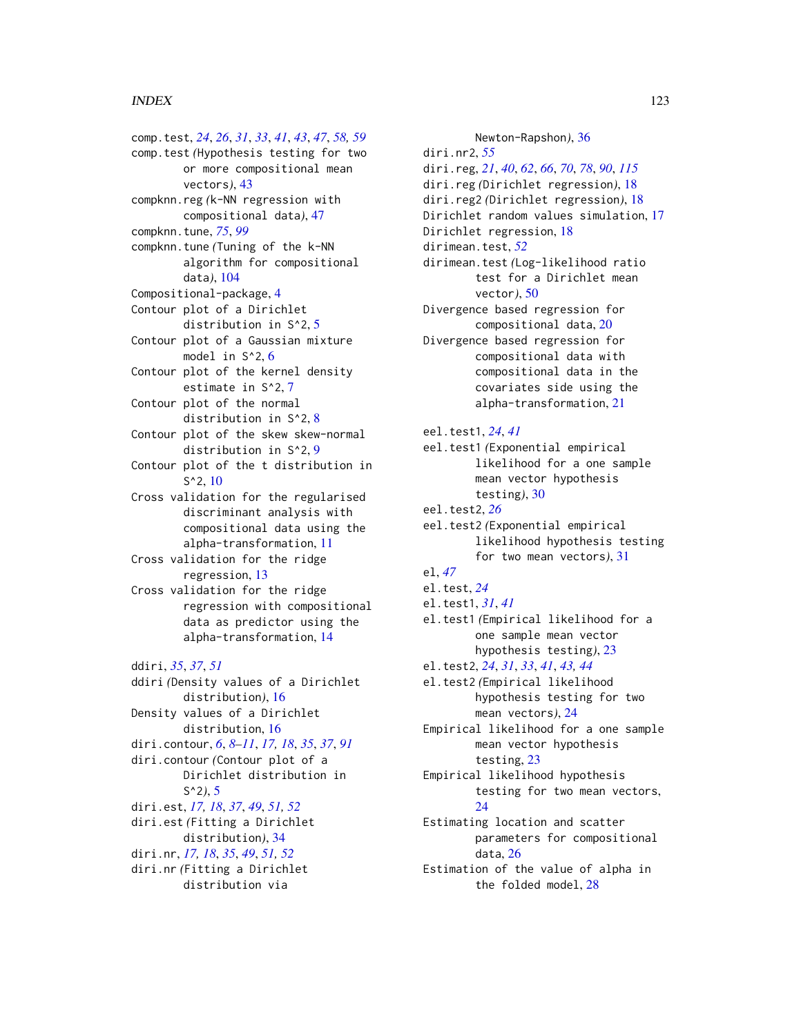comp.test, *24*, *26*, *31*, *33*, *41*, *43*, *47*, *58, 59*
comp.test *(*Hypothesis testing for two or more compositional mean vectors*)*, 43
compknn.reg *(*k-NN regression with compositional data*)*, 47
compknn.tune, *75*, *99*
compknn.tune *(*Tuning of the k-NN algorithm for compositional data*)*, 104
Compositional-package, 4
Contour plot of a Dirichlet distribution in S^2, 5
Contour plot of a Gaussian mixture model in S^2, 6
Contour plot of the kernel density estimate in S^2, 7
Contour plot of the normal distribution in S^2, 8
Contour plot of the skew skew-normal distribution in S^2, 9
Contour plot of the t distribution in S^2, 10
Cross validation for the regularised discriminant analysis with compositional data using the alpha-transformation, 11
Cross validation for the ridge regression, 13
Cross validation for the ridge regression with compositional data as predictor using the alpha-transformation, 14

ddiri, *35*, *37*, *51*
ddiri *(*Density values of a Dirichlet distribution*)*, 16
Density values of a Dirichlet distribution, 16
diri.contour, *6*, *8–11*, *17, 18*, *35*, *37*, *91*
diri.contour *(*Contour plot of a Dirichlet distribution in S^2*)*, 5
diri.est, *17, 18*, *37*, *49*, *51, 52*
diri.est *(*Fitting a Dirichlet distribution*)*, 34
diri.nr, *17, 18*, *35*, *49*, *51, 52*
diri.nr *(*Fitting a Dirichlet distribution via Newton-Rapshon*)*, 36
diri.nr2, *55*
diri.reg, *21*, *40*, *62*, *66*, *70*, *78*, *90*, *115*
diri.reg *(*Dirichlet regression*)*, 18
diri.reg2 *(*Dirichlet regression*)*, 18
Dirichlet random values simulation, 17
Dirichlet regression, 18
dirimean.test, *52*
dirimean.test *(*Log-likelihood ratio test for a Dirichlet mean vector*)*, 50
Divergence based regression for compositional data, 20
Divergence based regression for compositional data with compositional data in the covariates side using the alpha-transformation, 21

eel.test1, *24*, *41*
eel.test1 *(*Exponential empirical likelihood for a one sample mean vector hypothesis testing*)*, 30
eel.test2, *26*
eel.test2 *(*Exponential empirical likelihood hypothesis testing for two mean vectors*)*, 31
el, *47*
el.test, *24*
el.test1, *31*, *41*
el.test1 *(*Empirical likelihood for a one sample mean vector hypothesis testing*)*, 23
el.test2, *24*, *31*, *33*, *41*, *43, 44*
el.test2 *(*Empirical likelihood hypothesis testing for two mean vectors*)*, 24
Empirical likelihood for a one sample mean vector hypothesis testing, 23
Empirical likelihood hypothesis testing for two mean vectors, 24
Estimating location and scatter parameters for compositional data, 26
Estimation of the value of alpha in the folded model, 28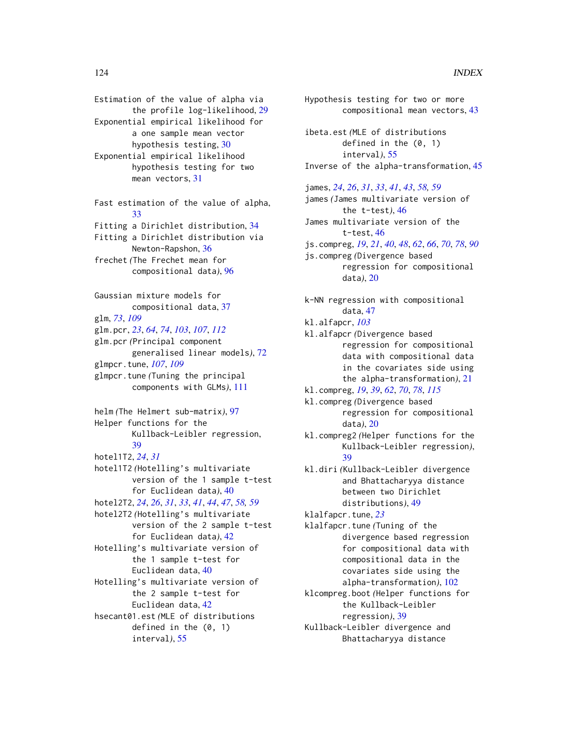Estimation of the value of alpha via the profile log-likelihood, 29
Exponential empirical likelihood for a one sample mean vector hypothesis testing, 30
Exponential empirical likelihood hypothesis testing for two mean vectors, 31

Fast estimation of the value of alpha, 33
Fitting a Dirichlet distribution, 34
Fitting a Dirichlet distribution via Newton-Rapshon, 36
frechet *(*The Frechet mean for compositional data*)*, 96

Gaussian mixture models for compositional data, 37
glm, *73*, *109*
glm.pcr, *23*, *64*, *74*, *103*, *107*, *112*
glm.pcr *(*Principal component generalised linear models*)*, 72
glmpcr.tune, *107*, *109*
glmpcr.tune *(*Tuning the principal components with GLMs*)*, 111

helm *(*The Helmert sub-matrix*)*, 97
Helper functions for the Kullback-Leibler regression, 39
hotel1T2, *24*, *31*
hotel1T2 *(*Hotelling's multivariate version of the 1 sample t-test for Euclidean data*)*, 40
hotel2T2, *24*, *26*, *31*, *33*, *41*, *44*, *47*, *58, 59*
hotel2T2 *(*Hotelling's multivariate version of the 2 sample t-test for Euclidean data*)*, 42
Hotelling's multivariate version of the 1 sample t-test for Euclidean data, 40
Hotelling's multivariate version of the 2 sample t-test for Euclidean data, 42
hsecant01.est *(*MLE of distributions defined in the (0, 1) interval*)*, 55

Hypothesis testing for two or more compositional mean vectors, 43

ibeta.est *(*MLE of distributions defined in the (0, 1) interval*)*, 55
Inverse of the alpha-transformation, 45

james, *24*, *26*, *31*, *33*, *41*, *43*, *58, 59*
james *(*James multivariate version of the t-test*)*, 46
James multivariate version of the t-test, 46
js.compreg, *19*, *21*, *40*, *48*, *62*, *66*, *70*, *78*, *90*
js.compreg *(*Divergence based regression for compositional data*)*, 20

k-NN regression with compositional data, 47
kl.alfapcr, *103*
kl.alfapcr *(*Divergence based regression for compositional data with compositional data in the covariates side using the alpha-transformation*)*, 21
kl.compreg, *19*, *39*, *62*, *70*, *78*, *115*
kl.compreg *(*Divergence based regression for compositional data*)*, 20
kl.compreg2 *(*Helper functions for the Kullback-Leibler regression*)*, 39
kl.diri *(*Kullback-Leibler divergence and Bhattacharyya distance between two Dirichlet distributions*)*, 49
klalfapcr.tune, *23*
klalfapcr.tune *(*Tuning of the divergence based regression for compositional data with compositional data in the covariates side using the alpha-transformation*)*, 102
klcompreg.boot *(*Helper functions for the Kullback-Leibler regression*)*, 39
Kullback-Leibler divergence and Bhattacharyya distance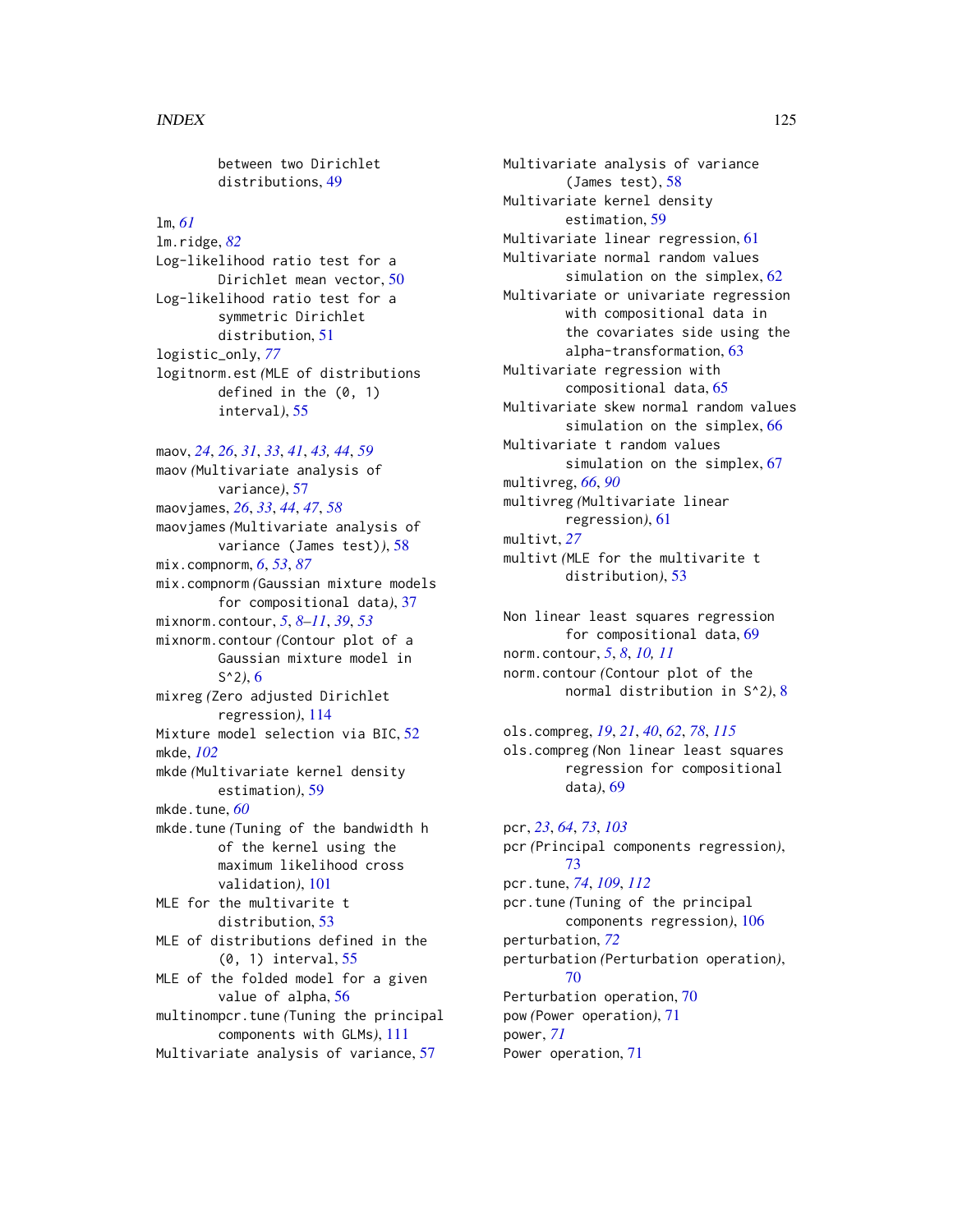between two Dirichlet distributions, 49

lm, *61*
lm.ridge, *82*
Log-likelihood ratio test for a Dirichlet mean vector, 50
Log-likelihood ratio test for a symmetric Dirichlet distribution, 51
logistic_only, *77*
logitnorm.est *(*MLE of distributions defined in the (0, 1) interval*)*, 55

maov, *24*, *26*, *31*, *33*, *41*, *43, 44*, *59*
maov *(*Multivariate analysis of variance*)*, 57
maovjames, *26*, *33*, *44*, *47*, *58*
maovjames *(*Multivariate analysis of variance (James test)*)*, 58
mix.compnorm, *6*, *53*, *87*
mix.compnorm *(*Gaussian mixture models for compositional data*)*, 37
mixnorm.contour, *5*, *8–11*, *39*, *53*
mixnorm.contour *(*Contour plot of a Gaussian mixture model in S^2*)*, 6
mixreg *(*Zero adjusted Dirichlet regression*)*, 114
Mixture model selection via BIC, 52
mkde, *102*
mkde *(*Multivariate kernel density estimation*)*, 59
mkde.tune, *60*
mkde.tune *(*Tuning of the bandwidth h of the kernel using the maximum likelihood cross validation*)*, 101
MLE for the multivarite t distribution, 53
MLE of distributions defined in the (0, 1) interval, 55
MLE of the folded model for a given value of alpha, 56
multinompcr.tune *(*Tuning the principal components with GLMs*)*, 111
Multivariate analysis of variance, 57
Multivariate analysis of variance (James test), 58
Multivariate kernel density estimation, 59
Multivariate linear regression, 61
Multivariate normal random values simulation on the simplex, 62
Multivariate or univariate regression with compositional data in the covariates side using the alpha-transformation, 63
Multivariate regression with compositional data, 65
Multivariate skew normal random values simulation on the simplex, 66
Multivariate t random values simulation on the simplex, 67
multivreg, *66*, *90*
multivreg *(*Multivariate linear regression*)*, 61
multivt, *27*
multivt *(*MLE for the multivarite t distribution*)*, 53

Non linear least squares regression for compositional data, 69
norm.contour, *5*, *8*, *10, 11*
norm.contour *(*Contour plot of the normal distribution in S^2*)*, 8

ols.compreg, *19*, *21*, *40*, *62*, *78*, *115*
ols.compreg *(*Non linear least squares regression for compositional data*)*, 69

pcr, *23*, *64*, *73*, *103*
pcr *(*Principal components regression*)*, 73
pcr.tune, *74*, *109*, *112*
pcr.tune *(*Tuning of the principal components regression*)*, 106
perturbation, *72*
perturbation *(*Perturbation operation*)*, 70
Perturbation operation, 70
pow *(*Power operation*)*, 71
power, *71*
Power operation, 71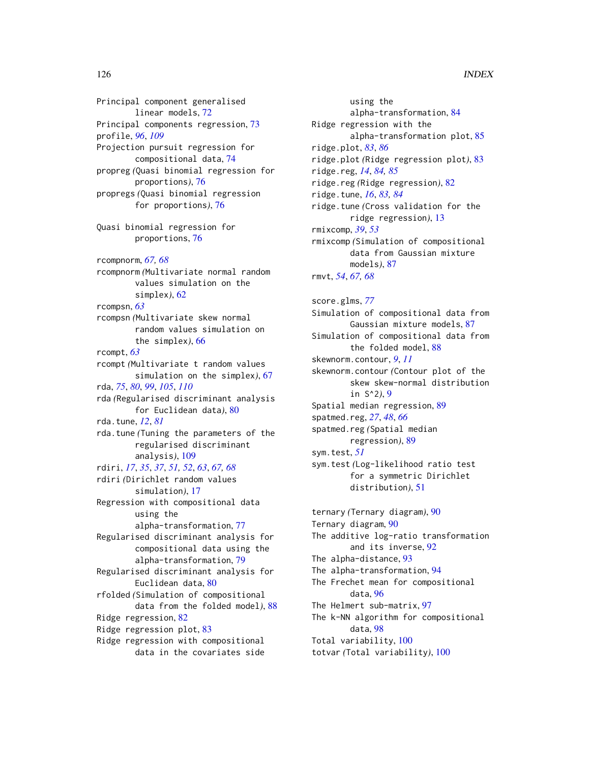Principal component generalised linear models, 72
Principal components regression, 73
profile, *96*, *109*
Projection pursuit regression for compositional data, 74
propreg *(*Quasi binomial regression for proportions*)*, 76
propregs *(*Quasi binomial regression for proportions*)*, 76

Quasi binomial regression for proportions, 76

rcompnorm, *67, 68*
rcompnorm *(*Multivariate normal random values simulation on the simplex*)*, 62
rcompsn, *63*
rcompsn *(*Multivariate skew normal random values simulation on the simplex*)*, 66
rcompt, *63*
rcompt *(*Multivariate t random values simulation on the simplex*)*, 67
rda, *75*, *80*, *99*, *105*, *110*
rda *(*Regularised discriminant analysis for Euclidean data*)*, 80
rda.tune, *12*, *81*
rda.tune *(*Tuning the parameters of the regularised discriminant analysis*)*, 109
rdiri, *17*, *35*, *37*, *51, 52*, *63*, *67, 68*
rdiri *(*Dirichlet random values simulation*)*, 17
Regression with compositional data using the alpha-transformation, 77
Regularised discriminant analysis for compositional data using the alpha-transformation, 79
Regularised discriminant analysis for Euclidean data, 80
rfolded *(*Simulation of compositional data from the folded model*)*, 88
Ridge regression, 82
Ridge regression plot, 83
Ridge regression with compositional data in the covariates side using the alpha-transformation, 84
Ridge regression with the alpha-transformation plot, 85
ridge.plot, *83*, *86*
ridge.plot *(*Ridge regression plot*)*, 83
ridge.reg, *14*, *84, 85*
ridge.reg *(*Ridge regression*)*, 82
ridge.tune, *16*, *83, 84*
ridge.tune *(*Cross validation for the ridge regression*)*, 13
rmixcomp, *39*, *53*
rmixcomp *(*Simulation of compositional data from Gaussian mixture models*)*, 87
rmvt, *54*, *67, 68*

score.glms, *77*
Simulation of compositional data from Gaussian mixture models, 87
Simulation of compositional data from the folded model, 88
skewnorm.contour, *9*, *11*
skewnorm.contour *(*Contour plot of the skew skew-normal distribution in S^2*)*, 9
Spatial median regression, 89
spatmed.reg, *27*, *48*, *66*
spatmed.reg *(*Spatial median regression*)*, 89
sym.test, *51*
sym.test *(*Log-likelihood ratio test for a symmetric Dirichlet distribution*)*, 51

ternary *(*Ternary diagram*)*, 90
Ternary diagram, 90
The additive log-ratio transformation and its inverse, 92
The alpha-distance, 93
The alpha-transformation, 94
The Frechet mean for compositional data, 96
The Helmert sub-matrix, 97
The k-NN algorithm for compositional data, 98
Total variability, 100
totvar *(*Total variability*)*, 100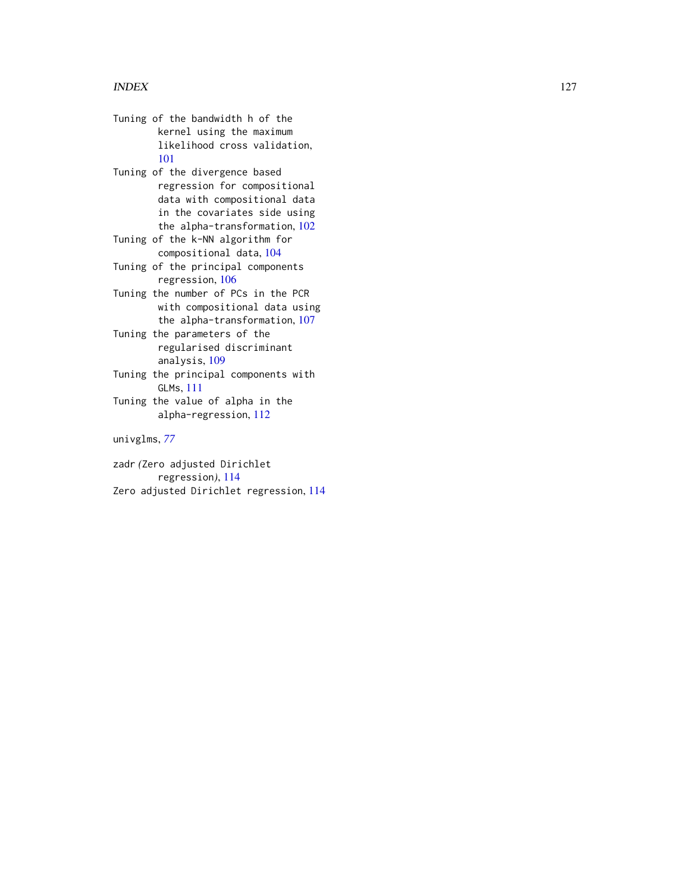Tuning of the bandwidth h of the kernel using the maximum likelihood cross validation, 101
Tuning of the divergence based regression for compositional data with compositional data in the covariates side using the alpha-transformation, 102
Tuning of the k-NN algorithm for compositional data, 104
Tuning of the principal components regression, 106
Tuning the number of PCs in the PCR with compositional data using the alpha-transformation, 107
Tuning the parameters of the regularised discriminant analysis, 109
Tuning the principal components with GLMs, 111
Tuning the value of alpha in the alpha-regression, 112

univglms, *77*

zadr *(*Zero adjusted Dirichlet regression*)*, 114
Zero adjusted Dirichlet regression, 114